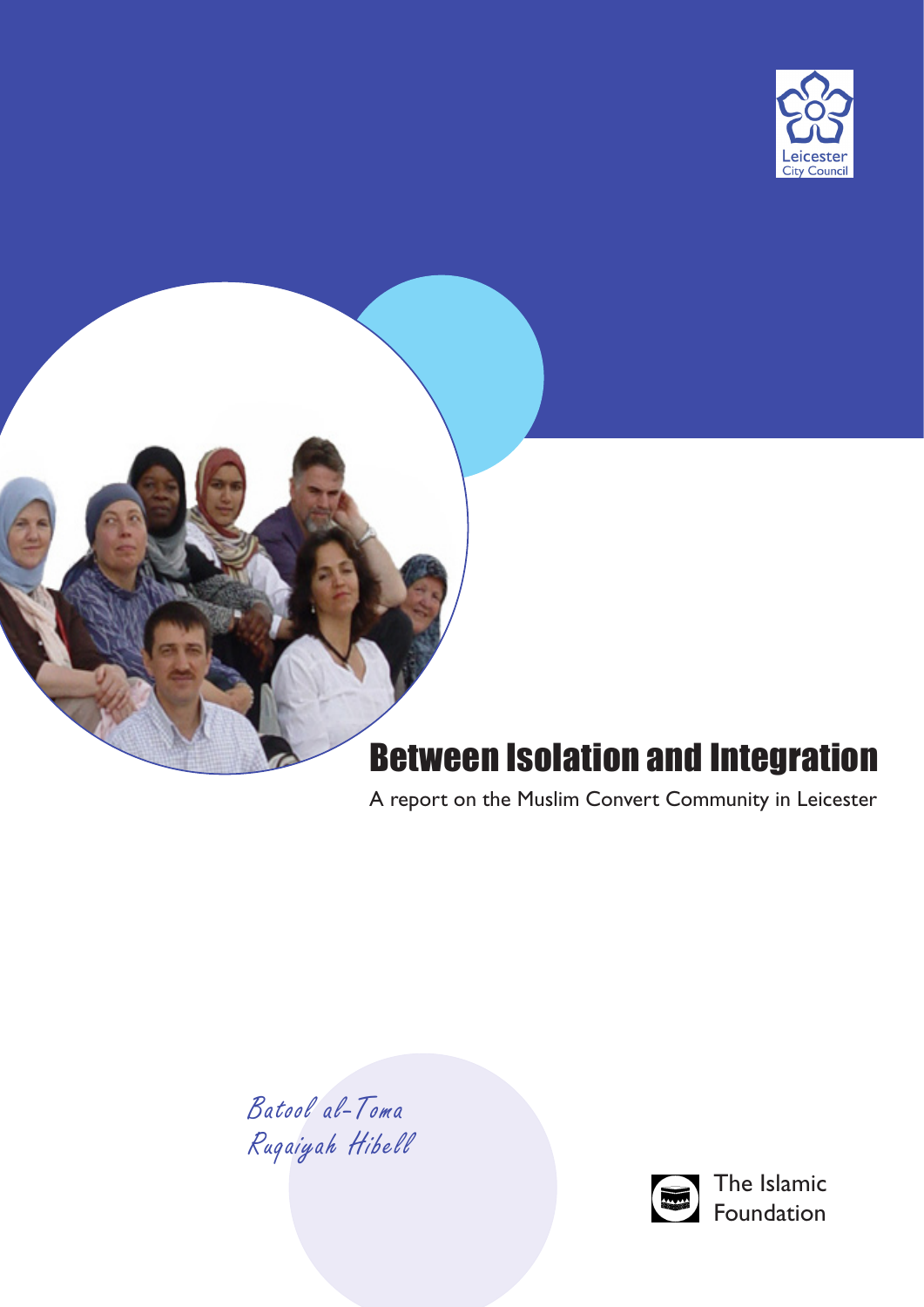Leicester City Council

# Between Isolation and Integration

A report on the Muslim Convert Community in Leicester

Batool al-Toma
Ruqaiyah Hibell

The Islamic Foundation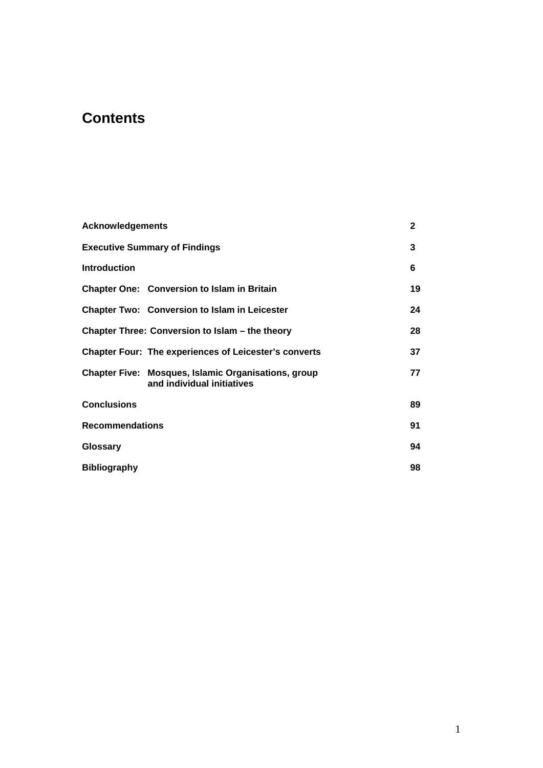# Contents

| | |
|---|---|
| **Acknowledgements** | **2** |
| **Executive Summary of Findings** | **3** |
| **Introduction** | **6** |
| **Chapter One: Conversion to Islam in Britain** | **19** |
| **Chapter Two: Conversion to Islam in Leicester** | **24** |
| **Chapter Three: Conversion to Islam – the theory** | **28** |
| **Chapter Four: The experiences of Leicester's converts** | **37** |
| **Chapter Five: Mosques, Islamic Organisations, group and individual initiatives** | **77** |
| **Conclusions** | **89** |
| **Recommendations** | **91** |
| **Glossary** | **94** |
| **Bibliography** | **98** |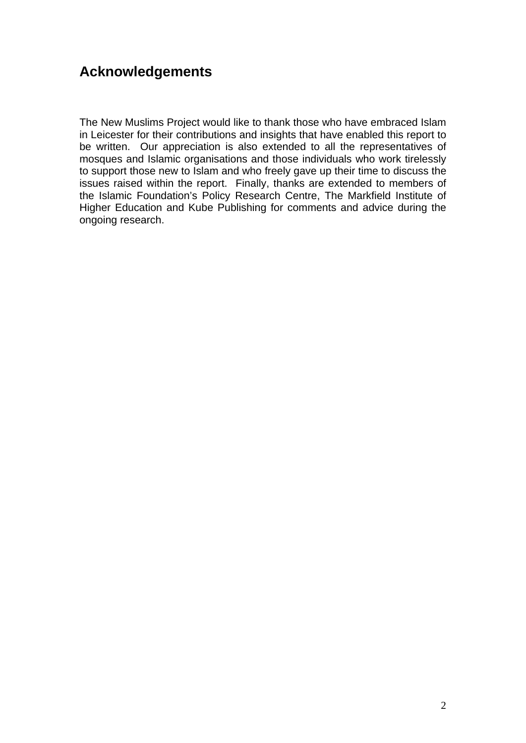## Acknowledgements

The New Muslims Project would like to thank those who have embraced Islam in Leicester for their contributions and insights that have enabled this report to be written. Our appreciation is also extended to all the representatives of mosques and Islamic organisations and those individuals who work tirelessly to support those new to Islam and who freely gave up their time to discuss the issues raised within the report. Finally, thanks are extended to members of the Islamic Foundation's Policy Research Centre, The Markfield Institute of Higher Education and Kube Publishing for comments and advice during the ongoing research.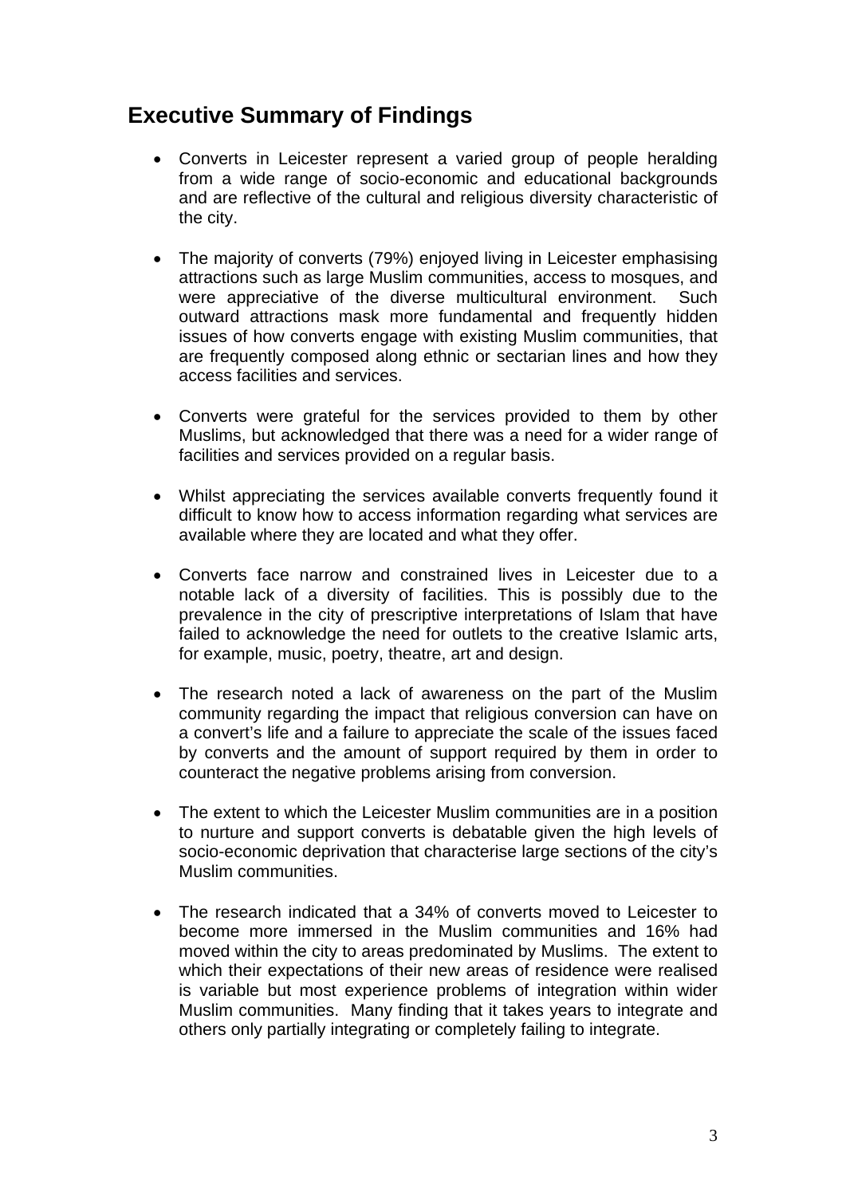## Executive Summary of Findings

- Converts in Leicester represent a varied group of people heralding from a wide range of socio-economic and educational backgrounds and are reflective of the cultural and religious diversity characteristic of the city.

- The majority of converts (79%) enjoyed living in Leicester emphasising attractions such as large Muslim communities, access to mosques, and were appreciative of the diverse multicultural environment. Such outward attractions mask more fundamental and frequently hidden issues of how converts engage with existing Muslim communities, that are frequently composed along ethnic or sectarian lines and how they access facilities and services.

- Converts were grateful for the services provided to them by other Muslims, but acknowledged that there was a need for a wider range of facilities and services provided on a regular basis.

- Whilst appreciating the services available converts frequently found it difficult to know how to access information regarding what services are available where they are located and what they offer.

- Converts face narrow and constrained lives in Leicester due to a notable lack of a diversity of facilities. This is possibly due to the prevalence in the city of prescriptive interpretations of Islam that have failed to acknowledge the need for outlets to the creative Islamic arts, for example, music, poetry, theatre, art and design.

- The research noted a lack of awareness on the part of the Muslim community regarding the impact that religious conversion can have on a convert's life and a failure to appreciate the scale of the issues faced by converts and the amount of support required by them in order to counteract the negative problems arising from conversion.

- The extent to which the Leicester Muslim communities are in a position to nurture and support converts is debatable given the high levels of socio-economic deprivation that characterise large sections of the city's Muslim communities.

- The research indicated that a 34% of converts moved to Leicester to become more immersed in the Muslim communities and 16% had moved within the city to areas predominated by Muslims. The extent to which their expectations of their new areas of residence were realised is variable but most experience problems of integration within wider Muslim communities. Many finding that it takes years to integrate and others only partially integrating or completely failing to integrate.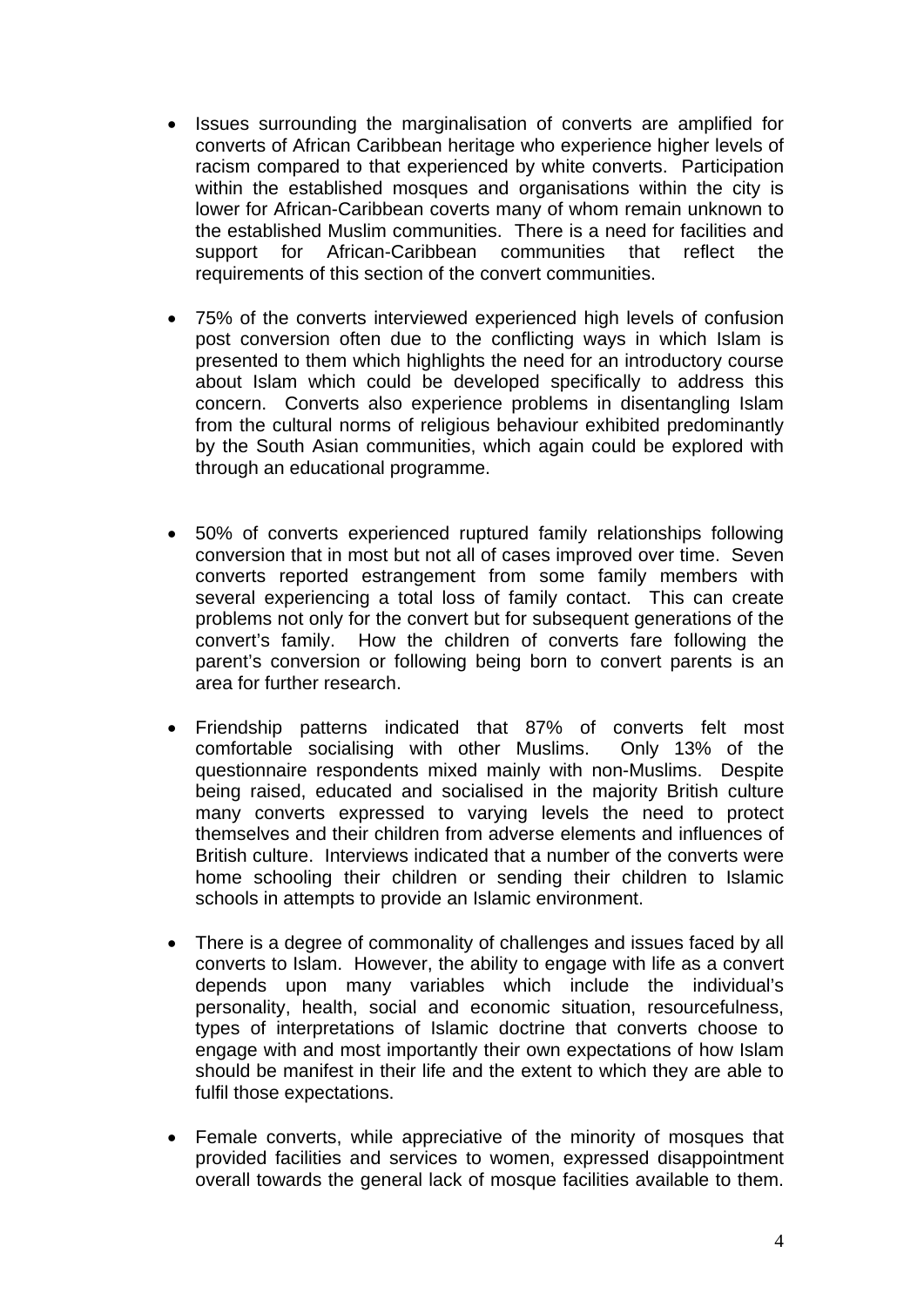- Issues surrounding the marginalisation of converts are amplified for converts of African Caribbean heritage who experience higher levels of racism compared to that experienced by white converts. Participation within the established mosques and organisations within the city is lower for African-Caribbean coverts many of whom remain unknown to the established Muslim communities. There is a need for facilities and support for African-Caribbean communities that reflect the requirements of this section of the convert communities.

- 75% of the converts interviewed experienced high levels of confusion post conversion often due to the conflicting ways in which Islam is presented to them which highlights the need for an introductory course about Islam which could be developed specifically to address this concern. Converts also experience problems in disentangling Islam from the cultural norms of religious behaviour exhibited predominantly by the South Asian communities, which again could be explored with through an educational programme.

- 50% of converts experienced ruptured family relationships following conversion that in most but not all of cases improved over time. Seven converts reported estrangement from some family members with several experiencing a total loss of family contact. This can create problems not only for the convert but for subsequent generations of the convert's family. How the children of converts fare following the parent's conversion or following being born to convert parents is an area for further research.

- Friendship patterns indicated that 87% of converts felt most comfortable socialising with other Muslims. Only 13% of the questionnaire respondents mixed mainly with non-Muslims. Despite being raised, educated and socialised in the majority British culture many converts expressed to varying levels the need to protect themselves and their children from adverse elements and influences of British culture. Interviews indicated that a number of the converts were home schooling their children or sending their children to Islamic schools in attempts to provide an Islamic environment.

- There is a degree of commonality of challenges and issues faced by all converts to Islam. However, the ability to engage with life as a convert depends upon many variables which include the individual's personality, health, social and economic situation, resourcefulness, types of interpretations of Islamic doctrine that converts choose to engage with and most importantly their own expectations of how Islam should be manifest in their life and the extent to which they are able to fulfil those expectations.

- Female converts, while appreciative of the minority of mosques that provided facilities and services to women, expressed disappointment overall towards the general lack of mosque facilities available to them.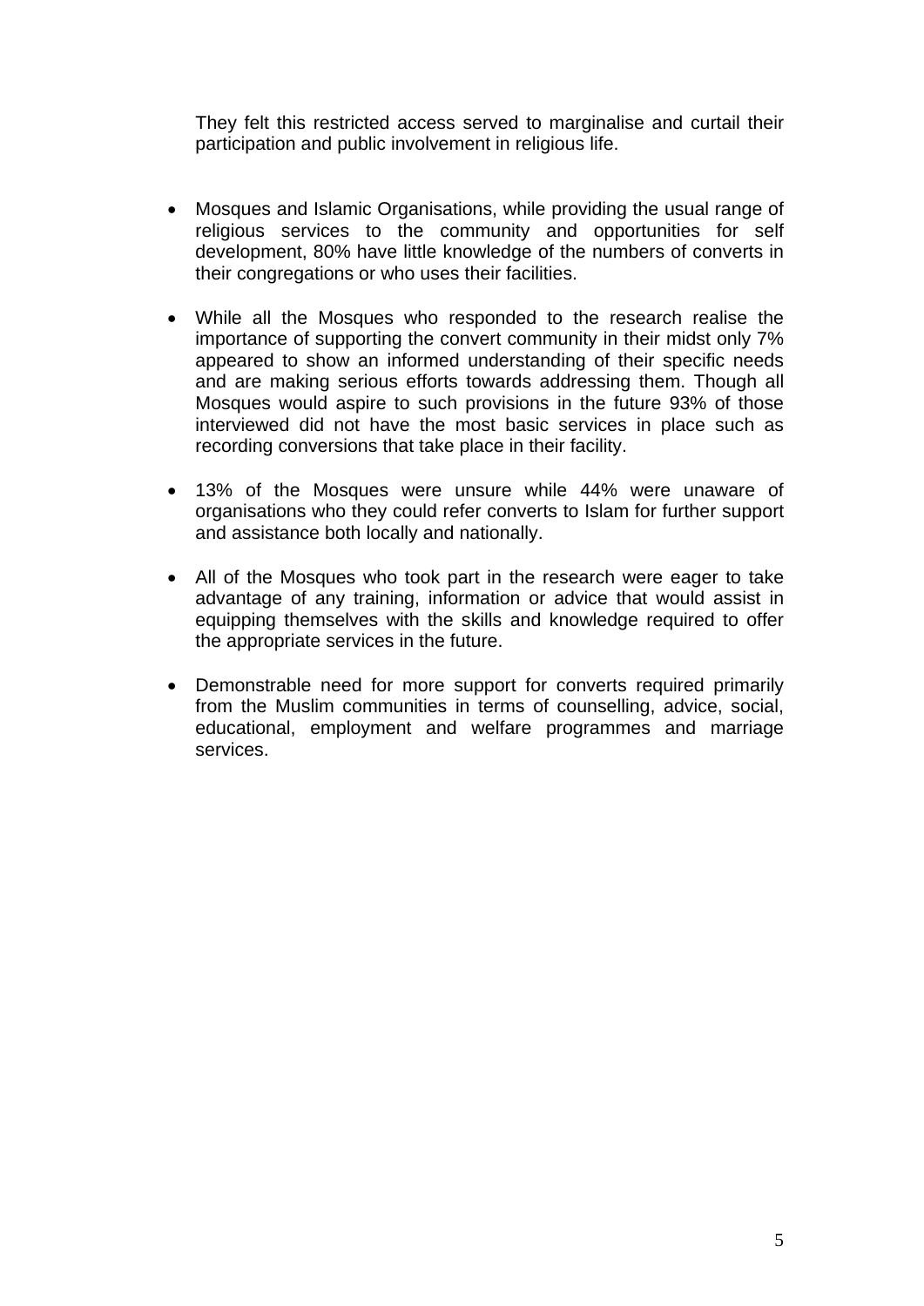They felt this restricted access served to marginalise and curtail their participation and public involvement in religious life.

- Mosques and Islamic Organisations, while providing the usual range of religious services to the community and opportunities for self development, 80% have little knowledge of the numbers of converts in their congregations or who uses their facilities.

- While all the Mosques who responded to the research realise the importance of supporting the convert community in their midst only 7% appeared to show an informed understanding of their specific needs and are making serious efforts towards addressing them. Though all Mosques would aspire to such provisions in the future 93% of those interviewed did not have the most basic services in place such as recording conversions that take place in their facility.

- 13% of the Mosques were unsure while 44% were unaware of organisations who they could refer converts to Islam for further support and assistance both locally and nationally.

- All of the Mosques who took part in the research were eager to take advantage of any training, information or advice that would assist in equipping themselves with the skills and knowledge required to offer the appropriate services in the future.

- Demonstrable need for more support for converts required primarily from the Muslim communities in terms of counselling, advice, social, educational, employment and welfare programmes and marriage services.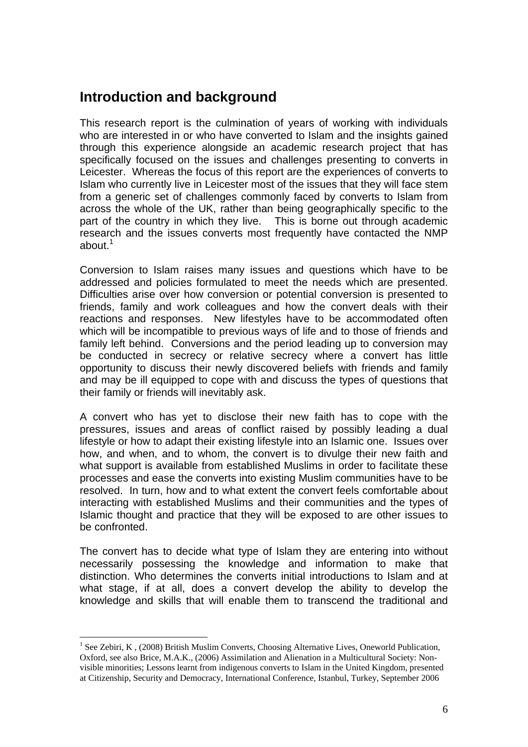## Introduction and background

This research report is the culmination of years of working with individuals who are interested in or who have converted to Islam and the insights gained through this experience alongside an academic research project that has specifically focused on the issues and challenges presenting to converts in Leicester. Whereas the focus of this report are the experiences of converts to Islam who currently live in Leicester most of the issues that they will face stem from a generic set of challenges commonly faced by converts to Islam from across the whole of the UK, rather than being geographically specific to the part of the country in which they live. This is borne out through academic research and the issues converts most frequently have contacted the NMP about.[1]

Conversion to Islam raises many issues and questions which have to be addressed and policies formulated to meet the needs which are presented. Difficulties arise over how conversion or potential conversion is presented to friends, family and work colleagues and how the convert deals with their reactions and responses. New lifestyles have to be accommodated often which will be incompatible to previous ways of life and to those of friends and family left behind. Conversions and the period leading up to conversion may be conducted in secrecy or relative secrecy where a convert has little opportunity to discuss their newly discovered beliefs with friends and family and may be ill equipped to cope with and discuss the types of questions that their family or friends will inevitably ask.

A convert who has yet to disclose their new faith has to cope with the pressures, issues and areas of conflict raised by possibly leading a dual lifestyle or how to adapt their existing lifestyle into an Islamic one. Issues over how, and when, and to whom, the convert is to divulge their new faith and what support is available from established Muslims in order to facilitate these processes and ease the converts into existing Muslim communities have to be resolved. In turn, how and to what extent the convert feels comfortable about interacting with established Muslims and their communities and the types of Islamic thought and practice that they will be exposed to are other issues to be confronted.

The convert has to decide what type of Islam they are entering into without necessarily possessing the knowledge and information to make that distinction. Who determines the converts initial introductions to Islam and at what stage, if at all, does a convert develop the ability to develop the knowledge and skills that will enable them to transcend the traditional and

[1] See Zebiri, K , (2008) British Muslim Converts, Choosing Alternative Lives, Oneworld Publication, Oxford, see also Brice, M.A.K., (2006) Assimilation and Alienation in a Multicultural Society: Non-visible minorities; Lessons learnt from indigenous converts to Islam in the United Kingdom, presented at Citizenship, Security and Democracy, International Conference, Istanbul, Turkey, September 2006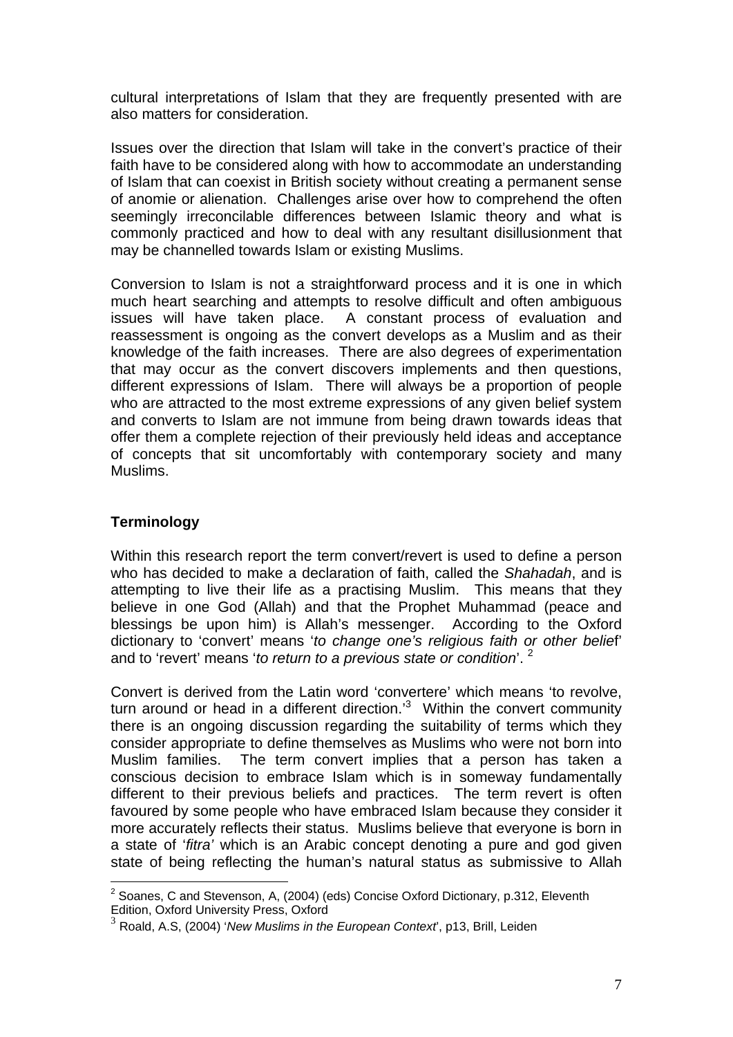cultural interpretations of Islam that they are frequently presented with are also matters for consideration.

Issues over the direction that Islam will take in the convert's practice of their faith have to be considered along with how to accommodate an understanding of Islam that can coexist in British society without creating a permanent sense of anomie or alienation. Challenges arise over how to comprehend the often seemingly irreconcilable differences between Islamic theory and what is commonly practiced and how to deal with any resultant disillusionment that may be channelled towards Islam or existing Muslims.

Conversion to Islam is not a straightforward process and it is one in which much heart searching and attempts to resolve difficult and often ambiguous issues will have taken place. A constant process of evaluation and reassessment is ongoing as the convert develops as a Muslim and as their knowledge of the faith increases. There are also degrees of experimentation that may occur as the convert discovers implements and then questions, different expressions of Islam. There will always be a proportion of people who are attracted to the most extreme expressions of any given belief system and converts to Islam are not immune from being drawn towards ideas that offer them a complete rejection of their previously held ideas and acceptance of concepts that sit uncomfortably with contemporary society and many Muslims.

### Terminology

Within this research report the term convert/revert is used to define a person who has decided to make a declaration of faith, called the *Shahadah*, and is attempting to live their life as a practising Muslim. This means that they believe in one God (Allah) and that the Prophet Muhammad (peace and blessings be upon him) is Allah's messenger. According to the Oxford dictionary to 'convert' means '*to change one's religious faith or other belief*' and to 'revert' means '*to return to a previous state or condition*'. [2]

Convert is derived from the Latin word 'convertere' which means 'to revolve, turn around or head in a different direction.'[3] Within the convert community there is an ongoing discussion regarding the suitability of terms which they consider appropriate to define themselves as Muslims who were not born into Muslim families. The term convert implies that a person has taken a conscious decision to embrace Islam which is in someway fundamentally different to their previous beliefs and practices. The term revert is often favoured by some people who have embraced Islam because they consider it more accurately reflects their status. Muslims believe that everyone is born in a state of '*fitra'* which is an Arabic concept denoting a pure and god given state of being reflecting the human's natural status as submissive to Allah

---

[2] Soanes, C and Stevenson, A, (2004) (eds) Concise Oxford Dictionary, p.312, Eleventh Edition, Oxford University Press, Oxford

[3] Roald, A.S, (2004) '*New Muslims in the European Context*', p13, Brill, Leiden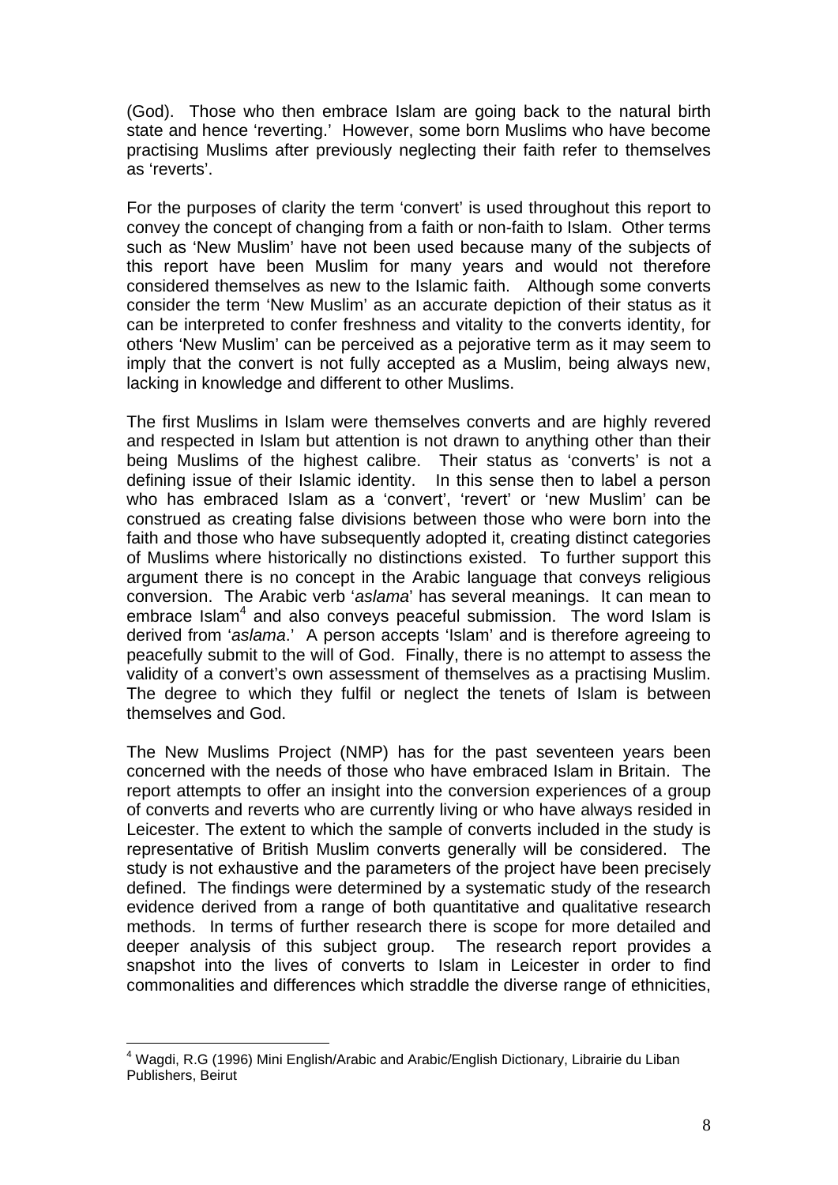(God). Those who then embrace Islam are going back to the natural birth state and hence 'reverting.' However, some born Muslims who have become practising Muslims after previously neglecting their faith refer to themselves as 'reverts'.

For the purposes of clarity the term 'convert' is used throughout this report to convey the concept of changing from a faith or non-faith to Islam. Other terms such as 'New Muslim' have not been used because many of the subjects of this report have been Muslim for many years and would not therefore considered themselves as new to the Islamic faith. Although some converts consider the term 'New Muslim' as an accurate depiction of their status as it can be interpreted to confer freshness and vitality to the converts identity, for others 'New Muslim' can be perceived as a pejorative term as it may seem to imply that the convert is not fully accepted as a Muslim, being always new, lacking in knowledge and different to other Muslims.

The first Muslims in Islam were themselves converts and are highly revered and respected in Islam but attention is not drawn to anything other than their being Muslims of the highest calibre. Their status as 'converts' is not a defining issue of their Islamic identity. In this sense then to label a person who has embraced Islam as a 'convert', 'revert' or 'new Muslim' can be construed as creating false divisions between those who were born into the faith and those who have subsequently adopted it, creating distinct categories of Muslims where historically no distinctions existed. To further support this argument there is no concept in the Arabic language that conveys religious conversion. The Arabic verb '*aslama*' has several meanings. It can mean to embrace Islam[4] and also conveys peaceful submission. The word Islam is derived from '*aslama*.' A person accepts 'Islam' and is therefore agreeing to peacefully submit to the will of God. Finally, there is no attempt to assess the validity of a convert's own assessment of themselves as a practising Muslim. The degree to which they fulfil or neglect the tenets of Islam is between themselves and God.

The New Muslims Project (NMP) has for the past seventeen years been concerned with the needs of those who have embraced Islam in Britain. The report attempts to offer an insight into the conversion experiences of a group of converts and reverts who are currently living or who have always resided in Leicester. The extent to which the sample of converts included in the study is representative of British Muslim converts generally will be considered. The study is not exhaustive and the parameters of the project have been precisely defined. The findings were determined by a systematic study of the research evidence derived from a range of both quantitative and qualitative research methods. In terms of further research there is scope for more detailed and deeper analysis of this subject group. The research report provides a snapshot into the lives of converts to Islam in Leicester in order to find commonalities and differences which straddle the diverse range of ethnicities,

---

[4] Wagdi, R.G (1996) Mini English/Arabic and Arabic/English Dictionary, Librairie du Liban Publishers, Beirut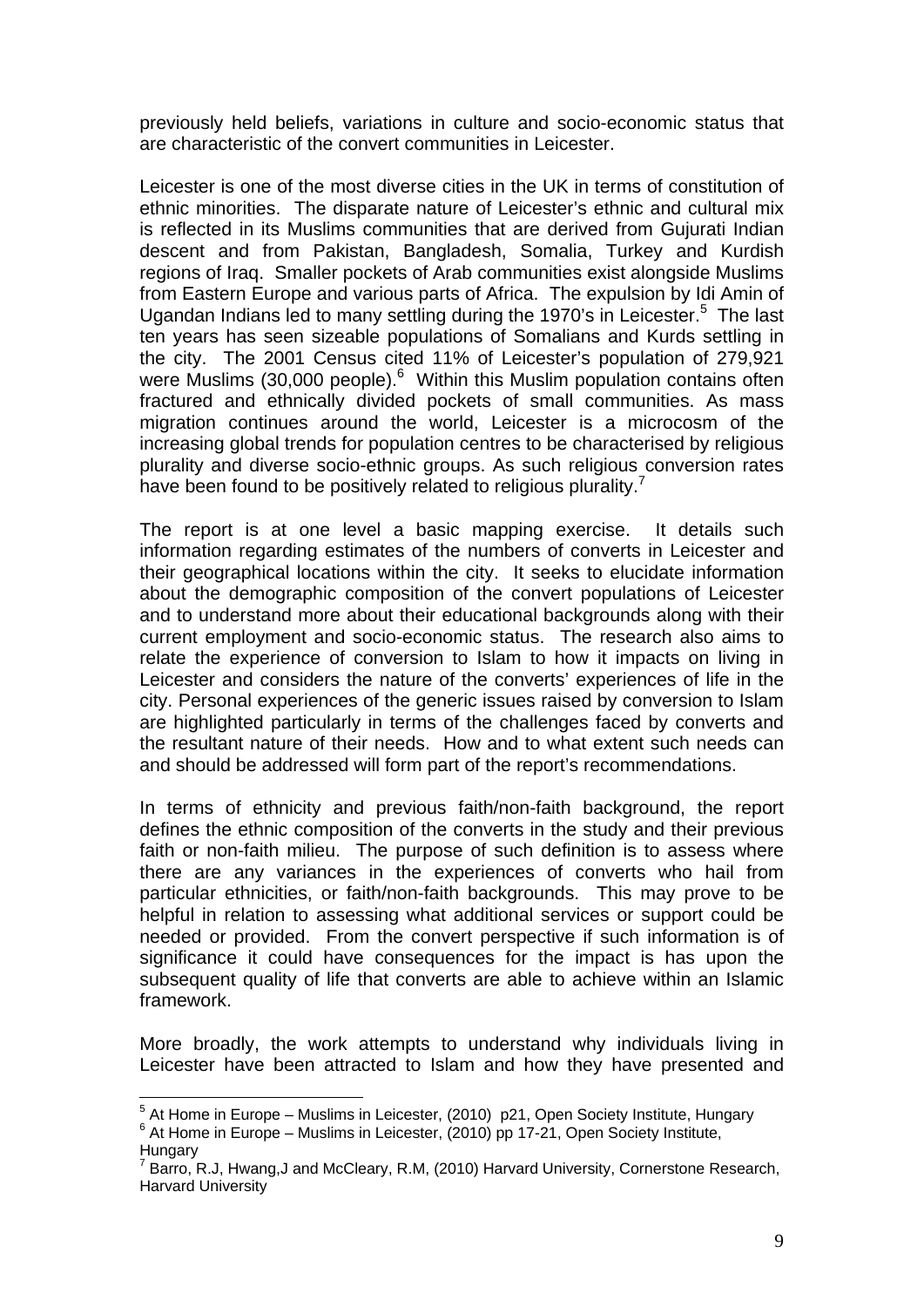previously held beliefs, variations in culture and socio-economic status that are characteristic of the convert communities in Leicester.

Leicester is one of the most diverse cities in the UK in terms of constitution of ethnic minorities. The disparate nature of Leicester's ethnic and cultural mix is reflected in its Muslims communities that are derived from Gujurati Indian descent and from Pakistan, Bangladesh, Somalia, Turkey and Kurdish regions of Iraq. Smaller pockets of Arab communities exist alongside Muslims from Eastern Europe and various parts of Africa. The expulsion by Idi Amin of Ugandan Indians led to many settling during the 1970's in Leicester.[5] The last ten years has seen sizeable populations of Somalians and Kurds settling in the city. The 2001 Census cited 11% of Leicester's population of 279,921 were Muslims (30,000 people).[6] Within this Muslim population contains often fractured and ethnically divided pockets of small communities. As mass migration continues around the world, Leicester is a microcosm of the increasing global trends for population centres to be characterised by religious plurality and diverse socio-ethnic groups. As such religious conversion rates have been found to be positively related to religious plurality.[7]

The report is at one level a basic mapping exercise. It details such information regarding estimates of the numbers of converts in Leicester and their geographical locations within the city. It seeks to elucidate information about the demographic composition of the convert populations of Leicester and to understand more about their educational backgrounds along with their current employment and socio-economic status. The research also aims to relate the experience of conversion to Islam to how it impacts on living in Leicester and considers the nature of the converts' experiences of life in the city. Personal experiences of the generic issues raised by conversion to Islam are highlighted particularly in terms of the challenges faced by converts and the resultant nature of their needs. How and to what extent such needs can and should be addressed will form part of the report's recommendations.

In terms of ethnicity and previous faith/non-faith background, the report defines the ethnic composition of the converts in the study and their previous faith or non-faith milieu. The purpose of such definition is to assess where there are any variances in the experiences of converts who hail from particular ethnicities, or faith/non-faith backgrounds. This may prove to be helpful in relation to assessing what additional services or support could be needed or provided. From the convert perspective if such information is of significance it could have consequences for the impact is has upon the subsequent quality of life that converts are able to achieve within an Islamic framework.

More broadly, the work attempts to understand why individuals living in Leicester have been attracted to Islam and how they have presented and

---

[5] At Home in Europe – Muslims in Leicester, (2010) p21, Open Society Institute, Hungary

[6] At Home in Europe – Muslims in Leicester, (2010) pp 17-21, Open Society Institute, Hungary

[7] Barro, R.J, Hwang,J and McCleary, R.M, (2010) Harvard University, Cornerstone Research, Harvard University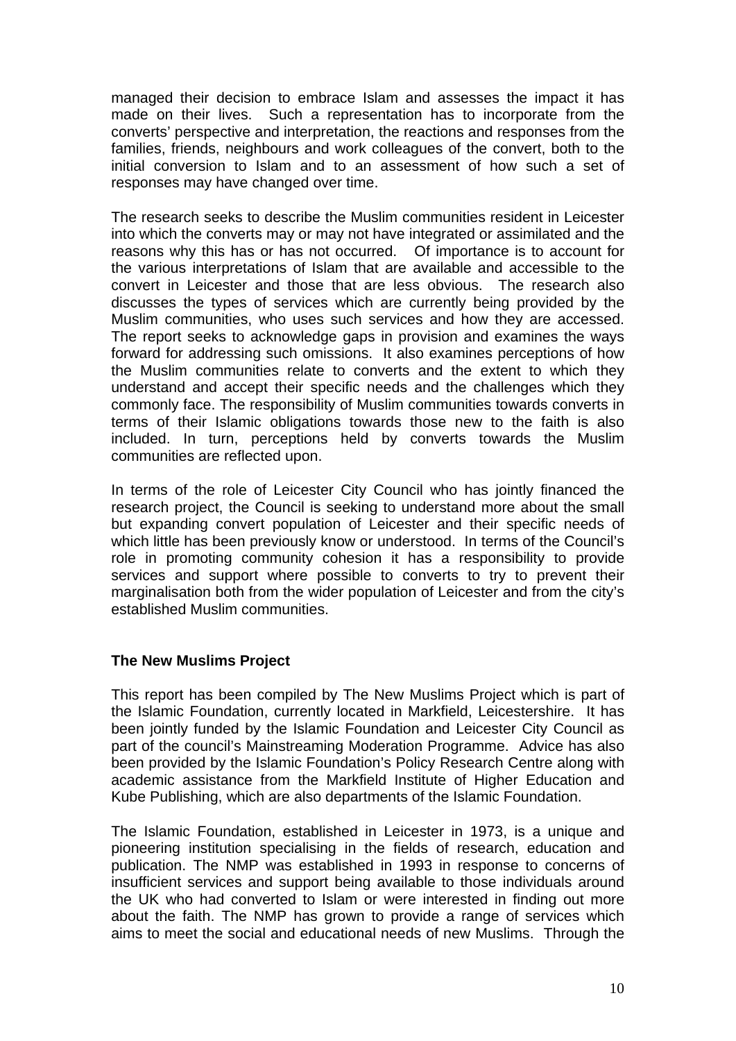managed their decision to embrace Islam and assesses the impact it has made on their lives. Such a representation has to incorporate from the converts' perspective and interpretation, the reactions and responses from the families, friends, neighbours and work colleagues of the convert, both to the initial conversion to Islam and to an assessment of how such a set of responses may have changed over time.

The research seeks to describe the Muslim communities resident in Leicester into which the converts may or may not have integrated or assimilated and the reasons why this has or has not occurred. Of importance is to account for the various interpretations of Islam that are available and accessible to the convert in Leicester and those that are less obvious. The research also discusses the types of services which are currently being provided by the Muslim communities, who uses such services and how they are accessed. The report seeks to acknowledge gaps in provision and examines the ways forward for addressing such omissions. It also examines perceptions of how the Muslim communities relate to converts and the extent to which they understand and accept their specific needs and the challenges which they commonly face. The responsibility of Muslim communities towards converts in terms of their Islamic obligations towards those new to the faith is also included. In turn, perceptions held by converts towards the Muslim communities are reflected upon.

In terms of the role of Leicester City Council who has jointly financed the research project, the Council is seeking to understand more about the small but expanding convert population of Leicester and their specific needs of which little has been previously know or understood. In terms of the Council's role in promoting community cohesion it has a responsibility to provide services and support where possible to converts to try to prevent their marginalisation both from the wider population of Leicester and from the city's established Muslim communities.

**The New Muslims Project**

This report has been compiled by The New Muslims Project which is part of the Islamic Foundation, currently located in Markfield, Leicestershire. It has been jointly funded by the Islamic Foundation and Leicester City Council as part of the council's Mainstreaming Moderation Programme. Advice has also been provided by the Islamic Foundation's Policy Research Centre along with academic assistance from the Markfield Institute of Higher Education and Kube Publishing, which are also departments of the Islamic Foundation.

The Islamic Foundation, established in Leicester in 1973, is a unique and pioneering institution specialising in the fields of research, education and publication. The NMP was established in 1993 in response to concerns of insufficient services and support being available to those individuals around the UK who had converted to Islam or were interested in finding out more about the faith. The NMP has grown to provide a range of services which aims to meet the social and educational needs of new Muslims. Through the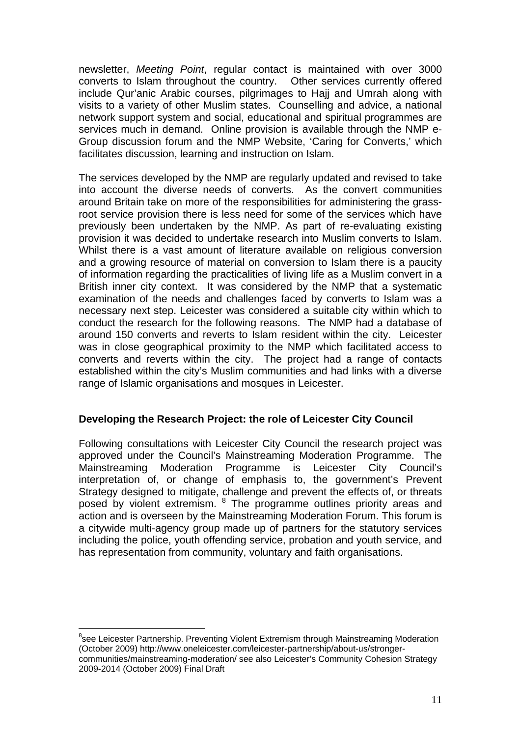newsletter, *Meeting Point*, regular contact is maintained with over 3000 converts to Islam throughout the country. Other services currently offered include Qur'anic Arabic courses, pilgrimages to Hajj and Umrah along with visits to a variety of other Muslim states. Counselling and advice, a national network support system and social, educational and spiritual programmes are services much in demand. Online provision is available through the NMP e-Group discussion forum and the NMP Website, 'Caring for Converts,' which facilitates discussion, learning and instruction on Islam.

The services developed by the NMP are regularly updated and revised to take into account the diverse needs of converts. As the convert communities around Britain take on more of the responsibilities for administering the grass-root service provision there is less need for some of the services which have previously been undertaken by the NMP. As part of re-evaluating existing provision it was decided to undertake research into Muslim converts to Islam. Whilst there is a vast amount of literature available on religious conversion and a growing resource of material on conversion to Islam there is a paucity of information regarding the practicalities of living life as a Muslim convert in a British inner city context. It was considered by the NMP that a systematic examination of the needs and challenges faced by converts to Islam was a necessary next step. Leicester was considered a suitable city within which to conduct the research for the following reasons. The NMP had a database of around 150 converts and reverts to Islam resident within the city. Leicester was in close geographical proximity to the NMP which facilitated access to converts and reverts within the city. The project had a range of contacts established within the city's Muslim communities and had links with a diverse range of Islamic organisations and mosques in Leicester.

### Developing the Research Project: the role of Leicester City Council

Following consultations with Leicester City Council the research project was approved under the Council's Mainstreaming Moderation Programme. The Mainstreaming Moderation Programme is Leicester City Council's interpretation of, or change of emphasis to, the government's Prevent Strategy designed to mitigate, challenge and prevent the effects of, or threats posed by violent extremism. [8] The programme outlines priority areas and action and is overseen by the Mainstreaming Moderation Forum. This forum is a citywide multi-agency group made up of partners for the statutory services including the police, youth offending service, probation and youth service, and has representation from community, voluntary and faith organisations.

---

[8] see Leicester Partnership. Preventing Violent Extremism through Mainstreaming Moderation (October 2009) http://www.oneleicester.com/leicester-partnership/about-us/stronger-communities/mainstreaming-moderation/ see also Leicester's Community Cohesion Strategy 2009-2014 (October 2009) Final Draft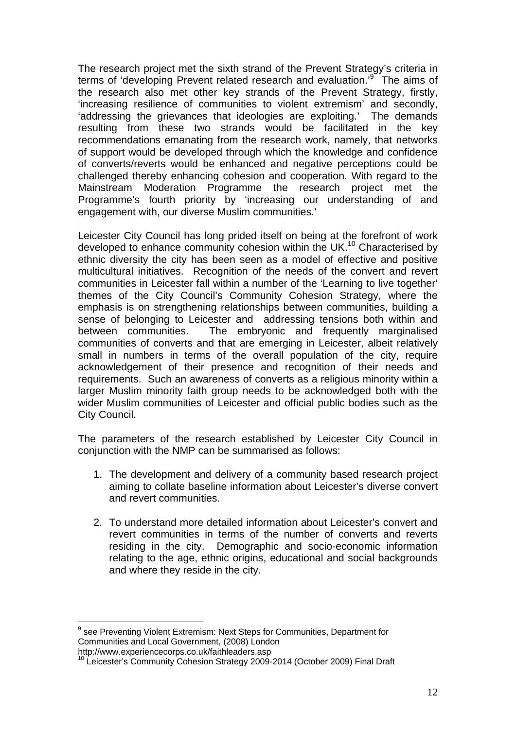The research project met the sixth strand of the Prevent Strategy's criteria in terms of 'developing Prevent related research and evaluation.'[9] The aims of the research also met other key strands of the Prevent Strategy, firstly, 'increasing resilience of communities to violent extremism' and secondly, 'addressing the grievances that ideologies are exploiting.' The demands resulting from these two strands would be facilitated in the key recommendations emanating from the research work, namely, that networks of support would be developed through which the knowledge and confidence of converts/reverts would be enhanced and negative perceptions could be challenged thereby enhancing cohesion and cooperation. With regard to the Mainstream Moderation Programme the research project met the Programme's fourth priority by 'increasing our understanding of and engagement with, our diverse Muslim communities.'

Leicester City Council has long prided itself on being at the forefront of work developed to enhance community cohesion within the UK.[10] Characterised by ethnic diversity the city has been seen as a model of effective and positive multicultural initiatives. Recognition of the needs of the convert and revert communities in Leicester fall within a number of the 'Learning to live together' themes of the City Council's Community Cohesion Strategy, where the emphasis is on strengthening relationships between communities, building a sense of belonging to Leicester and addressing tensions both within and between communities. The embryonic and frequently marginalised communities of converts and that are emerging in Leicester, albeit relatively small in numbers in terms of the overall population of the city, require acknowledgement of their presence and recognition of their needs and requirements. Such an awareness of converts as a religious minority within a larger Muslim minority faith group needs to be acknowledged both with the wider Muslim communities of Leicester and official public bodies such as the City Council.

The parameters of the research established by Leicester City Council in conjunction with the NMP can be summarised as follows:

1. The development and delivery of a community based research project aiming to collate baseline information about Leicester's diverse convert and revert communities.

2. To understand more detailed information about Leicester's convert and revert communities in terms of the number of converts and reverts residing in the city. Demographic and socio-economic information relating to the age, ethnic origins, educational and social backgrounds and where they reside in the city.

---

[9] see Preventing Violent Extremism: Next Steps for Communities, Department for Communities and Local Government, (2008) London
http://www.experiencecorps.co.uk/faithleaders.asp

[10] Leicester's Community Cohesion Strategy 2009-2014 (October 2009) Final Draft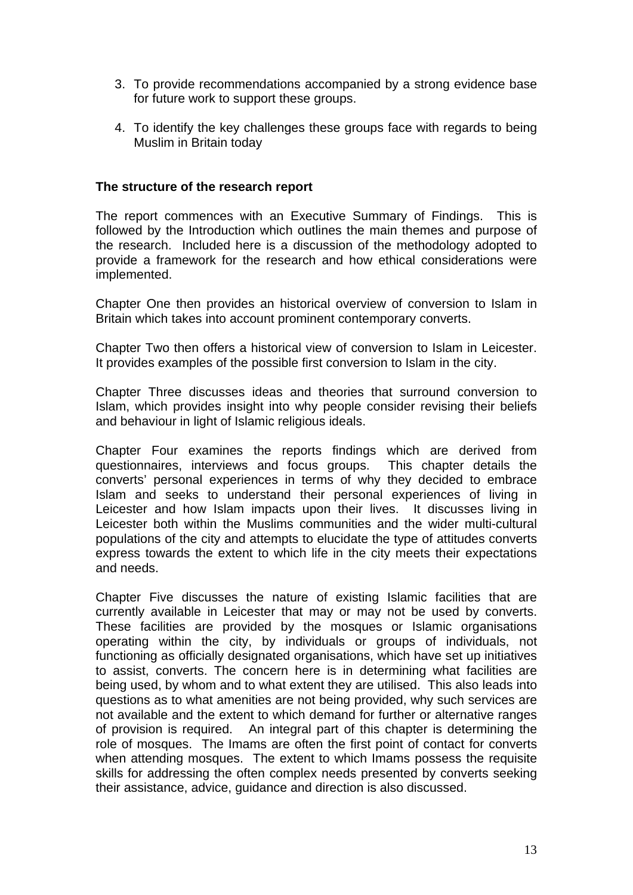3. To provide recommendations accompanied by a strong evidence base for future work to support these groups.

4. To identify the key challenges these groups face with regards to being Muslim in Britain today

**The structure of the research report**

The report commences with an Executive Summary of Findings. This is followed by the Introduction which outlines the main themes and purpose of the research. Included here is a discussion of the methodology adopted to provide a framework for the research and how ethical considerations were implemented.

Chapter One then provides an historical overview of conversion to Islam in Britain which takes into account prominent contemporary converts.

Chapter Two then offers a historical view of conversion to Islam in Leicester. It provides examples of the possible first conversion to Islam in the city.

Chapter Three discusses ideas and theories that surround conversion to Islam, which provides insight into why people consider revising their beliefs and behaviour in light of Islamic religious ideals.

Chapter Four examines the reports findings which are derived from questionnaires, interviews and focus groups. This chapter details the converts' personal experiences in terms of why they decided to embrace Islam and seeks to understand their personal experiences of living in Leicester and how Islam impacts upon their lives. It discusses living in Leicester both within the Muslims communities and the wider multi-cultural populations of the city and attempts to elucidate the type of attitudes converts express towards the extent to which life in the city meets their expectations and needs.

Chapter Five discusses the nature of existing Islamic facilities that are currently available in Leicester that may or may not be used by converts. These facilities are provided by the mosques or Islamic organisations operating within the city, by individuals or groups of individuals, not functioning as officially designated organisations, which have set up initiatives to assist, converts. The concern here is in determining what facilities are being used, by whom and to what extent they are utilised. This also leads into questions as to what amenities are not being provided, why such services are not available and the extent to which demand for further or alternative ranges of provision is required. An integral part of this chapter is determining the role of mosques. The Imams are often the first point of contact for converts when attending mosques. The extent to which Imams possess the requisite skills for addressing the often complex needs presented by converts seeking their assistance, advice, guidance and direction is also discussed.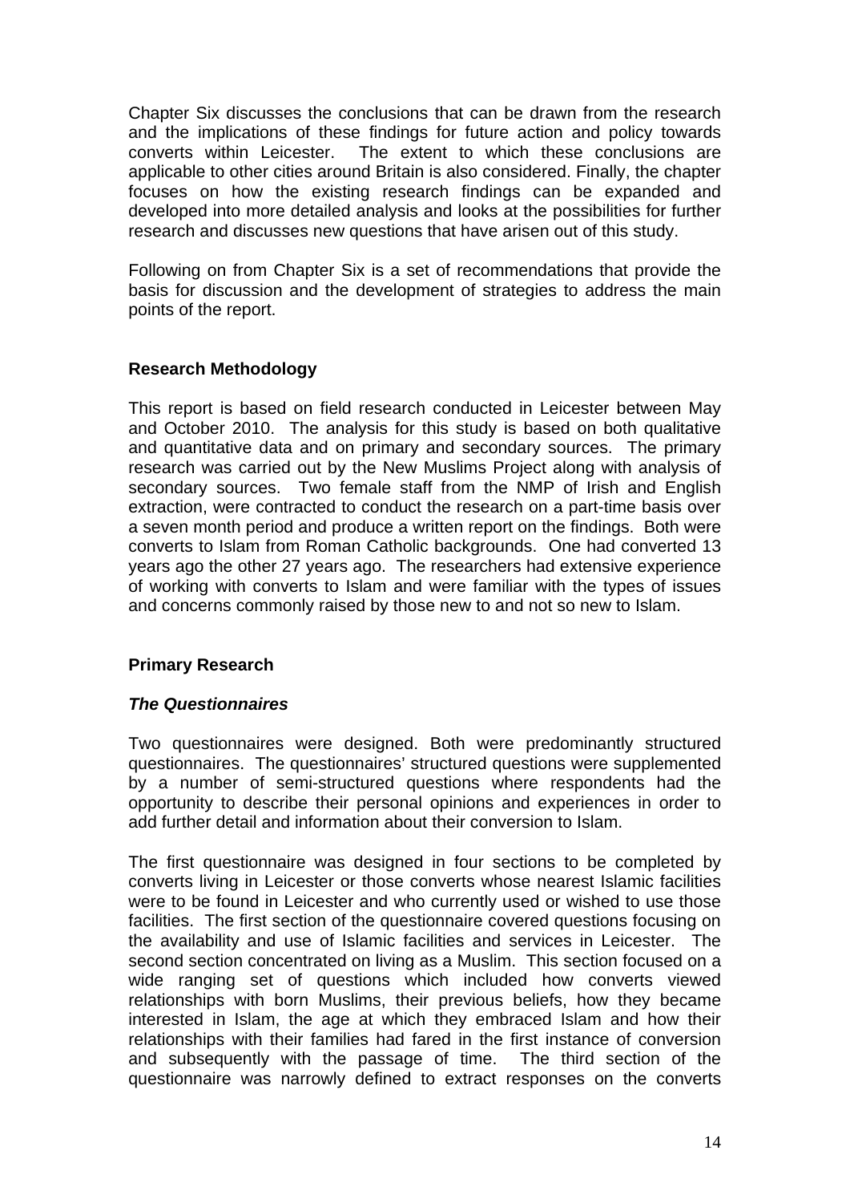Chapter Six discusses the conclusions that can be drawn from the research and the implications of these findings for future action and policy towards converts within Leicester. The extent to which these conclusions are applicable to other cities around Britain is also considered. Finally, the chapter focuses on how the existing research findings can be expanded and developed into more detailed analysis and looks at the possibilities for further research and discusses new questions that have arisen out of this study.

Following on from Chapter Six is a set of recommendations that provide the basis for discussion and the development of strategies to address the main points of the report.

## Research Methodology

This report is based on field research conducted in Leicester between May and October 2010. The analysis for this study is based on both qualitative and quantitative data and on primary and secondary sources. The primary research was carried out by the New Muslims Project along with analysis of secondary sources. Two female staff from the NMP of Irish and English extraction, were contracted to conduct the research on a part-time basis over a seven month period and produce a written report on the findings. Both were converts to Islam from Roman Catholic backgrounds. One had converted 13 years ago the other 27 years ago. The researchers had extensive experience of working with converts to Islam and were familiar with the types of issues and concerns commonly raised by those new to and not so new to Islam.

## Primary Research

### *The Questionnaires*

Two questionnaires were designed. Both were predominantly structured questionnaires. The questionnaires' structured questions were supplemented by a number of semi-structured questions where respondents had the opportunity to describe their personal opinions and experiences in order to add further detail and information about their conversion to Islam.

The first questionnaire was designed in four sections to be completed by converts living in Leicester or those converts whose nearest Islamic facilities were to be found in Leicester and who currently used or wished to use those facilities. The first section of the questionnaire covered questions focusing on the availability and use of Islamic facilities and services in Leicester. The second section concentrated on living as a Muslim. This section focused on a wide ranging set of questions which included how converts viewed relationships with born Muslims, their previous beliefs, how they became interested in Islam, the age at which they embraced Islam and how their relationships with their families had fared in the first instance of conversion and subsequently with the passage of time. The third section of the questionnaire was narrowly defined to extract responses on the converts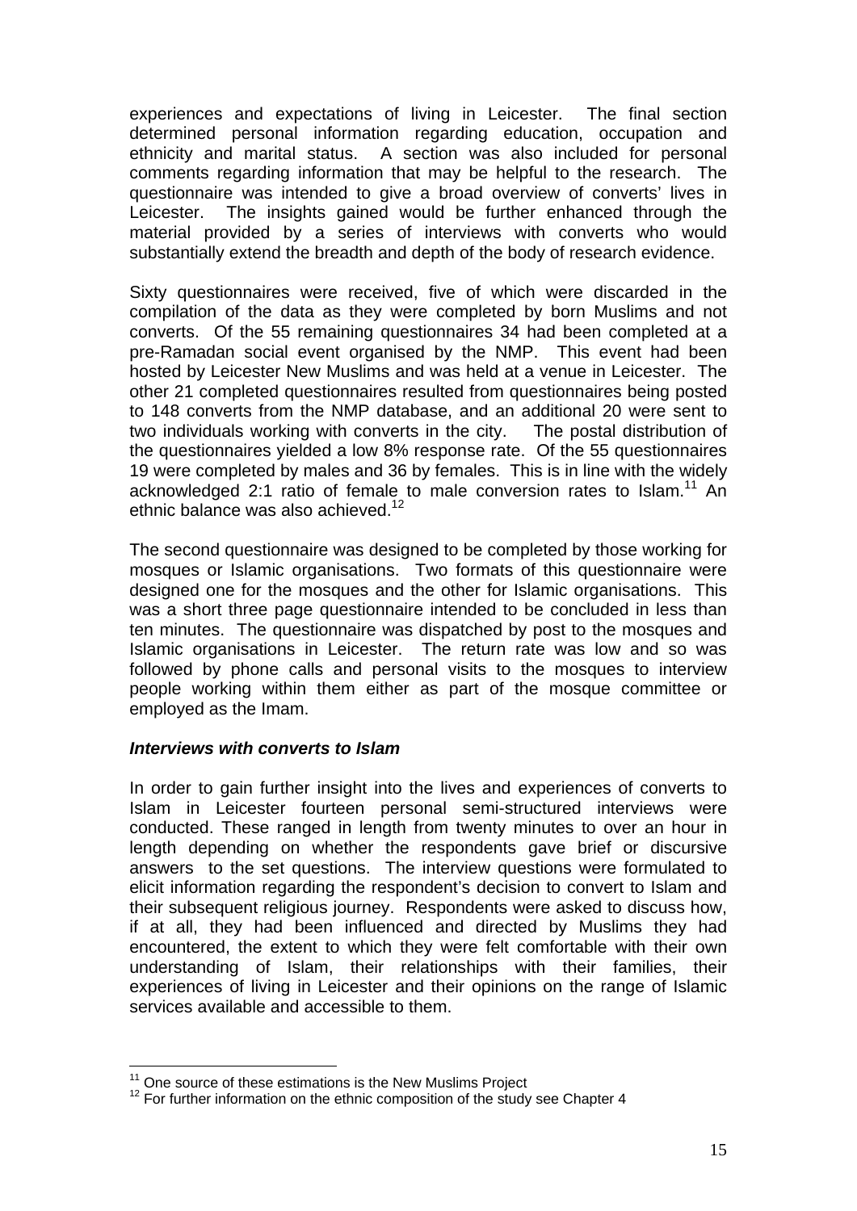experiences and expectations of living in Leicester. The final section determined personal information regarding education, occupation and ethnicity and marital status. A section was also included for personal comments regarding information that may be helpful to the research. The questionnaire was intended to give a broad overview of converts' lives in Leicester. The insights gained would be further enhanced through the material provided by a series of interviews with converts who would substantially extend the breadth and depth of the body of research evidence.

Sixty questionnaires were received, five of which were discarded in the compilation of the data as they were completed by born Muslims and not converts. Of the 55 remaining questionnaires 34 had been completed at a pre-Ramadan social event organised by the NMP. This event had been hosted by Leicester New Muslims and was held at a venue in Leicester. The other 21 completed questionnaires resulted from questionnaires being posted to 148 converts from the NMP database, and an additional 20 were sent to two individuals working with converts in the city. The postal distribution of the questionnaires yielded a low 8% response rate. Of the 55 questionnaires 19 were completed by males and 36 by females. This is in line with the widely acknowledged 2:1 ratio of female to male conversion rates to Islam.[11] An ethnic balance was also achieved.[12]

The second questionnaire was designed to be completed by those working for mosques or Islamic organisations. Two formats of this questionnaire were designed one for the mosques and the other for Islamic organisations. This was a short three page questionnaire intended to be concluded in less than ten minutes. The questionnaire was dispatched by post to the mosques and Islamic organisations in Leicester. The return rate was low and so was followed by phone calls and personal visits to the mosques to interview people working within them either as part of the mosque committee or employed as the Imam.

***Interviews with converts to Islam***

In order to gain further insight into the lives and experiences of converts to Islam in Leicester fourteen personal semi-structured interviews were conducted. These ranged in length from twenty minutes to over an hour in length depending on whether the respondents gave brief or discursive answers to the set questions. The interview questions were formulated to elicit information regarding the respondent's decision to convert to Islam and their subsequent religious journey. Respondents were asked to discuss how, if at all, they had been influenced and directed by Muslims they had encountered, the extent to which they were felt comfortable with their own understanding of Islam, their relationships with their families, their experiences of living in Leicester and their opinions on the range of Islamic services available and accessible to them.

---

[11] One source of these estimations is the New Muslims Project

[12] For further information on the ethnic composition of the study see Chapter 4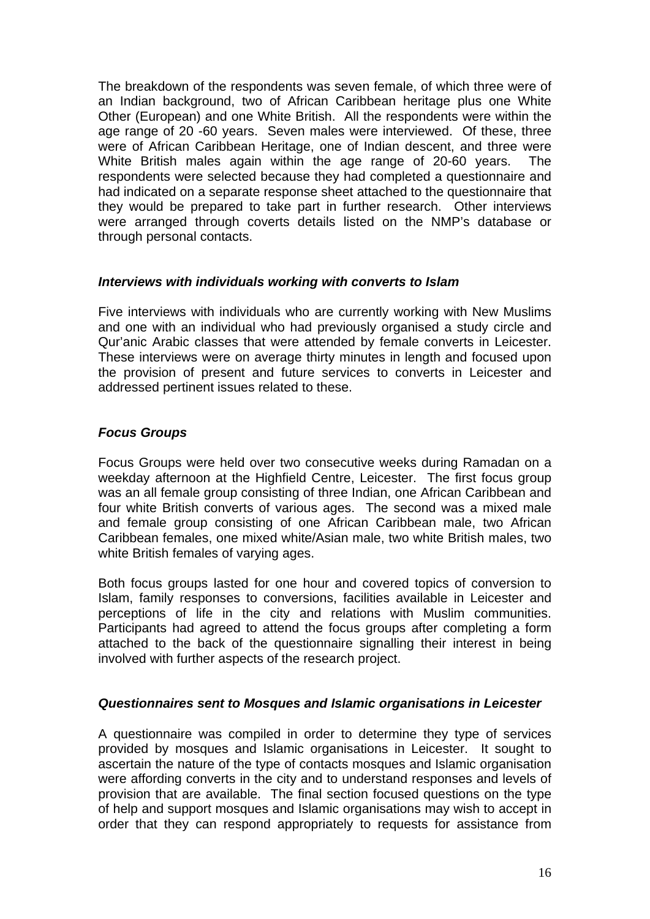The breakdown of the respondents was seven female, of which three were of an Indian background, two of African Caribbean heritage plus one White Other (European) and one White British. All the respondents were within the age range of 20 -60 years. Seven males were interviewed. Of these, three were of African Caribbean Heritage, one of Indian descent, and three were White British males again within the age range of 20-60 years. The respondents were selected because they had completed a questionnaire and had indicated on a separate response sheet attached to the questionnaire that they would be prepared to take part in further research. Other interviews were arranged through coverts details listed on the NMP's database or through personal contacts.

### *Interviews with individuals working with converts to Islam*

Five interviews with individuals who are currently working with New Muslims and one with an individual who had previously organised a study circle and Qur'anic Arabic classes that were attended by female converts in Leicester. These interviews were on average thirty minutes in length and focused upon the provision of present and future services to converts in Leicester and addressed pertinent issues related to these.

### *Focus Groups*

Focus Groups were held over two consecutive weeks during Ramadan on a weekday afternoon at the Highfield Centre, Leicester. The first focus group was an all female group consisting of three Indian, one African Caribbean and four white British converts of various ages. The second was a mixed male and female group consisting of one African Caribbean male, two African Caribbean females, one mixed white/Asian male, two white British males, two white British females of varying ages.

Both focus groups lasted for one hour and covered topics of conversion to Islam, family responses to conversions, facilities available in Leicester and perceptions of life in the city and relations with Muslim communities. Participants had agreed to attend the focus groups after completing a form attached to the back of the questionnaire signalling their interest in being involved with further aspects of the research project.

### *Questionnaires sent to Mosques and Islamic organisations in Leicester*

A questionnaire was compiled in order to determine they type of services provided by mosques and Islamic organisations in Leicester. It sought to ascertain the nature of the type of contacts mosques and Islamic organisation were affording converts in the city and to understand responses and levels of provision that are available. The final section focused questions on the type of help and support mosques and Islamic organisations may wish to accept in order that they can respond appropriately to requests for assistance from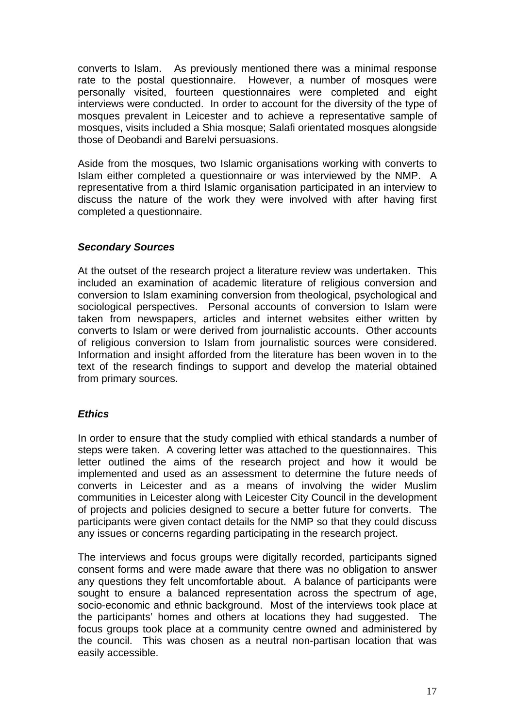converts to Islam. As previously mentioned there was a minimal response rate to the postal questionnaire. However, a number of mosques were personally visited, fourteen questionnaires were completed and eight interviews were conducted. In order to account for the diversity of the type of mosques prevalent in Leicester and to achieve a representative sample of mosques, visits included a Shia mosque; Salafi orientated mosques alongside those of Deobandi and Barelvi persuasions.

Aside from the mosques, two Islamic organisations working with converts to Islam either completed a questionnaire or was interviewed by the NMP. A representative from a third Islamic organisation participated in an interview to discuss the nature of the work they were involved with after having first completed a questionnaire.

### *Secondary Sources*

At the outset of the research project a literature review was undertaken. This included an examination of academic literature of religious conversion and conversion to Islam examining conversion from theological, psychological and sociological perspectives. Personal accounts of conversion to Islam were taken from newspapers, articles and internet websites either written by converts to Islam or were derived from journalistic accounts. Other accounts of religious conversion to Islam from journalistic sources were considered. Information and insight afforded from the literature has been woven in to the text of the research findings to support and develop the material obtained from primary sources.

### *Ethics*

In order to ensure that the study complied with ethical standards a number of steps were taken. A covering letter was attached to the questionnaires. This letter outlined the aims of the research project and how it would be implemented and used as an assessment to determine the future needs of converts in Leicester and as a means of involving the wider Muslim communities in Leicester along with Leicester City Council in the development of projects and policies designed to secure a better future for converts. The participants were given contact details for the NMP so that they could discuss any issues or concerns regarding participating in the research project.

The interviews and focus groups were digitally recorded, participants signed consent forms and were made aware that there was no obligation to answer any questions they felt uncomfortable about. A balance of participants were sought to ensure a balanced representation across the spectrum of age, socio-economic and ethnic background. Most of the interviews took place at the participants' homes and others at locations they had suggested. The focus groups took place at a community centre owned and administered by the council. This was chosen as a neutral non-partisan location that was easily accessible.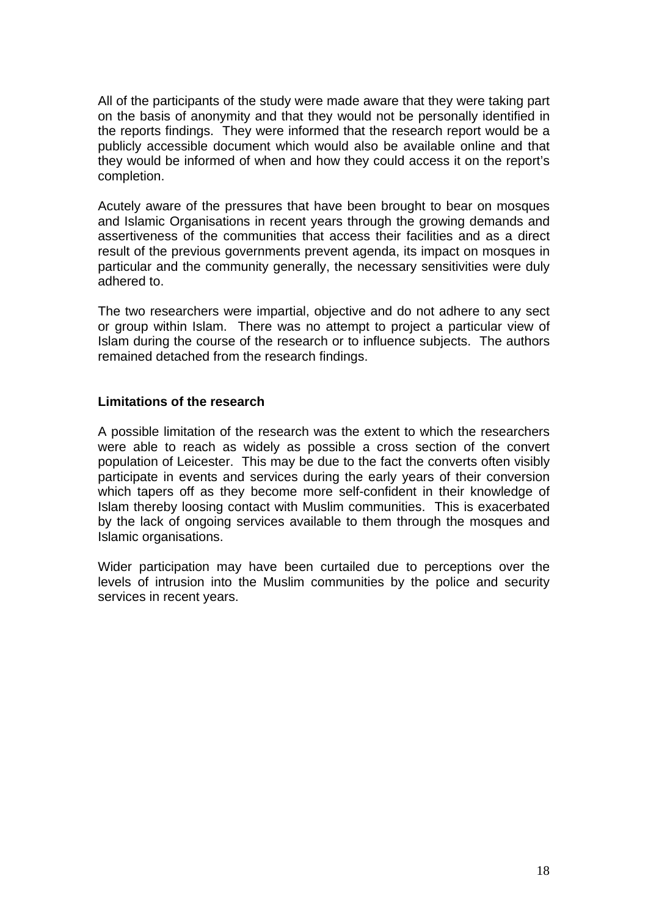All of the participants of the study were made aware that they were taking part on the basis of anonymity and that they would not be personally identified in the reports findings. They were informed that the research report would be a publicly accessible document which would also be available online and that they would be informed of when and how they could access it on the report's completion.

Acutely aware of the pressures that have been brought to bear on mosques and Islamic Organisations in recent years through the growing demands and assertiveness of the communities that access their facilities and as a direct result of the previous governments prevent agenda, its impact on mosques in particular and the community generally, the necessary sensitivities were duly adhered to.

The two researchers were impartial, objective and do not adhere to any sect or group within Islam. There was no attempt to project a particular view of Islam during the course of the research or to influence subjects. The authors remained detached from the research findings.

**Limitations of the research**

A possible limitation of the research was the extent to which the researchers were able to reach as widely as possible a cross section of the convert population of Leicester. This may be due to the fact the converts often visibly participate in events and services during the early years of their conversion which tapers off as they become more self-confident in their knowledge of Islam thereby loosing contact with Muslim communities. This is exacerbated by the lack of ongoing services available to them through the mosques and Islamic organisations.

Wider participation may have been curtailed due to perceptions over the levels of intrusion into the Muslim communities by the police and security services in recent years.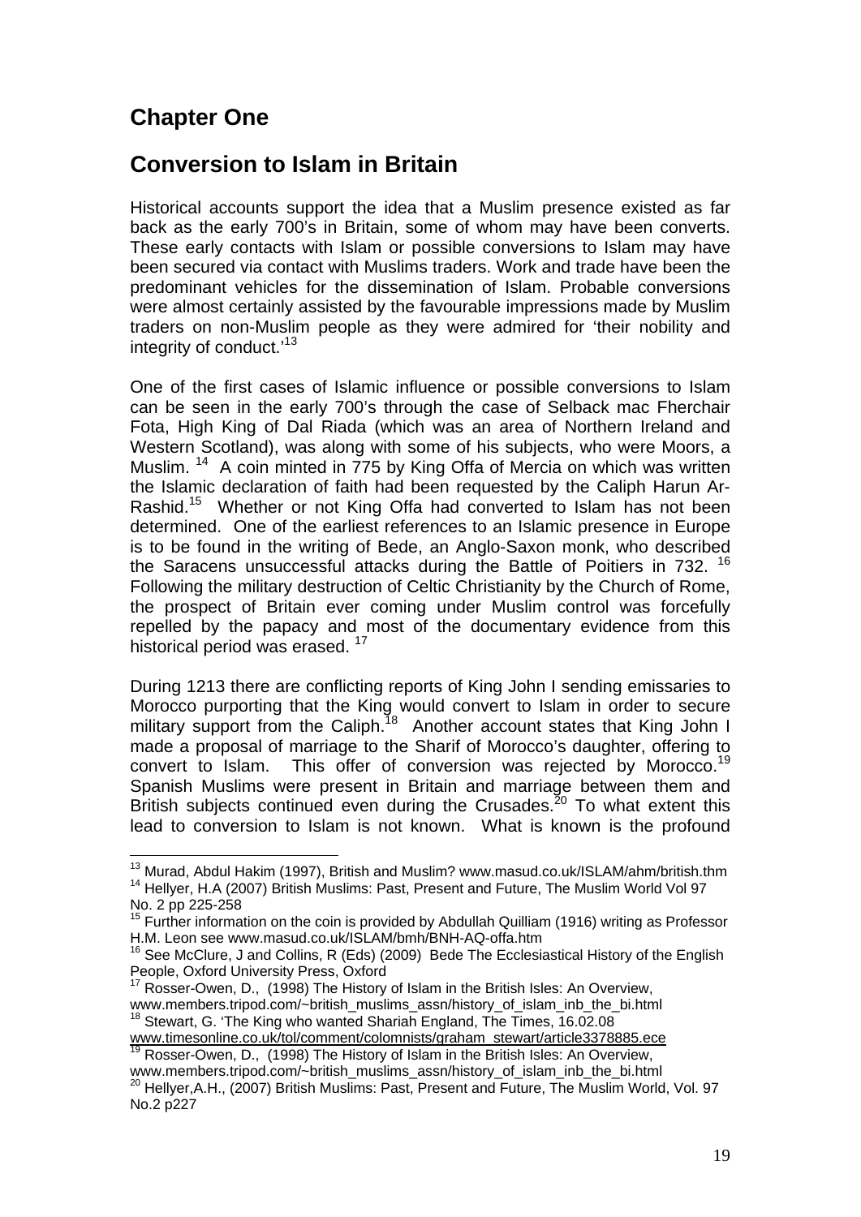# Chapter One

## Conversion to Islam in Britain

Historical accounts support the idea that a Muslim presence existed as far back as the early 700's in Britain, some of whom may have been converts. These early contacts with Islam or possible conversions to Islam may have been secured via contact with Muslims traders. Work and trade have been the predominant vehicles for the dissemination of Islam. Probable conversions were almost certainly assisted by the favourable impressions made by Muslim traders on non-Muslim people as they were admired for 'their nobility and integrity of conduct.'[13]

One of the first cases of Islamic influence or possible conversions to Islam can be seen in the early 700's through the case of Selback mac Fherchair Fota, High King of Dal Riada (which was an area of Northern Ireland and Western Scotland), was along with some of his subjects, who were Moors, a Muslim. [14] A coin minted in 775 by King Offa of Mercia on which was written the Islamic declaration of faith had been requested by the Caliph Harun Ar-Rashid.[15] Whether or not King Offa had converted to Islam has not been determined. One of the earliest references to an Islamic presence in Europe is to be found in the writing of Bede, an Anglo-Saxon monk, who described the Saracens unsuccessful attacks during the Battle of Poitiers in 732. [16] Following the military destruction of Celtic Christianity by the Church of Rome, the prospect of Britain ever coming under Muslim control was forcefully repelled by the papacy and most of the documentary evidence from this historical period was erased. [17]

During 1213 there are conflicting reports of King John I sending emissaries to Morocco purporting that the King would convert to Islam in order to secure military support from the Caliph.[18] Another account states that King John I made a proposal of marriage to the Sharif of Morocco's daughter, offering to convert to Islam. This offer of conversion was rejected by Morocco.[19] Spanish Muslims were present in Britain and marriage between them and British subjects continued even during the Crusades.[20] To what extent this lead to conversion to Islam is not known. What is known is the profound

---

[13] Murad, Abdul Hakim (1997), British and Muslim? www.masud.co.uk/ISLAM/ahm/british.thm

[14] Hellyer, H.A (2007) British Muslims: Past, Present and Future, The Muslim World Vol 97 No. 2 pp 225-258

[15] Further information on the coin is provided by Abdullah Quilliam (1916) writing as Professor H.M. Leon see www.masud.co.uk/ISLAM/bmh/BNH-AQ-offa.htm

[16] See McClure, J and Collins, R (Eds) (2009) Bede The Ecclesiastical History of the English People, Oxford University Press, Oxford

[17] Rosser-Owen, D., (1998) The History of Islam in the British Isles: An Overview, www.members.tripod.com/~british_muslims_assn/history_of_islam_inb_the_bi.html

[18] Stewart, G. 'The King who wanted Shariah England, The Times, 16.02.08 www.timesonline.co.uk/tol/comment/colomnists/graham_stewart/article3378885.ece

[19] Rosser-Owen, D., (1998) The History of Islam in the British Isles: An Overview, www.members.tripod.com/~british_muslims_assn/history_of_islam_inb_the_bi.html

[20] Hellyer,A.H., (2007) British Muslims: Past, Present and Future, The Muslim World, Vol. 97 No.2 p227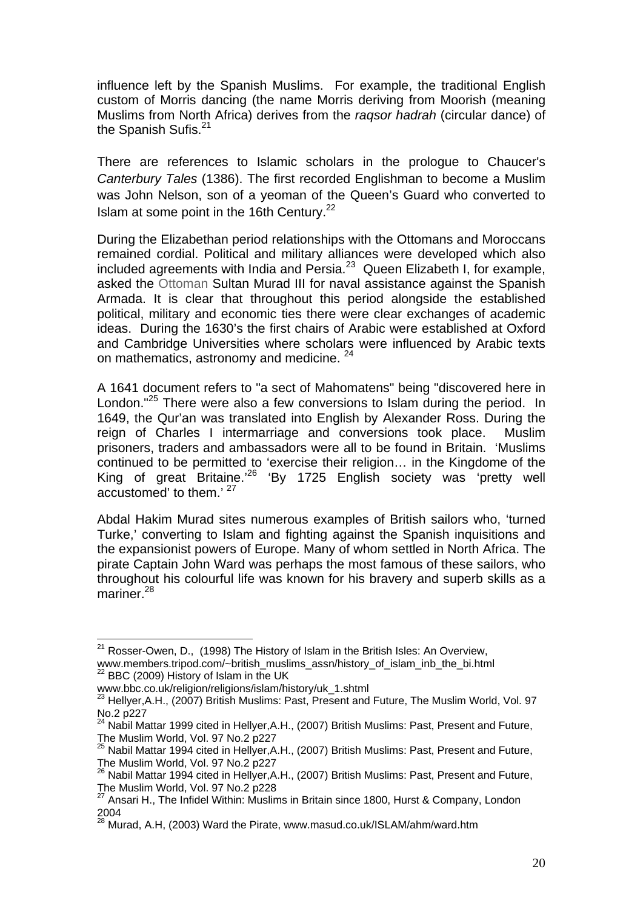influence left by the Spanish Muslims. For example, the traditional English custom of Morris dancing (the name Morris deriving from Moorish (meaning Muslims from North Africa) derives from the *raqsor hadrah* (circular dance) of the Spanish Sufis.[21]

There are references to Islamic scholars in the prologue to Chaucer's *Canterbury Tales* (1386). The first recorded Englishman to become a Muslim was John Nelson, son of a yeoman of the Queen's Guard who converted to Islam at some point in the 16th Century.[22]

During the Elizabethan period relationships with the Ottomans and Moroccans remained cordial. Political and military alliances were developed which also included agreements with India and Persia.[23] Queen Elizabeth I, for example, asked the Ottoman Sultan Murad III for naval assistance against the Spanish Armada. It is clear that throughout this period alongside the established political, military and economic ties there were clear exchanges of academic ideas. During the 1630's the first chairs of Arabic were established at Oxford and Cambridge Universities where scholars were influenced by Arabic texts on mathematics, astronomy and medicine. [24]

A 1641 document refers to "a sect of Mahomatens" being "discovered here in London."[25] There were also a few conversions to Islam during the period. In 1649, the Qur'an was translated into English by Alexander Ross. During the reign of Charles I intermarriage and conversions took place. Muslim prisoners, traders and ambassadors were all to be found in Britain. 'Muslims continued to be permitted to 'exercise their religion… in the Kingdome of the King of great Britaine.'[26] 'By 1725 English society was 'pretty well accustomed' to them.' [27]

Abdal Hakim Murad sites numerous examples of British sailors who, 'turned Turke,' converting to Islam and fighting against the Spanish inquisitions and the expansionist powers of Europe. Many of whom settled in North Africa. The pirate Captain John Ward was perhaps the most famous of these sailors, who throughout his colourful life was known for his bravery and superb skills as a mariner.[28]

---

[21] Rosser-Owen, D., (1998) The History of Islam in the British Isles: An Overview, www.members.tripod.com/~british_muslims_assn/history_of_islam_inb_the_bi.html

[22] BBC (2009) History of Islam in the UK www.bbc.co.uk/religion/religions/islam/history/uk_1.shtml

[23] Hellyer,A.H., (2007) British Muslims: Past, Present and Future, The Muslim World, Vol. 97 No.2 p227

[24] Nabil Mattar 1999 cited in Hellyer,A.H., (2007) British Muslims: Past, Present and Future, The Muslim World, Vol. 97 No.2 p227

[25] Nabil Mattar 1994 cited in Hellyer,A.H., (2007) British Muslims: Past, Present and Future, The Muslim World, Vol. 97 No.2 p227

[26] Nabil Mattar 1994 cited in Hellyer,A.H., (2007) British Muslims: Past, Present and Future, The Muslim World, Vol. 97 No.2 p228

[27] Ansari H., The Infidel Within: Muslims in Britain since 1800, Hurst & Company, London 2004

[28] Murad, A.H, (2003) Ward the Pirate, www.masud.co.uk/ISLAM/ahm/ward.htm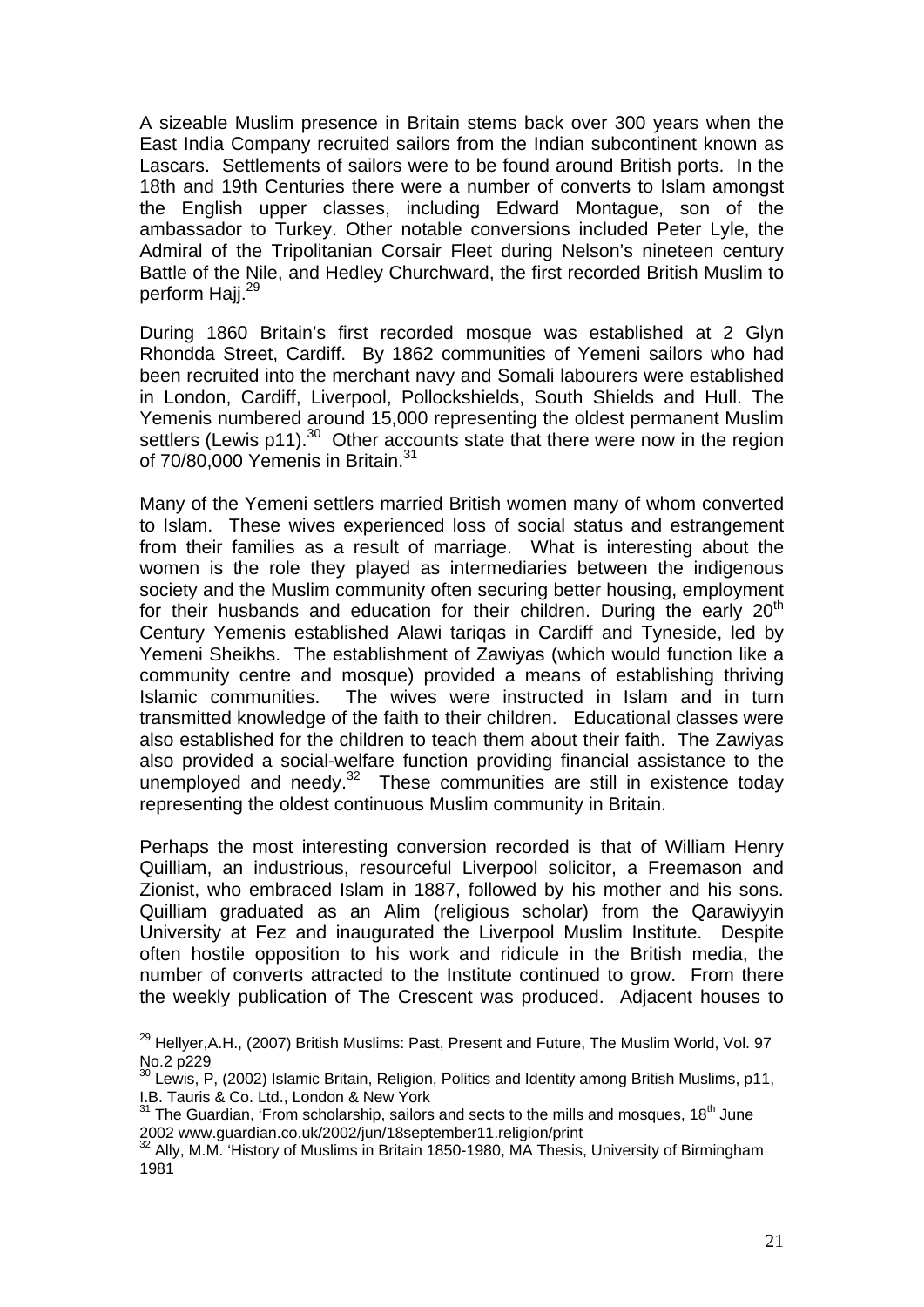A sizeable Muslim presence in Britain stems back over 300 years when the East India Company recruited sailors from the Indian subcontinent known as Lascars. Settlements of sailors were to be found around British ports. In the 18th and 19th Centuries there were a number of converts to Islam amongst the English upper classes, including Edward Montague, son of the ambassador to Turkey. Other notable conversions included Peter Lyle, the Admiral of the Tripolitanian Corsair Fleet during Nelson's nineteen century Battle of the Nile, and Hedley Churchward, the first recorded British Muslim to perform Hajj.[29]

During 1860 Britain's first recorded mosque was established at 2 Glyn Rhondda Street, Cardiff. By 1862 communities of Yemeni sailors who had been recruited into the merchant navy and Somali labourers were established in London, Cardiff, Liverpool, Pollockshields, South Shields and Hull. The Yemenis numbered around 15,000 representing the oldest permanent Muslim settlers (Lewis p11).[30] Other accounts state that there were now in the region of 70/80,000 Yemenis in Britain.[31]

Many of the Yemeni settlers married British women many of whom converted to Islam. These wives experienced loss of social status and estrangement from their families as a result of marriage. What is interesting about the women is the role they played as intermediaries between the indigenous society and the Muslim community often securing better housing, employment for their husbands and education for their children. During the early 20th Century Yemenis established Alawi tariqas in Cardiff and Tyneside, led by Yemeni Sheikhs. The establishment of Zawiyas (which would function like a community centre and mosque) provided a means of establishing thriving Islamic communities. The wives were instructed in Islam and in turn transmitted knowledge of the faith to their children. Educational classes were also established for the children to teach them about their faith. The Zawiyas also provided a social-welfare function providing financial assistance to the unemployed and needy.[32] These communities are still in existence today representing the oldest continuous Muslim community in Britain.

Perhaps the most interesting conversion recorded is that of William Henry Quilliam, an industrious, resourceful Liverpool solicitor, a Freemason and Zionist, who embraced Islam in 1887, followed by his mother and his sons. Quilliam graduated as an Alim (religious scholar) from the Qarawiyyin University at Fez and inaugurated the Liverpool Muslim Institute. Despite often hostile opposition to his work and ridicule in the British media, the number of converts attracted to the Institute continued to grow. From there the weekly publication of The Crescent was produced. Adjacent houses to

---

[29] Hellyer,A.H., (2007) British Muslims: Past, Present and Future, The Muslim World, Vol. 97 No.2 p229

[30] Lewis, P, (2002) Islamic Britain, Religion, Politics and Identity among British Muslims, p11, I.B. Tauris & Co. Ltd., London & New York

[31] The Guardian, 'From scholarship, sailors and sects to the mills and mosques, 18th June 2002 www.guardian.co.uk/2002/jun/18september11.religion/print

[32] Ally, M.M. 'History of Muslims in Britain 1850-1980, MA Thesis, University of Birmingham 1981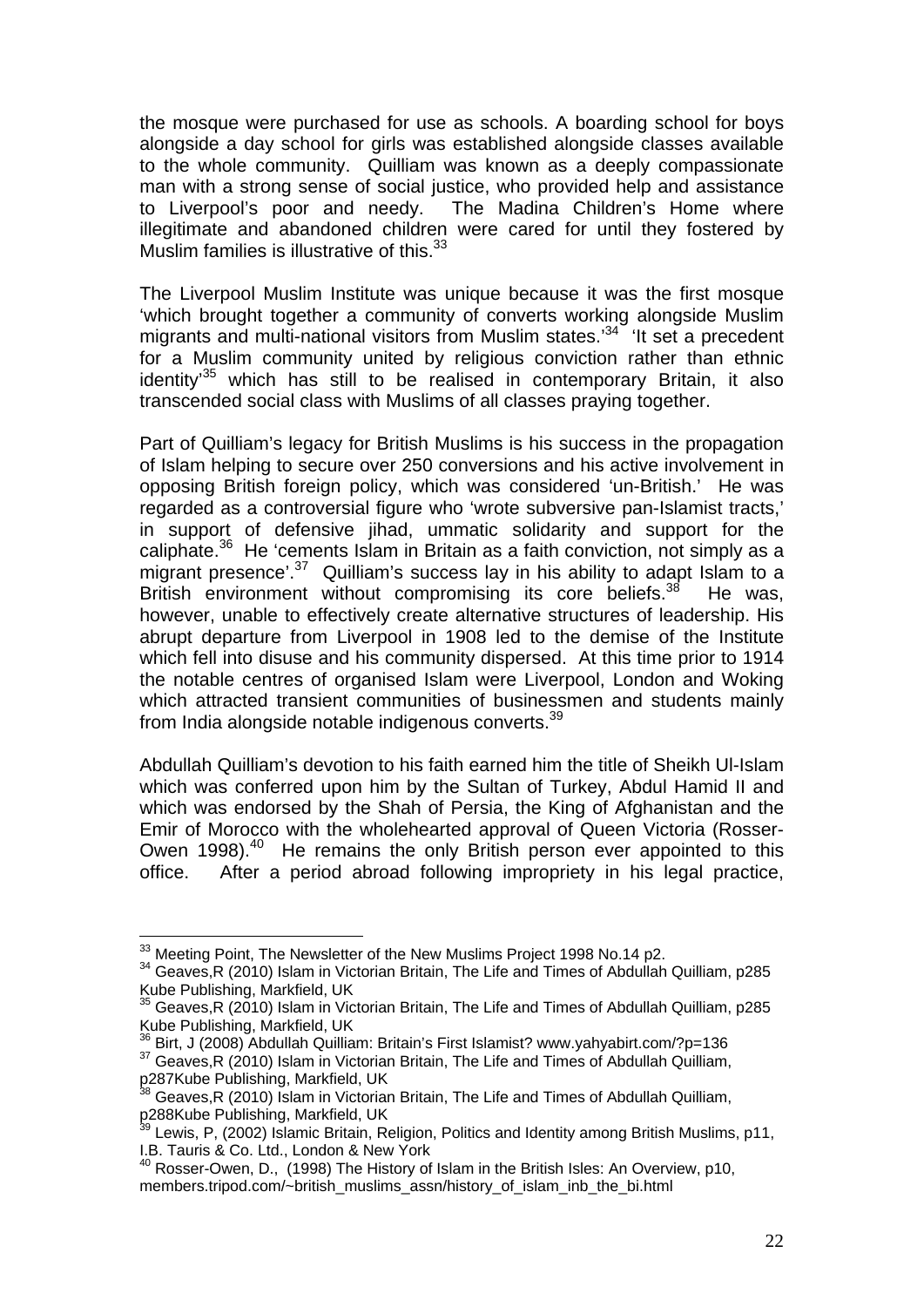the mosque were purchased for use as schools. A boarding school for boys alongside a day school for girls was established alongside classes available to the whole community. Quilliam was known as a deeply compassionate man with a strong sense of social justice, who provided help and assistance to Liverpool's poor and needy. The Madina Children's Home where illegitimate and abandoned children were cared for until they fostered by Muslim families is illustrative of this.[33]

The Liverpool Muslim Institute was unique because it was the first mosque 'which brought together a community of converts working alongside Muslim migrants and multi-national visitors from Muslim states.'[34] 'It set a precedent for a Muslim community united by religious conviction rather than ethnic identity'[35] which has still to be realised in contemporary Britain, it also transcended social class with Muslims of all classes praying together.

Part of Quilliam's legacy for British Muslims is his success in the propagation of Islam helping to secure over 250 conversions and his active involvement in opposing British foreign policy, which was considered 'un-British.' He was regarded as a controversial figure who 'wrote subversive pan-Islamist tracts,' in support of defensive jihad, ummatic solidarity and support for the caliphate.[36] He 'cements Islam in Britain as a faith conviction, not simply as a migrant presence'.[37] Quilliam's success lay in his ability to adapt Islam to a British environment without compromising its core beliefs.[38] He was, however, unable to effectively create alternative structures of leadership. His abrupt departure from Liverpool in 1908 led to the demise of the Institute which fell into disuse and his community dispersed. At this time prior to 1914 the notable centres of organised Islam were Liverpool, London and Woking which attracted transient communities of businessmen and students mainly from India alongside notable indigenous converts.[39]

Abdullah Quilliam's devotion to his faith earned him the title of Sheikh Ul-Islam which was conferred upon him by the Sultan of Turkey, Abdul Hamid II and which was endorsed by the Shah of Persia, the King of Afghanistan and the Emir of Morocco with the wholehearted approval of Queen Victoria (Rosser-Owen 1998).[40] He remains the only British person ever appointed to this office. After a period abroad following impropriety in his legal practice,

---

[33] Meeting Point, The Newsletter of the New Muslims Project 1998 No.14 p2.

[34] Geaves,R (2010) Islam in Victorian Britain, The Life and Times of Abdullah Quilliam, p285 Kube Publishing, Markfield, UK

[35] Geaves,R (2010) Islam in Victorian Britain, The Life and Times of Abdullah Quilliam, p285 Kube Publishing, Markfield, UK

[36] Birt, J (2008) Abdullah Quilliam: Britain's First Islamist? www.yahyabirt.com/?p=136

[37] Geaves,R (2010) Islam in Victorian Britain, The Life and Times of Abdullah Quilliam, p287Kube Publishing, Markfield, UK

[38] Geaves,R (2010) Islam in Victorian Britain, The Life and Times of Abdullah Quilliam, p288Kube Publishing, Markfield, UK

[39] Lewis, P, (2002) Islamic Britain, Religion, Politics and Identity among British Muslims, p11, I.B. Tauris & Co. Ltd., London & New York

[40] Rosser-Owen, D., (1998) The History of Islam in the British Isles: An Overview, p10, members.tripod.com/~british_muslims_assn/history_of_islam_inb_the_bi.html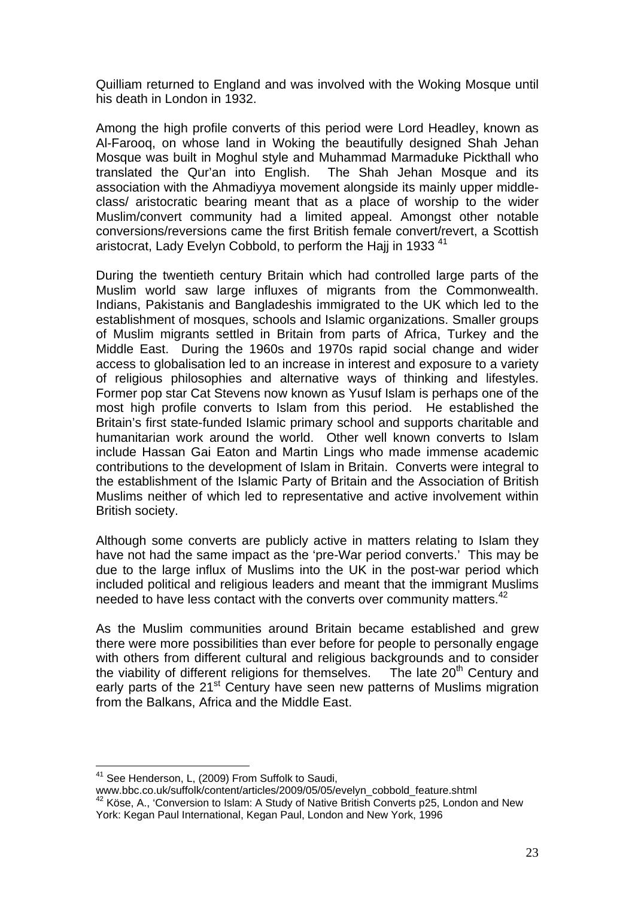Quilliam returned to England and was involved with the Woking Mosque until his death in London in 1932.

Among the high profile converts of this period were Lord Headley, known as Al-Farooq, on whose land in Woking the beautifully designed Shah Jehan Mosque was built in Moghul style and Muhammad Marmaduke Pickthall who translated the Qur'an into English. The Shah Jehan Mosque and its association with the Ahmadiyya movement alongside its mainly upper middle-class/ aristocratic bearing meant that as a place of worship to the wider Muslim/convert community had a limited appeal. Amongst other notable conversions/reversions came the first British female convert/revert, a Scottish aristocrat, Lady Evelyn Cobbold, to perform the Hajj in 1933 [41]

During the twentieth century Britain which had controlled large parts of the Muslim world saw large influxes of migrants from the Commonwealth. Indians, Pakistanis and Bangladeshis immigrated to the UK which led to the establishment of mosques, schools and Islamic organizations. Smaller groups of Muslim migrants settled in Britain from parts of Africa, Turkey and the Middle East. During the 1960s and 1970s rapid social change and wider access to globalisation led to an increase in interest and exposure to a variety of religious philosophies and alternative ways of thinking and lifestyles. Former pop star Cat Stevens now known as Yusuf Islam is perhaps one of the most high profile converts to Islam from this period. He established the Britain's first state-funded Islamic primary school and supports charitable and humanitarian work around the world. Other well known converts to Islam include Hassan Gai Eaton and Martin Lings who made immense academic contributions to the development of Islam in Britain. Converts were integral to the establishment of the Islamic Party of Britain and the Association of British Muslims neither of which led to representative and active involvement within British society.

Although some converts are publicly active in matters relating to Islam they have not had the same impact as the 'pre-War period converts.' This may be due to the large influx of Muslims into the UK in the post-war period which included political and religious leaders and meant that the immigrant Muslims needed to have less contact with the converts over community matters.[42]

As the Muslim communities around Britain became established and grew there were more possibilities than ever before for people to personally engage with others from different cultural and religious backgrounds and to consider the viability of different religions for themselves. The late 20th Century and early parts of the 21st Century have seen new patterns of Muslims migration from the Balkans, Africa and the Middle East.

---

[41] See Henderson, L, (2009) From Suffolk to Saudi, www.bbc.co.uk/suffolk/content/articles/2009/05/05/evelyn_cobbold_feature.shtml

[42] Köse, A., 'Conversion to Islam: A Study of Native British Converts p25, London and New York: Kegan Paul International, Kegan Paul, London and New York, 1996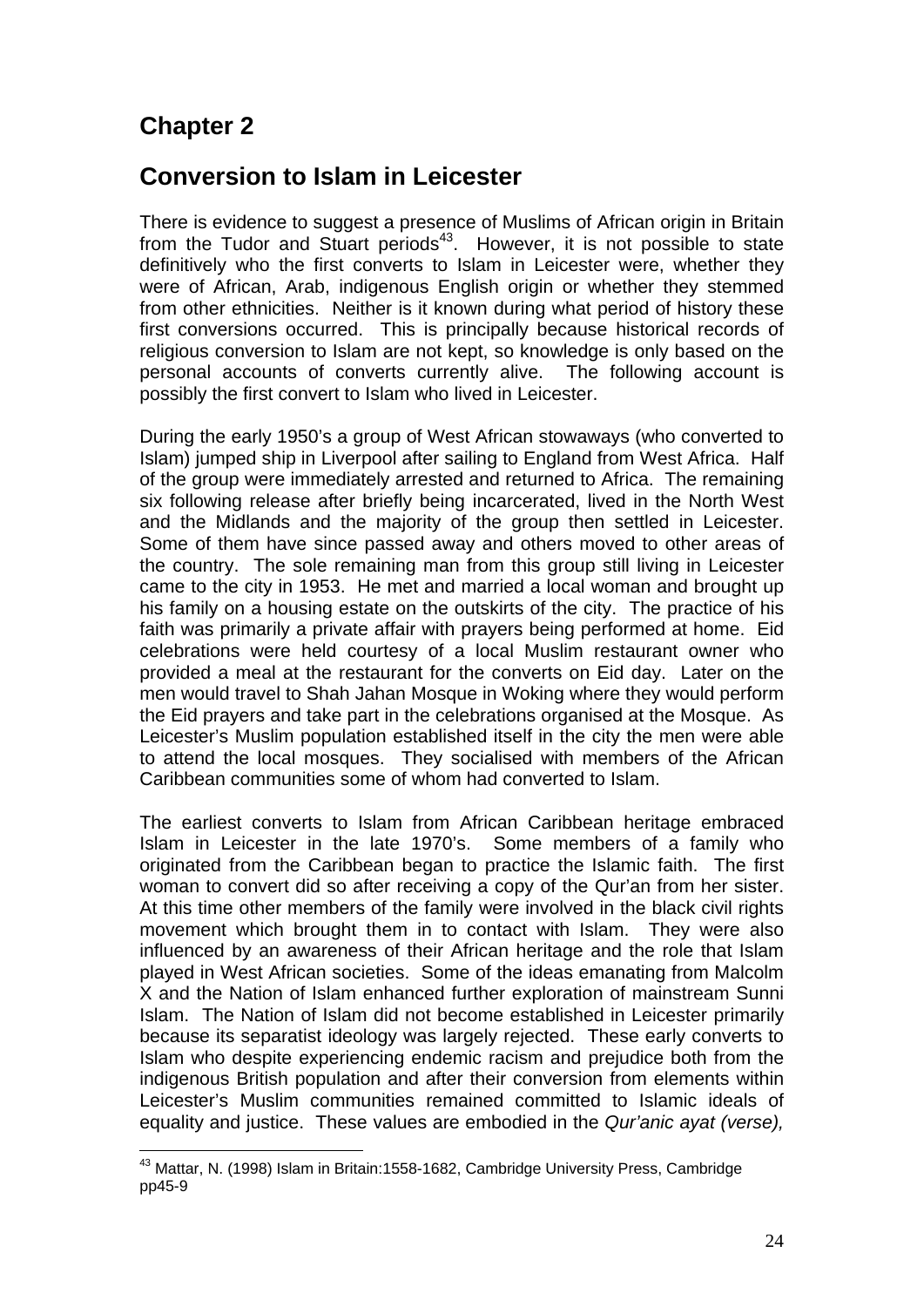# Chapter 2

## Conversion to Islam in Leicester

There is evidence to suggest a presence of Muslims of African origin in Britain from the Tudor and Stuart periods[43]. However, it is not possible to state definitively who the first converts to Islam in Leicester were, whether they were of African, Arab, indigenous English origin or whether they stemmed from other ethnicities. Neither is it known during what period of history these first conversions occurred. This is principally because historical records of religious conversion to Islam are not kept, so knowledge is only based on the personal accounts of converts currently alive. The following account is possibly the first convert to Islam who lived in Leicester.

During the early 1950's a group of West African stowaways (who converted to Islam) jumped ship in Liverpool after sailing to England from West Africa. Half of the group were immediately arrested and returned to Africa. The remaining six following release after briefly being incarcerated, lived in the North West and the Midlands and the majority of the group then settled in Leicester. Some of them have since passed away and others moved to other areas of the country. The sole remaining man from this group still living in Leicester came to the city in 1953. He met and married a local woman and brought up his family on a housing estate on the outskirts of the city. The practice of his faith was primarily a private affair with prayers being performed at home. Eid celebrations were held courtesy of a local Muslim restaurant owner who provided a meal at the restaurant for the converts on Eid day. Later on the men would travel to Shah Jahan Mosque in Woking where they would perform the Eid prayers and take part in the celebrations organised at the Mosque. As Leicester's Muslim population established itself in the city the men were able to attend the local mosques. They socialised with members of the African Caribbean communities some of whom had converted to Islam.

The earliest converts to Islam from African Caribbean heritage embraced Islam in Leicester in the late 1970's. Some members of a family who originated from the Caribbean began to practice the Islamic faith. The first woman to convert did so after receiving a copy of the Qur'an from her sister. At this time other members of the family were involved in the black civil rights movement which brought them in to contact with Islam. They were also influenced by an awareness of their African heritage and the role that Islam played in West African societies. Some of the ideas emanating from Malcolm X and the Nation of Islam enhanced further exploration of mainstream Sunni Islam. The Nation of Islam did not become established in Leicester primarily because its separatist ideology was largely rejected. These early converts to Islam who despite experiencing endemic racism and prejudice both from the indigenous British population and after their conversion from elements within Leicester's Muslim communities remained committed to Islamic ideals of equality and justice. These values are embodied in the *Qur'anic ayat (verse),*

---

[43] Mattar, N. (1998) Islam in Britain:1558-1682, Cambridge University Press, Cambridge pp45-9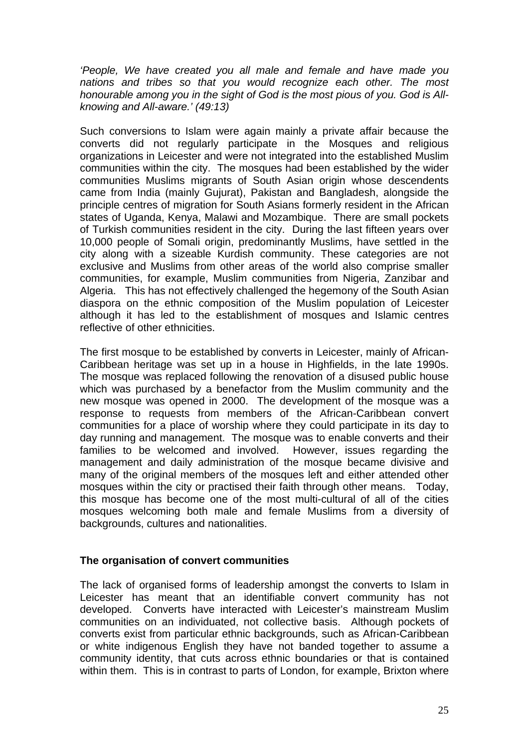*'People, We have created you all male and female and have made you nations and tribes so that you would recognize each other. The most honourable among you in the sight of God is the most pious of you. God is All-knowing and All-aware.' (49:13)*

Such conversions to Islam were again mainly a private affair because the converts did not regularly participate in the Mosques and religious organizations in Leicester and were not integrated into the established Muslim communities within the city. The mosques had been established by the wider communities Muslims migrants of South Asian origin whose descendents came from India (mainly Gujurat), Pakistan and Bangladesh, alongside the principle centres of migration for South Asians formerly resident in the African states of Uganda, Kenya, Malawi and Mozambique. There are small pockets of Turkish communities resident in the city. During the last fifteen years over 10,000 people of Somali origin, predominantly Muslims, have settled in the city along with a sizeable Kurdish community. These categories are not exclusive and Muslims from other areas of the world also comprise smaller communities, for example, Muslim communities from Nigeria, Zanzibar and Algeria. This has not effectively challenged the hegemony of the South Asian diaspora on the ethnic composition of the Muslim population of Leicester although it has led to the establishment of mosques and Islamic centres reflective of other ethnicities.

The first mosque to be established by converts in Leicester, mainly of African-Caribbean heritage was set up in a house in Highfields, in the late 1990s. The mosque was replaced following the renovation of a disused public house which was purchased by a benefactor from the Muslim community and the new mosque was opened in 2000. The development of the mosque was a response to requests from members of the African-Caribbean convert communities for a place of worship where they could participate in its day to day running and management. The mosque was to enable converts and their families to be welcomed and involved. However, issues regarding the management and daily administration of the mosque became divisive and many of the original members of the mosques left and either attended other mosques within the city or practised their faith through other means. Today, this mosque has become one of the most multi-cultural of all of the cities mosques welcoming both male and female Muslims from a diversity of backgrounds, cultures and nationalities.

**The organisation of convert communities**

The lack of organised forms of leadership amongst the converts to Islam in Leicester has meant that an identifiable convert community has not developed. Converts have interacted with Leicester's mainstream Muslim communities on an individuated, not collective basis. Although pockets of converts exist from particular ethnic backgrounds, such as African-Caribbean or white indigenous English they have not banded together to assume a community identity, that cuts across ethnic boundaries or that is contained within them. This is in contrast to parts of London, for example, Brixton where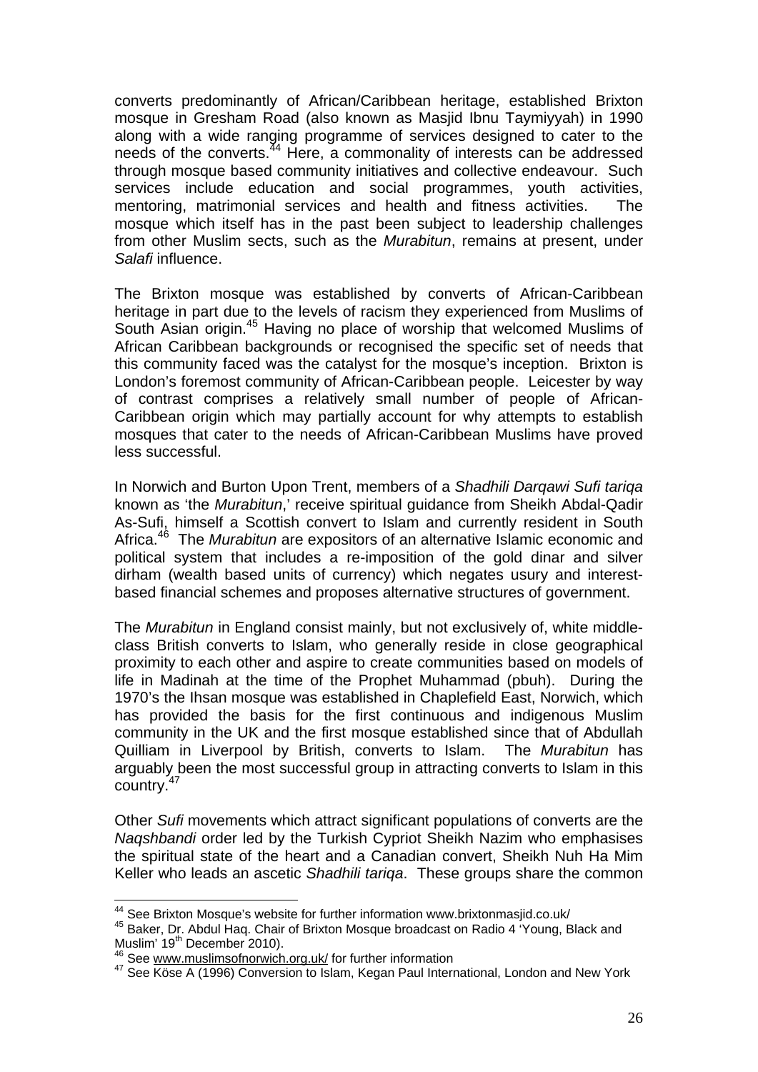converts predominantly of African/Caribbean heritage, established Brixton mosque in Gresham Road (also known as Masjid Ibnu Taymiyyah) in 1990 along with a wide ranging programme of services designed to cater to the needs of the converts.[44] Here, a commonality of interests can be addressed through mosque based community initiatives and collective endeavour. Such services include education and social programmes, youth activities, mentoring, matrimonial services and health and fitness activities. The mosque which itself has in the past been subject to leadership challenges from other Muslim sects, such as the *Murabitun*, remains at present, under *Salafi* influence.

The Brixton mosque was established by converts of African-Caribbean heritage in part due to the levels of racism they experienced from Muslims of South Asian origin.[45] Having no place of worship that welcomed Muslims of African Caribbean backgrounds or recognised the specific set of needs that this community faced was the catalyst for the mosque's inception. Brixton is London's foremost community of African-Caribbean people. Leicester by way of contrast comprises a relatively small number of people of African-Caribbean origin which may partially account for why attempts to establish mosques that cater to the needs of African-Caribbean Muslims have proved less successful.

In Norwich and Burton Upon Trent, members of a *Shadhili Darqawi Sufi tariqa* known as 'the *Murabitun*,' receive spiritual guidance from Sheikh Abdal-Qadir As-Sufi, himself a Scottish convert to Islam and currently resident in South Africa.[46] The *Murabitun* are expositors of an alternative Islamic economic and political system that includes a re-imposition of the gold dinar and silver dirham (wealth based units of currency) which negates usury and interest-based financial schemes and proposes alternative structures of government.

The *Murabitun* in England consist mainly, but not exclusively of, white middle-class British converts to Islam, who generally reside in close geographical proximity to each other and aspire to create communities based on models of life in Madinah at the time of the Prophet Muhammad (pbuh). During the 1970's the Ihsan mosque was established in Chaplefield East, Norwich, which has provided the basis for the first continuous and indigenous Muslim community in the UK and the first mosque established since that of Abdullah Quilliam in Liverpool by British, converts to Islam. The *Murabitun* has arguably been the most successful group in attracting converts to Islam in this country.[47]

Other *Sufi* movements which attract significant populations of converts are the *Naqshbandi* order led by the Turkish Cypriot Sheikh Nazim who emphasises the spiritual state of the heart and a Canadian convert, Sheikh Nuh Ha Mim Keller who leads an ascetic *Shadhili tariqa*. These groups share the common

---

[44] See Brixton Mosque's website for further information www.brixtonmasjid.co.uk/

[45] Baker, Dr. Abdul Haq. Chair of Brixton Mosque broadcast on Radio 4 'Young, Black and Muslim' 19th December 2010).

[46] See www.muslimsofnorwich.org.uk/ for further information

[47] See Köse A (1996) Conversion to Islam, Kegan Paul International, London and New York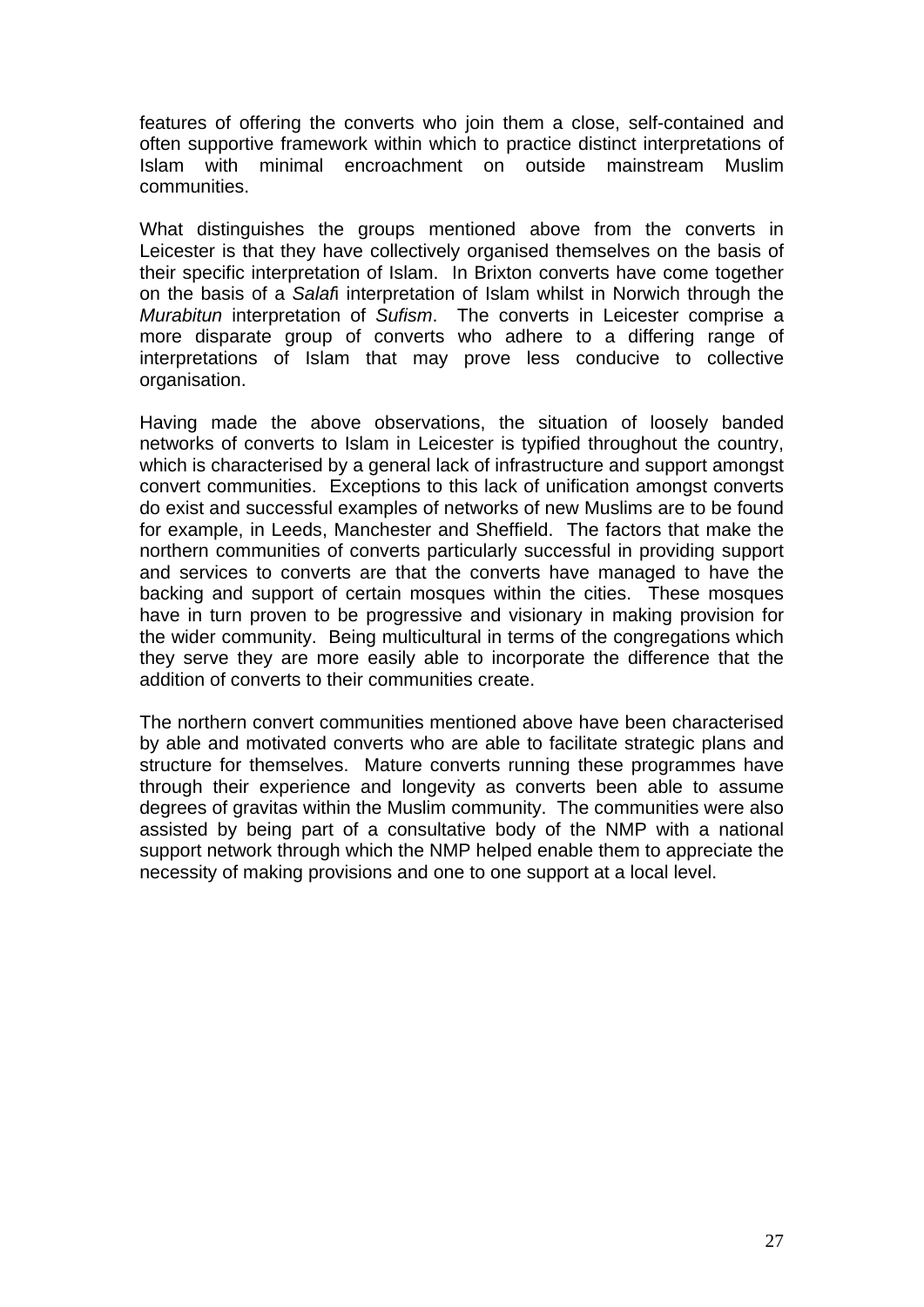features of offering the converts who join them a close, self-contained and often supportive framework within which to practice distinct interpretations of Islam with minimal encroachment on outside mainstream Muslim communities.

What distinguishes the groups mentioned above from the converts in Leicester is that they have collectively organised themselves on the basis of their specific interpretation of Islam. In Brixton converts have come together on the basis of a *Salafi* interpretation of Islam whilst in Norwich through the *Murabitun* interpretation of *Sufism*. The converts in Leicester comprise a more disparate group of converts who adhere to a differing range of interpretations of Islam that may prove less conducive to collective organisation.

Having made the above observations, the situation of loosely banded networks of converts to Islam in Leicester is typified throughout the country, which is characterised by a general lack of infrastructure and support amongst convert communities. Exceptions to this lack of unification amongst converts do exist and successful examples of networks of new Muslims are to be found for example, in Leeds, Manchester and Sheffield. The factors that make the northern communities of converts particularly successful in providing support and services to converts are that the converts have managed to have the backing and support of certain mosques within the cities. These mosques have in turn proven to be progressive and visionary in making provision for the wider community. Being multicultural in terms of the congregations which they serve they are more easily able to incorporate the difference that the addition of converts to their communities create.

The northern convert communities mentioned above have been characterised by able and motivated converts who are able to facilitate strategic plans and structure for themselves. Mature converts running these programmes have through their experience and longevity as converts been able to assume degrees of gravitas within the Muslim community. The communities were also assisted by being part of a consultative body of the NMP with a national support network through which the NMP helped enable them to appreciate the necessity of making provisions and one to one support at a local level.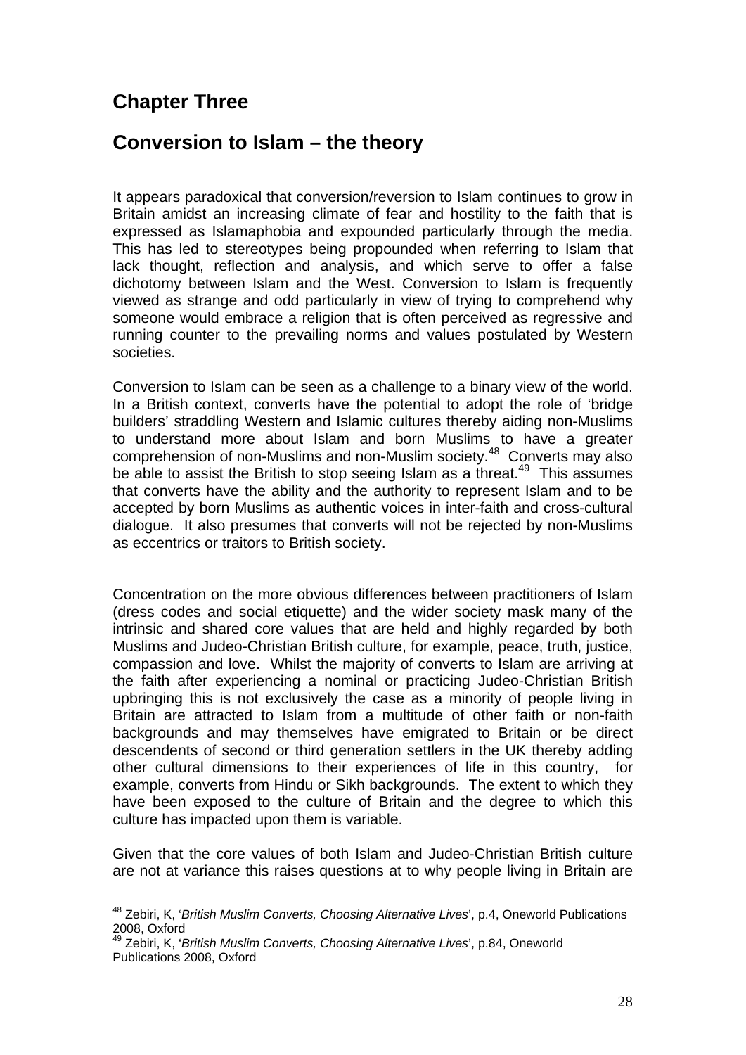## Chapter Three

## Conversion to Islam – the theory

It appears paradoxical that conversion/reversion to Islam continues to grow in Britain amidst an increasing climate of fear and hostility to the faith that is expressed as Islamaphobia and expounded particularly through the media. This has led to stereotypes being propounded when referring to Islam that lack thought, reflection and analysis, and which serve to offer a false dichotomy between Islam and the West. Conversion to Islam is frequently viewed as strange and odd particularly in view of trying to comprehend why someone would embrace a religion that is often perceived as regressive and running counter to the prevailing norms and values postulated by Western societies.

Conversion to Islam can be seen as a challenge to a binary view of the world. In a British context, converts have the potential to adopt the role of 'bridge builders' straddling Western and Islamic cultures thereby aiding non-Muslims to understand more about Islam and born Muslims to have a greater comprehension of non-Muslims and non-Muslim society.[48] Converts may also be able to assist the British to stop seeing Islam as a threat.[49] This assumes that converts have the ability and the authority to represent Islam and to be accepted by born Muslims as authentic voices in inter-faith and cross-cultural dialogue. It also presumes that converts will not be rejected by non-Muslims as eccentrics or traitors to British society.

Concentration on the more obvious differences between practitioners of Islam (dress codes and social etiquette) and the wider society mask many of the intrinsic and shared core values that are held and highly regarded by both Muslims and Judeo-Christian British culture, for example, peace, truth, justice, compassion and love. Whilst the majority of converts to Islam are arriving at the faith after experiencing a nominal or practicing Judeo-Christian British upbringing this is not exclusively the case as a minority of people living in Britain are attracted to Islam from a multitude of other faith or non-faith backgrounds and may themselves have emigrated to Britain or be direct descendents of second or third generation settlers in the UK thereby adding other cultural dimensions to their experiences of life in this country, for example, converts from Hindu or Sikh backgrounds. The extent to which they have been exposed to the culture of Britain and the degree to which this culture has impacted upon them is variable.

Given that the core values of both Islam and Judeo-Christian British culture are not at variance this raises questions at to why people living in Britain are

---

[48] Zebiri, K, '*British Muslim Converts, Choosing Alternative Lives*', p.4, Oneworld Publications 2008, Oxford

[49] Zebiri, K, '*British Muslim Converts, Choosing Alternative Lives*', p.84, Oneworld Publications 2008, Oxford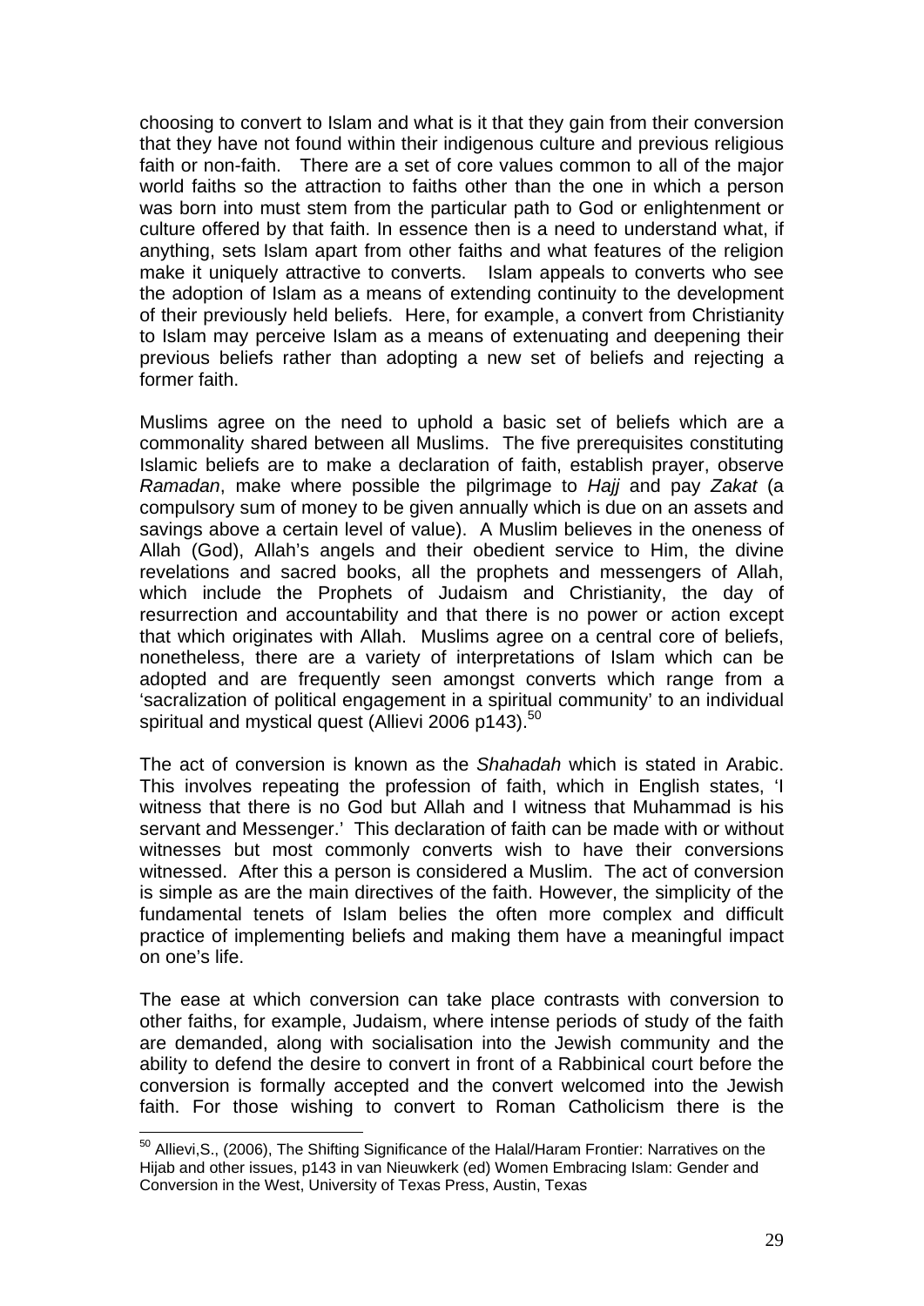choosing to convert to Islam and what is it that they gain from their conversion that they have not found within their indigenous culture and previous religious faith or non-faith. There are a set of core values common to all of the major world faiths so the attraction to faiths other than the one in which a person was born into must stem from the particular path to God or enlightenment or culture offered by that faith. In essence then is a need to understand what, if anything, sets Islam apart from other faiths and what features of the religion make it uniquely attractive to converts. Islam appeals to converts who see the adoption of Islam as a means of extending continuity to the development of their previously held beliefs. Here, for example, a convert from Christianity to Islam may perceive Islam as a means of extenuating and deepening their previous beliefs rather than adopting a new set of beliefs and rejecting a former faith.

Muslims agree on the need to uphold a basic set of beliefs which are a commonality shared between all Muslims. The five prerequisites constituting Islamic beliefs are to make a declaration of faith, establish prayer, observe *Ramadan*, make where possible the pilgrimage to *Hajj* and pay *Zakat* (a compulsory sum of money to be given annually which is due on an assets and savings above a certain level of value). A Muslim believes in the oneness of Allah (God), Allah's angels and their obedient service to Him, the divine revelations and sacred books, all the prophets and messengers of Allah, which include the Prophets of Judaism and Christianity, the day of resurrection and accountability and that there is no power or action except that which originates with Allah. Muslims agree on a central core of beliefs, nonetheless, there are a variety of interpretations of Islam which can be adopted and are frequently seen amongst converts which range from a 'sacralization of political engagement in a spiritual community' to an individual spiritual and mystical quest (Allievi 2006 p143).[50]

The act of conversion is known as the *Shahadah* which is stated in Arabic. This involves repeating the profession of faith, which in English states, 'I witness that there is no God but Allah and I witness that Muhammad is his servant and Messenger.' This declaration of faith can be made with or without witnesses but most commonly converts wish to have their conversions witnessed. After this a person is considered a Muslim. The act of conversion is simple as are the main directives of the faith. However, the simplicity of the fundamental tenets of Islam belies the often more complex and difficult practice of implementing beliefs and making them have a meaningful impact on one's life.

The ease at which conversion can take place contrasts with conversion to other faiths, for example, Judaism, where intense periods of study of the faith are demanded, along with socialisation into the Jewish community and the ability to defend the desire to convert in front of a Rabbinical court before the conversion is formally accepted and the convert welcomed into the Jewish faith. For those wishing to convert to Roman Catholicism there is the

[50] Allievi,S., (2006), The Shifting Significance of the Halal/Haram Frontier: Narratives on the Hijab and other issues, p143 in van Nieuwkerk (ed) Women Embracing Islam: Gender and Conversion in the West, University of Texas Press, Austin, Texas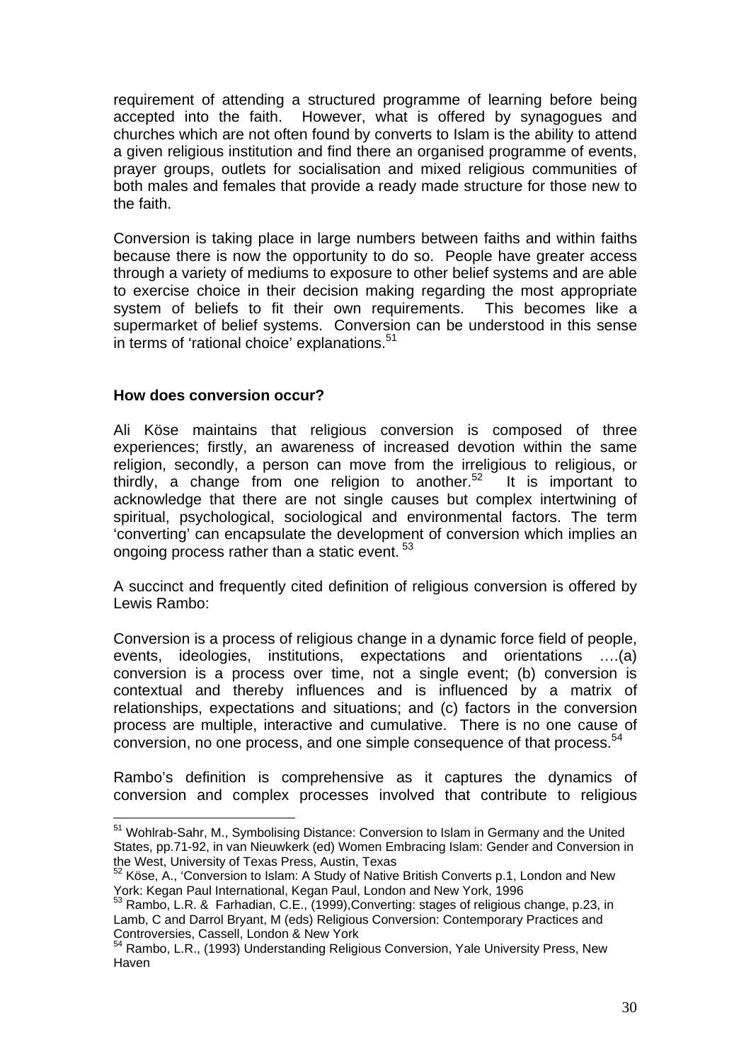requirement of attending a structured programme of learning before being accepted into the faith. However, what is offered by synagogues and churches which are not often found by converts to Islam is the ability to attend a given religious institution and find there an organised programme of events, prayer groups, outlets for socialisation and mixed religious communities of both males and females that provide a ready made structure for those new to the faith.

Conversion is taking place in large numbers between faiths and within faiths because there is now the opportunity to do so. People have greater access through a variety of mediums to exposure to other belief systems and are able to exercise choice in their decision making regarding the most appropriate system of beliefs to fit their own requirements. This becomes like a supermarket of belief systems. Conversion can be understood in this sense in terms of 'rational choice' explanations.[51]

**How does conversion occur?**

Ali Köse maintains that religious conversion is composed of three experiences; firstly, an awareness of increased devotion within the same religion, secondly, a person can move from the irreligious to religious, or thirdly, a change from one religion to another.[52] It is important to acknowledge that there are not single causes but complex intertwining of spiritual, psychological, sociological and environmental factors. The term 'converting' can encapsulate the development of conversion which implies an ongoing process rather than a static event.[53]

A succinct and frequently cited definition of religious conversion is offered by Lewis Rambo:

Conversion is a process of religious change in a dynamic force field of people, events, ideologies, institutions, expectations and orientations ….(a) conversion is a process over time, not a single event; (b) conversion is contextual and thereby influences and is influenced by a matrix of relationships, expectations and situations; and (c) factors in the conversion process are multiple, interactive and cumulative. There is no one cause of conversion, no one process, and one simple consequence of that process.[54]

Rambo's definition is comprehensive as it captures the dynamics of conversion and complex processes involved that contribute to religious

---

[51] Wohlrab-Sahr, M., Symbolising Distance: Conversion to Islam in Germany and the United States, pp.71-92, in van Nieuwkerk (ed) Women Embracing Islam: Gender and Conversion in the West, University of Texas Press, Austin, Texas

[52] Köse, A., 'Conversion to Islam: A Study of Native British Converts p.1, London and New York: Kegan Paul International, Kegan Paul, London and New York, 1996

[53] Rambo, L.R. & Farhadian, C.E., (1999),Converting: stages of religious change, p.23, in Lamb, C and Darrol Bryant, M (eds) Religious Conversion: Contemporary Practices and Controversies, Cassell, London & New York

[54] Rambo, L.R., (1993) Understanding Religious Conversion, Yale University Press, New Haven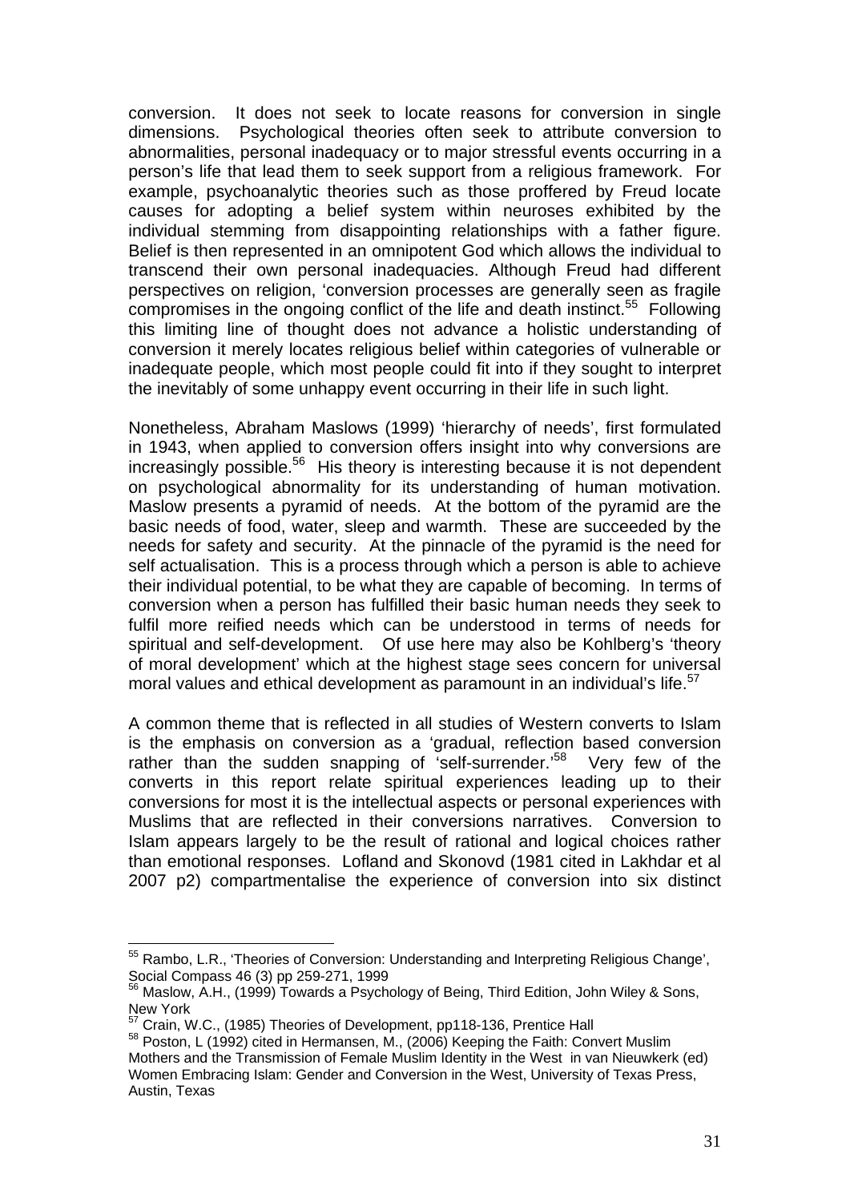conversion. It does not seek to locate reasons for conversion in single dimensions. Psychological theories often seek to attribute conversion to abnormalities, personal inadequacy or to major stressful events occurring in a person's life that lead them to seek support from a religious framework. For example, psychoanalytic theories such as those proffered by Freud locate causes for adopting a belief system within neuroses exhibited by the individual stemming from disappointing relationships with a father figure. Belief is then represented in an omnipotent God which allows the individual to transcend their own personal inadequacies. Although Freud had different perspectives on religion, 'conversion processes are generally seen as fragile compromises in the ongoing conflict of the life and death instinct.[55] Following this limiting line of thought does not advance a holistic understanding of conversion it merely locates religious belief within categories of vulnerable or inadequate people, which most people could fit into if they sought to interpret the inevitably of some unhappy event occurring in their life in such light.

Nonetheless, Abraham Maslows (1999) 'hierarchy of needs', first formulated in 1943, when applied to conversion offers insight into why conversions are increasingly possible.[56] His theory is interesting because it is not dependent on psychological abnormality for its understanding of human motivation. Maslow presents a pyramid of needs. At the bottom of the pyramid are the basic needs of food, water, sleep and warmth. These are succeeded by the needs for safety and security. At the pinnacle of the pyramid is the need for self actualisation. This is a process through which a person is able to achieve their individual potential, to be what they are capable of becoming. In terms of conversion when a person has fulfilled their basic human needs they seek to fulfil more reified needs which can be understood in terms of needs for spiritual and self-development. Of use here may also be Kohlberg's 'theory of moral development' which at the highest stage sees concern for universal moral values and ethical development as paramount in an individual's life.[57]

A common theme that is reflected in all studies of Western converts to Islam is the emphasis on conversion as a 'gradual, reflection based conversion rather than the sudden snapping of 'self-surrender.'[58] Very few of the converts in this report relate spiritual experiences leading up to their conversions for most it is the intellectual aspects or personal experiences with Muslims that are reflected in their conversions narratives. Conversion to Islam appears largely to be the result of rational and logical choices rather than emotional responses. Lofland and Skonovd (1981 cited in Lakhdar et al 2007 p2) compartmentalise the experience of conversion into six distinct

---

[55] Rambo, L.R., 'Theories of Conversion: Understanding and Interpreting Religious Change', Social Compass 46 (3) pp 259-271, 1999

[56] Maslow, A.H., (1999) Towards a Psychology of Being, Third Edition, John Wiley & Sons, New York

[57] Crain, W.C., (1985) Theories of Development, pp118-136, Prentice Hall

[58] Poston, L (1992) cited in Hermansen, M., (2006) Keeping the Faith: Convert Muslim Mothers and the Transmission of Female Muslim Identity in the West in van Nieuwkerk (ed) Women Embracing Islam: Gender and Conversion in the West, University of Texas Press, Austin, Texas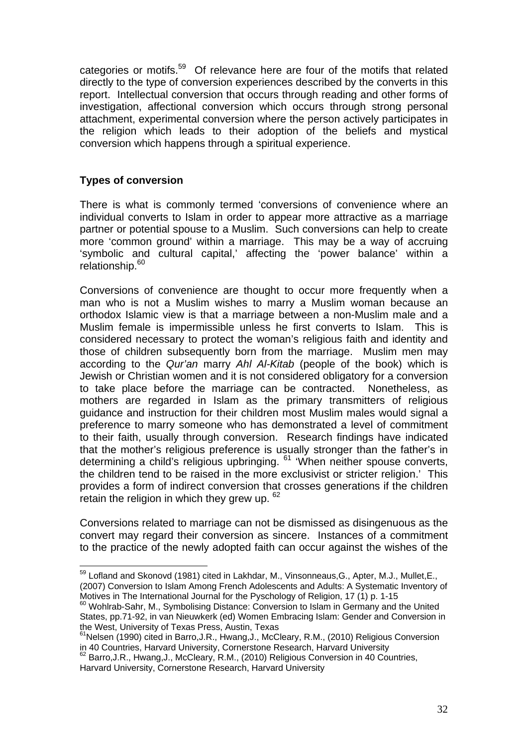categories or motifs.[59] Of relevance here are four of the motifs that related directly to the type of conversion experiences described by the converts in this report. Intellectual conversion that occurs through reading and other forms of investigation, affectional conversion which occurs through strong personal attachment, experimental conversion where the person actively participates in the religion which leads to their adoption of the beliefs and mystical conversion which happens through a spiritual experience.

### Types of conversion

There is what is commonly termed 'conversions of convenience where an individual converts to Islam in order to appear more attractive as a marriage partner or potential spouse to a Muslim. Such conversions can help to create more 'common ground' within a marriage. This may be a way of accruing 'symbolic and cultural capital,' affecting the 'power balance' within a relationship.[60]

Conversions of convenience are thought to occur more frequently when a man who is not a Muslim wishes to marry a Muslim woman because an orthodox Islamic view is that a marriage between a non-Muslim male and a Muslim female is impermissible unless he first converts to Islam. This is considered necessary to protect the woman's religious faith and identity and those of children subsequently born from the marriage. Muslim men may according to the *Qur'an* marry *Ahl Al-Kitab* (people of the book) which is Jewish or Christian women and it is not considered obligatory for a conversion to take place before the marriage can be contracted. Nonetheless, as mothers are regarded in Islam as the primary transmitters of religious guidance and instruction for their children most Muslim males would signal a preference to marry someone who has demonstrated a level of commitment to their faith, usually through conversion. Research findings have indicated that the mother's religious preference is usually stronger than the father's in determining a child's religious upbringing. [61] 'When neither spouse converts, the children tend to be raised in the more exclusivist or stricter religion.' This provides a form of indirect conversion that crosses generations if the children retain the religion in which they grew up. [62]

Conversions related to marriage can not be dismissed as disingenuous as the convert may regard their conversion as sincere. Instances of a commitment to the practice of the newly adopted faith can occur against the wishes of the

---

[59] Lofland and Skonovd (1981) cited in Lakhdar, M., Vinsonneaus,G., Apter, M.J., Mullet,E., (2007) Conversion to Islam Among French Adolescents and Adults: A Systematic Inventory of Motives in The International Journal for the Pyschology of Religion, 17 (1) p. 1-15

[60] Wohlrab-Sahr, M., Symbolising Distance: Conversion to Islam in Germany and the United States, pp.71-92, in van Nieuwkerk (ed) Women Embracing Islam: Gender and Conversion in the West, University of Texas Press, Austin, Texas

[61] Nelsen (1990) cited in Barro,J.R., Hwang,J., McCleary, R.M., (2010) Religious Conversion in 40 Countries, Harvard University, Cornerstone Research, Harvard University

[62] Barro,J.R., Hwang,J., McCleary, R.M., (2010) Religious Conversion in 40 Countries, Harvard University, Cornerstone Research, Harvard University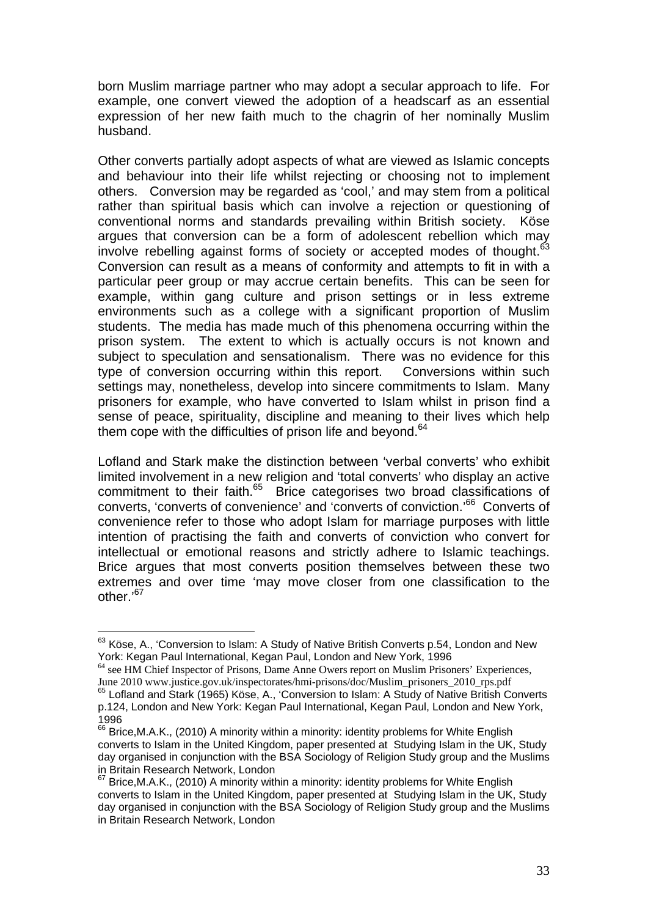born Muslim marriage partner who may adopt a secular approach to life. For example, one convert viewed the adoption of a headscarf as an essential expression of her new faith much to the chagrin of her nominally Muslim husband.

Other converts partially adopt aspects of what are viewed as Islamic concepts and behaviour into their life whilst rejecting or choosing not to implement others. Conversion may be regarded as 'cool,' and may stem from a political rather than spiritual basis which can involve a rejection or questioning of conventional norms and standards prevailing within British society. Köse argues that conversion can be a form of adolescent rebellion which may involve rebelling against forms of society or accepted modes of thought.[63] Conversion can result as a means of conformity and attempts to fit in with a particular peer group or may accrue certain benefits. This can be seen for example, within gang culture and prison settings or in less extreme environments such as a college with a significant proportion of Muslim students. The media has made much of this phenomena occurring within the prison system. The extent to which is actually occurs is not known and subject to speculation and sensationalism. There was no evidence for this type of conversion occurring within this report. Conversions within such settings may, nonetheless, develop into sincere commitments to Islam. Many prisoners for example, who have converted to Islam whilst in prison find a sense of peace, spirituality, discipline and meaning to their lives which help them cope with the difficulties of prison life and beyond.[64]

Lofland and Stark make the distinction between 'verbal converts' who exhibit limited involvement in a new religion and 'total converts' who display an active commitment to their faith.[65] Brice categorises two broad classifications of converts, 'converts of convenience' and 'converts of conviction.'[66] Converts of convenience refer to those who adopt Islam for marriage purposes with little intention of practising the faith and converts of conviction who convert for intellectual or emotional reasons and strictly adhere to Islamic teachings. Brice argues that most converts position themselves between these two extremes and over time 'may move closer from one classification to the other.'[67]

---

[63] Köse, A., 'Conversion to Islam: A Study of Native British Converts p.54, London and New York: Kegan Paul International, Kegan Paul, London and New York, 1996

[64] see HM Chief Inspector of Prisons, Dame Anne Owers report on Muslim Prisoners' Experiences, June 2010 www.justice.gov.uk/inspectorates/hmi-prisons/doc/Muslim_prisoners_2010_rps.pdf

[65] Lofland and Stark (1965) Köse, A., 'Conversion to Islam: A Study of Native British Converts p.124, London and New York: Kegan Paul International, Kegan Paul, London and New York, 1996

[66] Brice,M.A.K., (2010) A minority within a minority: identity problems for White English converts to Islam in the United Kingdom, paper presented at Studying Islam in the UK, Study day organised in conjunction with the BSA Sociology of Religion Study group and the Muslims in Britain Research Network, London

[67] Brice,M.A.K., (2010) A minority within a minority: identity problems for White English converts to Islam in the United Kingdom, paper presented at Studying Islam in the UK, Study day organised in conjunction with the BSA Sociology of Religion Study group and the Muslims in Britain Research Network, London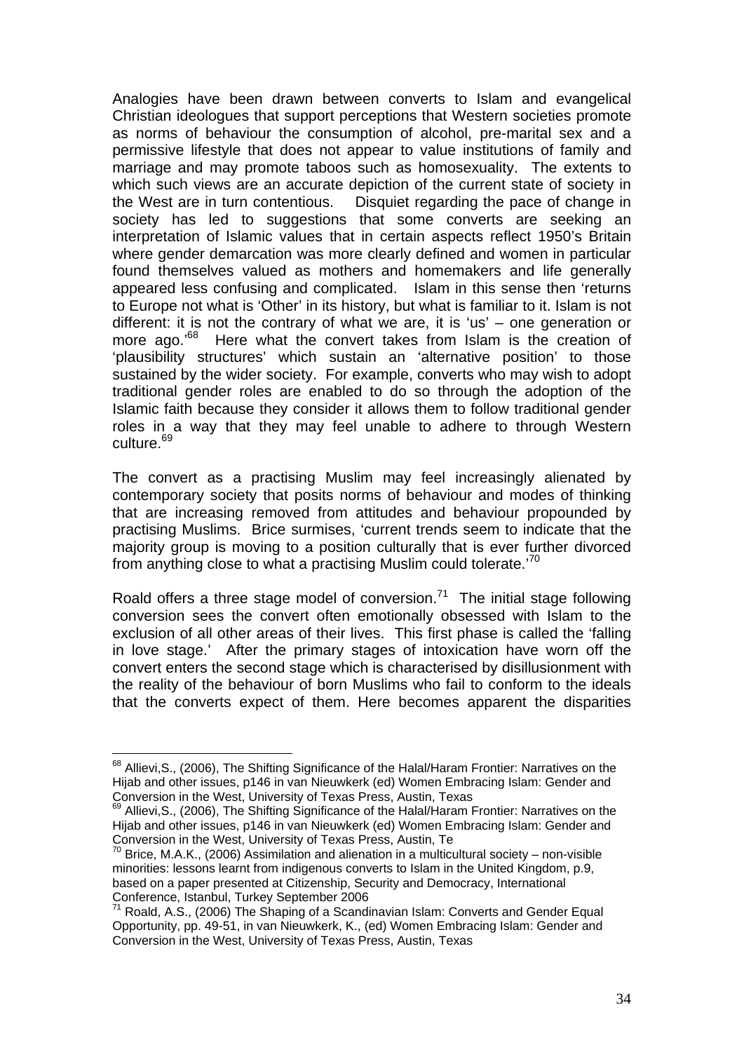Analogies have been drawn between converts to Islam and evangelical Christian ideologues that support perceptions that Western societies promote as norms of behaviour the consumption of alcohol, pre-marital sex and a permissive lifestyle that does not appear to value institutions of family and marriage and may promote taboos such as homosexuality. The extents to which such views are an accurate depiction of the current state of society in the West are in turn contentious. Disquiet regarding the pace of change in society has led to suggestions that some converts are seeking an interpretation of Islamic values that in certain aspects reflect 1950's Britain where gender demarcation was more clearly defined and women in particular found themselves valued as mothers and homemakers and life generally appeared less confusing and complicated. Islam in this sense then 'returns to Europe not what is 'Other' in its history, but what is familiar to it. Islam is not different: it is not the contrary of what we are, it is 'us' – one generation or more ago.'[68] Here what the convert takes from Islam is the creation of 'plausibility structures' which sustain an 'alternative position' to those sustained by the wider society. For example, converts who may wish to adopt traditional gender roles are enabled to do so through the adoption of the Islamic faith because they consider it allows them to follow traditional gender roles in a way that they may feel unable to adhere to through Western culture.[69]

The convert as a practising Muslim may feel increasingly alienated by contemporary society that posits norms of behaviour and modes of thinking that are increasing removed from attitudes and behaviour propounded by practising Muslims. Brice surmises, 'current trends seem to indicate that the majority group is moving to a position culturally that is ever further divorced from anything close to what a practising Muslim could tolerate.'[70]

Roald offers a three stage model of conversion.[71] The initial stage following conversion sees the convert often emotionally obsessed with Islam to the exclusion of all other areas of their lives. This first phase is called the 'falling in love stage.' After the primary stages of intoxication have worn off the convert enters the second stage which is characterised by disillusionment with the reality of the behaviour of born Muslims who fail to conform to the ideals that the converts expect of them. Here becomes apparent the disparities

---

[68] Allievi,S., (2006), The Shifting Significance of the Halal/Haram Frontier: Narratives on the Hijab and other issues, p146 in van Nieuwkerk (ed) Women Embracing Islam: Gender and Conversion in the West, University of Texas Press, Austin, Texas

[69] Allievi,S., (2006), The Shifting Significance of the Halal/Haram Frontier: Narratives on the Hijab and other issues, p146 in van Nieuwkerk (ed) Women Embracing Islam: Gender and Conversion in the West, University of Texas Press, Austin, Te

[70] Brice, M.A.K., (2006) Assimilation and alienation in a multicultural society – non-visible minorities: lessons learnt from indigenous converts to Islam in the United Kingdom, p.9, based on a paper presented at Citizenship, Security and Democracy, International Conference, Istanbul, Turkey September 2006

[71] Roald, A.S., (2006) The Shaping of a Scandinavian Islam: Converts and Gender Equal Opportunity, pp. 49-51, in van Nieuwkerk, K., (ed) Women Embracing Islam: Gender and Conversion in the West, University of Texas Press, Austin, Texas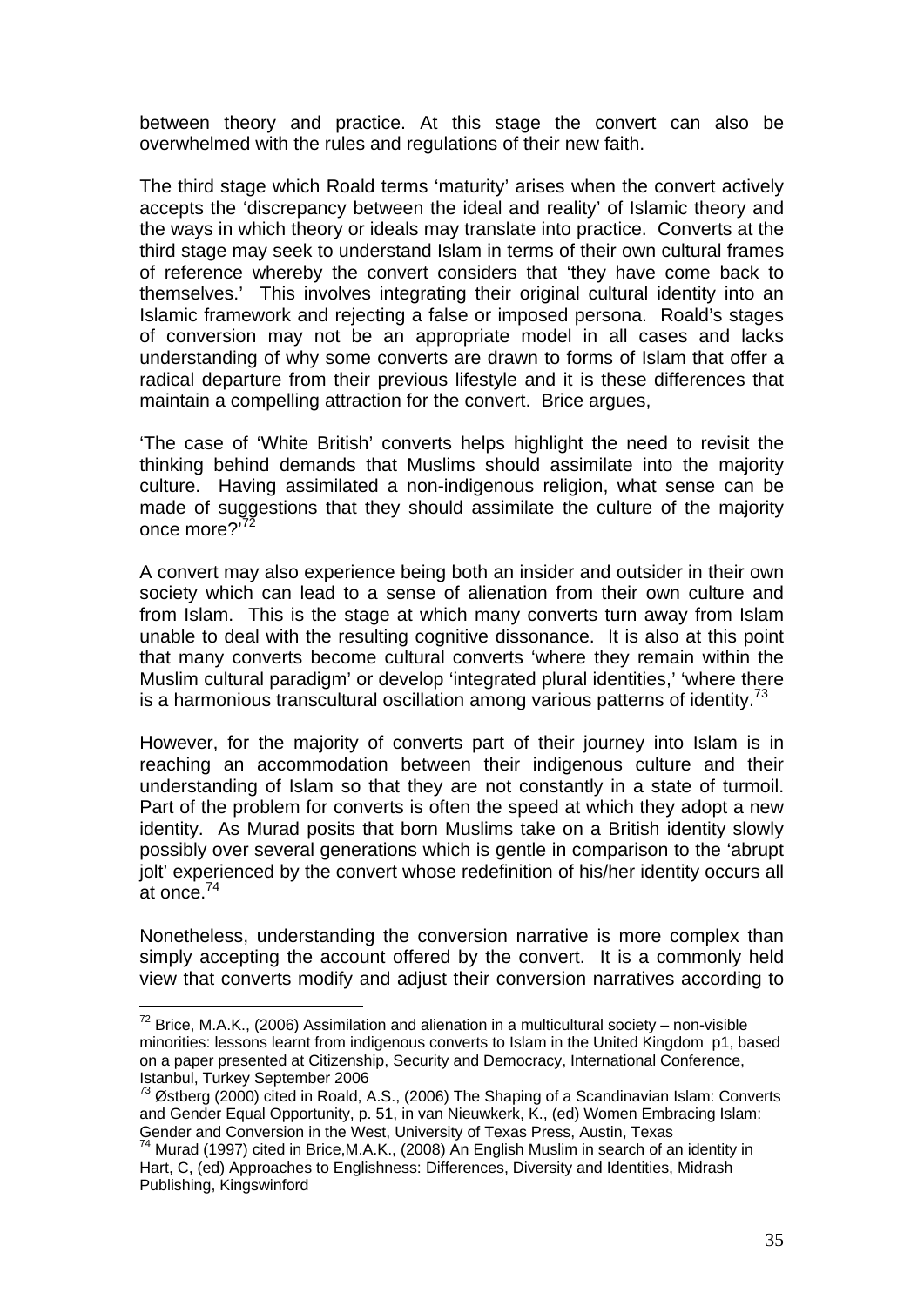between theory and practice. At this stage the convert can also be overwhelmed with the rules and regulations of their new faith.

The third stage which Roald terms 'maturity' arises when the convert actively accepts the 'discrepancy between the ideal and reality' of Islamic theory and the ways in which theory or ideals may translate into practice. Converts at the third stage may seek to understand Islam in terms of their own cultural frames of reference whereby the convert considers that 'they have come back to themselves.' This involves integrating their original cultural identity into an Islamic framework and rejecting a false or imposed persona. Roald's stages of conversion may not be an appropriate model in all cases and lacks understanding of why some converts are drawn to forms of Islam that offer a radical departure from their previous lifestyle and it is these differences that maintain a compelling attraction for the convert. Brice argues,

'The case of 'White British' converts helps highlight the need to revisit the thinking behind demands that Muslims should assimilate into the majority culture. Having assimilated a non-indigenous religion, what sense can be made of suggestions that they should assimilate the culture of the majority once more?'[72]

A convert may also experience being both an insider and outsider in their own society which can lead to a sense of alienation from their own culture and from Islam. This is the stage at which many converts turn away from Islam unable to deal with the resulting cognitive dissonance. It is also at this point that many converts become cultural converts 'where they remain within the Muslim cultural paradigm' or develop 'integrated plural identities,' 'where there is a harmonious transcultural oscillation among various patterns of identity.[73]

However, for the majority of converts part of their journey into Islam is in reaching an accommodation between their indigenous culture and their understanding of Islam so that they are not constantly in a state of turmoil. Part of the problem for converts is often the speed at which they adopt a new identity. As Murad posits that born Muslims take on a British identity slowly possibly over several generations which is gentle in comparison to the 'abrupt jolt' experienced by the convert whose redefinition of his/her identity occurs all at once.[74]

Nonetheless, understanding the conversion narrative is more complex than simply accepting the account offered by the convert. It is a commonly held view that converts modify and adjust their conversion narratives according to

---

[72] Brice, M.A.K., (2006) Assimilation and alienation in a multicultural society – non-visible minorities: lessons learnt from indigenous converts to Islam in the United Kingdom p1, based on a paper presented at Citizenship, Security and Democracy, International Conference, Istanbul, Turkey September 2006

[73] Østberg (2000) cited in Roald, A.S., (2006) The Shaping of a Scandinavian Islam: Converts and Gender Equal Opportunity, p. 51, in van Nieuwkerk, K., (ed) Women Embracing Islam: Gender and Conversion in the West, University of Texas Press, Austin, Texas

[74] Murad (1997) cited in Brice,M.A.K., (2008) An English Muslim in search of an identity in Hart, C, (ed) Approaches to Englishness: Differences, Diversity and Identities, Midrash Publishing, Kingswinford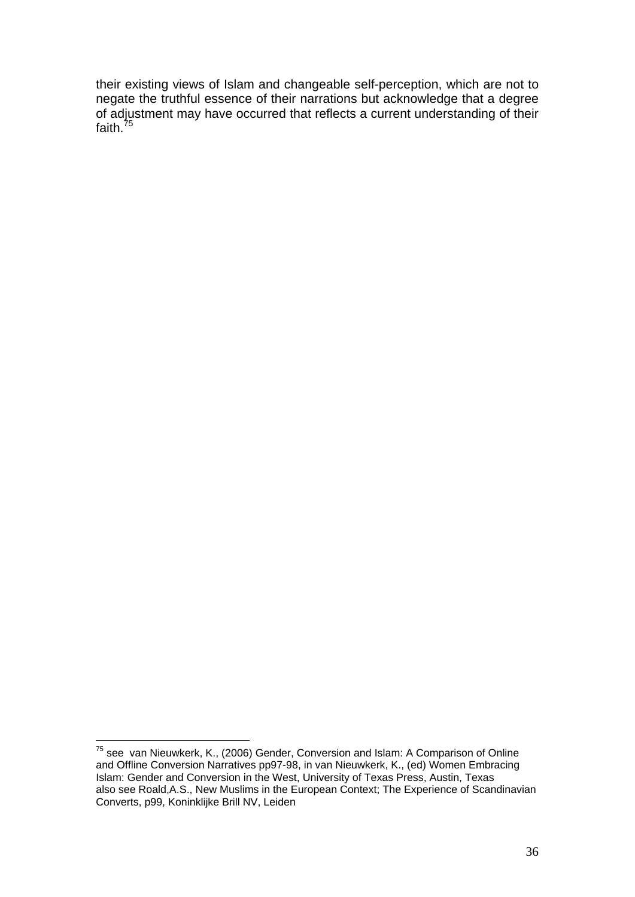their existing views of Islam and changeable self-perception, which are not to negate the truthful essence of their narrations but acknowledge that a degree of adjustment may have occurred that reflects a current understanding of their faith.[75]

---

[75] see van Nieuwkerk, K., (2006) Gender, Conversion and Islam: A Comparison of Online and Offline Conversion Narratives pp97-98, in van Nieuwkerk, K., (ed) Women Embracing Islam: Gender and Conversion in the West, University of Texas Press, Austin, Texas also see Roald,A.S., New Muslims in the European Context; The Experience of Scandinavian Converts, p99, Koninklijke Brill NV, Leiden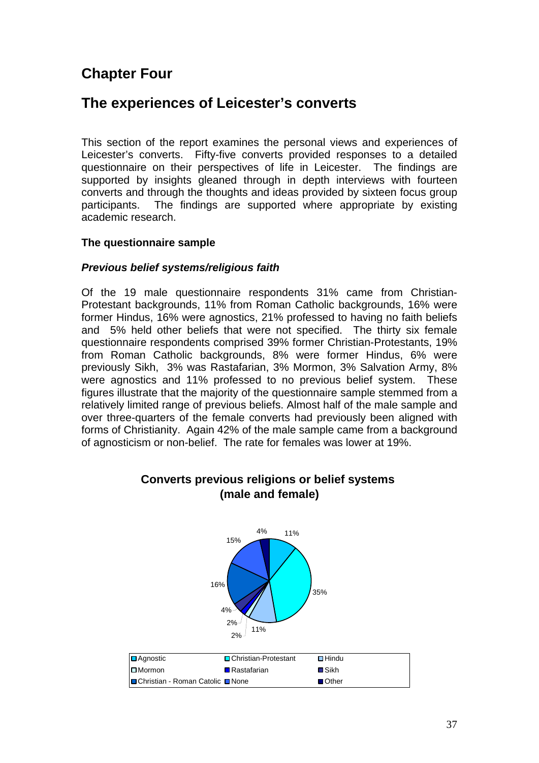# Chapter Four

# The experiences of Leicester's converts

This section of the report examines the personal views and experiences of Leicester's converts. Fifty-five converts provided responses to a detailed questionnaire on their perspectives of life in Leicester. The findings are supported by insights gleaned through in depth interviews with fourteen converts and through the thoughts and ideas provided by sixteen focus group participants. The findings are supported where appropriate by existing academic research.

### The questionnaire sample

#### *Previous belief systems/religious faith*

Of the 19 male questionnaire respondents 31% came from Christian-Protestant backgrounds, 11% from Roman Catholic backgrounds, 16% were former Hindus, 16% were agnostics, 21% professed to having no faith beliefs and 5% held other beliefs that were not specified. The thirty six female questionnaire respondents comprised 39% former Christian-Protestants, 19% from Roman Catholic backgrounds, 8% were former Hindus, 6% were previously Sikh, 3% was Rastafarian, 3% Mormon, 3% Salvation Army, 8% were agnostics and 11% professed to no previous belief system. These figures illustrate that the majority of the questionnaire sample stemmed from a relatively limited range of previous beliefs. Almost half of the male sample and over three-quarters of the female converts had previously been aligned with forms of Christianity. Again 42% of the male sample came from a background of agnosticism or non-belief. The rate for females was lower at 19%.

**Converts previous religions or belief systems (male and female)**

| Category | Percentage |
|---|---|
| Agnostic | 11% |
| Christian-Protestant | 35% |
| Hindu | 11% |
| Mormon | 2% |
| Rastafarian | 2% |
| Sikh | 4% |
| Christian - Roman Catholic | 16% |
| None | 15% |
| Other | 4% |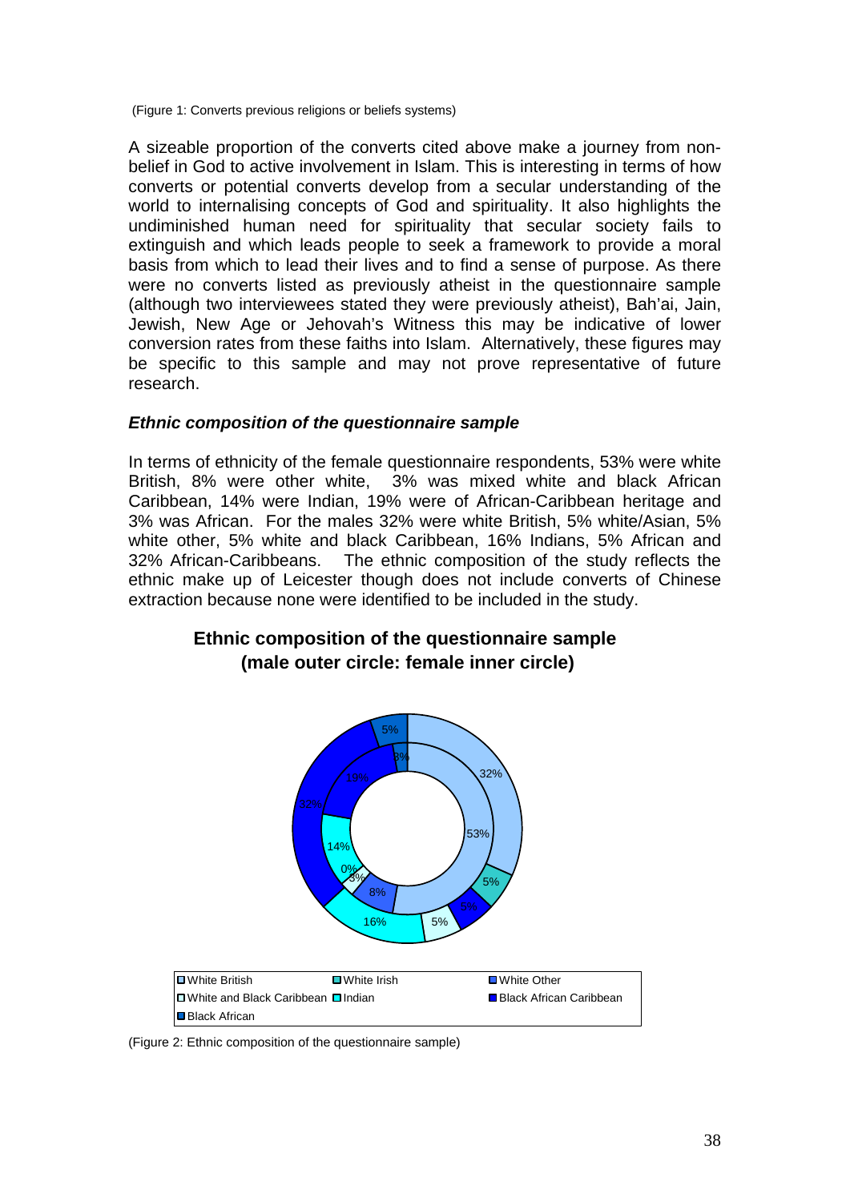(Figure 1: Converts previous religions or beliefs systems)

A sizeable proportion of the converts cited above make a journey from non-belief in God to active involvement in Islam. This is interesting in terms of how converts or potential converts develop from a secular understanding of the world to internalising concepts of God and spirituality. It also highlights the undiminished human need for spirituality that secular society fails to extinguish and which leads people to seek a framework to provide a moral basis from which to lead their lives and to find a sense of purpose. As there were no converts listed as previously atheist in the questionnaire sample (although two interviewees stated they were previously atheist), Bah'ai, Jain, Jewish, New Age or Jehovah's Witness this may be indicative of lower conversion rates from these faiths into Islam. Alternatively, these figures may be specific to this sample and may not prove representative of future research.

### *Ethnic composition of the questionnaire sample*

In terms of ethnicity of the female questionnaire respondents, 53% were white British, 8% were other white, 3% was mixed white and black African Caribbean, 14% were Indian, 19% were of African-Caribbean heritage and 3% was African. For the males 32% were white British, 5% white/Asian, 5% white other, 5% white and black Caribbean, 16% Indians, 5% African and 32% African-Caribbeans. The ethnic composition of the study reflects the ethnic make up of Leicester though does not include converts of Chinese extraction because none were identified to be included in the study.

**Ethnic composition of the questionnaire sample (male outer circle: female inner circle)**

| Ethnicity | Male (outer circle) | Female (inner circle) |
|---|---|---|
| White British | 32% | 53% |
| White Irish | 5% | |
| White Other | 5% | 8% |
| White and Black Caribbean | 5% | 3% |
| Indian | 16% | 14% |
| Black African Caribbean | 32% | 19% |
| Black African | 5% | 3% |

(Figure 2: Ethnic composition of the questionnaire sample)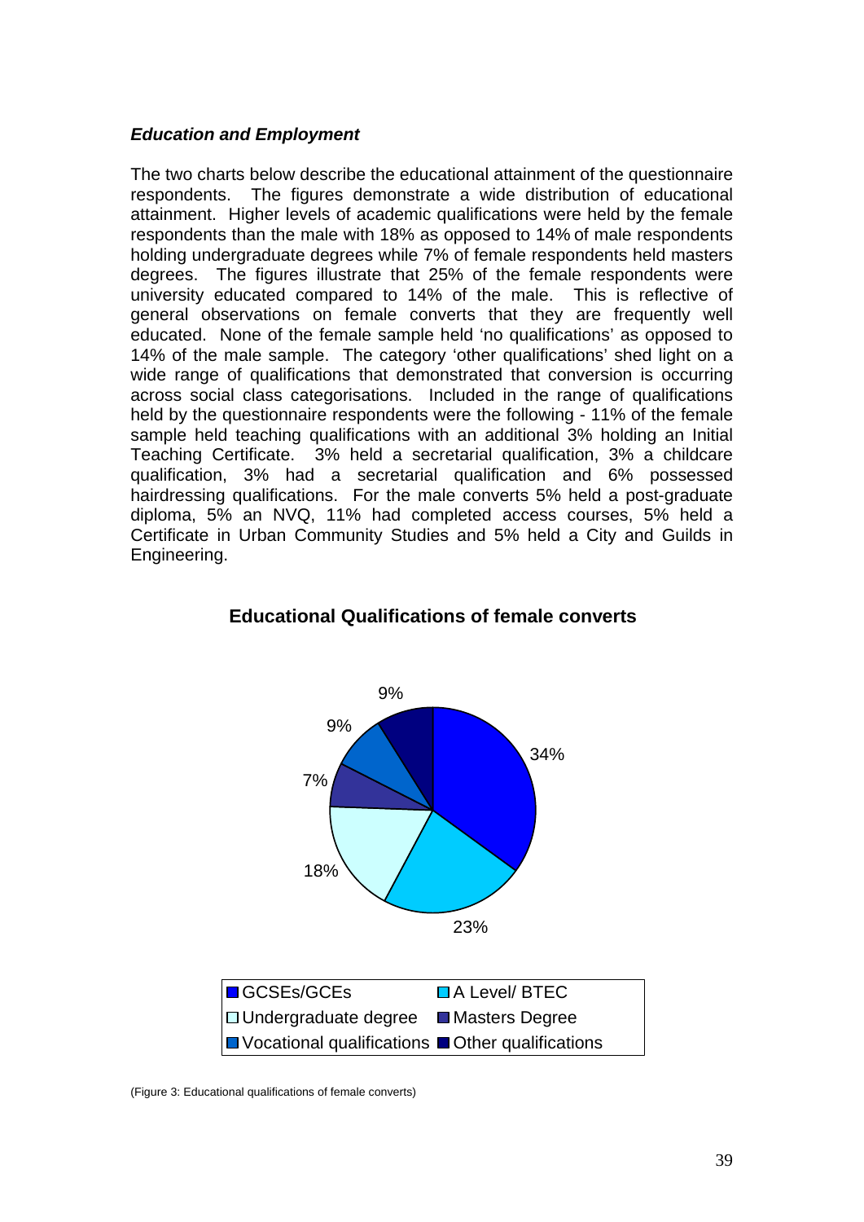***Education and Employment***

The two charts below describe the educational attainment of the questionnaire respondents. The figures demonstrate a wide distribution of educational attainment. Higher levels of academic qualifications were held by the female respondents than the male with 18% as opposed to 14% of male respondents holding undergraduate degrees while 7% of female respondents held masters degrees. The figures illustrate that 25% of the female respondents were university educated compared to 14% of the male. This is reflective of general observations on female converts that they are frequently well educated. None of the female sample held 'no qualifications' as opposed to 14% of the male sample. The category 'other qualifications' shed light on a wide range of qualifications that demonstrated that conversion is occurring across social class categorisations. Included in the range of qualifications held by the questionnaire respondents were the following - 11% of the female sample held teaching qualifications with an additional 3% holding an Initial Teaching Certificate. 3% held a secretarial qualification, 3% a childcare qualification, 3% had a secretarial qualification and 6% possessed hairdressing qualifications. For the male converts 5% held a post-graduate diploma, 5% an NVQ, 11% had completed access courses, 5% held a Certificate in Urban Community Studies and 5% held a City and Guilds in Engineering.

**Educational Qualifications of female converts**

| Qualification | Percentage |
| --- | --- |
| GCSEs/GCEs | 34% |
| A Level/ BTEC | 23% |
| Undergraduate degree | 18% |
| Masters Degree | 7% |
| Vocational qualifications | 9% |
| Other qualifications | 9% |

(Figure 3: Educational qualifications of female converts)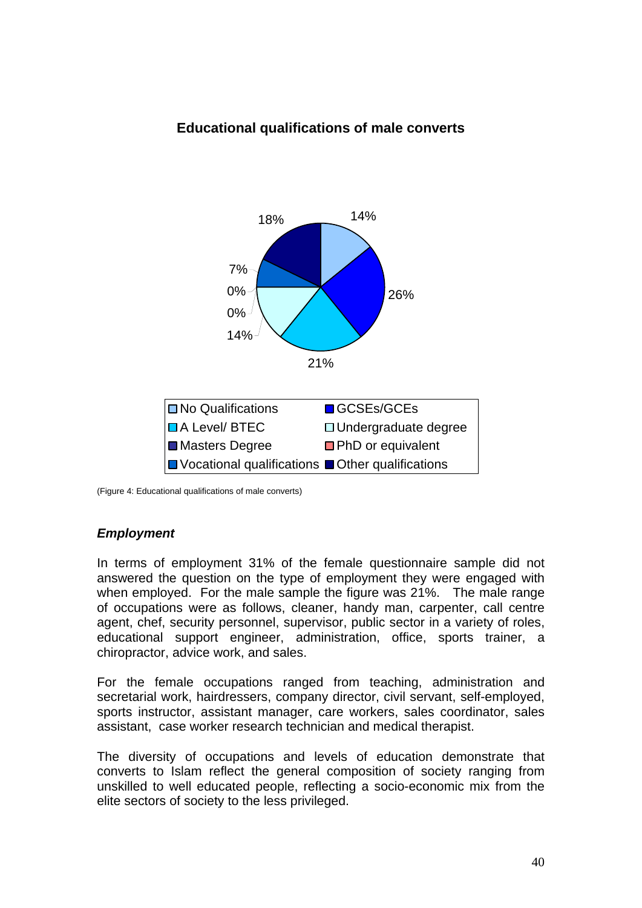**Educational qualifications of male converts**

| Qualification | Percentage |
|---|---|
| No Qualifications | 14% |
| GCSEs/GCEs | 26% |
| A Level/ BTEC | 21% |
| Undergraduate degree | 14% |
| Masters Degree | 0% |
| PhD or equivalent | 0% |
| Vocational qualifications | 7% |
| Other qualifications | 18% |

(Figure 4: Educational qualifications of male converts)

### *Employment*

In terms of employment 31% of the female questionnaire sample did not answered the question on the type of employment they were engaged with when employed. For the male sample the figure was 21%. The male range of occupations were as follows, cleaner, handy man, carpenter, call centre agent, chef, security personnel, supervisor, public sector in a variety of roles, educational support engineer, administration, office, sports trainer, a chiropractor, advice work, and sales.

For the female occupations ranged from teaching, administration and secretarial work, hairdressers, company director, civil servant, self-employed, sports instructor, assistant manager, care workers, sales coordinator, sales assistant, case worker research technician and medical therapist.

The diversity of occupations and levels of education demonstrate that converts to Islam reflect the general composition of society ranging from unskilled to well educated people, reflecting a socio-economic mix from the elite sectors of society to the less privileged.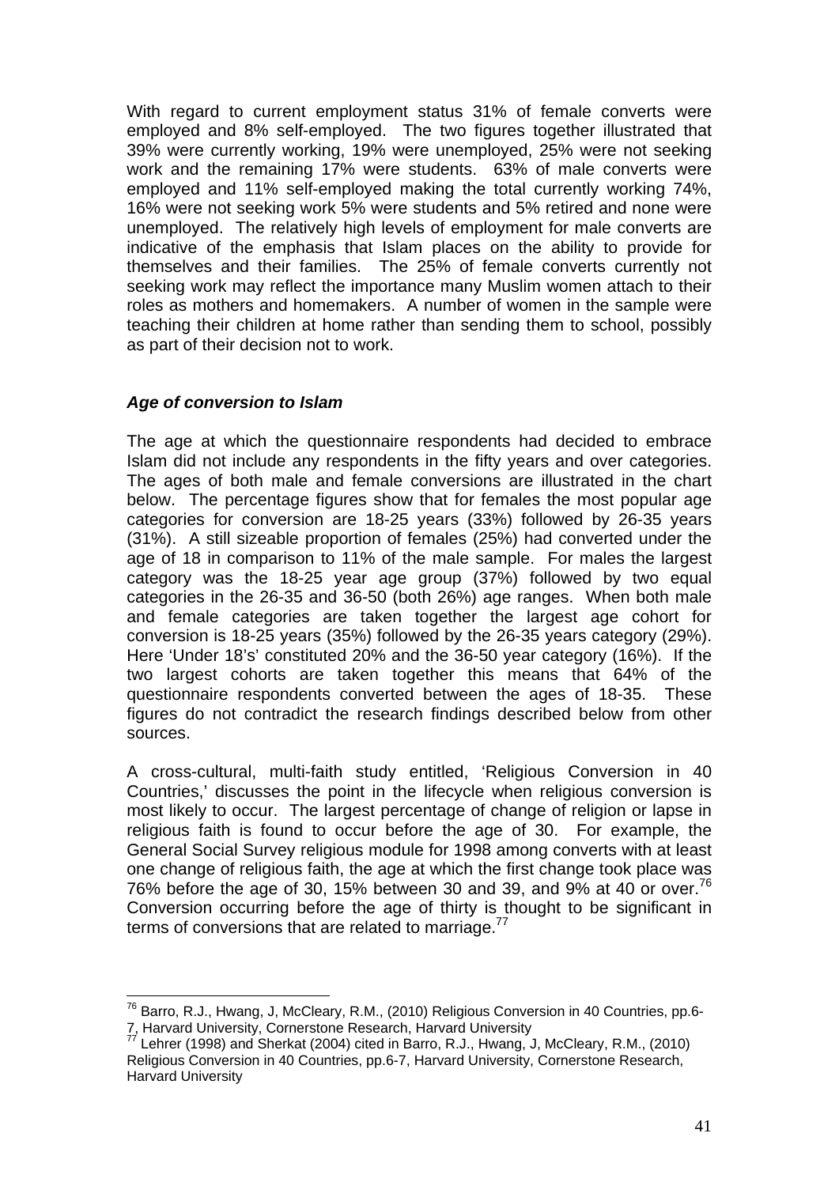With regard to current employment status 31% of female converts were employed and 8% self-employed. The two figures together illustrated that 39% were currently working, 19% were unemployed, 25% were not seeking work and the remaining 17% were students. 63% of male converts were employed and 11% self-employed making the total currently working 74%, 16% were not seeking work 5% were students and 5% retired and none were unemployed. The relatively high levels of employment for male converts are indicative of the emphasis that Islam places on the ability to provide for themselves and their families. The 25% of female converts currently not seeking work may reflect the importance many Muslim women attach to their roles as mothers and homemakers. A number of women in the sample were teaching their children at home rather than sending them to school, possibly as part of their decision not to work.

### *Age of conversion to Islam*

The age at which the questionnaire respondents had decided to embrace Islam did not include any respondents in the fifty years and over categories. The ages of both male and female conversions are illustrated in the chart below. The percentage figures show that for females the most popular age categories for conversion are 18-25 years (33%) followed by 26-35 years (31%). A still sizeable proportion of females (25%) had converted under the age of 18 in comparison to 11% of the male sample. For males the largest category was the 18-25 year age group (37%) followed by two equal categories in the 26-35 and 36-50 (both 26%) age ranges. When both male and female categories are taken together the largest age cohort for conversion is 18-25 years (35%) followed by the 26-35 years category (29%). Here 'Under 18's' constituted 20% and the 36-50 year category (16%). If the two largest cohorts are taken together this means that 64% of the questionnaire respondents converted between the ages of 18-35. These figures do not contradict the research findings described below from other sources.

A cross-cultural, multi-faith study entitled, 'Religious Conversion in 40 Countries,' discusses the point in the lifecycle when religious conversion is most likely to occur. The largest percentage of change of religion or lapse in religious faith is found to occur before the age of 30. For example, the General Social Survey religious module for 1998 among converts with at least one change of religious faith, the age at which the first change took place was 76% before the age of 30, 15% between 30 and 39, and 9% at 40 or over.[76] Conversion occurring before the age of thirty is thought to be significant in terms of conversions that are related to marriage.[77]

---

[76] Barro, R.J., Hwang, J, McCleary, R.M., (2010) Religious Conversion in 40 Countries, pp.6-7, Harvard University, Cornerstone Research, Harvard University

[77] Lehrer (1998) and Sherkat (2004) cited in Barro, R.J., Hwang, J, McCleary, R.M., (2010) Religious Conversion in 40 Countries, pp.6-7, Harvard University, Cornerstone Research, Harvard University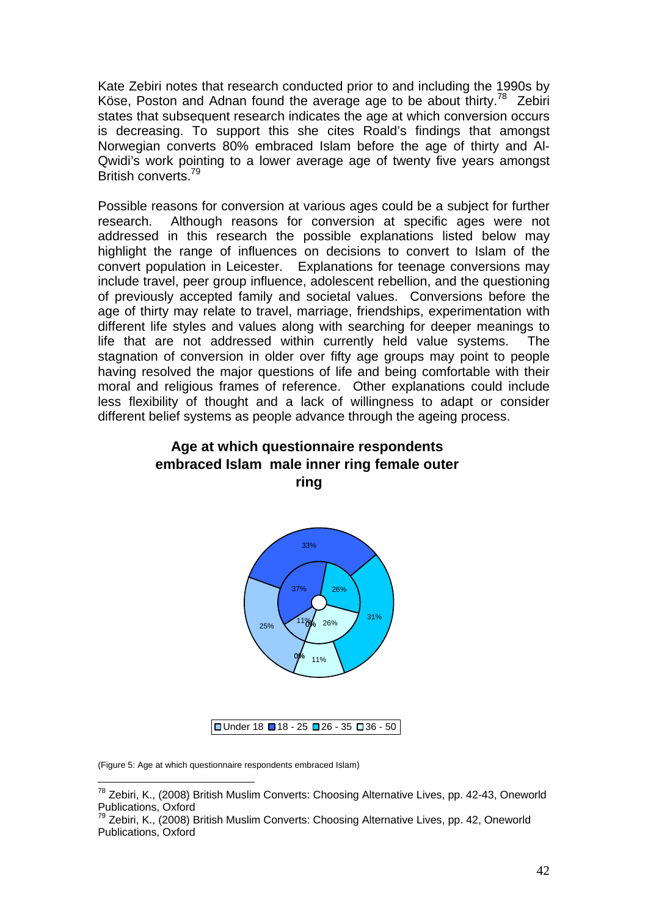Kate Zebiri notes that research conducted prior to and including the 1990s by Köse, Poston and Adnan found the average age to be about thirty.[78] Zebiri states that subsequent research indicates the age at which conversion occurs is decreasing. To support this she cites Roald's findings that amongst Norwegian converts 80% embraced Islam before the age of thirty and Al-Qwidi's work pointing to a lower average age of twenty five years amongst British converts.[79]

Possible reasons for conversion at various ages could be a subject for further research. Although reasons for conversion at specific ages were not addressed in this research the possible explanations listed below may highlight the range of influences on decisions to convert to Islam of the convert population in Leicester. Explanations for teenage conversions may include travel, peer group influence, adolescent rebellion, and the questioning of previously accepted family and societal values. Conversions before the age of thirty may relate to travel, marriage, friendships, experimentation with different life styles and values along with searching for deeper meanings to life that are not addressed within currently held value systems. The stagnation of conversion in older over fifty age groups may point to people having resolved the major questions of life and being comfortable with their moral and religious frames of reference. Other explanations could include less flexibility of thought and a lack of willingness to adapt or consider different belief systems as people advance through the ageing process.

**Age at which questionnaire respondents embraced Islam male inner ring female outer ring**

| Age | Male (inner ring) | Female (outer ring) |
|---|---|---|
| Under 18 | 11% | 25% |
| 18 - 25 | 37% | 33% |
| 26 - 35 | 26% | 31% |
| 36 - 50 | 26% | 11% |
| (unlabelled) | 0% | 0% |

(Figure 5: Age at which questionnaire respondents embraced Islam)

[78] Zebiri, K., (2008) British Muslim Converts: Choosing Alternative Lives, pp. 42-43, Oneworld Publications, Oxford

[79] Zebiri, K., (2008) British Muslim Converts: Choosing Alternative Lives, pp. 42, Oneworld Publications, Oxford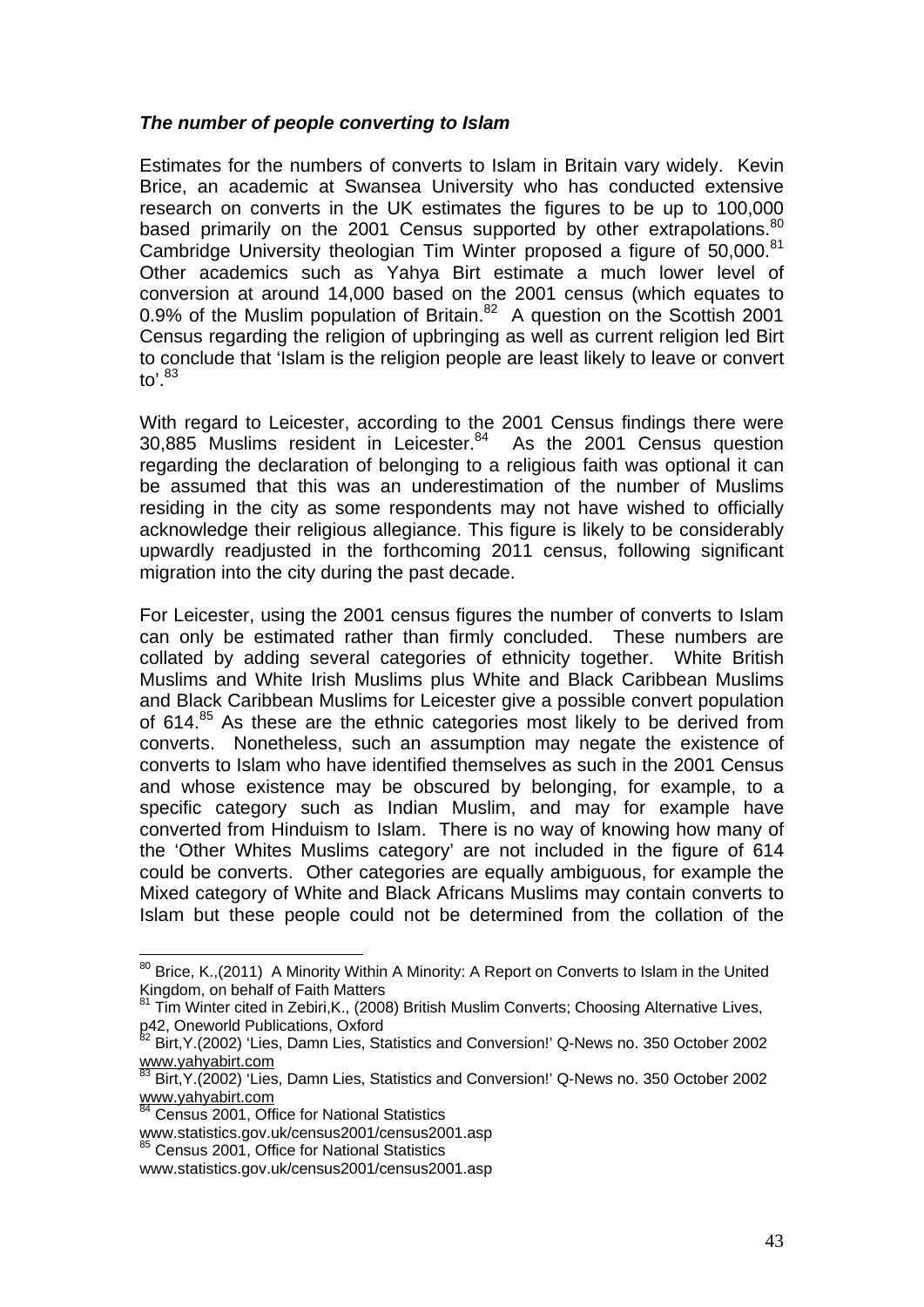***The number of people converting to Islam***

Estimates for the numbers of converts to Islam in Britain vary widely. Kevin Brice, an academic at Swansea University who has conducted extensive research on converts in the UK estimates the figures to be up to 100,000 based primarily on the 2001 Census supported by other extrapolations.[80] Cambridge University theologian Tim Winter proposed a figure of 50,000.[81] Other academics such as Yahya Birt estimate a much lower level of conversion at around 14,000 based on the 2001 census (which equates to 0.9% of the Muslim population of Britain.[82] A question on the Scottish 2001 Census regarding the religion of upbringing as well as current religion led Birt to conclude that 'Islam is the religion people are least likely to leave or convert to'.[83]

With regard to Leicester, according to the 2001 Census findings there were 30,885 Muslims resident in Leicester.[84] As the 2001 Census question regarding the declaration of belonging to a religious faith was optional it can be assumed that this was an underestimation of the number of Muslims residing in the city as some respondents may not have wished to officially acknowledge their religious allegiance. This figure is likely to be considerably upwardly readjusted in the forthcoming 2011 census, following significant migration into the city during the past decade.

For Leicester, using the 2001 census figures the number of converts to Islam can only be estimated rather than firmly concluded. These numbers are collated by adding several categories of ethnicity together. White British Muslims and White Irish Muslims plus White and Black Caribbean Muslims and Black Caribbean Muslims for Leicester give a possible convert population of 614.[85] As these are the ethnic categories most likely to be derived from converts. Nonetheless, such an assumption may negate the existence of converts to Islam who have identified themselves as such in the 2001 Census and whose existence may be obscured by belonging, for example, to a specific category such as Indian Muslim, and may for example have converted from Hinduism to Islam. There is no way of knowing how many of the 'Other Whites Muslims category' are not included in the figure of 614 could be converts. Other categories are equally ambiguous, for example the Mixed category of White and Black Africans Muslims may contain converts to Islam but these people could not be determined from the collation of the

---

[80] Brice, K.,(2011) A Minority Within A Minority: A Report on Converts to Islam in the United Kingdom, on behalf of Faith Matters

[81] Tim Winter cited in Zebiri,K., (2008) British Muslim Converts; Choosing Alternative Lives, p42, Oneworld Publications, Oxford

[82] Birt,Y.(2002) 'Lies, Damn Lies, Statistics and Conversion!' Q-News no. 350 October 2002 www.yahyabirt.com

[83] Birt,Y.(2002) 'Lies, Damn Lies, Statistics and Conversion!' Q-News no. 350 October 2002 www.yahyabirt.com

[84] Census 2001, Office for National Statistics www.statistics.gov.uk/census2001/census2001.asp

[85] Census 2001, Office for National Statistics www.statistics.gov.uk/census2001/census2001.asp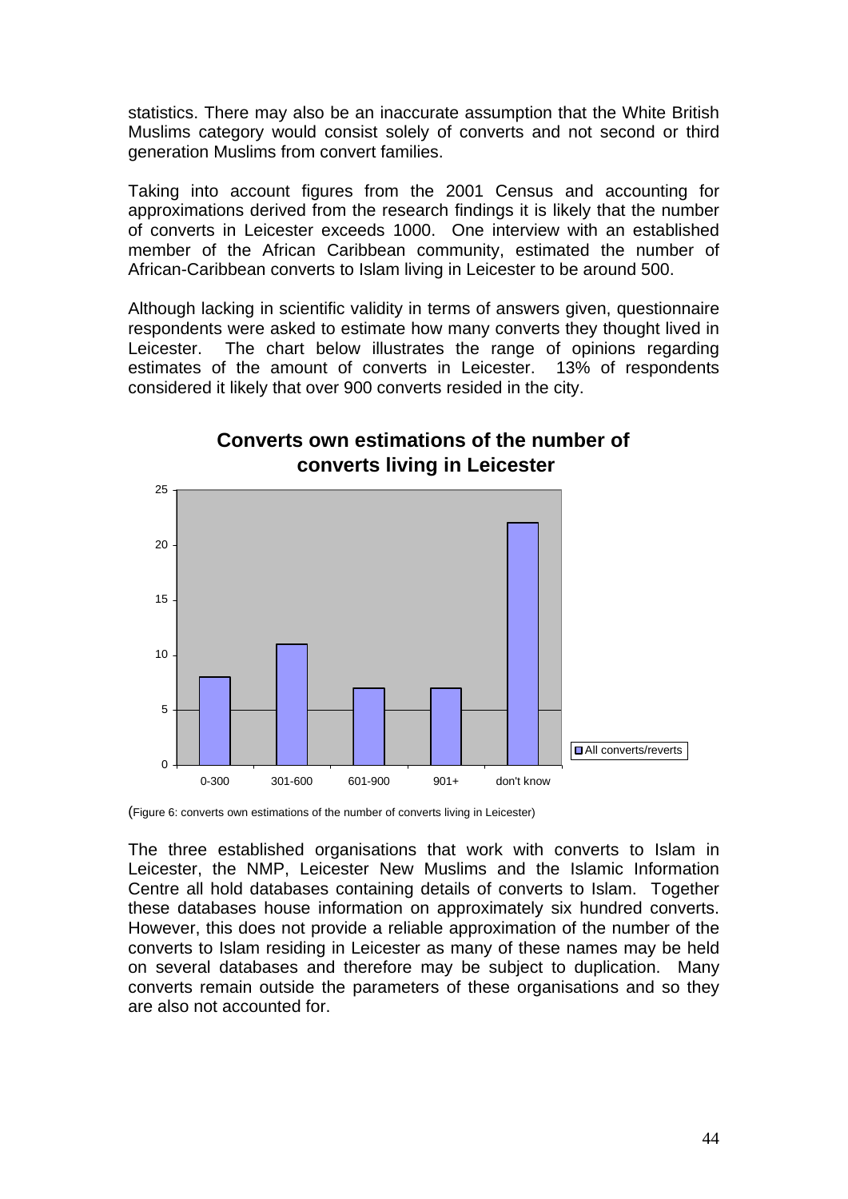statistics. There may also be an inaccurate assumption that the White British Muslims category would consist solely of converts and not second or third generation Muslims from convert families.

Taking into account figures from the 2001 Census and accounting for approximations derived from the research findings it is likely that the number of converts in Leicester exceeds 1000. One interview with an established member of the African Caribbean community, estimated the number of African-Caribbean converts to Islam living in Leicester to be around 500.

Although lacking in scientific validity in terms of answers given, questionnaire respondents were asked to estimate how many converts they thought lived in Leicester. The chart below illustrates the range of opinions regarding estimates of the amount of converts in Leicester. 13% of respondents considered it likely that over 900 converts resided in the city.

**Converts own estimations of the number of converts living in Leicester**

| Estimate | All converts/reverts |
|---|---|
| 0-300 | 8 |
| 301-600 | 11 |
| 601-900 | 7 |
| 901+ | 7 |
| don't know | 22 |

(Figure 6: converts own estimations of the number of converts living in Leicester)

The three established organisations that work with converts to Islam in Leicester, the NMP, Leicester New Muslims and the Islamic Information Centre all hold databases containing details of converts to Islam. Together these databases house information on approximately six hundred converts. However, this does not provide a reliable approximation of the number of the converts to Islam residing in Leicester as many of these names may be held on several databases and therefore may be subject to duplication. Many converts remain outside the parameters of these organisations and so they are also not accounted for.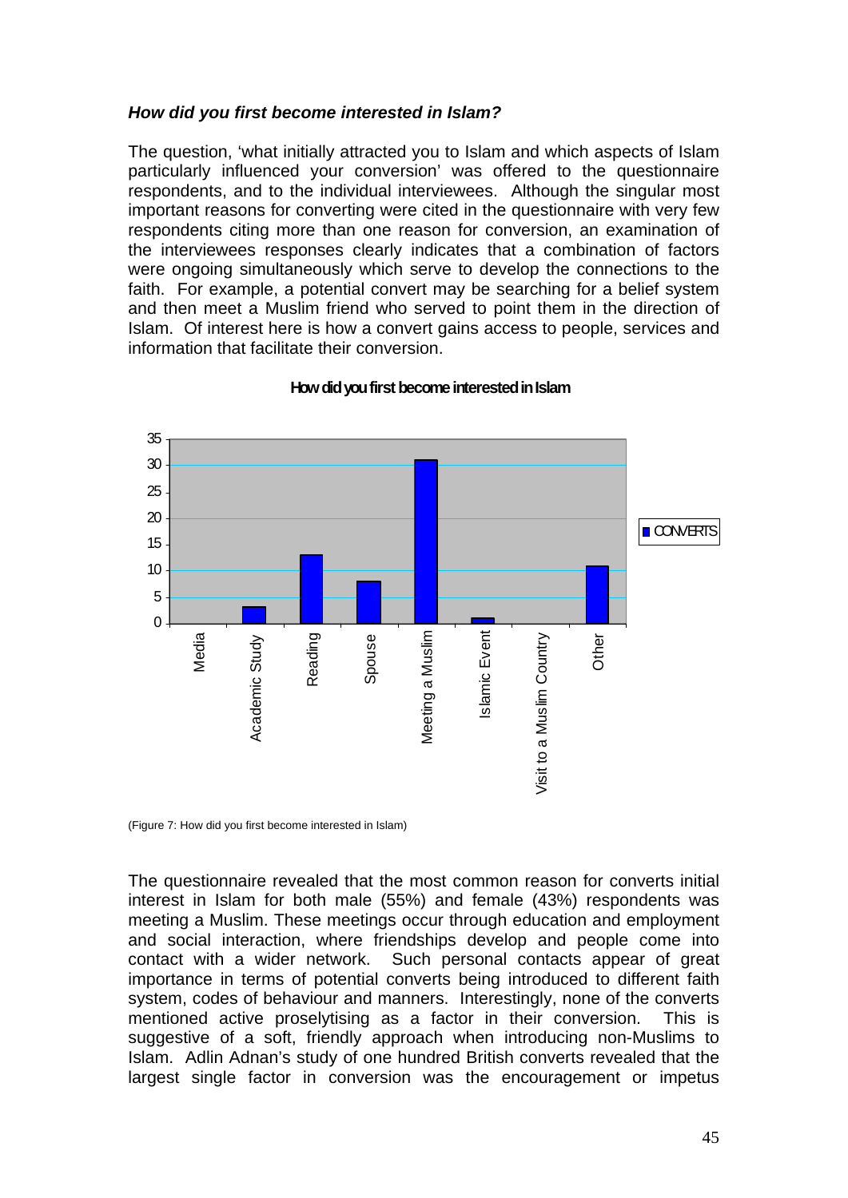***How did you first become interested in Islam?***

The question, 'what initially attracted you to Islam and which aspects of Islam particularly influenced your conversion' was offered to the questionnaire respondents, and to the individual interviewees. Although the singular most important reasons for converting were cited in the questionnaire with very few respondents citing more than one reason for conversion, an examination of the interviewees responses clearly indicates that a combination of factors were ongoing simultaneously which serve to develop the connections to the faith. For example, a potential convert may be searching for a belief system and then meet a Muslim friend who served to point them in the direction of Islam. Of interest here is how a convert gains access to people, services and information that facilitate their conversion.

**How did you first become interested in Islam**

| | CONVERTS |
|---|---|
| Media | 0 |
| Academic Study | 3 |
| Reading | 13 |
| Spouse | 8 |
| Meeting a Muslim | 31 |
| Islamic Event | 1 |
| Visit to a Muslim Country | 0 |
| Other | 11 |

(Figure 7: How did you first become interested in Islam)

The questionnaire revealed that the most common reason for converts initial interest in Islam for both male (55%) and female (43%) respondents was meeting a Muslim. These meetings occur through education and employment and social interaction, where friendships develop and people come into contact with a wider network. Such personal contacts appear of great importance in terms of potential converts being introduced to different faith system, codes of behaviour and manners. Interestingly, none of the converts mentioned active proselytising as a factor in their conversion. This is suggestive of a soft, friendly approach when introducing non-Muslims to Islam. Adlin Adnan's study of one hundred British converts revealed that the largest single factor in conversion was the encouragement or impetus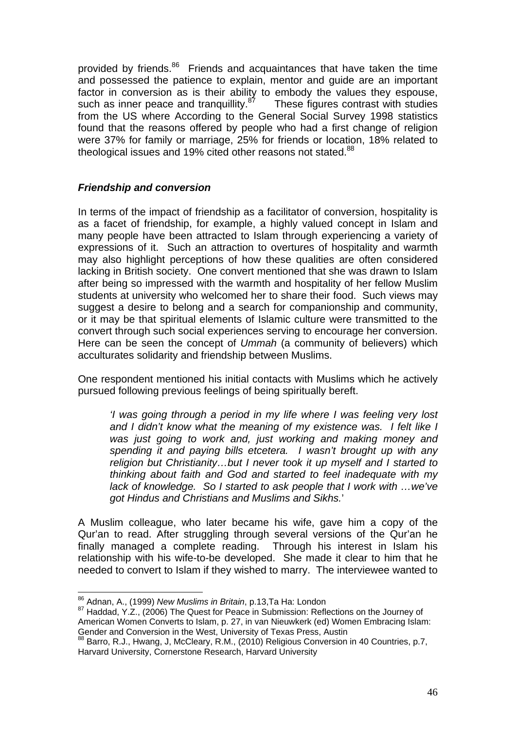provided by friends.[86] Friends and acquaintances that have taken the time and possessed the patience to explain, mentor and guide are an important factor in conversion as is their ability to embody the values they espouse, such as inner peace and tranquillity.[87] These figures contrast with studies from the US where According to the General Social Survey 1998 statistics found that the reasons offered by people who had a first change of religion were 37% for family or marriage, 25% for friends or location, 18% related to theological issues and 19% cited other reasons not stated.[88]

### *Friendship and conversion*

In terms of the impact of friendship as a facilitator of conversion, hospitality is as a facet of friendship, for example, a highly valued concept in Islam and many people have been attracted to Islam through experiencing a variety of expressions of it. Such an attraction to overtures of hospitality and warmth may also highlight perceptions of how these qualities are often considered lacking in British society. One convert mentioned that she was drawn to Islam after being so impressed with the warmth and hospitality of her fellow Muslim students at university who welcomed her to share their food. Such views may suggest a desire to belong and a search for companionship and community, or it may be that spiritual elements of Islamic culture were transmitted to the convert through such social experiences serving to encourage her conversion. Here can be seen the concept of *Ummah* (a community of believers) which acculturates solidarity and friendship between Muslims.

One respondent mentioned his initial contacts with Muslims which he actively pursued following previous feelings of being spiritually bereft.

> *'I was going through a period in my life where I was feeling very lost and I didn't know what the meaning of my existence was. I felt like I was just going to work and, just working and making money and spending it and paying bills etcetera. I wasn't brought up with any religion but Christianity…but I never took it up myself and I started to thinking about faith and God and started to feel inadequate with my lack of knowledge. So I started to ask people that I work with …we've got Hindus and Christians and Muslims and Sikhs.'*

A Muslim colleague, who later became his wife, gave him a copy of the Qur'an to read. After struggling through several versions of the Qur'an he finally managed a complete reading. Through his interest in Islam his relationship with his wife-to-be developed. She made it clear to him that he needed to convert to Islam if they wished to marry. The interviewee wanted to

---

[86] Adnan, A., (1999) *New Muslims in Britain*, p.13,Ta Ha: London

[87] Haddad, Y.Z., (2006) The Quest for Peace in Submission: Reflections on the Journey of American Women Converts to Islam, p. 27, in van Nieuwkerk (ed) Women Embracing Islam: Gender and Conversion in the West, University of Texas Press, Austin

[88] Barro, R.J., Hwang, J, McCleary, R.M., (2010) Religious Conversion in 40 Countries, p.7, Harvard University, Cornerstone Research, Harvard University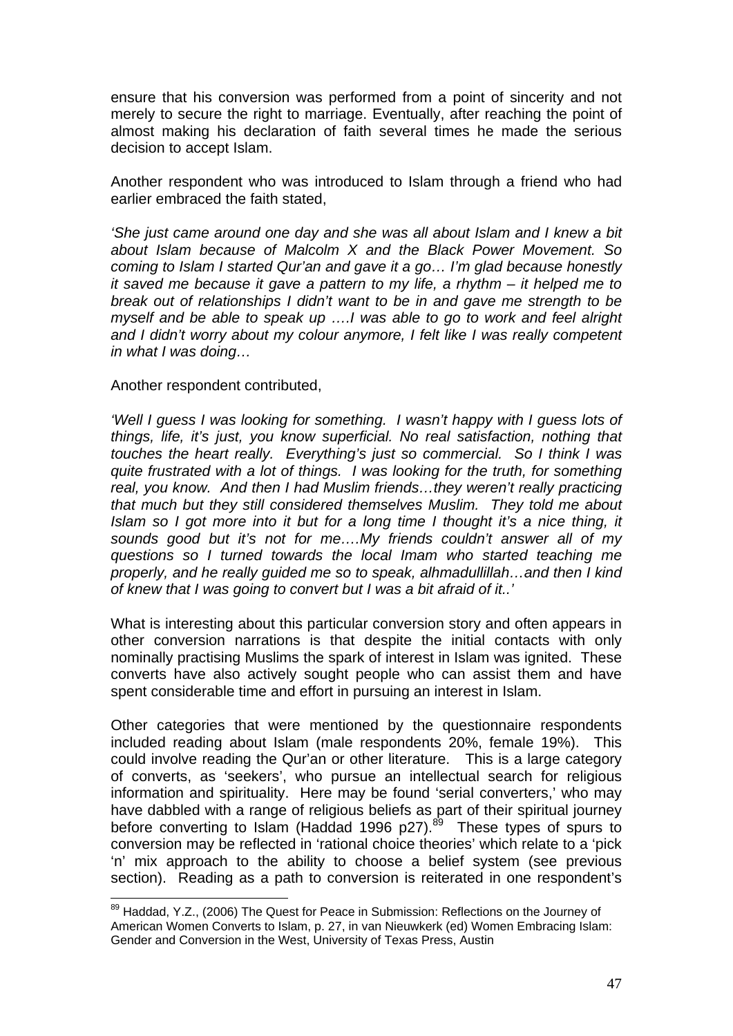ensure that his conversion was performed from a point of sincerity and not merely to secure the right to marriage. Eventually, after reaching the point of almost making his declaration of faith several times he made the serious decision to accept Islam.

Another respondent who was introduced to Islam through a friend who had earlier embraced the faith stated,

*'She just came around one day and she was all about Islam and I knew a bit about Islam because of Malcolm X and the Black Power Movement. So coming to Islam I started Qur'an and gave it a go… I'm glad because honestly it saved me because it gave a pattern to my life, a rhythm – it helped me to break out of relationships I didn't want to be in and gave me strength to be myself and be able to speak up ….I was able to go to work and feel alright and I didn't worry about my colour anymore, I felt like I was really competent in what I was doing…*

Another respondent contributed,

*'Well I guess I was looking for something. I wasn't happy with I guess lots of things, life, it's just, you know superficial. No real satisfaction, nothing that touches the heart really. Everything's just so commercial. So I think I was quite frustrated with a lot of things. I was looking for the truth, for something real, you know. And then I had Muslim friends…they weren't really practicing that much but they still considered themselves Muslim. They told me about Islam so I got more into it but for a long time I thought it's a nice thing, it sounds good but it's not for me….My friends couldn't answer all of my questions so I turned towards the local Imam who started teaching me properly, and he really guided me so to speak, alhmadullillah…and then I kind of knew that I was going to convert but I was a bit afraid of it..'*

What is interesting about this particular conversion story and often appears in other conversion narrations is that despite the initial contacts with only nominally practising Muslims the spark of interest in Islam was ignited. These converts have also actively sought people who can assist them and have spent considerable time and effort in pursuing an interest in Islam.

Other categories that were mentioned by the questionnaire respondents included reading about Islam (male respondents 20%, female 19%). This could involve reading the Qur'an or other literature. This is a large category of converts, as 'seekers', who pursue an intellectual search for religious information and spirituality. Here may be found 'serial converters,' who may have dabbled with a range of religious beliefs as part of their spiritual journey before converting to Islam (Haddad 1996 p27).[89] These types of spurs to conversion may be reflected in 'rational choice theories' which relate to a 'pick 'n' mix approach to the ability to choose a belief system (see previous section). Reading as a path to conversion is reiterated in one respondent's

[89] Haddad, Y.Z., (2006) The Quest for Peace in Submission: Reflections on the Journey of American Women Converts to Islam, p. 27, in van Nieuwkerk (ed) Women Embracing Islam: Gender and Conversion in the West, University of Texas Press, Austin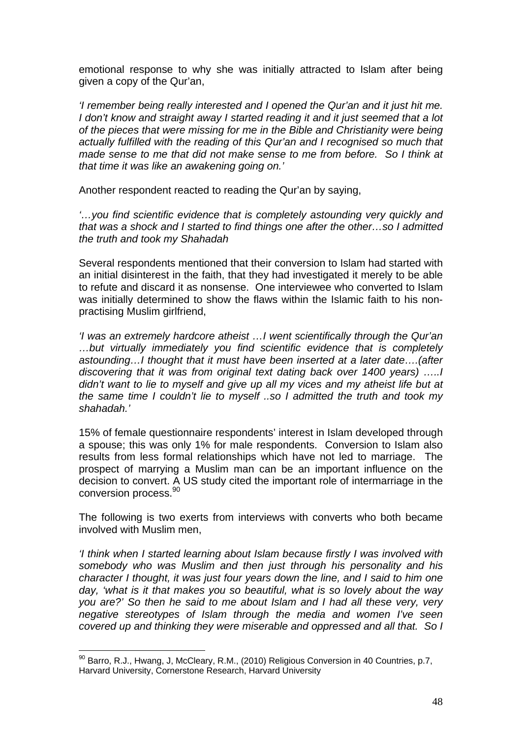emotional response to why she was initially attracted to Islam after being given a copy of the Qur'an,

*'I remember being really interested and I opened the Qur'an and it just hit me. I don't know and straight away I started reading it and it just seemed that a lot of the pieces that were missing for me in the Bible and Christianity were being actually fulfilled with the reading of this Qur'an and I recognised so much that made sense to me that did not make sense to me from before. So I think at that time it was like an awakening going on.'*

Another respondent reacted to reading the Qur'an by saying,

*'…you find scientific evidence that is completely astounding very quickly and that was a shock and I started to find things one after the other…so I admitted the truth and took my Shahadah*

Several respondents mentioned that their conversion to Islam had started with an initial disinterest in the faith, that they had investigated it merely to be able to refute and discard it as nonsense. One interviewee who converted to Islam was initially determined to show the flaws within the Islamic faith to his non-practising Muslim girlfriend,

*'I was an extremely hardcore atheist …I went scientifically through the Qur'an …but virtually immediately you find scientific evidence that is completely astounding…I thought that it must have been inserted at a later date….(after discovering that it was from original text dating back over 1400 years) …..I didn't want to lie to myself and give up all my vices and my atheist life but at the same time I couldn't lie to myself ..so I admitted the truth and took my shahadah.'*

15% of female questionnaire respondents' interest in Islam developed through a spouse; this was only 1% for male respondents. Conversion to Islam also results from less formal relationships which have not led to marriage. The prospect of marrying a Muslim man can be an important influence on the decision to convert. A US study cited the important role of intermarriage in the conversion process.[90]

The following is two exerts from interviews with converts who both became involved with Muslim men,

*'I think when I started learning about Islam because firstly I was involved with somebody who was Muslim and then just through his personality and his character I thought, it was just four years down the line, and I said to him one day, 'what is it that makes you so beautiful, what is so lovely about the way you are?' So then he said to me about Islam and I had all these very, very negative stereotypes of Islam through the media and women I've seen covered up and thinking they were miserable and oppressed and all that. So I*

---

[90] Barro, R.J., Hwang, J, McCleary, R.M., (2010) Religious Conversion in 40 Countries, p.7, Harvard University, Cornerstone Research, Harvard University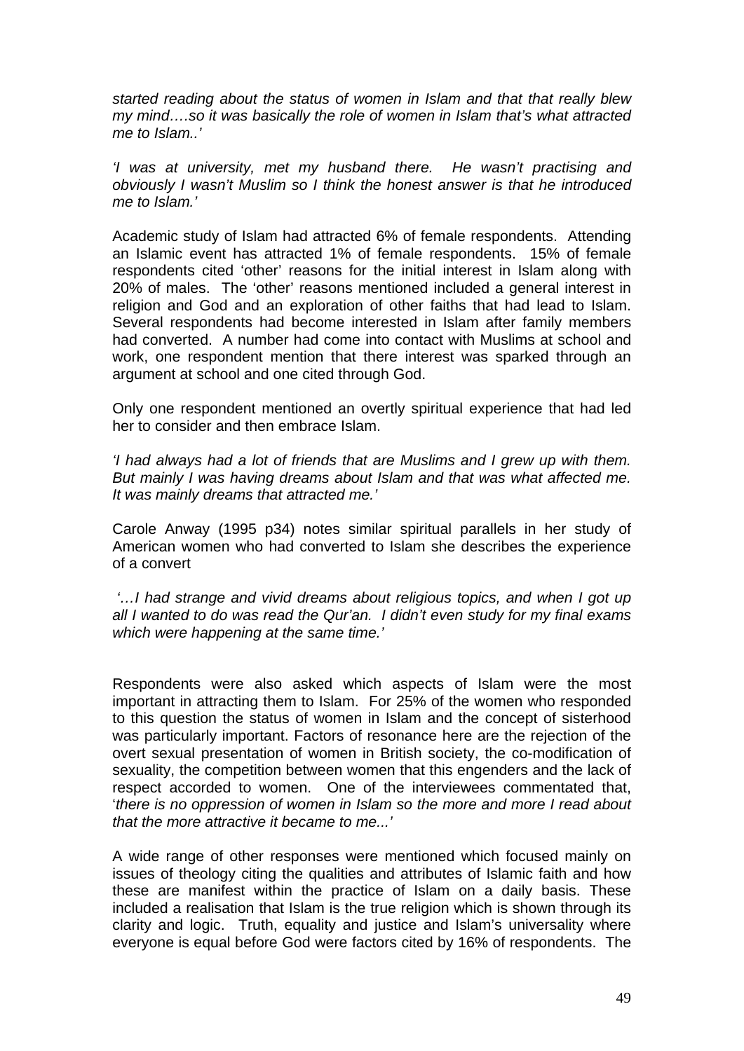*started reading about the status of women in Islam and that that really blew my mind….so it was basically the role of women in Islam that's what attracted me to Islam..'*

*'I was at university, met my husband there. He wasn't practising and obviously I wasn't Muslim so I think the honest answer is that he introduced me to Islam.'*

Academic study of Islam had attracted 6% of female respondents. Attending an Islamic event has attracted 1% of female respondents. 15% of female respondents cited 'other' reasons for the initial interest in Islam along with 20% of males. The 'other' reasons mentioned included a general interest in religion and God and an exploration of other faiths that had lead to Islam. Several respondents had become interested in Islam after family members had converted. A number had come into contact with Muslims at school and work, one respondent mention that there interest was sparked through an argument at school and one cited through God.

Only one respondent mentioned an overtly spiritual experience that had led her to consider and then embrace Islam.

*'I had always had a lot of friends that are Muslims and I grew up with them. But mainly I was having dreams about Islam and that was what affected me. It was mainly dreams that attracted me.'*

Carole Anway (1995 p34) notes similar spiritual parallels in her study of American women who had converted to Islam she describes the experience of a convert

*'…I had strange and vivid dreams about religious topics, and when I got up all I wanted to do was read the Qur'an. I didn't even study for my final exams which were happening at the same time.'*

Respondents were also asked which aspects of Islam were the most important in attracting them to Islam. For 25% of the women who responded to this question the status of women in Islam and the concept of sisterhood was particularly important. Factors of resonance here are the rejection of the overt sexual presentation of women in British society, the co-modification of sexuality, the competition between women that this engenders and the lack of respect accorded to women. One of the interviewees commentated that, '*there is no oppression of women in Islam so the more and more I read about that the more attractive it became to me...'*

A wide range of other responses were mentioned which focused mainly on issues of theology citing the qualities and attributes of Islamic faith and how these are manifest within the practice of Islam on a daily basis. These included a realisation that Islam is the true religion which is shown through its clarity and logic. Truth, equality and justice and Islam's universality where everyone is equal before God were factors cited by 16% of respondents. The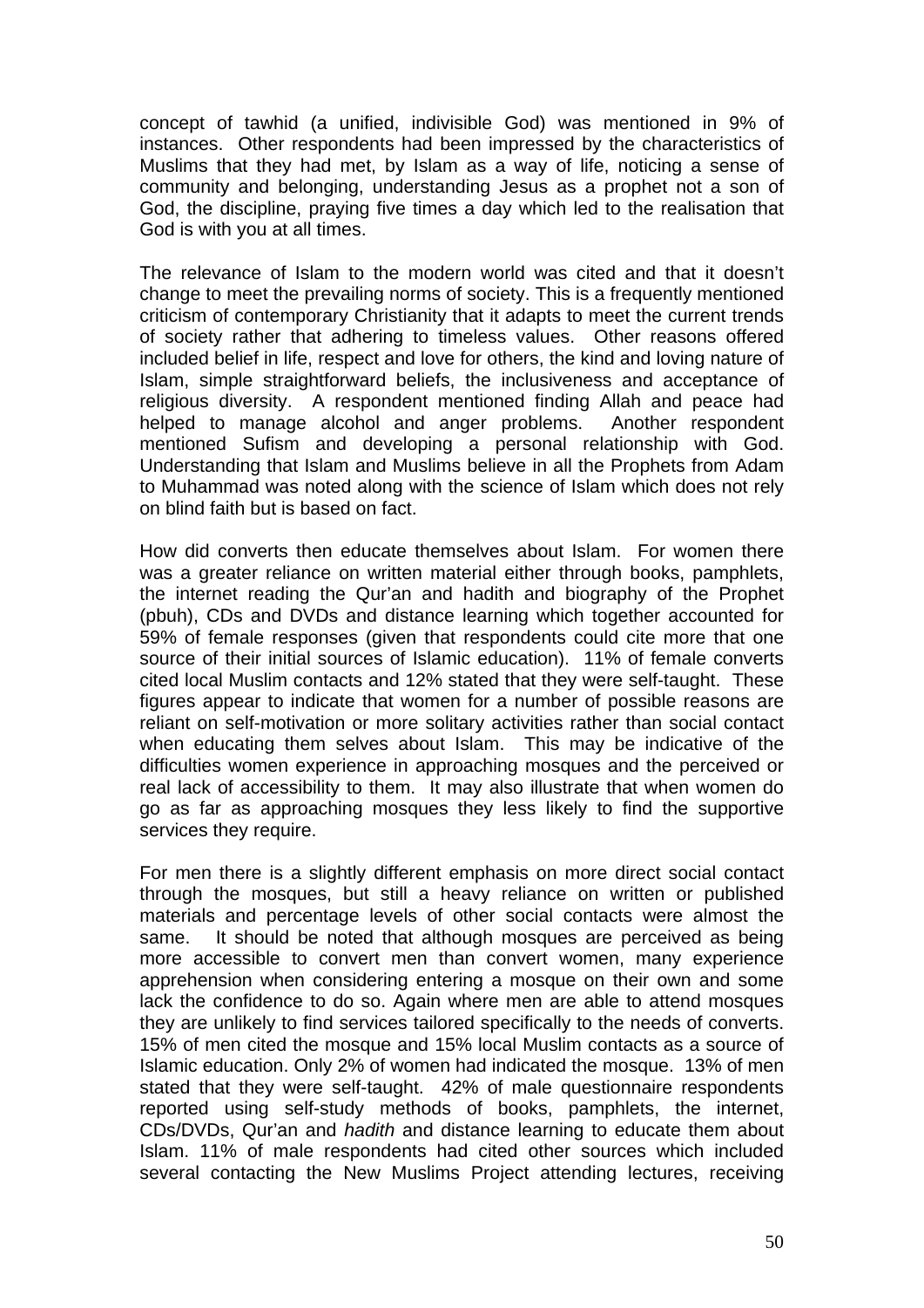concept of tawhid (a unified, indivisible God) was mentioned in 9% of instances. Other respondents had been impressed by the characteristics of Muslims that they had met, by Islam as a way of life, noticing a sense of community and belonging, understanding Jesus as a prophet not a son of God, the discipline, praying five times a day which led to the realisation that God is with you at all times.

The relevance of Islam to the modern world was cited and that it doesn't change to meet the prevailing norms of society. This is a frequently mentioned criticism of contemporary Christianity that it adapts to meet the current trends of society rather that adhering to timeless values. Other reasons offered included belief in life, respect and love for others, the kind and loving nature of Islam, simple straightforward beliefs, the inclusiveness and acceptance of religious diversity. A respondent mentioned finding Allah and peace had helped to manage alcohol and anger problems. Another respondent mentioned Sufism and developing a personal relationship with God. Understanding that Islam and Muslims believe in all the Prophets from Adam to Muhammad was noted along with the science of Islam which does not rely on blind faith but is based on fact.

How did converts then educate themselves about Islam. For women there was a greater reliance on written material either through books, pamphlets, the internet reading the Qur'an and hadith and biography of the Prophet (pbuh), CDs and DVDs and distance learning which together accounted for 59% of female responses (given that respondents could cite more that one source of their initial sources of Islamic education). 11% of female converts cited local Muslim contacts and 12% stated that they were self-taught. These figures appear to indicate that women for a number of possible reasons are reliant on self-motivation or more solitary activities rather than social contact when educating them selves about Islam. This may be indicative of the difficulties women experience in approaching mosques and the perceived or real lack of accessibility to them. It may also illustrate that when women do go as far as approaching mosques they less likely to find the supportive services they require.

For men there is a slightly different emphasis on more direct social contact through the mosques, but still a heavy reliance on written or published materials and percentage levels of other social contacts were almost the same. It should be noted that although mosques are perceived as being more accessible to convert men than convert women, many experience apprehension when considering entering a mosque on their own and some lack the confidence to do so. Again where men are able to attend mosques they are unlikely to find services tailored specifically to the needs of converts. 15% of men cited the mosque and 15% local Muslim contacts as a source of Islamic education. Only 2% of women had indicated the mosque. 13% of men stated that they were self-taught. 42% of male questionnaire respondents reported using self-study methods of books, pamphlets, the internet, CDs/DVDs, Qur'an and *hadith* and distance learning to educate them about Islam. 11% of male respondents had cited other sources which included several contacting the New Muslims Project attending lectures, receiving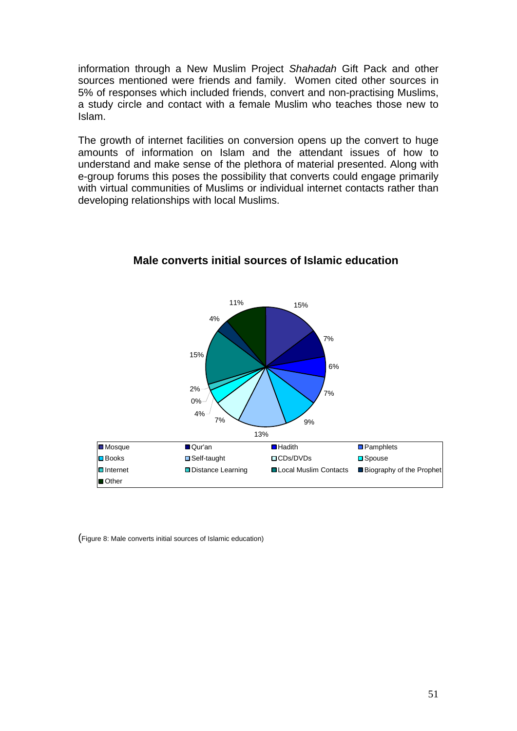information through a New Muslim Project *Shahadah* Gift Pack and other sources mentioned were friends and family. Women cited other sources in 5% of responses which included friends, convert and non-practising Muslims, a study circle and contact with a female Muslim who teaches those new to Islam.

The growth of internet facilities on conversion opens up the convert to huge amounts of information on Islam and the attendant issues of how to understand and make sense of the plethora of material presented. Along with e-group forums this poses the possibility that converts could engage primarily with virtual communities of Muslims or individual internet contacts rather than developing relationships with local Muslims.

**Male converts initial sources of Islamic education**

| Source | Percentage |
|---|---|
| Mosque | 15% |
| Qur'an | 7% |
| Hadith | 6% |
| Pamphlets | 7% |
| Books | 9% |
| Self-taught | 13% |
| CDs/DVDs | 7% |
| Spouse | 4% |
| Internet | 0% |
| Distance Learning | 2% |
| Local Muslim Contacts | 15% |
| Biography of the Prophet | 4% |
| Other | 11% |

(Figure 8: Male converts initial sources of Islamic education)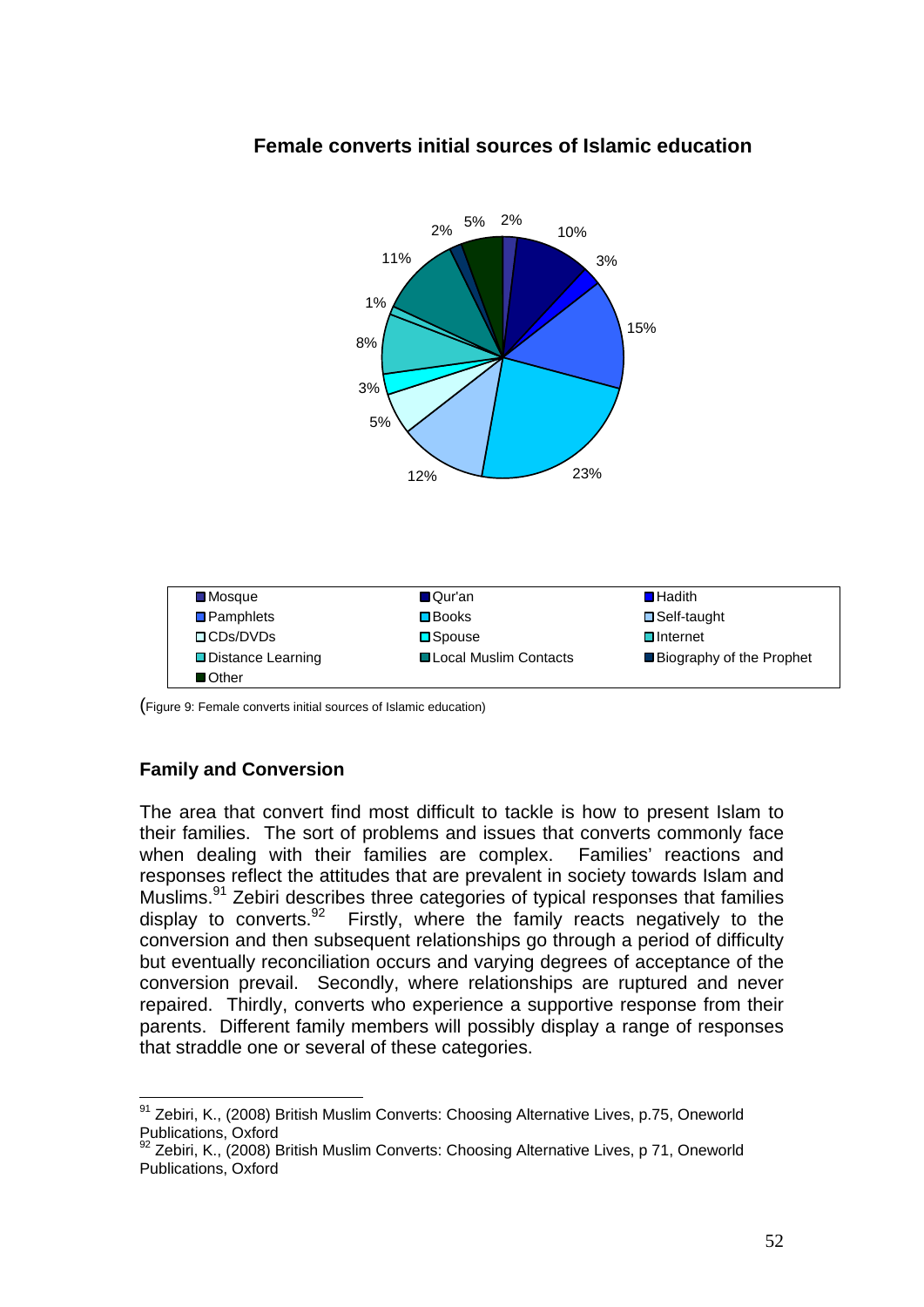**Female converts initial sources of Islamic education**

(Figure 9: Female converts initial sources of Islamic education)

### Family and Conversion

The area that convert find most difficult to tackle is how to present Islam to their families. The sort of problems and issues that converts commonly face when dealing with their families are complex. Families' reactions and responses reflect the attitudes that are prevalent in society towards Islam and Muslims.[91] Zebiri describes three categories of typical responses that families display to converts.[92] Firstly, where the family reacts negatively to the conversion and then subsequent relationships go through a period of difficulty but eventually reconciliation occurs and varying degrees of acceptance of the conversion prevail. Secondly, where relationships are ruptured and never repaired. Thirdly, converts who experience a supportive response from their parents. Different family members will possibly display a range of responses that straddle one or several of these categories.

---

[91] Zebiri, K., (2008) British Muslim Converts: Choosing Alternative Lives, p.75, Oneworld Publications, Oxford

[92] Zebiri, K., (2008) British Muslim Converts: Choosing Alternative Lives, p 71, Oneworld Publications, Oxford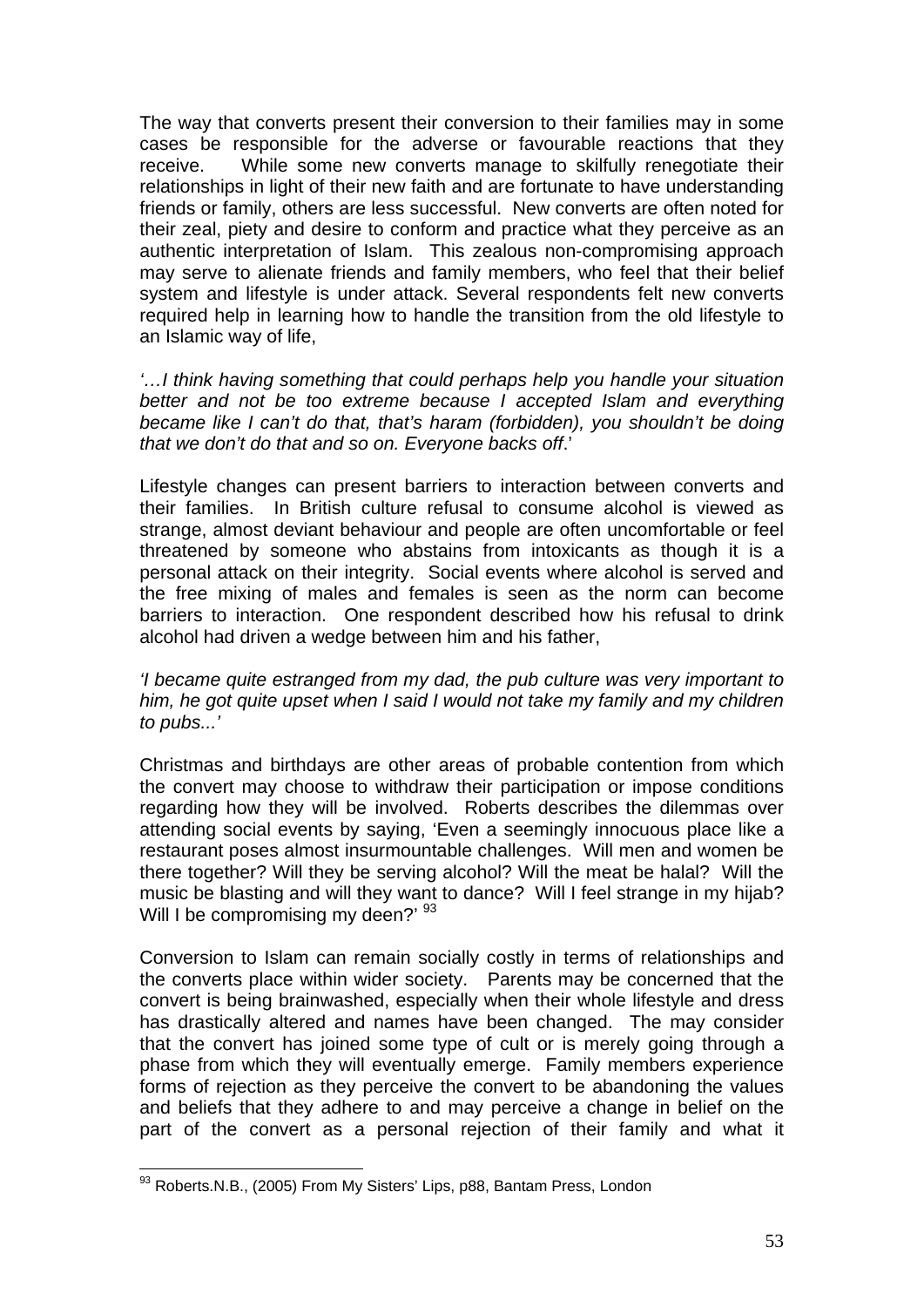The way that converts present their conversion to their families may in some cases be responsible for the adverse or favourable reactions that they receive. While some new converts manage to skilfully renegotiate their relationships in light of their new faith and are fortunate to have understanding friends or family, others are less successful. New converts are often noted for their zeal, piety and desire to conform and practice what they perceive as an authentic interpretation of Islam. This zealous non-compromising approach may serve to alienate friends and family members, who feel that their belief system and lifestyle is under attack. Several respondents felt new converts required help in learning how to handle the transition from the old lifestyle to an Islamic way of life,

*'…I think having something that could perhaps help you handle your situation better and not be too extreme because I accepted Islam and everything became like I can't do that, that's haram (forbidden), you shouldn't be doing that we don't do that and so on. Everyone backs off*.'

Lifestyle changes can present barriers to interaction between converts and their families. In British culture refusal to consume alcohol is viewed as strange, almost deviant behaviour and people are often uncomfortable or feel threatened by someone who abstains from intoxicants as though it is a personal attack on their integrity. Social events where alcohol is served and the free mixing of males and females is seen as the norm can become barriers to interaction. One respondent described how his refusal to drink alcohol had driven a wedge between him and his father,

*'I became quite estranged from my dad, the pub culture was very important to him, he got quite upset when I said I would not take my family and my children to pubs...'*

Christmas and birthdays are other areas of probable contention from which the convert may choose to withdraw their participation or impose conditions regarding how they will be involved. Roberts describes the dilemmas over attending social events by saying, 'Even a seemingly innocuous place like a restaurant poses almost insurmountable challenges. Will men and women be there together? Will they be serving alcohol? Will the meat be halal? Will the music be blasting and will they want to dance? Will I feel strange in my hijab? Will I be compromising my deen?' [93]

Conversion to Islam can remain socially costly in terms of relationships and the converts place within wider society. Parents may be concerned that the convert is being brainwashed, especially when their whole lifestyle and dress has drastically altered and names have been changed. The may consider that the convert has joined some type of cult or is merely going through a phase from which they will eventually emerge. Family members experience forms of rejection as they perceive the convert to be abandoning the values and beliefs that they adhere to and may perceive a change in belief on the part of the convert as a personal rejection of their family and what it

---

[93] Roberts.N.B., (2005) From My Sisters' Lips, p88, Bantam Press, London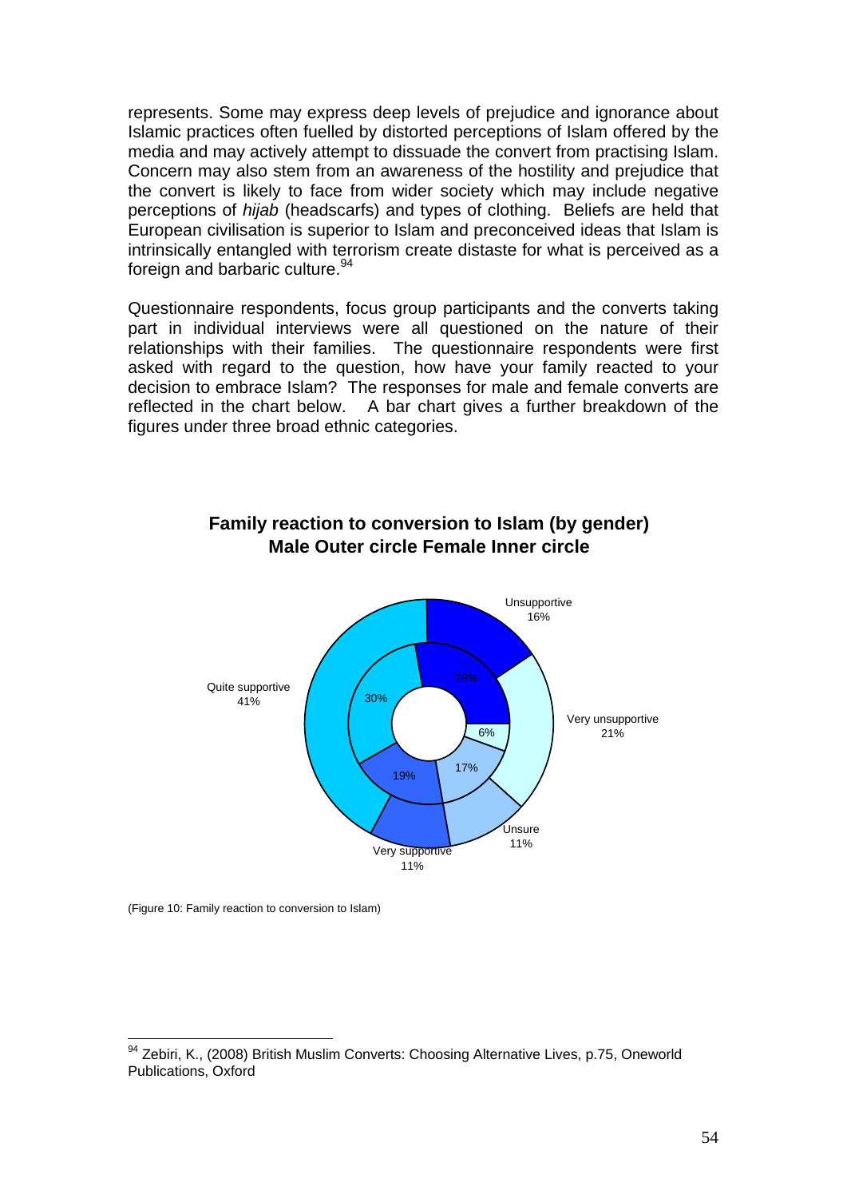represents. Some may express deep levels of prejudice and ignorance about Islamic practices often fuelled by distorted perceptions of Islam offered by the media and may actively attempt to dissuade the convert from practising Islam. Concern may also stem from an awareness of the hostility and prejudice that the convert is likely to face from wider society which may include negative perceptions of *hijab* (headscarfs) and types of clothing. Beliefs are held that European civilisation is superior to Islam and preconceived ideas that Islam is intrinsically entangled with terrorism create distaste for what is perceived as a foreign and barbaric culture.[94]

Questionnaire respondents, focus group participants and the converts taking part in individual interviews were all questioned on the nature of their relationships with their families. The questionnaire respondents were first asked with regard to the question, how have your family reacted to your decision to embrace Islam? The responses for male and female converts are reflected in the chart below. A bar chart gives a further breakdown of the figures under three broad ethnic categories.

**Family reaction to conversion to Islam (by gender)**
**Male Outer circle Female Inner circle**

| Response | Male (outer circle) | Female (inner circle) |
|---|---|---|
| Unsupportive | 16% | 28% |
| Very unsupportive | 21% | 6% |
| Unsure | 11% | 17% |
| Very supportive | 11% | 19% |
| Quite supportive | 41% | 30% |

(Figure 10: Family reaction to conversion to Islam)

---

[94] Zebiri, K., (2008) British Muslim Converts: Choosing Alternative Lives, p.75, Oneworld Publications, Oxford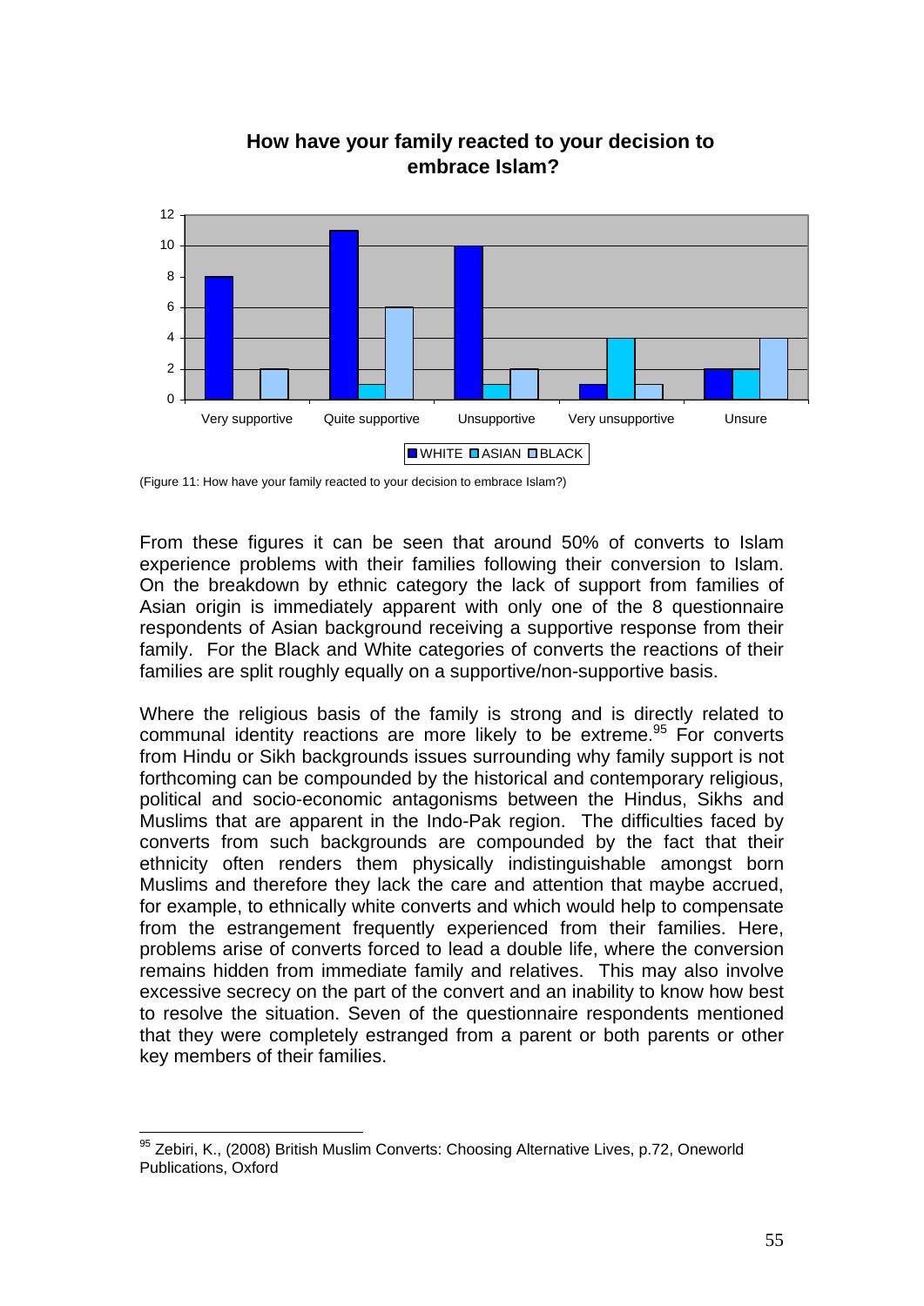**How have your family reacted to your decision to embrace Islam?**

| | WHITE | ASIAN | BLACK |
|---|---|---|---|
| Very supportive | 8 | 0 | 2 |
| Quite supportive | 11 | 1 | 6 |
| Unsupportive | 10 | 1 | 2 |
| Very unsupportive | 1 | 4 | 1 |
| Unsure | 2 | 2 | 4 |

(Figure 11: How have your family reacted to your decision to embrace Islam?)

From these figures it can be seen that around 50% of converts to Islam experience problems with their families following their conversion to Islam. On the breakdown by ethnic category the lack of support from families of Asian origin is immediately apparent with only one of the 8 questionnaire respondents of Asian background receiving a supportive response from their family. For the Black and White categories of converts the reactions of their families are split roughly equally on a supportive/non-supportive basis.

Where the religious basis of the family is strong and is directly related to communal identity reactions are more likely to be extreme.[95] For converts from Hindu or Sikh backgrounds issues surrounding why family support is not forthcoming can be compounded by the historical and contemporary religious, political and socio-economic antagonisms between the Hindus, Sikhs and Muslims that are apparent in the Indo-Pak region. The difficulties faced by converts from such backgrounds are compounded by the fact that their ethnicity often renders them physically indistinguishable amongst born Muslims and therefore they lack the care and attention that maybe accrued, for example, to ethnically white converts and which would help to compensate from the estrangement frequently experienced from their families. Here, problems arise of converts forced to lead a double life, where the conversion remains hidden from immediate family and relatives. This may also involve excessive secrecy on the part of the convert and an inability to know how best to resolve the situation. Seven of the questionnaire respondents mentioned that they were completely estranged from a parent or both parents or other key members of their families.

---

[95] Zebiri, K., (2008) British Muslim Converts: Choosing Alternative Lives, p.72, Oneworld Publications, Oxford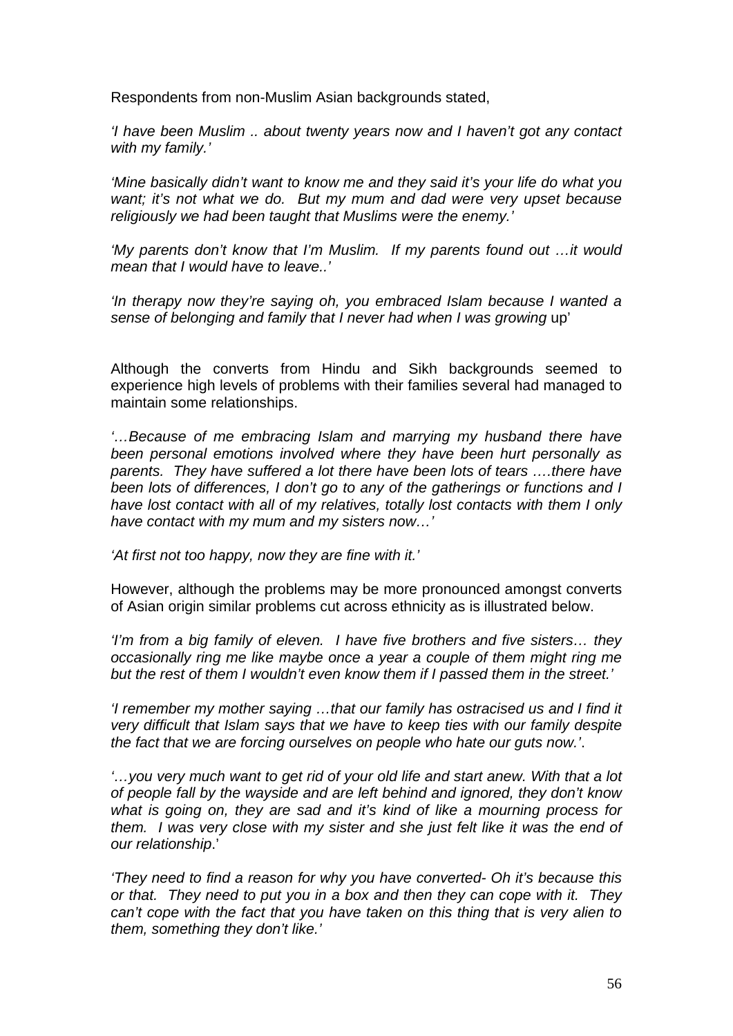Respondents from non-Muslim Asian backgrounds stated,

*'I have been Muslim .. about twenty years now and I haven't got any contact with my family.'*

*'Mine basically didn't want to know me and they said it's your life do what you want; it's not what we do. But my mum and dad were very upset because religiously we had been taught that Muslims were the enemy.'*

*'My parents don't know that I'm Muslim. If my parents found out …it would mean that I would have to leave..'*

*'In therapy now they're saying oh, you embraced Islam because I wanted a sense of belonging and family that I never had when I was growing* up'

Although the converts from Hindu and Sikh backgrounds seemed to experience high levels of problems with their families several had managed to maintain some relationships.

*'…Because of me embracing Islam and marrying my husband there have been personal emotions involved where they have been hurt personally as parents. They have suffered a lot there have been lots of tears ….there have been lots of differences, I don't go to any of the gatherings or functions and I have lost contact with all of my relatives, totally lost contacts with them I only have contact with my mum and my sisters now…'*

*'At first not too happy, now they are fine with it.'*

However, although the problems may be more pronounced amongst converts of Asian origin similar problems cut across ethnicity as is illustrated below.

*'I'm from a big family of eleven. I have five brothers and five sisters… they occasionally ring me like maybe once a year a couple of them might ring me but the rest of them I wouldn't even know them if I passed them in the street.'*

*'I remember my mother saying …that our family has ostracised us and I find it very difficult that Islam says that we have to keep ties with our family despite the fact that we are forcing ourselves on people who hate our guts now.'*.

*'…you very much want to get rid of your old life and start anew. With that a lot of people fall by the wayside and are left behind and ignored, they don't know what is going on, they are sad and it's kind of like a mourning process for them. I was very close with my sister and she just felt like it was the end of our relationship*.'

*'They need to find a reason for why you have converted- Oh it's because this or that. They need to put you in a box and then they can cope with it. They can't cope with the fact that you have taken on this thing that is very alien to them, something they don't like.'*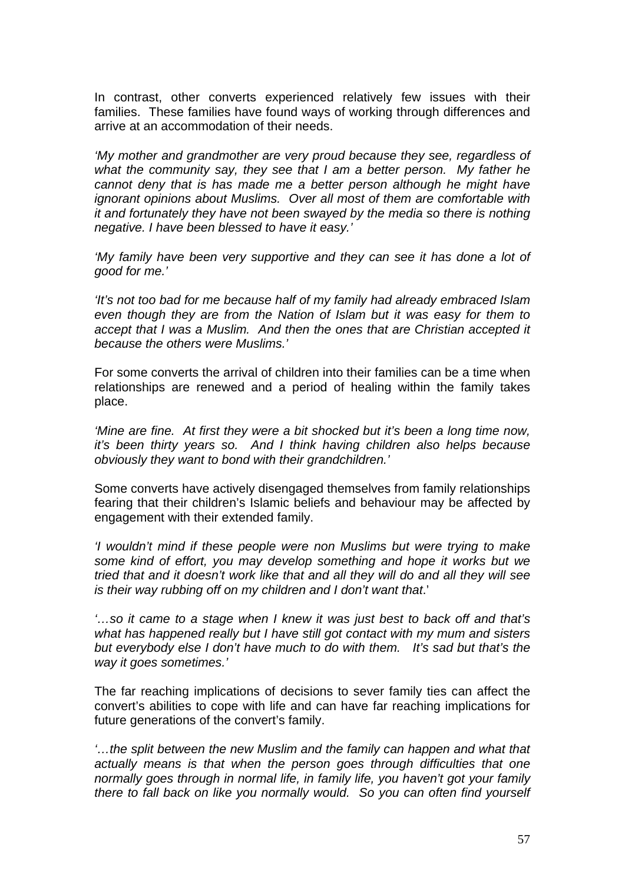In contrast, other converts experienced relatively few issues with their families. These families have found ways of working through differences and arrive at an accommodation of their needs.

*'My mother and grandmother are very proud because they see, regardless of what the community say, they see that I am a better person. My father he cannot deny that is has made me a better person although he might have ignorant opinions about Muslims. Over all most of them are comfortable with it and fortunately they have not been swayed by the media so there is nothing negative. I have been blessed to have it easy.'*

*'My family have been very supportive and they can see it has done a lot of good for me.'*

*'It's not too bad for me because half of my family had already embraced Islam even though they are from the Nation of Islam but it was easy for them to accept that I was a Muslim. And then the ones that are Christian accepted it because the others were Muslims.'*

For some converts the arrival of children into their families can be a time when relationships are renewed and a period of healing within the family takes place.

*'Mine are fine. At first they were a bit shocked but it's been a long time now, it's been thirty years so. And I think having children also helps because obviously they want to bond with their grandchildren.'*

Some converts have actively disengaged themselves from family relationships fearing that their children's Islamic beliefs and behaviour may be affected by engagement with their extended family.

*'I wouldn't mind if these people were non Muslims but were trying to make some kind of effort, you may develop something and hope it works but we tried that and it doesn't work like that and all they will do and all they will see is their way rubbing off on my children and I don't want that*.'

*'…so it came to a stage when I knew it was just best to back off and that's what has happened really but I have still got contact with my mum and sisters but everybody else I don't have much to do with them. It's sad but that's the way it goes sometimes.'*

The far reaching implications of decisions to sever family ties can affect the convert's abilities to cope with life and can have far reaching implications for future generations of the convert's family.

*'…the split between the new Muslim and the family can happen and what that actually means is that when the person goes through difficulties that one normally goes through in normal life, in family life, you haven't got your family there to fall back on like you normally would. So you can often find yourself*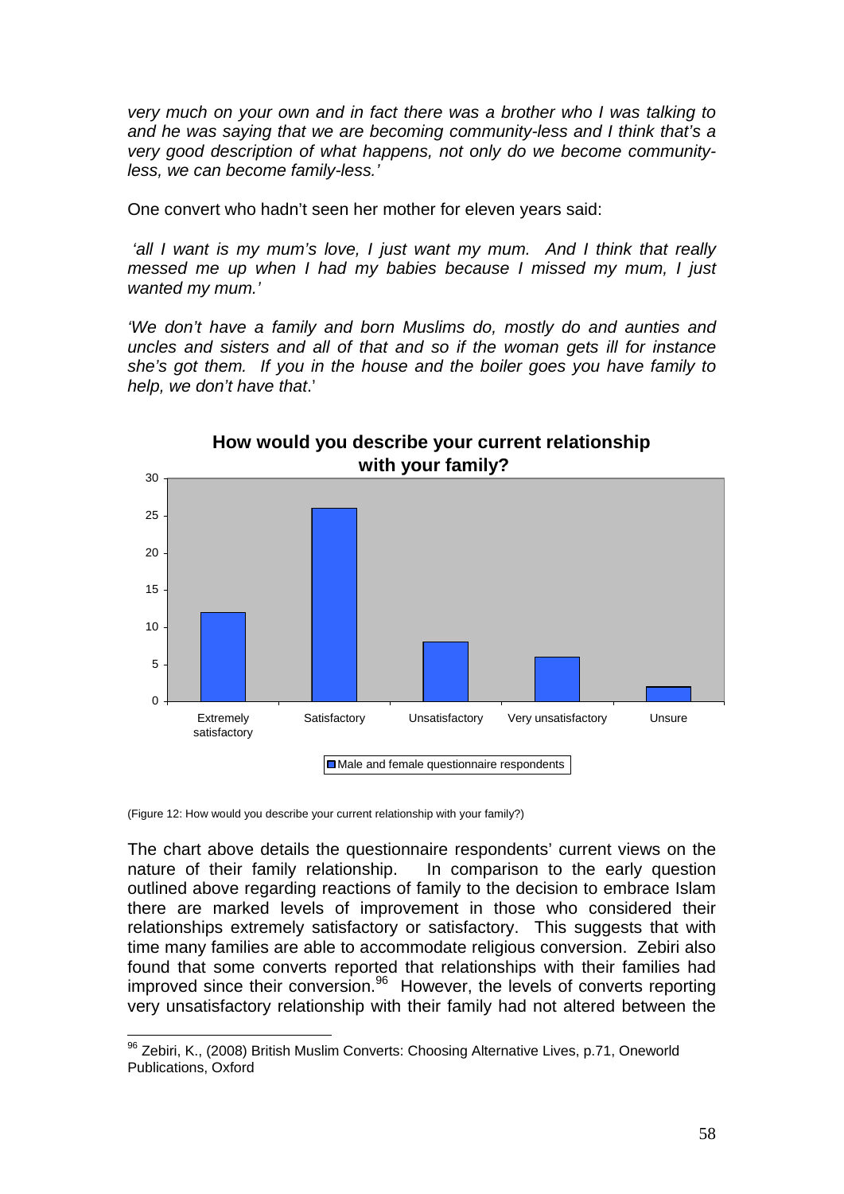*very much on your own and in fact there was a brother who I was talking to and he was saying that we are becoming community-less and I think that's a very good description of what happens, not only do we become community-less, we can become family-less.'*

One convert who hadn't seen her mother for eleven years said:

*'all I want is my mum's love, I just want my mum. And I think that really messed me up when I had my babies because I missed my mum, I just wanted my mum.'*

*'We don't have a family and born Muslims do, mostly do and aunties and uncles and sisters and all of that and so if the woman gets ill for instance she's got them. If you in the house and the boiler goes you have family to help, we don't have that.'*

**How would you describe your current relationship with your family?**

| | Male and female questionnaire respondents |
|---|---|
| Extremely satisfactory | 12 |
| Satisfactory | 26 |
| Unsatisfactory | 8 |
| Very unsatisfactory | 6 |
| Unsure | 2 |

(Figure 12: How would you describe your current relationship with your family?)

The chart above details the questionnaire respondents' current views on the nature of their family relationship. In comparison to the early question outlined above regarding reactions of family to the decision to embrace Islam there are marked levels of improvement in those who considered their relationships extremely satisfactory or satisfactory. This suggests that with time many families are able to accommodate religious conversion. Zebiri also found that some converts reported that relationships with their families had improved since their conversion.[96] However, the levels of converts reporting very unsatisfactory relationship with their family had not altered between the

[96] Zebiri, K., (2008) British Muslim Converts: Choosing Alternative Lives, p.71, Oneworld Publications, Oxford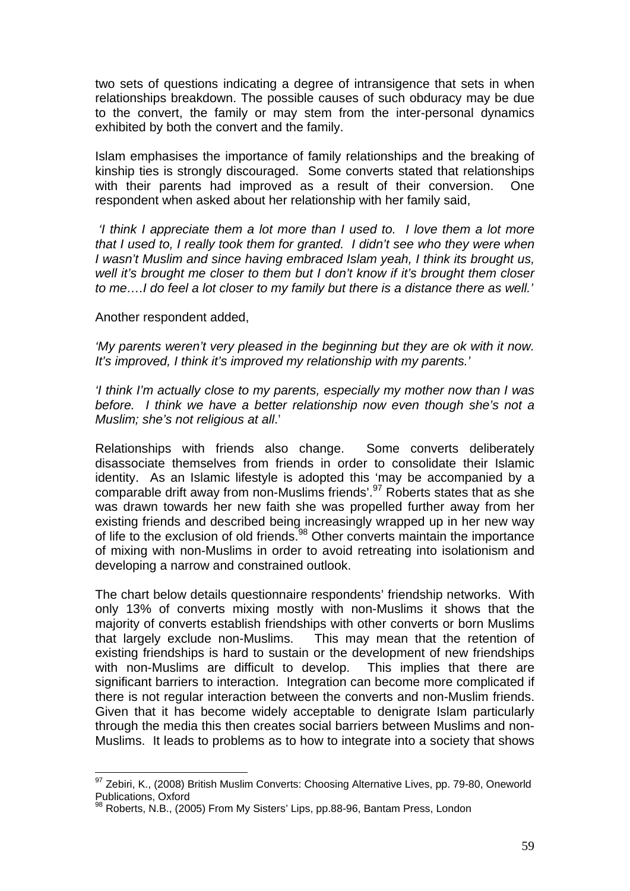two sets of questions indicating a degree of intransigence that sets in when relationships breakdown. The possible causes of such obduracy may be due to the convert, the family or may stem from the inter-personal dynamics exhibited by both the convert and the family.

Islam emphasises the importance of family relationships and the breaking of kinship ties is strongly discouraged. Some converts stated that relationships with their parents had improved as a result of their conversion. One respondent when asked about her relationship with her family said,

*'I think I appreciate them a lot more than I used to. I love them a lot more that I used to, I really took them for granted. I didn't see who they were when I wasn't Muslim and since having embraced Islam yeah, I think its brought us, well it's brought me closer to them but I don't know if it's brought them closer to me….I do feel a lot closer to my family but there is a distance there as well.'*

Another respondent added,

*'My parents weren't very pleased in the beginning but they are ok with it now. It's improved, I think it's improved my relationship with my parents.'*

*'I think I'm actually close to my parents, especially my mother now than I was before. I think we have a better relationship now even though she's not a Muslim; she's not religious at all.'*

Relationships with friends also change. Some converts deliberately disassociate themselves from friends in order to consolidate their Islamic identity. As an Islamic lifestyle is adopted this 'may be accompanied by a comparable drift away from non-Muslims friends'.[97] Roberts states that as she was drawn towards her new faith she was propelled further away from her existing friends and described being increasingly wrapped up in her new way of life to the exclusion of old friends.[98] Other converts maintain the importance of mixing with non-Muslims in order to avoid retreating into isolationism and developing a narrow and constrained outlook.

The chart below details questionnaire respondents' friendship networks. With only 13% of converts mixing mostly with non-Muslims it shows that the majority of converts establish friendships with other converts or born Muslims that largely exclude non-Muslims. This may mean that the retention of existing friendships is hard to sustain or the development of new friendships with non-Muslims are difficult to develop. This implies that there are significant barriers to interaction. Integration can become more complicated if there is not regular interaction between the converts and non-Muslim friends. Given that it has become widely acceptable to denigrate Islam particularly through the media this then creates social barriers between Muslims and non-Muslims. It leads to problems as to how to integrate into a society that shows

---

[97] Zebiri, K., (2008) British Muslim Converts: Choosing Alternative Lives, pp. 79-80, Oneworld Publications, Oxford

[98] Roberts, N.B., (2005) From My Sisters' Lips, pp.88-96, Bantam Press, London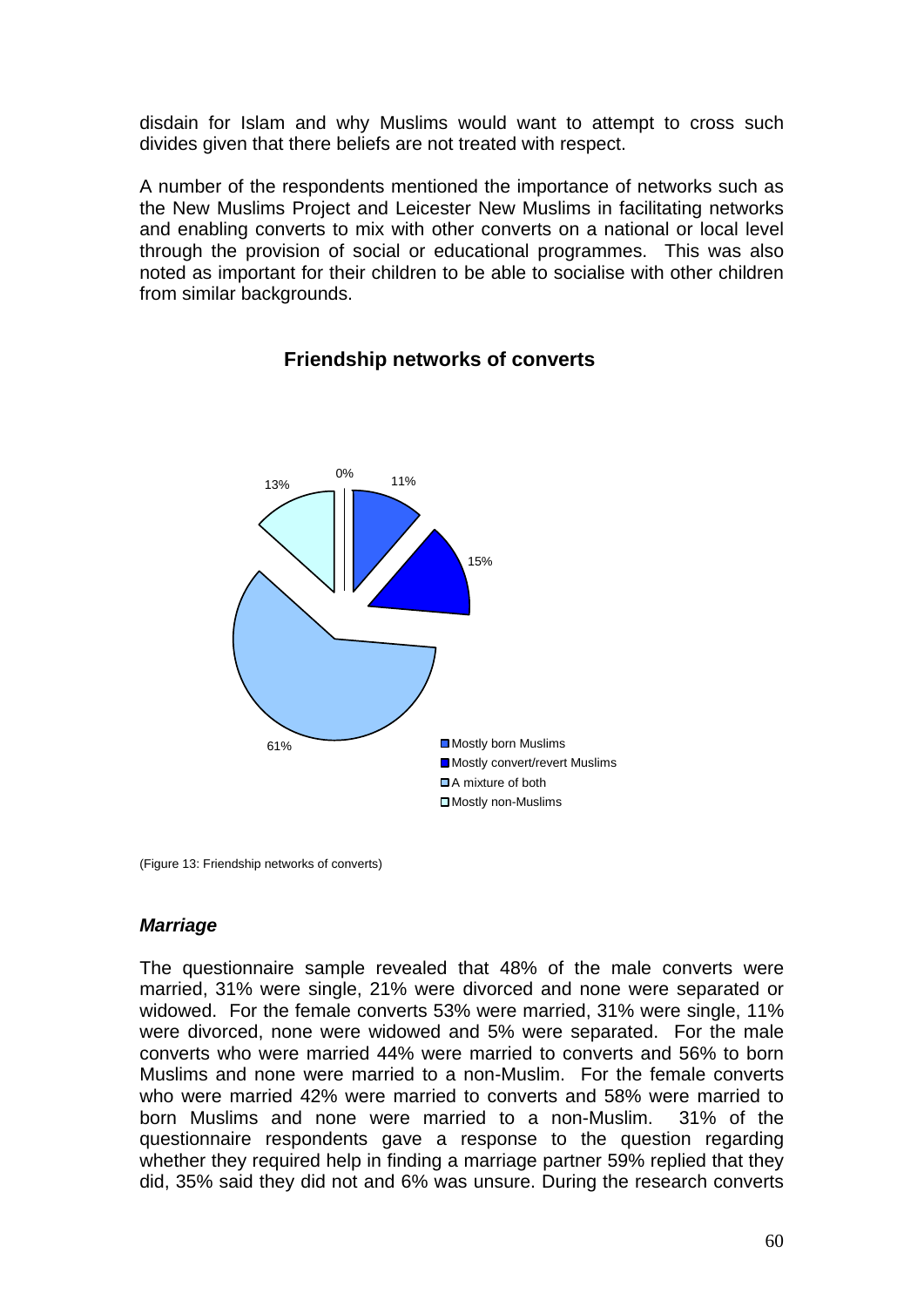disdain for Islam and why Muslims would want to attempt to cross such divides given that there beliefs are not treated with respect.

A number of the respondents mentioned the importance of networks such as the New Muslims Project and Leicester New Muslims in facilitating networks and enabling converts to mix with other converts on a national or local level through the provision of social or educational programmes. This was also noted as important for their children to be able to socialise with other children from similar backgrounds.

**Friendship networks of converts**

| Category | Percentage |
|---|---|
| Mostly born Muslims | 11% |
| Mostly convert/revert Muslims | 15% |
| A mixture of both | 61% |
| Mostly non-Muslims | 13% |
| (unlabelled) | 0% |

(Figure 13: Friendship networks of converts)

### *Marriage*

The questionnaire sample revealed that 48% of the male converts were married, 31% were single, 21% were divorced and none were separated or widowed. For the female converts 53% were married, 31% were single, 11% were divorced, none were widowed and 5% were separated. For the male converts who were married 44% were married to converts and 56% to born Muslims and none were married to a non-Muslim. For the female converts who were married 42% were married to converts and 58% were married to born Muslims and none were married to a non-Muslim. 31% of the questionnaire respondents gave a response to the question regarding whether they required help in finding a marriage partner 59% replied that they did, 35% said they did not and 6% was unsure. During the research converts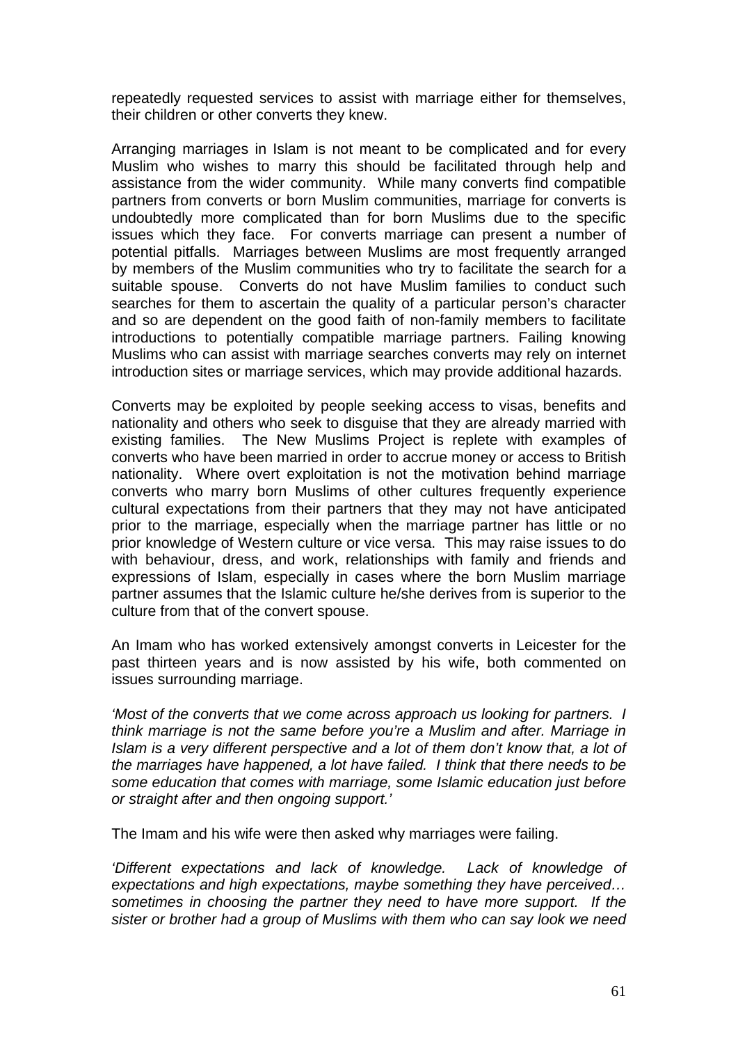repeatedly requested services to assist with marriage either for themselves, their children or other converts they knew.

Arranging marriages in Islam is not meant to be complicated and for every Muslim who wishes to marry this should be facilitated through help and assistance from the wider community. While many converts find compatible partners from converts or born Muslim communities, marriage for converts is undoubtedly more complicated than for born Muslims due to the specific issues which they face. For converts marriage can present a number of potential pitfalls. Marriages between Muslims are most frequently arranged by members of the Muslim communities who try to facilitate the search for a suitable spouse. Converts do not have Muslim families to conduct such searches for them to ascertain the quality of a particular person's character and so are dependent on the good faith of non-family members to facilitate introductions to potentially compatible marriage partners. Failing knowing Muslims who can assist with marriage searches converts may rely on internet introduction sites or marriage services, which may provide additional hazards.

Converts may be exploited by people seeking access to visas, benefits and nationality and others who seek to disguise that they are already married with existing families. The New Muslims Project is replete with examples of converts who have been married in order to accrue money or access to British nationality. Where overt exploitation is not the motivation behind marriage converts who marry born Muslims of other cultures frequently experience cultural expectations from their partners that they may not have anticipated prior to the marriage, especially when the marriage partner has little or no prior knowledge of Western culture or vice versa. This may raise issues to do with behaviour, dress, and work, relationships with family and friends and expressions of Islam, especially in cases where the born Muslim marriage partner assumes that the Islamic culture he/she derives from is superior to the culture from that of the convert spouse.

An Imam who has worked extensively amongst converts in Leicester for the past thirteen years and is now assisted by his wife, both commented on issues surrounding marriage.

*'Most of the converts that we come across approach us looking for partners. I think marriage is not the same before you're a Muslim and after. Marriage in Islam is a very different perspective and a lot of them don't know that, a lot of the marriages have happened, a lot have failed. I think that there needs to be some education that comes with marriage, some Islamic education just before or straight after and then ongoing support.'*

The Imam and his wife were then asked why marriages were failing.

*'Different expectations and lack of knowledge. Lack of knowledge of expectations and high expectations, maybe something they have perceived… sometimes in choosing the partner they need to have more support. If the sister or brother had a group of Muslims with them who can say look we need*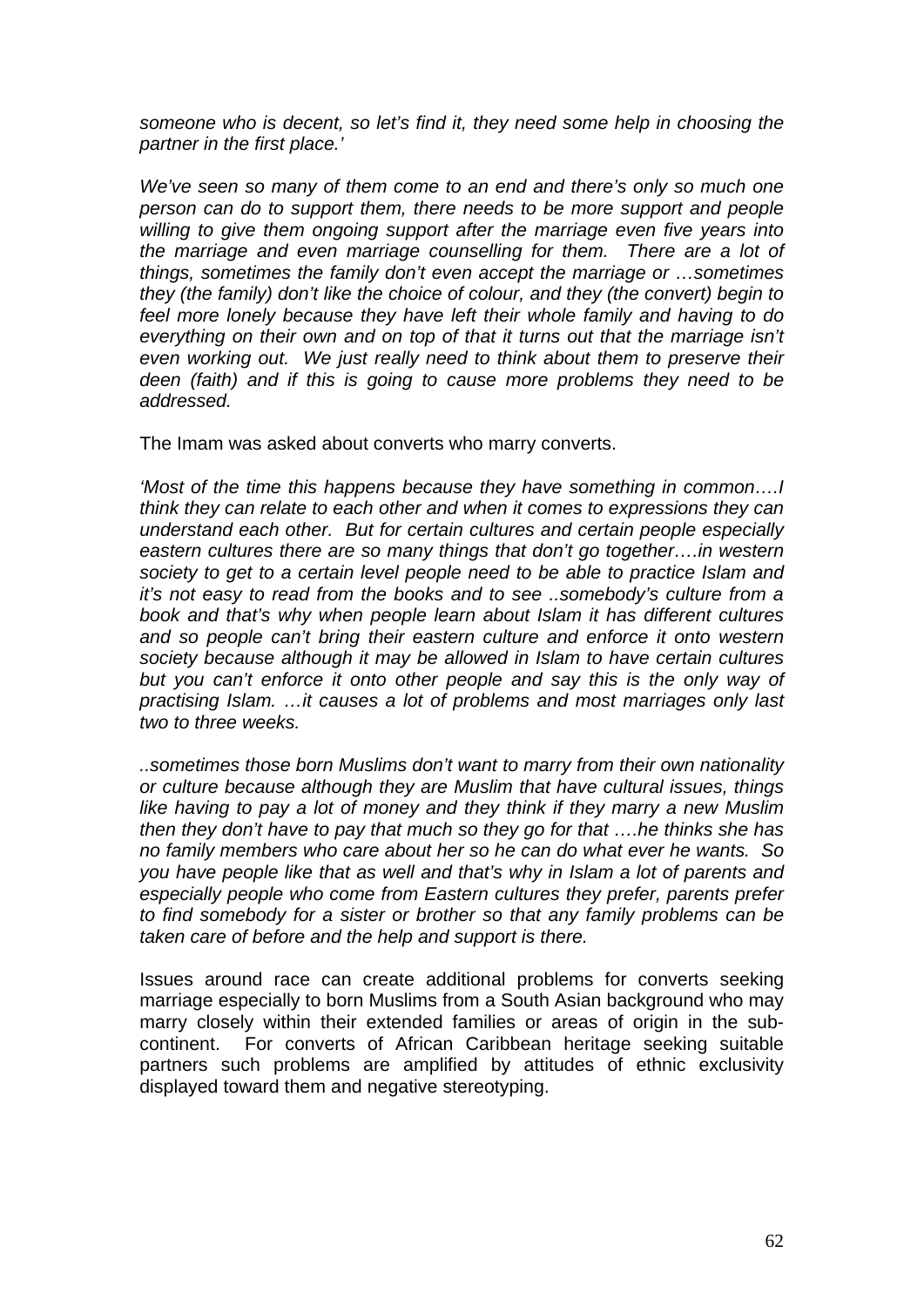*someone who is decent, so let's find it, they need some help in choosing the partner in the first place.'*

*We've seen so many of them come to an end and there's only so much one person can do to support them, there needs to be more support and people willing to give them ongoing support after the marriage even five years into the marriage and even marriage counselling for them. There are a lot of things, sometimes the family don't even accept the marriage or …sometimes they (the family) don't like the choice of colour, and they (the convert) begin to feel more lonely because they have left their whole family and having to do everything on their own and on top of that it turns out that the marriage isn't even working out. We just really need to think about them to preserve their deen (faith) and if this is going to cause more problems they need to be addressed.*

The Imam was asked about converts who marry converts.

*'Most of the time this happens because they have something in common….I think they can relate to each other and when it comes to expressions they can understand each other. But for certain cultures and certain people especially eastern cultures there are so many things that don't go together….in western society to get to a certain level people need to be able to practice Islam and it's not easy to read from the books and to see ..somebody's culture from a book and that's why when people learn about Islam it has different cultures and so people can't bring their eastern culture and enforce it onto western society because although it may be allowed in Islam to have certain cultures but you can't enforce it onto other people and say this is the only way of practising Islam. …it causes a lot of problems and most marriages only last two to three weeks.*

*..sometimes those born Muslims don't want to marry from their own nationality or culture because although they are Muslim that have cultural issues, things like having to pay a lot of money and they think if they marry a new Muslim then they don't have to pay that much so they go for that ….he thinks she has no family members who care about her so he can do what ever he wants. So you have people like that as well and that's why in Islam a lot of parents and especially people who come from Eastern cultures they prefer, parents prefer to find somebody for a sister or brother so that any family problems can be taken care of before and the help and support is there.*

Issues around race can create additional problems for converts seeking marriage especially to born Muslims from a South Asian background who may marry closely within their extended families or areas of origin in the sub-continent. For converts of African Caribbean heritage seeking suitable partners such problems are amplified by attitudes of ethnic exclusivity displayed toward them and negative stereotyping.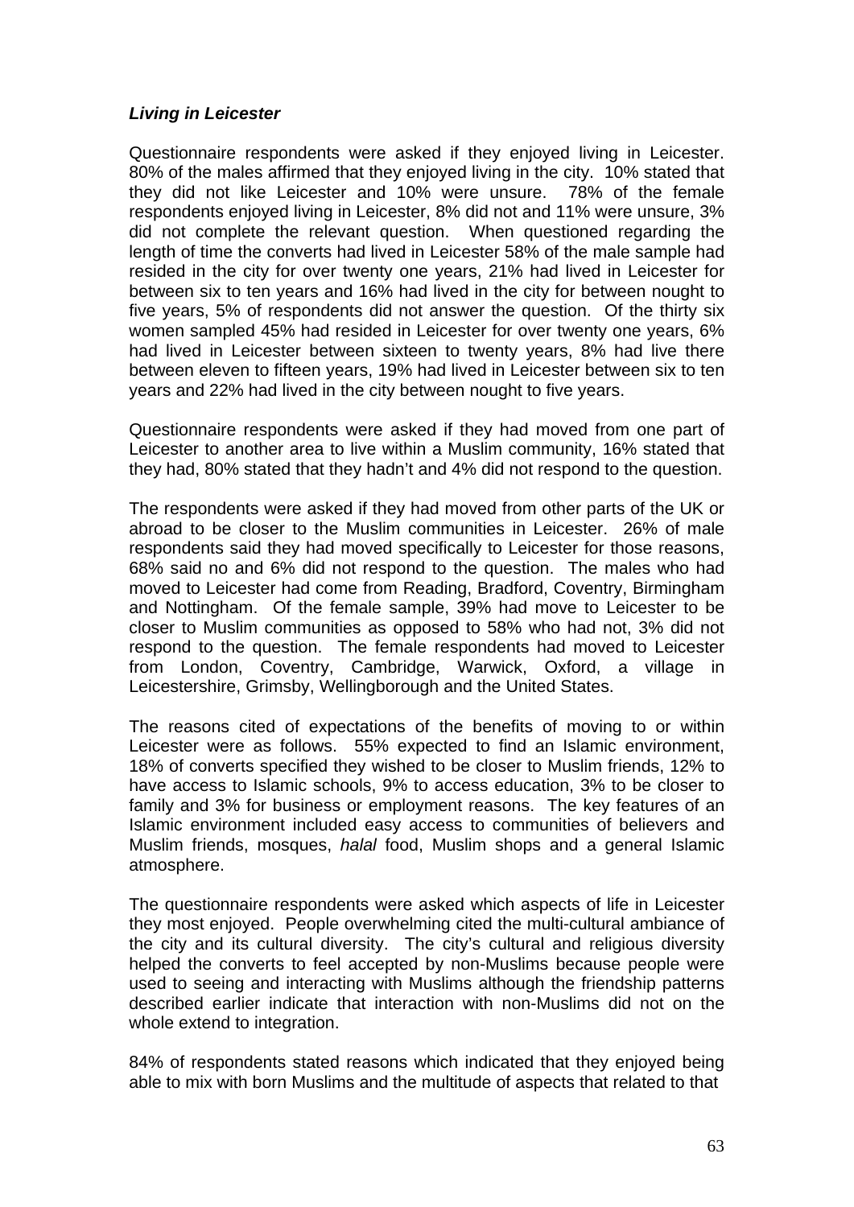***Living in Leicester***

Questionnaire respondents were asked if they enjoyed living in Leicester. 80% of the males affirmed that they enjoyed living in the city. 10% stated that they did not like Leicester and 10% were unsure. 78% of the female respondents enjoyed living in Leicester, 8% did not and 11% were unsure, 3% did not complete the relevant question. When questioned regarding the length of time the converts had lived in Leicester 58% of the male sample had resided in the city for over twenty one years, 21% had lived in Leicester for between six to ten years and 16% had lived in the city for between nought to five years, 5% of respondents did not answer the question. Of the thirty six women sampled 45% had resided in Leicester for over twenty one years, 6% had lived in Leicester between sixteen to twenty years, 8% had live there between eleven to fifteen years, 19% had lived in Leicester between six to ten years and 22% had lived in the city between nought to five years.

Questionnaire respondents were asked if they had moved from one part of Leicester to another area to live within a Muslim community, 16% stated that they had, 80% stated that they hadn't and 4% did not respond to the question.

The respondents were asked if they had moved from other parts of the UK or abroad to be closer to the Muslim communities in Leicester. 26% of male respondents said they had moved specifically to Leicester for those reasons, 68% said no and 6% did not respond to the question. The males who had moved to Leicester had come from Reading, Bradford, Coventry, Birmingham and Nottingham. Of the female sample, 39% had move to Leicester to be closer to Muslim communities as opposed to 58% who had not, 3% did not respond to the question. The female respondents had moved to Leicester from London, Coventry, Cambridge, Warwick, Oxford, a village in Leicestershire, Grimsby, Wellingborough and the United States.

The reasons cited of expectations of the benefits of moving to or within Leicester were as follows. 55% expected to find an Islamic environment, 18% of converts specified they wished to be closer to Muslim friends, 12% to have access to Islamic schools, 9% to access education, 3% to be closer to family and 3% for business or employment reasons. The key features of an Islamic environment included easy access to communities of believers and Muslim friends, mosques, *halal* food, Muslim shops and a general Islamic atmosphere.

The questionnaire respondents were asked which aspects of life in Leicester they most enjoyed. People overwhelming cited the multi-cultural ambiance of the city and its cultural diversity. The city's cultural and religious diversity helped the converts to feel accepted by non-Muslims because people were used to seeing and interacting with Muslims although the friendship patterns described earlier indicate that interaction with non-Muslims did not on the whole extend to integration.

84% of respondents stated reasons which indicated that they enjoyed being able to mix with born Muslims and the multitude of aspects that related to that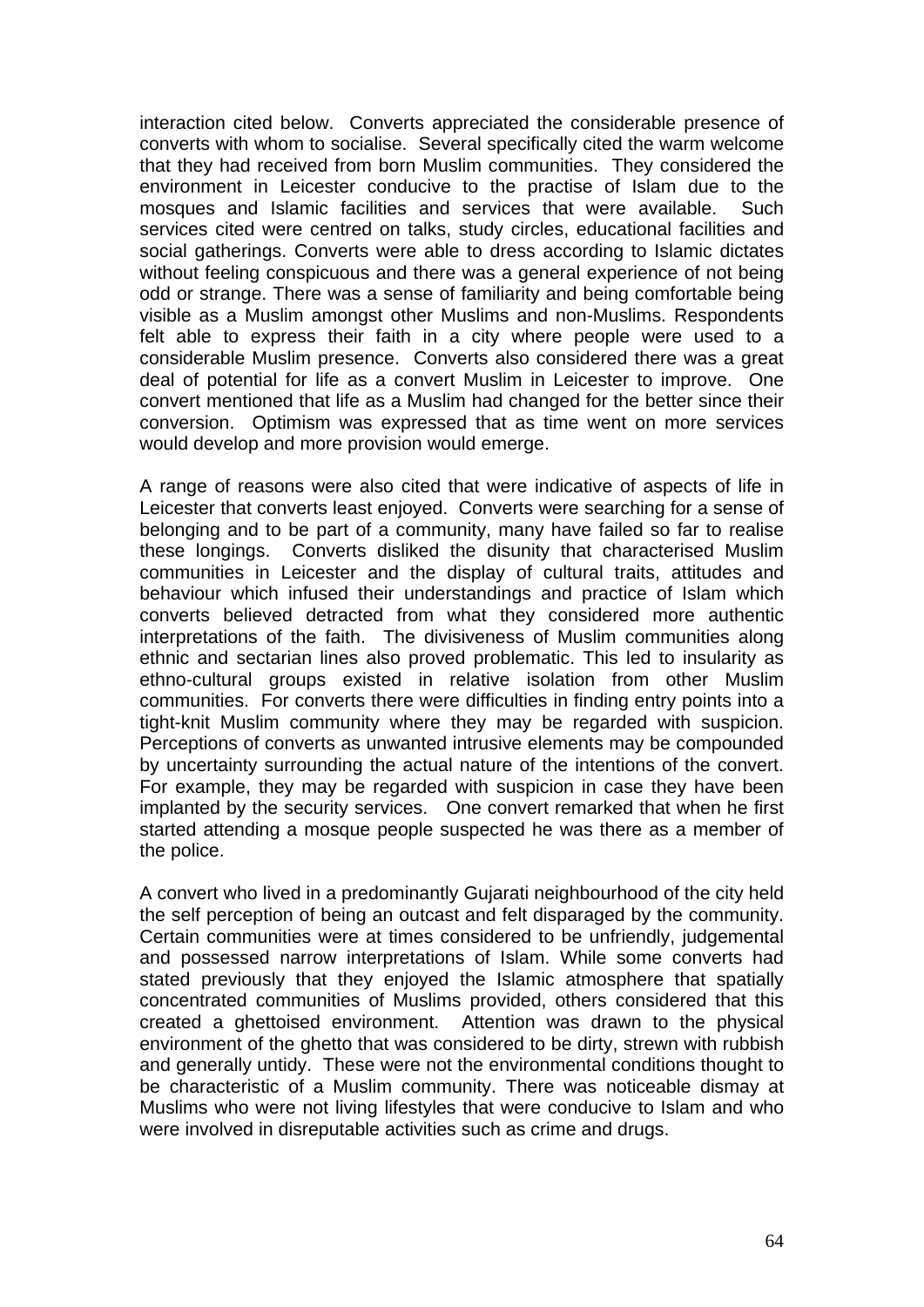interaction cited below. Converts appreciated the considerable presence of converts with whom to socialise. Several specifically cited the warm welcome that they had received from born Muslim communities. They considered the environment in Leicester conducive to the practise of Islam due to the mosques and Islamic facilities and services that were available. Such services cited were centred on talks, study circles, educational facilities and social gatherings. Converts were able to dress according to Islamic dictates without feeling conspicuous and there was a general experience of not being odd or strange. There was a sense of familiarity and being comfortable being visible as a Muslim amongst other Muslims and non-Muslims. Respondents felt able to express their faith in a city where people were used to a considerable Muslim presence. Converts also considered there was a great deal of potential for life as a convert Muslim in Leicester to improve. One convert mentioned that life as a Muslim had changed for the better since their conversion. Optimism was expressed that as time went on more services would develop and more provision would emerge.

A range of reasons were also cited that were indicative of aspects of life in Leicester that converts least enjoyed. Converts were searching for a sense of belonging and to be part of a community, many have failed so far to realise these longings. Converts disliked the disunity that characterised Muslim communities in Leicester and the display of cultural traits, attitudes and behaviour which infused their understandings and practice of Islam which converts believed detracted from what they considered more authentic interpretations of the faith. The divisiveness of Muslim communities along ethnic and sectarian lines also proved problematic. This led to insularity as ethno-cultural groups existed in relative isolation from other Muslim communities. For converts there were difficulties in finding entry points into a tight-knit Muslim community where they may be regarded with suspicion. Perceptions of converts as unwanted intrusive elements may be compounded by uncertainty surrounding the actual nature of the intentions of the convert. For example, they may be regarded with suspicion in case they have been implanted by the security services. One convert remarked that when he first started attending a mosque people suspected he was there as a member of the police.

A convert who lived in a predominantly Gujarati neighbourhood of the city held the self perception of being an outcast and felt disparaged by the community. Certain communities were at times considered to be unfriendly, judgemental and possessed narrow interpretations of Islam. While some converts had stated previously that they enjoyed the Islamic atmosphere that spatially concentrated communities of Muslims provided, others considered that this created a ghettoised environment. Attention was drawn to the physical environment of the ghetto that was considered to be dirty, strewn with rubbish and generally untidy. These were not the environmental conditions thought to be characteristic of a Muslim community. There was noticeable dismay at Muslims who were not living lifestyles that were conducive to Islam and who were involved in disreputable activities such as crime and drugs.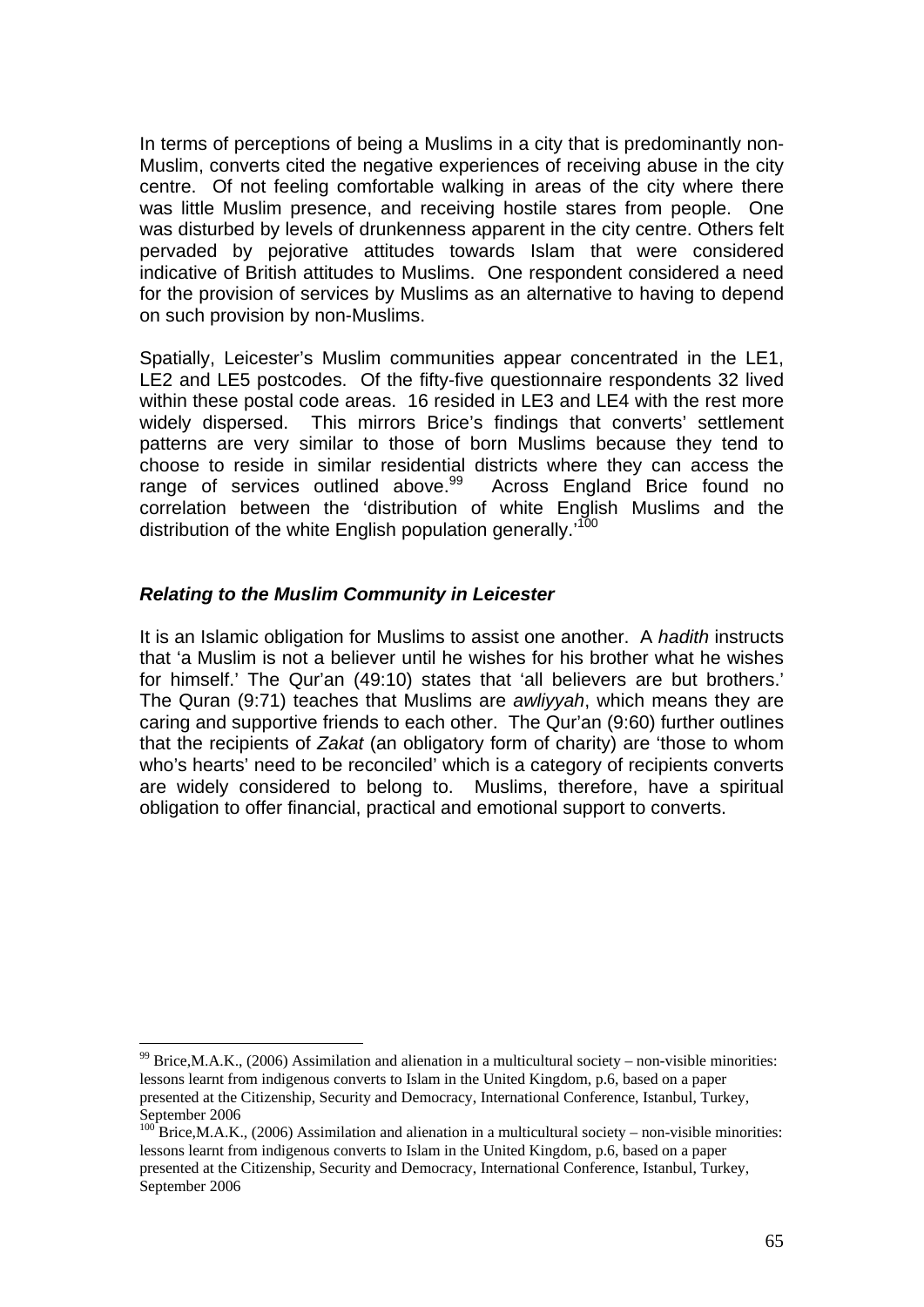In terms of perceptions of being a Muslims in a city that is predominantly non-Muslim, converts cited the negative experiences of receiving abuse in the city centre. Of not feeling comfortable walking in areas of the city where there was little Muslim presence, and receiving hostile stares from people. One was disturbed by levels of drunkenness apparent in the city centre. Others felt pervaded by pejorative attitudes towards Islam that were considered indicative of British attitudes to Muslims. One respondent considered a need for the provision of services by Muslims as an alternative to having to depend on such provision by non-Muslims.

Spatially, Leicester's Muslim communities appear concentrated in the LE1, LE2 and LE5 postcodes. Of the fifty-five questionnaire respondents 32 lived within these postal code areas. 16 resided in LE3 and LE4 with the rest more widely dispersed. This mirrors Brice's findings that converts' settlement patterns are very similar to those of born Muslims because they tend to choose to reside in similar residential districts where they can access the range of services outlined above.[99] Across England Brice found no correlation between the 'distribution of white English Muslims and the distribution of the white English population generally.'[100]

### *Relating to the Muslim Community in Leicester*

It is an Islamic obligation for Muslims to assist one another. A *hadith* instructs that 'a Muslim is not a believer until he wishes for his brother what he wishes for himself.' The Qur'an (49:10) states that 'all believers are but brothers.' The Quran (9:71) teaches that Muslims are *awliyyah*, which means they are caring and supportive friends to each other. The Qur'an (9:60) further outlines that the recipients of *Zakat* (an obligatory form of charity) are 'those to whom who's hearts' need to be reconciled' which is a category of recipients converts are widely considered to belong to. Muslims, therefore, have a spiritual obligation to offer financial, practical and emotional support to converts.

---

[99] Brice,M.A.K., (2006) Assimilation and alienation in a multicultural society – non-visible minorities: lessons learnt from indigenous converts to Islam in the United Kingdom, p.6, based on a paper presented at the Citizenship, Security and Democracy, International Conference, Istanbul, Turkey, September 2006

[100] Brice,M.A.K., (2006) Assimilation and alienation in a multicultural society – non-visible minorities: lessons learnt from indigenous converts to Islam in the United Kingdom, p.6, based on a paper presented at the Citizenship, Security and Democracy, International Conference, Istanbul, Turkey, September 2006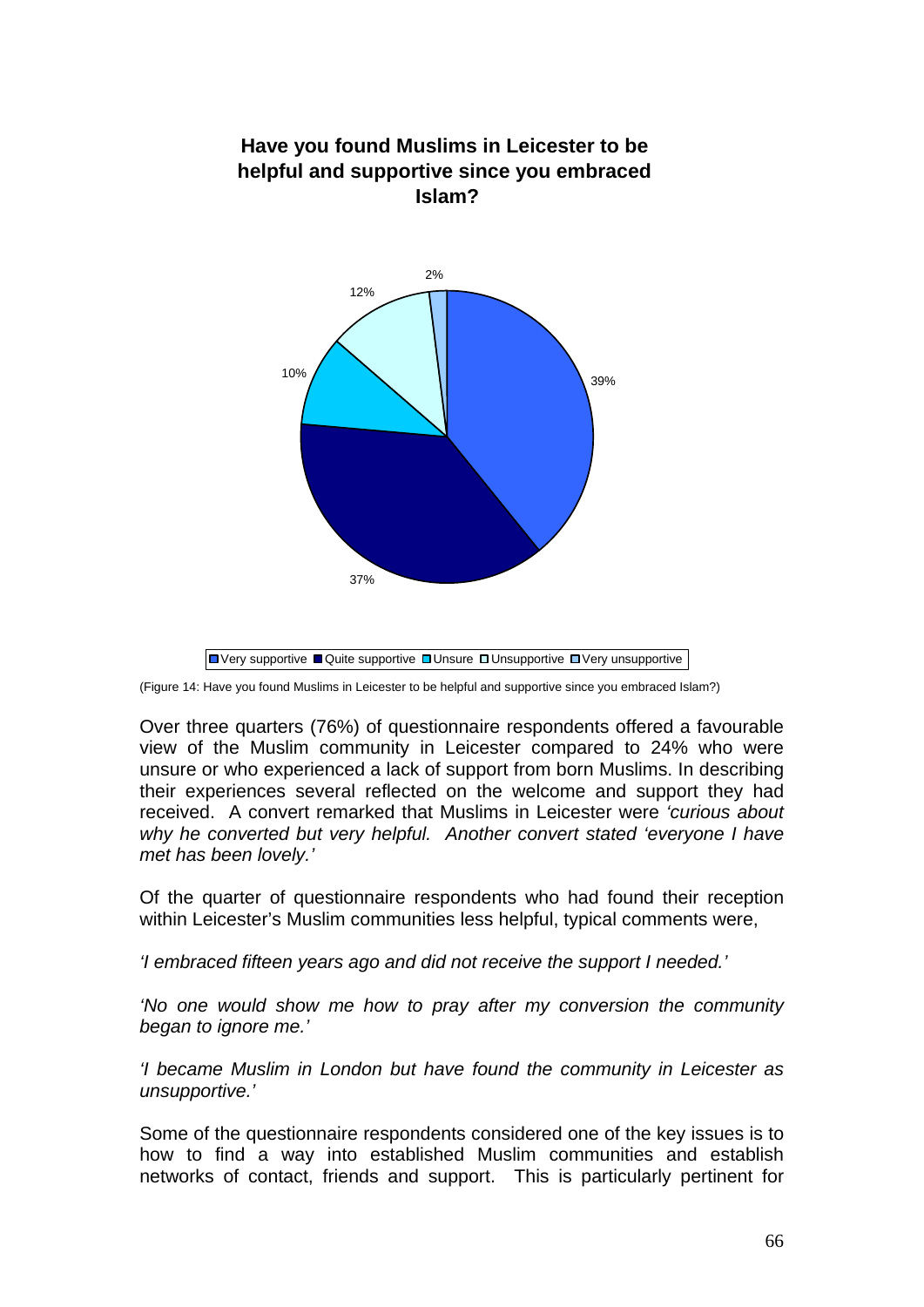**Have you found Muslims in Leicester to be helpful and supportive since you embraced Islam?**

39%

37%

10%

12%

2%

Very supportive  Quite supportive  Unsure  Unsupportive  Very unsupportive

(Figure 14: Have you found Muslims in Leicester to be helpful and supportive since you embraced Islam?)

Over three quarters (76%) of questionnaire respondents offered a favourable view of the Muslim community in Leicester compared to 24% who were unsure or who experienced a lack of support from born Muslims. In describing their experiences several reflected on the welcome and support they had received. A convert remarked that Muslims in Leicester were *'curious about why he converted but very helpful. Another convert stated 'everyone I have met has been lovely.'*

Of the quarter of questionnaire respondents who had found their reception within Leicester's Muslim communities less helpful, typical comments were,

*'I embraced fifteen years ago and did not receive the support I needed.'*

*'No one would show me how to pray after my conversion the community began to ignore me.'*

*'I became Muslim in London but have found the community in Leicester as unsupportive.'*

Some of the questionnaire respondents considered one of the key issues is to how to find a way into established Muslim communities and establish networks of contact, friends and support. This is particularly pertinent for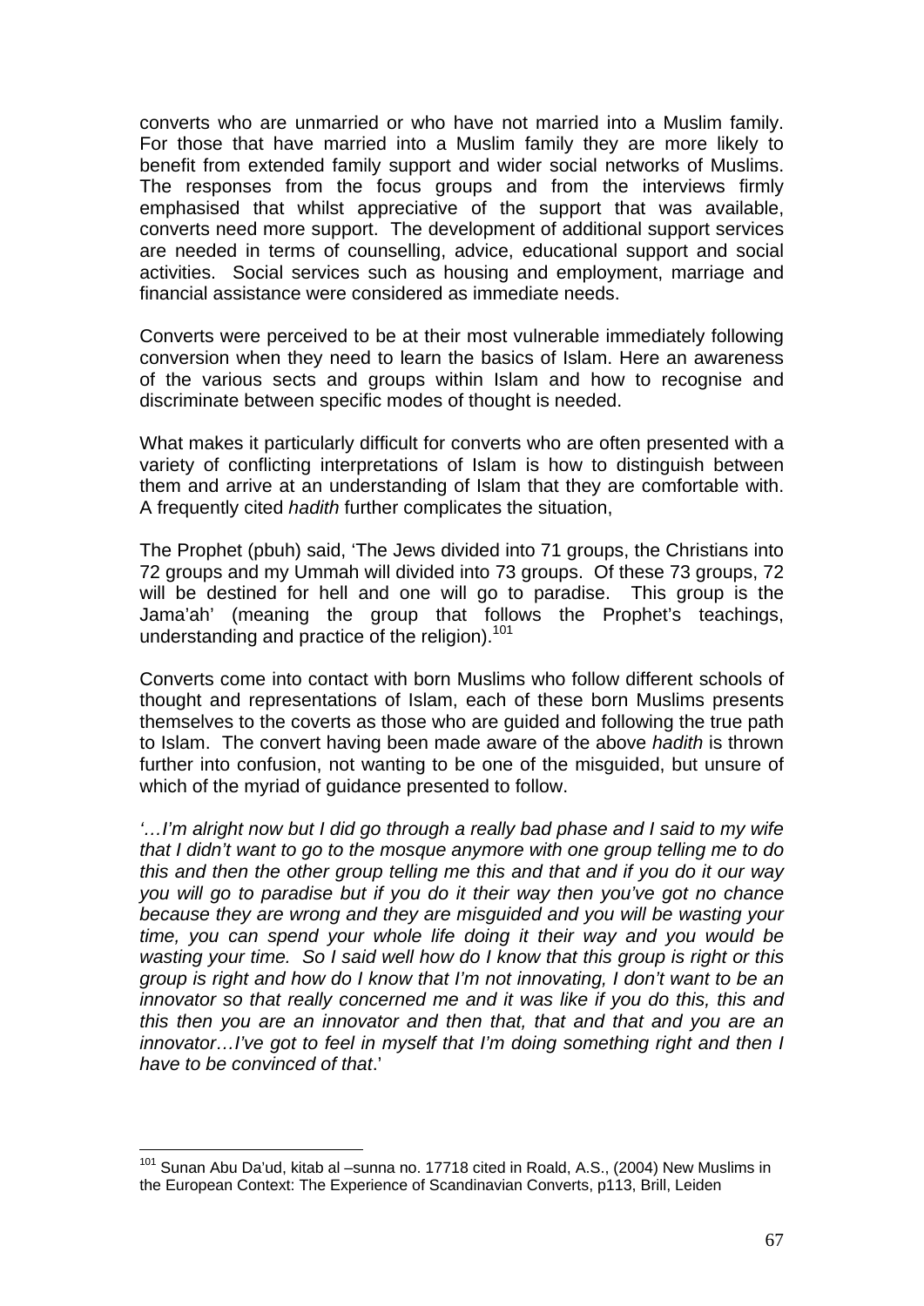converts who are unmarried or who have not married into a Muslim family. For those that have married into a Muslim family they are more likely to benefit from extended family support and wider social networks of Muslims. The responses from the focus groups and from the interviews firmly emphasised that whilst appreciative of the support that was available, converts need more support. The development of additional support services are needed in terms of counselling, advice, educational support and social activities. Social services such as housing and employment, marriage and financial assistance were considered as immediate needs.

Converts were perceived to be at their most vulnerable immediately following conversion when they need to learn the basics of Islam. Here an awareness of the various sects and groups within Islam and how to recognise and discriminate between specific modes of thought is needed.

What makes it particularly difficult for converts who are often presented with a variety of conflicting interpretations of Islam is how to distinguish between them and arrive at an understanding of Islam that they are comfortable with. A frequently cited *hadith* further complicates the situation,

The Prophet (pbuh) said, 'The Jews divided into 71 groups, the Christians into 72 groups and my Ummah will divided into 73 groups. Of these 73 groups, 72 will be destined for hell and one will go to paradise. This group is the Jama'ah' (meaning the group that follows the Prophet's teachings, understanding and practice of the religion).[101]

Converts come into contact with born Muslims who follow different schools of thought and representations of Islam, each of these born Muslims presents themselves to the coverts as those who are guided and following the true path to Islam. The convert having been made aware of the above *hadith* is thrown further into confusion, not wanting to be one of the misguided, but unsure of which of the myriad of guidance presented to follow.

*'…I'm alright now but I did go through a really bad phase and I said to my wife that I didn't want to go to the mosque anymore with one group telling me to do this and then the other group telling me this and that and if you do it our way you will go to paradise but if you do it their way then you've got no chance because they are wrong and they are misguided and you will be wasting your time, you can spend your whole life doing it their way and you would be wasting your time. So I said well how do I know that this group is right or this group is right and how do I know that I'm not innovating, I don't want to be an innovator so that really concerned me and it was like if you do this, this and this then you are an innovator and then that, that and that and you are an innovator…I've got to feel in myself that I'm doing something right and then I have to be convinced of that*.'

---

[101] Sunan Abu Da'ud, kitab al –sunna no. 17718 cited in Roald, A.S., (2004) New Muslims in the European Context: The Experience of Scandinavian Converts, p113, Brill, Leiden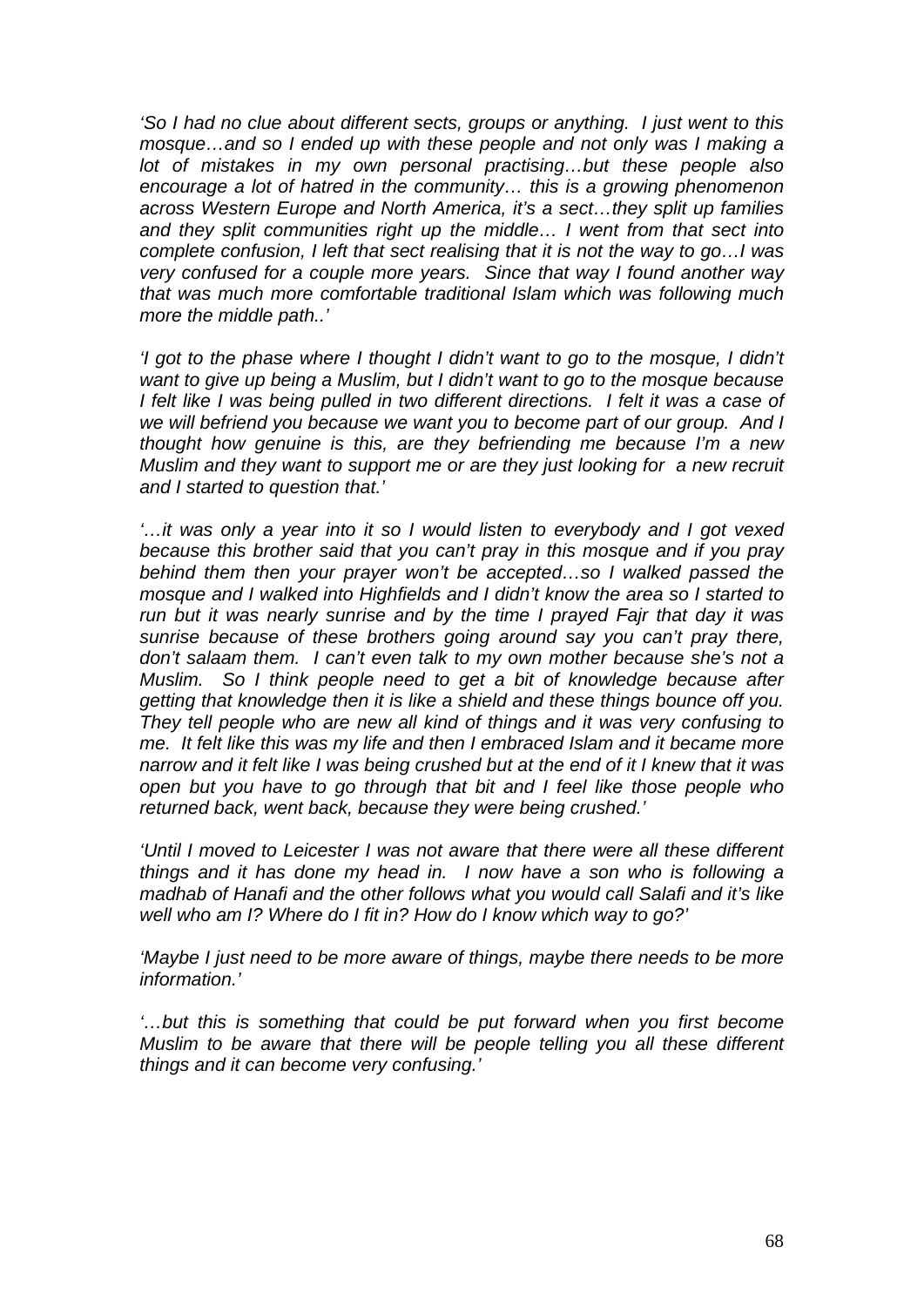*'So I had no clue about different sects, groups or anything. I just went to this mosque…and so I ended up with these people and not only was I making a lot of mistakes in my own personal practising…but these people also encourage a lot of hatred in the community… this is a growing phenomenon across Western Europe and North America, it's a sect…they split up families and they split communities right up the middle… I went from that sect into complete confusion, I left that sect realising that it is not the way to go…I was very confused for a couple more years. Since that way I found another way that was much more comfortable traditional Islam which was following much more the middle path..'*

*'I got to the phase where I thought I didn't want to go to the mosque, I didn't want to give up being a Muslim, but I didn't want to go to the mosque because I felt like I was being pulled in two different directions. I felt it was a case of we will befriend you because we want you to become part of our group. And I thought how genuine is this, are they befriending me because I'm a new Muslim and they want to support me or are they just looking for a new recruit and I started to question that.'*

*'…it was only a year into it so I would listen to everybody and I got vexed because this brother said that you can't pray in this mosque and if you pray behind them then your prayer won't be accepted…so I walked passed the mosque and I walked into Highfields and I didn't know the area so I started to run but it was nearly sunrise and by the time I prayed Fajr that day it was sunrise because of these brothers going around say you can't pray there, don't salaam them. I can't even talk to my own mother because she's not a Muslim. So I think people need to get a bit of knowledge because after getting that knowledge then it is like a shield and these things bounce off you. They tell people who are new all kind of things and it was very confusing to me. It felt like this was my life and then I embraced Islam and it became more narrow and it felt like I was being crushed but at the end of it I knew that it was open but you have to go through that bit and I feel like those people who returned back, went back, because they were being crushed.'*

*'Until I moved to Leicester I was not aware that there were all these different things and it has done my head in. I now have a son who is following a madhab of Hanafi and the other follows what you would call Salafi and it's like well who am I? Where do I fit in? How do I know which way to go?'*

*'Maybe I just need to be more aware of things, maybe there needs to be more information.'*

*'…but this is something that could be put forward when you first become Muslim to be aware that there will be people telling you all these different things and it can become very confusing.'*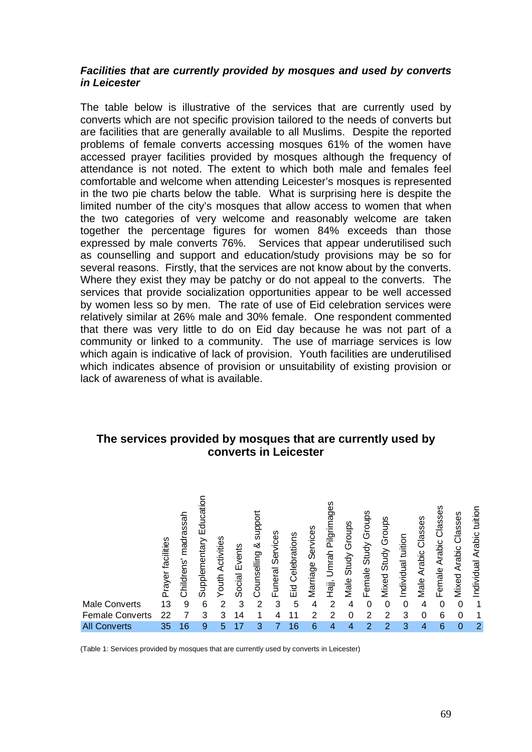***Facilities that are currently provided by mosques and used by converts in Leicester***

The table below is illustrative of the services that are currently used by converts which are not specific provision tailored to the needs of converts but are facilities that are generally available to all Muslims. Despite the reported problems of female converts accessing mosques 61% of the women have accessed prayer facilities provided by mosques although the frequency of attendance is not noted. The extent to which both male and females feel comfortable and welcome when attending Leicester's mosques is represented in the two pie charts below the table. What is surprising here is despite the limited number of the city's mosques that allow access to women that when the two categories of very welcome and reasonably welcome are taken together the percentage figures for women 84% exceeds than those expressed by male converts 76%. Services that appear underutilised such as counselling and support and education/study provisions may be so for several reasons. Firstly, that the services are not know about by the converts. Where they exist they may be patchy or do not appeal to the converts. The services that provide socialization opportunities appear to be well accessed by women less so by men. The rate of use of Eid celebration services were relatively similar at 26% male and 30% female. One respondent commented that there was very little to do on Eid day because he was not part of a community or linked to a community. The use of marriage services is low which again is indicative of lack of provision. Youth facilities are underutilised which indicates absence of provision or unsuitability of existing provision or lack of awareness of what is available.

## The services provided by mosques that are currently used by converts in Leicester

| | Prayer facilities | Childrens' madrassah | Supplementary Education | Youth Activities | Social Events | Counselling & support | Funeral Services | Eid Celebrations | Marriage Services | Hajj, Umrah Pilgrimages | Male Study Groups | Female Study Groups | Mixed Study Groups | Individual tuition | Male Arabic Classes | Female Arabic Classes | Mixed Arabic Classes | Individual Arabic tuition |
|---|---|---|---|---|---|---|---|---|---|---|---|---|---|---|---|---|---|---|
| Male Converts | 13 | 9 | 6 | 2 | 3 | 2 | 3 | 5 | 4 | 2 | 4 | 0 | 0 | 0 | 4 | 0 | 0 | 1 |
| Female Converts | 22 | 7 | 3 | 3 | 14 | 1 | 4 | 11 | 2 | 2 | 0 | 2 | 2 | 3 | 0 | 6 | 0 | 1 |
| All Converts | 35 | 16 | 9 | 5 | 17 | 3 | 7 | 16 | 6 | 4 | 4 | 2 | 2 | 3 | 4 | 6 | 0 | 2 |

(Table 1: Services provided by mosques that are currently used by converts in Leicester)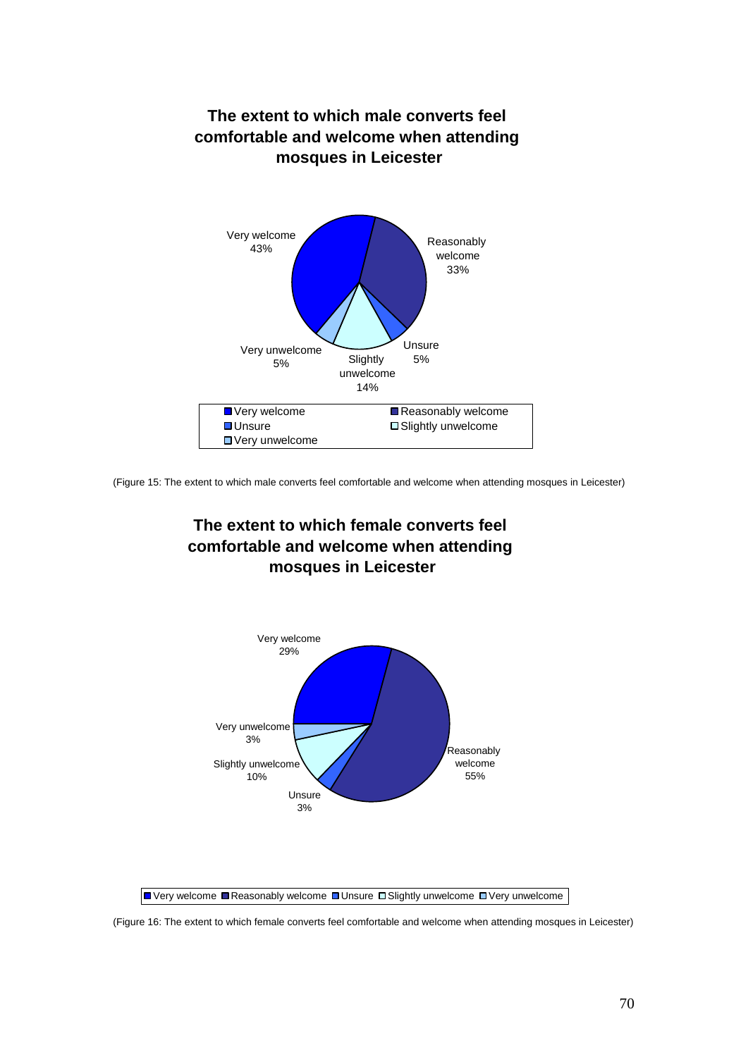**The extent to which male converts feel comfortable and welcome when attending mosques in Leicester**

| Response | Percentage |
|---|---|
| Very welcome | 43% |
| Reasonably welcome | 33% |
| Unsure | 5% |
| Slightly unwelcome | 14% |
| Very unwelcome | 5% |

(Figure 15: The extent to which male converts feel comfortable and welcome when attending mosques in Leicester)

**The extent to which female converts feel comfortable and welcome when attending mosques in Leicester**

| Response | Percentage |
|---|---|
| Very welcome | 29% |
| Reasonably welcome | 55% |
| Unsure | 3% |
| Slightly unwelcome | 10% |
| Very unwelcome | 3% |

(Figure 16: The extent to which female converts feel comfortable and welcome when attending mosques in Leicester)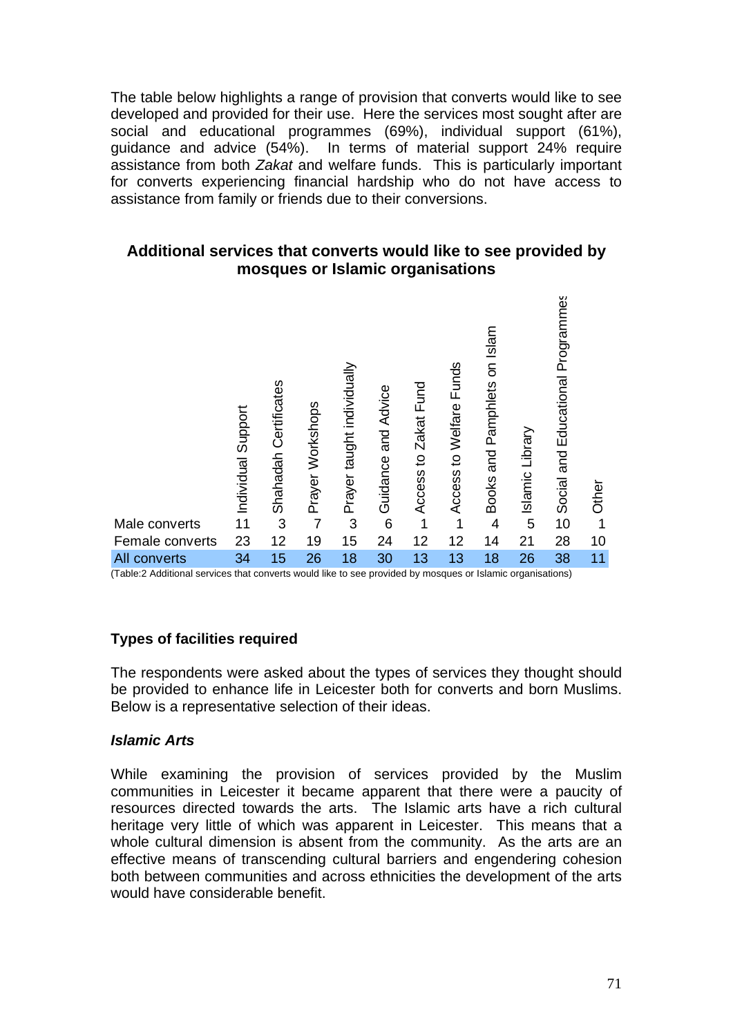The table below highlights a range of provision that converts would like to see developed and provided for their use. Here the services most sought after are social and educational programmes (69%), individual support (61%), guidance and advice (54%). In terms of material support 24% require assistance from both *Zakat* and welfare funds. This is particularly important for converts experiencing financial hardship who do not have access to assistance from family or friends due to their conversions.

**Additional services that converts would like to see provided by mosques or Islamic organisations**

| | Individual Support | Shahadah Certificates | Prayer Workshops | Prayer taught individually | Guidance and Advice | Access to Zakat Fund | Access to Welfare Funds | Books and Pamphlets on Islam | Islamic Library | Social and Educational Programmes | Other |
|---|---|---|---|---|---|---|---|---|---|---|---|
| Male converts | 11 | 3 | 7 | 3 | 6 | 1 | 1 | 4 | 5 | 10 | 1 |
| Female converts | 23 | 12 | 19 | 15 | 24 | 12 | 12 | 14 | 21 | 28 | 10 |
| All converts | 34 | 15 | 26 | 18 | 30 | 13 | 13 | 18 | 26 | 38 | 11 |

(Table:2 Additional services that converts would like to see provided by mosques or Islamic organisations)

### Types of facilities required

The respondents were asked about the types of services they thought should be provided to enhance life in Leicester both for converts and born Muslims. Below is a representative selection of their ideas.

#### *Islamic Arts*

While examining the provision of services provided by the Muslim communities in Leicester it became apparent that there were a paucity of resources directed towards the arts. The Islamic arts have a rich cultural heritage very little of which was apparent in Leicester. This means that a whole cultural dimension is absent from the community. As the arts are an effective means of transcending cultural barriers and engendering cohesion both between communities and across ethnicities the development of the arts would have considerable benefit.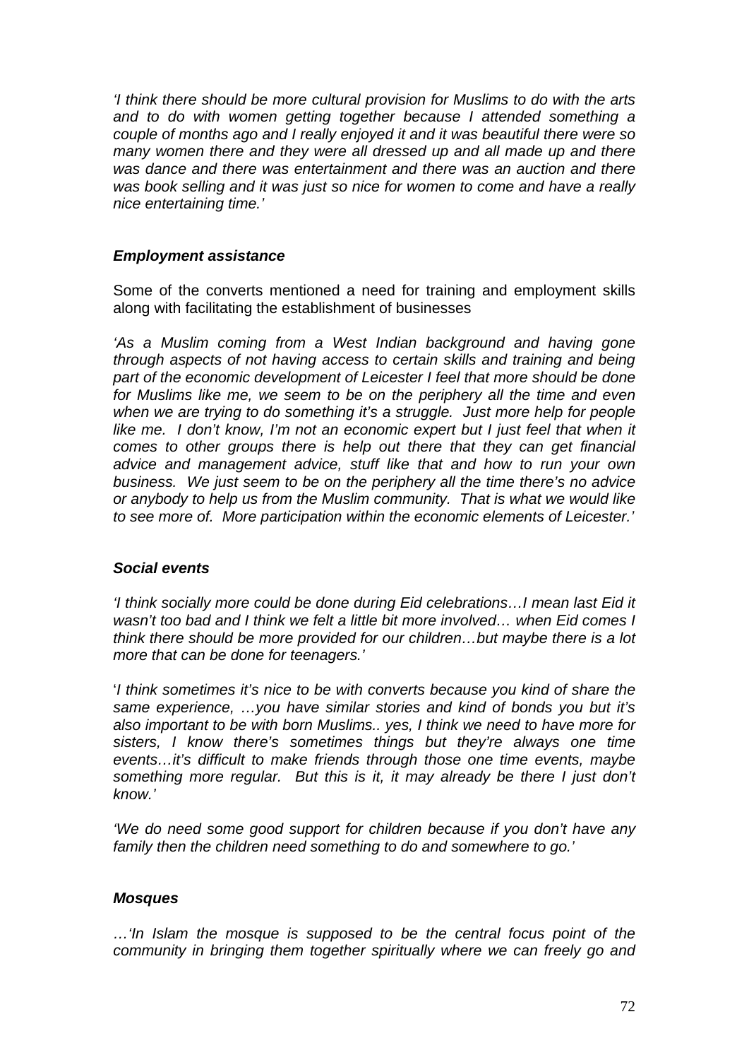*'I think there should be more cultural provision for Muslims to do with the arts and to do with women getting together because I attended something a couple of months ago and I really enjoyed it and it was beautiful there were so many women there and they were all dressed up and all made up and there was dance and there was entertainment and there was an auction and there was book selling and it was just so nice for women to come and have a really nice entertaining time.'*

***Employment assistance***

Some of the converts mentioned a need for training and employment skills along with facilitating the establishment of businesses

*'As a Muslim coming from a West Indian background and having gone through aspects of not having access to certain skills and training and being part of the economic development of Leicester I feel that more should be done for Muslims like me, we seem to be on the periphery all the time and even when we are trying to do something it's a struggle. Just more help for people like me. I don't know, I'm not an economic expert but I just feel that when it comes to other groups there is help out there that they can get financial advice and management advice, stuff like that and how to run your own business. We just seem to be on the periphery all the time there's no advice or anybody to help us from the Muslim community. That is what we would like to see more of. More participation within the economic elements of Leicester.'*

***Social events***

*'I think socially more could be done during Eid celebrations…I mean last Eid it wasn't too bad and I think we felt a little bit more involved… when Eid comes I think there should be more provided for our children…but maybe there is a lot more that can be done for teenagers.'*

'*I think sometimes it's nice to be with converts because you kind of share the same experience, …you have similar stories and kind of bonds you but it's also important to be with born Muslims.. yes, I think we need to have more for sisters, I know there's sometimes things but they're always one time events…it's difficult to make friends through those one time events, maybe something more regular. But this is it, it may already be there I just don't know.'*

*'We do need some good support for children because if you don't have any family then the children need something to do and somewhere to go.'*

***Mosques***

*…'In Islam the mosque is supposed to be the central focus point of the community in bringing them together spiritually where we can freely go and*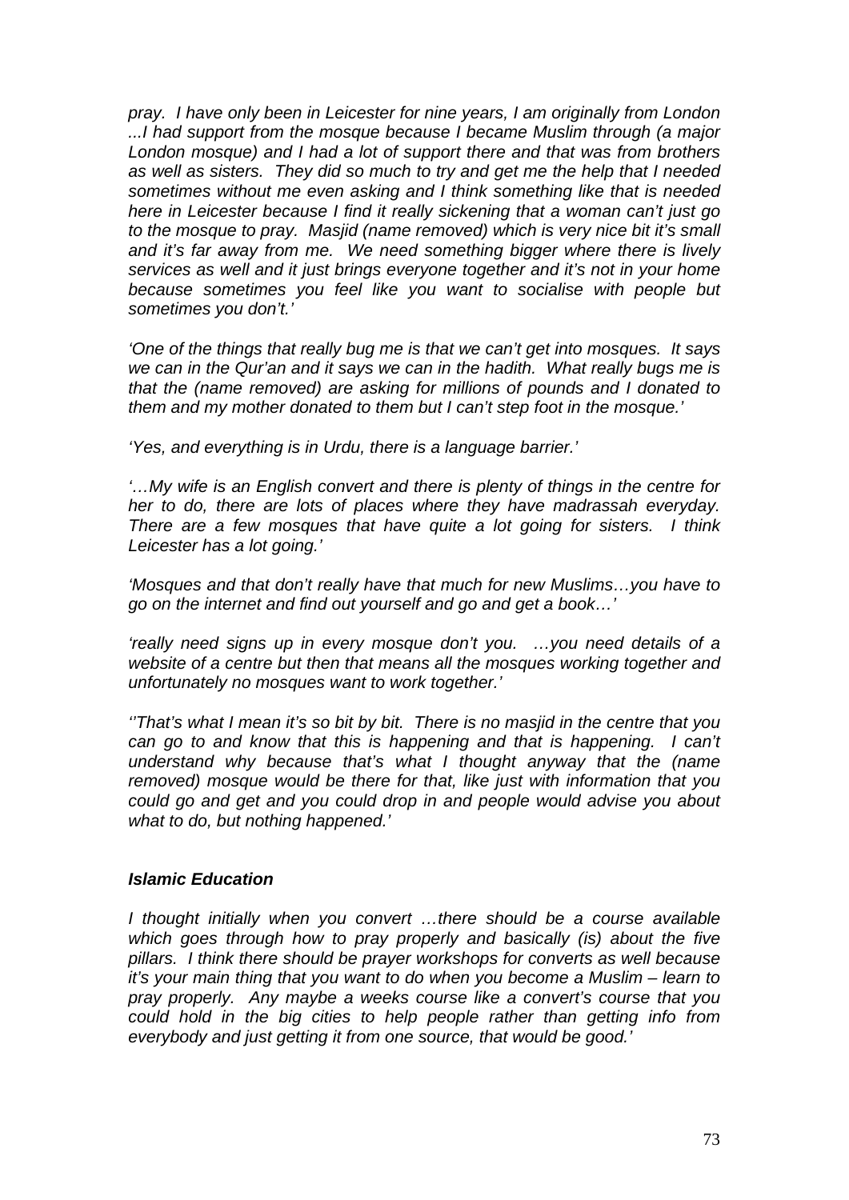*pray. I have only been in Leicester for nine years, I am originally from London ...I had support from the mosque because I became Muslim through (a major London mosque) and I had a lot of support there and that was from brothers as well as sisters. They did so much to try and get me the help that I needed sometimes without me even asking and I think something like that is needed here in Leicester because I find it really sickening that a woman can't just go to the mosque to pray. Masjid (name removed) which is very nice bit it's small and it's far away from me. We need something bigger where there is lively services as well and it just brings everyone together and it's not in your home because sometimes you feel like you want to socialise with people but sometimes you don't.'*

*'One of the things that really bug me is that we can't get into mosques. It says we can in the Qur'an and it says we can in the hadith. What really bugs me is that the (name removed) are asking for millions of pounds and I donated to them and my mother donated to them but I can't step foot in the mosque.'*

*'Yes, and everything is in Urdu, there is a language barrier.'*

*'…My wife is an English convert and there is plenty of things in the centre for her to do, there are lots of places where they have madrassah everyday. There are a few mosques that have quite a lot going for sisters. I think Leicester has a lot going.'*

*'Mosques and that don't really have that much for new Muslims…you have to go on the internet and find out yourself and go and get a book…'*

*'really need signs up in every mosque don't you. …you need details of a website of a centre but then that means all the mosques working together and unfortunately no mosques want to work together.'*

*''That's what I mean it's so bit by bit. There is no masjid in the centre that you can go to and know that this is happening and that is happening. I can't understand why because that's what I thought anyway that the (name removed) mosque would be there for that, like just with information that you could go and get and you could drop in and people would advise you about what to do, but nothing happened.'*

### *Islamic Education*

*I thought initially when you convert …there should be a course available which goes through how to pray properly and basically (is) about the five pillars. I think there should be prayer workshops for converts as well because it's your main thing that you want to do when you become a Muslim – learn to pray properly. Any maybe a weeks course like a convert's course that you could hold in the big cities to help people rather than getting info from everybody and just getting it from one source, that would be good.'*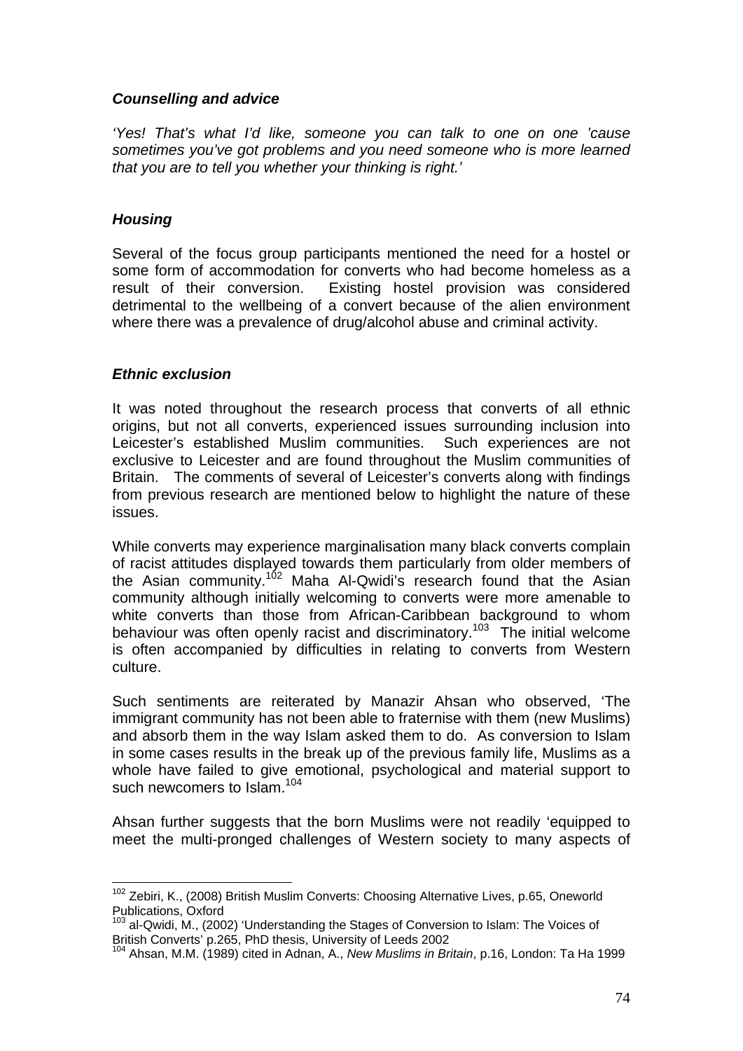### *Counselling and advice*

*'Yes! That's what I'd like, someone you can talk to one on one 'cause sometimes you've got problems and you need someone who is more learned that you are to tell you whether your thinking is right.'*

### *Housing*

Several of the focus group participants mentioned the need for a hostel or some form of accommodation for converts who had become homeless as a result of their conversion. Existing hostel provision was considered detrimental to the wellbeing of a convert because of the alien environment where there was a prevalence of drug/alcohol abuse and criminal activity.

### *Ethnic exclusion*

It was noted throughout the research process that converts of all ethnic origins, but not all converts, experienced issues surrounding inclusion into Leicester's established Muslim communities. Such experiences are not exclusive to Leicester and are found throughout the Muslim communities of Britain. The comments of several of Leicester's converts along with findings from previous research are mentioned below to highlight the nature of these issues.

While converts may experience marginalisation many black converts complain of racist attitudes displayed towards them particularly from older members of the Asian community.[102] Maha Al-Qwidi's research found that the Asian community although initially welcoming to converts were more amenable to white converts than those from African-Caribbean background to whom behaviour was often openly racist and discriminatory.[103] The initial welcome is often accompanied by difficulties in relating to converts from Western culture.

Such sentiments are reiterated by Manazir Ahsan who observed, 'The immigrant community has not been able to fraternise with them (new Muslims) and absorb them in the way Islam asked them to do. As conversion to Islam in some cases results in the break up of the previous family life, Muslims as a whole have failed to give emotional, psychological and material support to such newcomers to Islam.[104]

Ahsan further suggests that the born Muslims were not readily 'equipped to meet the multi-pronged challenges of Western society to many aspects of

---

[102] Zebiri, K., (2008) British Muslim Converts: Choosing Alternative Lives, p.65, Oneworld Publications, Oxford

[103] al-Qwidi, M., (2002) 'Understanding the Stages of Conversion to Islam: The Voices of British Converts' p.265, PhD thesis, University of Leeds 2002

[104] Ahsan, M.M. (1989) cited in Adnan, A., *New Muslims in Britain*, p.16, London: Ta Ha 1999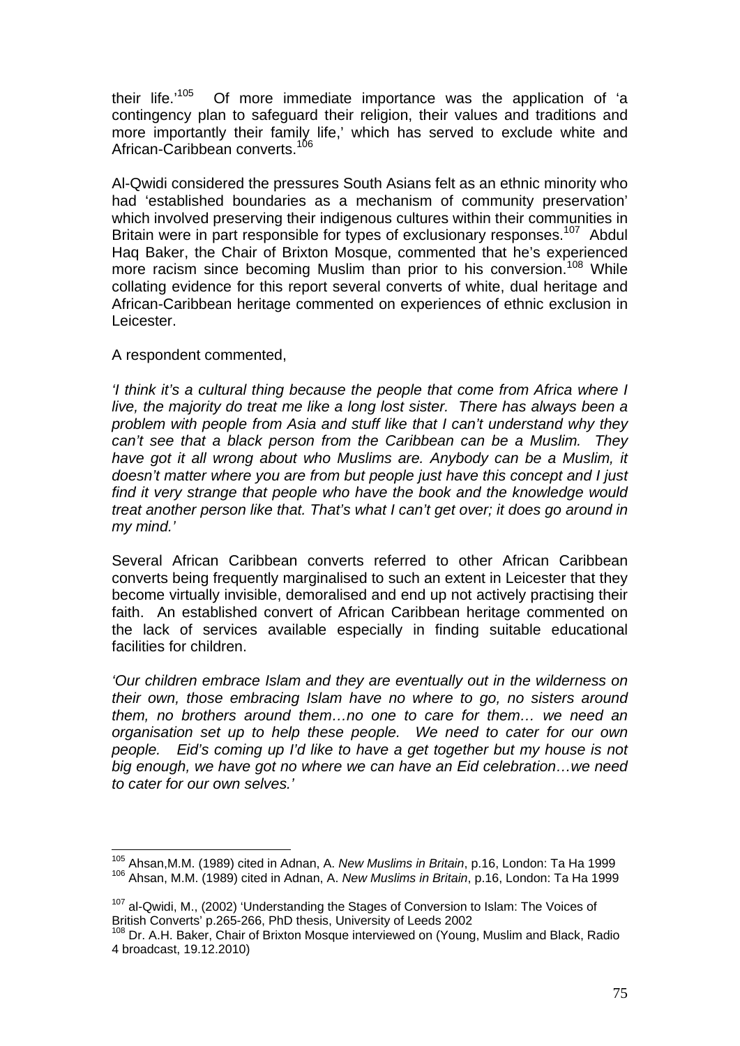their life.'[105] Of more immediate importance was the application of 'a contingency plan to safeguard their religion, their values and traditions and more importantly their family life,' which has served to exclude white and African-Caribbean converts.[106]

Al-Qwidi considered the pressures South Asians felt as an ethnic minority who had 'established boundaries as a mechanism of community preservation' which involved preserving their indigenous cultures within their communities in Britain were in part responsible for types of exclusionary responses.[107] Abdul Haq Baker, the Chair of Brixton Mosque, commented that he's experienced more racism since becoming Muslim than prior to his conversion.[108] While collating evidence for this report several converts of white, dual heritage and African-Caribbean heritage commented on experiences of ethnic exclusion in Leicester.

A respondent commented,

*'I think it's a cultural thing because the people that come from Africa where I live, the majority do treat me like a long lost sister. There has always been a problem with people from Asia and stuff like that I can't understand why they can't see that a black person from the Caribbean can be a Muslim. They have got it all wrong about who Muslims are. Anybody can be a Muslim, it doesn't matter where you are from but people just have this concept and I just find it very strange that people who have the book and the knowledge would treat another person like that. That's what I can't get over; it does go around in my mind.'*

Several African Caribbean converts referred to other African Caribbean converts being frequently marginalised to such an extent in Leicester that they become virtually invisible, demoralised and end up not actively practising their faith. An established convert of African Caribbean heritage commented on the lack of services available especially in finding suitable educational facilities for children.

*'Our children embrace Islam and they are eventually out in the wilderness on their own, those embracing Islam have no where to go, no sisters around them, no brothers around them…no one to care for them… we need an organisation set up to help these people. We need to cater for our own people. Eid's coming up I'd like to have a get together but my house is not big enough, we have got no where where we can have an Eid celebration…we need to cater for our own selves.'*

---

[105] Ahsan,M.M. (1989) cited in Adnan, A. *New Muslims in Britain*, p.16, London: Ta Ha 1999

[106] Ahsan, M.M. (1989) cited in Adnan, A. *New Muslims in Britain*, p.16, London: Ta Ha 1999

[107] al-Qwidi, M., (2002) 'Understanding the Stages of Conversion to Islam: The Voices of British Converts' p.265-266, PhD thesis, University of Leeds 2002

[108] Dr. A.H. Baker, Chair of Brixton Mosque interviewed on (Young, Muslim and Black, Radio 4 broadcast, 19.12.2010)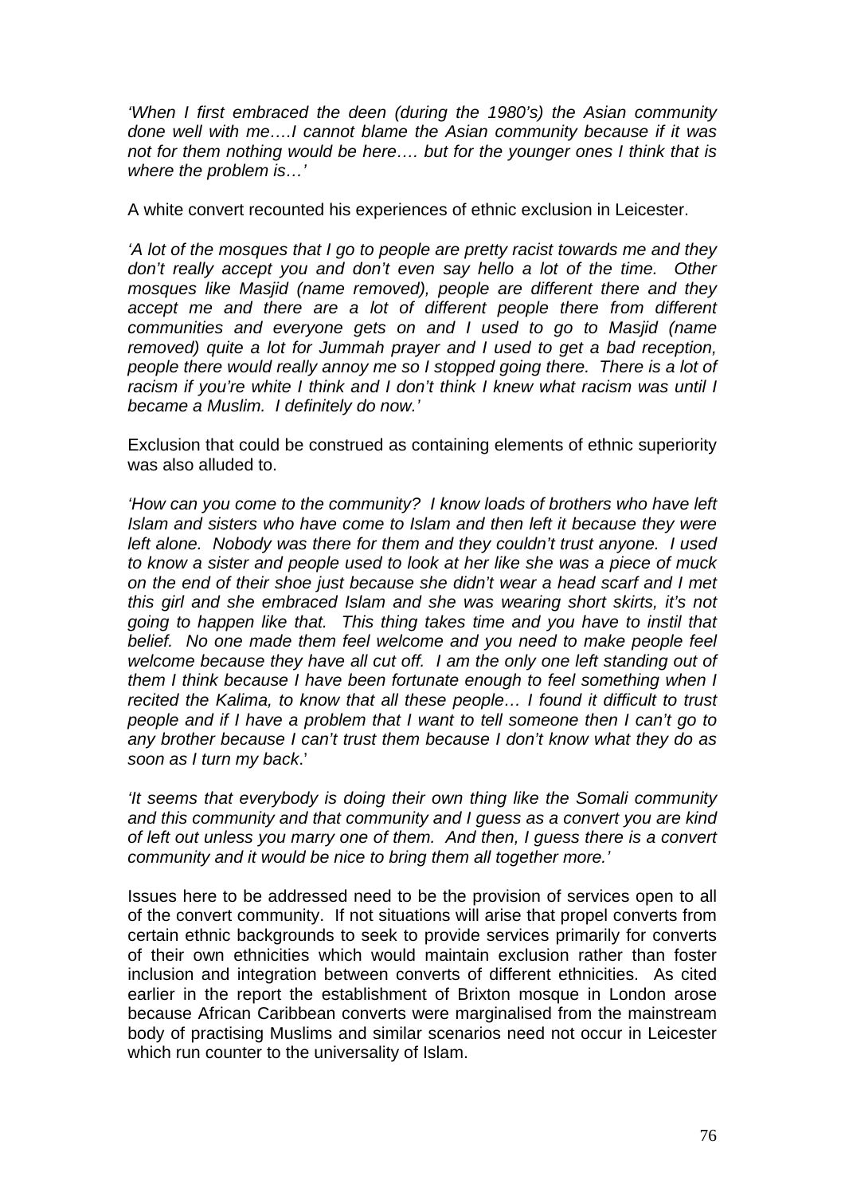*'When I first embraced the deen (during the 1980's) the Asian community done well with me….I cannot blame the Asian community because if it was not for them nothing would be here…. but for the younger ones I think that is where the problem is…'*

A white convert recounted his experiences of ethnic exclusion in Leicester.

*'A lot of the mosques that I go to people are pretty racist towards me and they don't really accept you and don't even say hello a lot of the time. Other mosques like Masjid (name removed), people are different there and they accept me and there are a lot of different people there from different communities and everyone gets on and I used to go to Masjid (name removed) quite a lot for Jummah prayer and I used to get a bad reception, people there would really annoy me so I stopped going there. There is a lot of racism if you're white I think and I don't think I knew what racism was until I became a Muslim. I definitely do now.'*

Exclusion that could be construed as containing elements of ethnic superiority was also alluded to.

*'How can you come to the community? I know loads of brothers who have left Islam and sisters who have come to Islam and then left it because they were left alone. Nobody was there for them and they couldn't trust anyone. I used to know a sister and people used to look at her like she was a piece of muck on the end of their shoe just because she didn't wear a head scarf and I met this girl and she embraced Islam and she was wearing short skirts, it's not going to happen like that. This thing takes time and you have to instil that belief. No one made them feel welcome and you need to make people feel welcome because they have all cut off. I am the only one left standing out of them I think because I have been fortunate enough to feel something when I recited the Kalima, to know that all these people… I found it difficult to trust people and if I have a problem that I want to tell someone then I can't go to any brother because I can't trust them because I don't know what they do as soon as I turn my back*.'

*'It seems that everybody is doing their own thing like the Somali community and this community and that community and I guess as a convert you are kind of left out unless you marry one of them. And then, I guess there is a convert community and it would be nice to bring them all together more.'*

Issues here to be addressed need to be the provision of services open to all of the convert community. If not situations will arise that propel converts from certain ethnic backgrounds to seek to provide services primarily for converts of their own ethnicities which would maintain exclusion rather than foster inclusion and integration between converts of different ethnicities. As cited earlier in the report the establishment of Brixton mosque in London arose because African Caribbean converts were marginalised from the mainstream body of practising Muslims and similar scenarios need not occur in Leicester which run counter to the universality of Islam.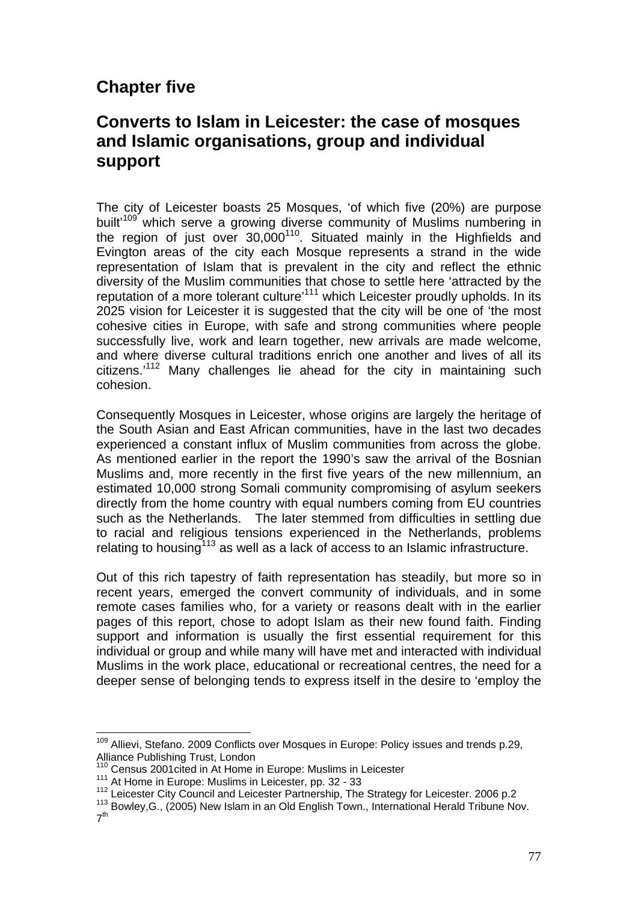## Chapter five

## Converts to Islam in Leicester: the case of mosques and Islamic organisations, group and individual support

The city of Leicester boasts 25 Mosques, 'of which five (20%) are purpose built'[109] which serve a growing diverse community of Muslims numbering in the region of just over 30,000[110]. Situated mainly in the Highfields and Evington areas of the city each Mosque represents a strand in the wide representation of Islam that is prevalent in the city and reflect the ethnic diversity of the Muslim communities that chose to settle here 'attracted by the reputation of a more tolerant culture'[111] which Leicester proudly upholds. In its 2025 vision for Leicester it is suggested that the city will be one of 'the most cohesive cities in Europe, with safe and strong communities where people successfully live, work and learn together, new arrivals are made welcome, and where diverse cultural traditions enrich one another and lives of all its citizens.'[112] Many challenges lie ahead for the city in maintaining such cohesion.

Consequently Mosques in Leicester, whose origins are largely the heritage of the South Asian and East African communities, have in the last two decades experienced a constant influx of Muslim communities from across the globe. As mentioned earlier in the report the 1990's saw the arrival of the Bosnian Muslims and, more recently in the first five years of the new millennium, an estimated 10,000 strong Somali community compromising of asylum seekers directly from the home country with equal numbers coming from EU countries such as the Netherlands. The later stemmed from difficulties in settling due to racial and religious tensions experienced in the Netherlands, problems relating to housing[113] as well as a lack of access to an Islamic infrastructure.

Out of this rich tapestry of faith representation has steadily, but more so in recent years, emerged the convert community of individuals, and in some remote cases families who, for a variety or reasons dealt with in the earlier pages of this report, chose to adopt Islam as their new found faith. Finding support and information is usually the first essential requirement for this individual or group and while many will have met and interacted with individual Muslims in the work place, educational or recreational centres, the need for a deeper sense of belonging tends to express itself in the desire to 'employ the

---

[109] Allievi, Stefano. 2009 Conflicts over Mosques in Europe: Policy issues and trends p.29, Alliance Publishing Trust, London

[110] Census 2001cited in At Home in Europe: Muslims in Leicester

[111] At Home in Europe: Muslims in Leicester, pp. 32 - 33

[112] Leicester City Council and Leicester Partnership, The Strategy for Leicester. 2006 p.2

[113] Bowley,G., (2005) New Islam in an Old English Town., International Herald Tribune Nov. 7th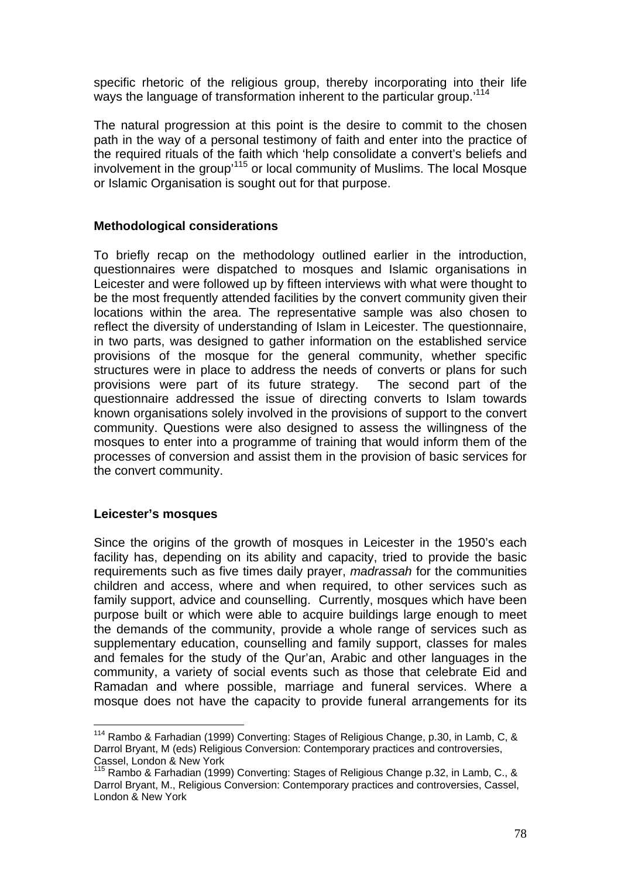specific rhetoric of the religious group, thereby incorporating into their life ways the language of transformation inherent to the particular group.'[114]

The natural progression at this point is the desire to commit to the chosen path in the way of a personal testimony of faith and enter into the practice of the required rituals of the faith which 'help consolidate a convert's beliefs and involvement in the group'[115] or local community of Muslims. The local Mosque or Islamic Organisation is sought out for that purpose.

### Methodological considerations

To briefly recap on the methodology outlined earlier in the introduction, questionnaires were dispatched to mosques and Islamic organisations in Leicester and were followed up by fifteen interviews with what were thought to be the most frequently attended facilities by the convert community given their locations within the area. The representative sample was also chosen to reflect the diversity of understanding of Islam in Leicester. The questionnaire, in two parts, was designed to gather information on the established service provisions of the mosque for the general community, whether specific structures were in place to address the needs of converts or plans for such provisions were part of its future strategy. The second part of the questionnaire addressed the issue of directing converts to Islam towards known organisations solely involved in the provisions of support to the convert community. Questions were also designed to assess the willingness of the mosques to enter into a programme of training that would inform them of the processes of conversion and assist them in the provision of basic services for the convert community.

### Leicester's mosques

Since the origins of the growth of mosques in Leicester in the 1950's each facility has, depending on its ability and capacity, tried to provide the basic requirements such as five times daily prayer, *madrassah* for the communities children and access, where and when required, to other services such as family support, advice and counselling. Currently, mosques which have been purpose built or which were able to acquire buildings large enough to meet the demands of the community, provide a whole range of services such as supplementary education, counselling and family support, classes for males and females for the study of the Qur'an, Arabic and other languages in the community, a variety of social events such as those that celebrate Eid and Ramadan and where possible, marriage and funeral services. Where a mosque does not have the capacity to provide funeral arrangements for its

---

[114] Rambo & Farhadian (1999) Converting: Stages of Religious Change, p.30, in Lamb, C, & Darrol Bryant, M (eds) Religious Conversion: Contemporary practices and controversies, Cassel, London & New York

[115] Rambo & Farhadian (1999) Converting: Stages of Religious Change p.32, in Lamb, C., & Darrol Bryant, M., Religious Conversion: Contemporary practices and controversies, Cassel, London & New York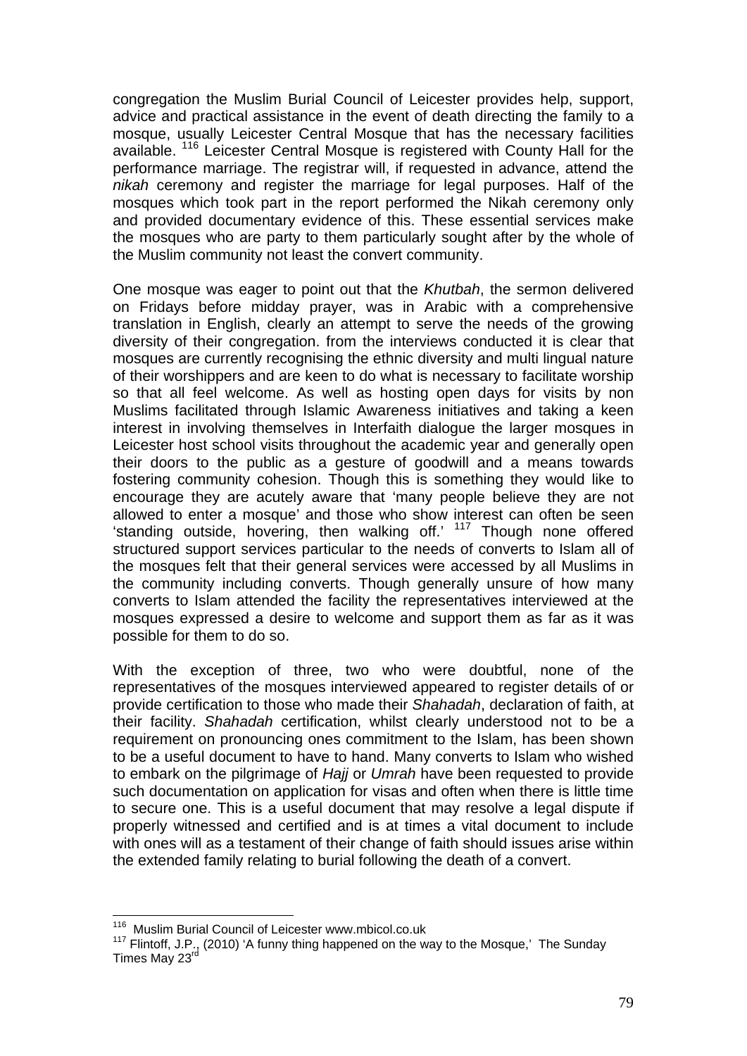congregation the Muslim Burial Council of Leicester provides help, support, advice and practical assistance in the event of death directing the family to a mosque, usually Leicester Central Mosque that has the necessary facilities available. [116] Leicester Central Mosque is registered with County Hall for the performance marriage. The registrar will, if requested in advance, attend the *nikah* ceremony and register the marriage for legal purposes. Half of the mosques which took part in the report performed the Nikah ceremony only and provided documentary evidence of this. These essential services make the mosques who are party to them particularly sought after by the whole of the Muslim community not least the convert community.

One mosque was eager to point out that the *Khutbah*, the sermon delivered on Fridays before midday prayer, was in Arabic with a comprehensive translation in English, clearly an attempt to serve the needs of the growing diversity of their congregation. from the interviews conducted it is clear that mosques are currently recognising the ethnic diversity and multi lingual nature of their worshippers and are keen to do what is necessary to facilitate worship so that all feel welcome. As well as hosting open days for visits by non Muslims facilitated through Islamic Awareness initiatives and taking a keen interest in involving themselves in Interfaith dialogue the larger mosques in Leicester host school visits throughout the academic year and generally open their doors to the public as a gesture of goodwill and a means towards fostering community cohesion. Though this is something they would like to encourage they are acutely aware that 'many people believe they are not allowed to enter a mosque' and those who show interest can often be seen 'standing outside, hovering, then walking off.' [117] Though none offered structured support services particular to the needs of converts to Islam all of the mosques felt that their general services were accessed by all Muslims in the community including converts. Though generally unsure of how many converts to Islam attended the facility the representatives interviewed at the mosques expressed a desire to welcome and support them as far as it was possible for them to do so.

With the exception of three, two who were doubtful, none of the representatives of the mosques interviewed appeared to register details of or provide certification to those who made their *Shahadah*, declaration of faith, at their facility. *Shahadah* certification, whilst clearly understood not to be a requirement on pronouncing ones commitment to the Islam, has been shown to be a useful document to have to hand. Many converts to Islam who wished to embark on the pilgrimage of *Hajj* or *Umrah* have been requested to provide such documentation on application for visas and often when there is little time to secure one. This is a useful document that may resolve a legal dispute if properly witnessed and certified and is at times a vital document to include with ones will as a testament of their change of faith should issues arise within the extended family relating to burial following the death of a convert.

---

[116] Muslim Burial Council of Leicester www.mbicol.co.uk

[117] Flintoff, J.P., (2010) 'A funny thing happened on the way to the Mosque,' The Sunday Times May 23rd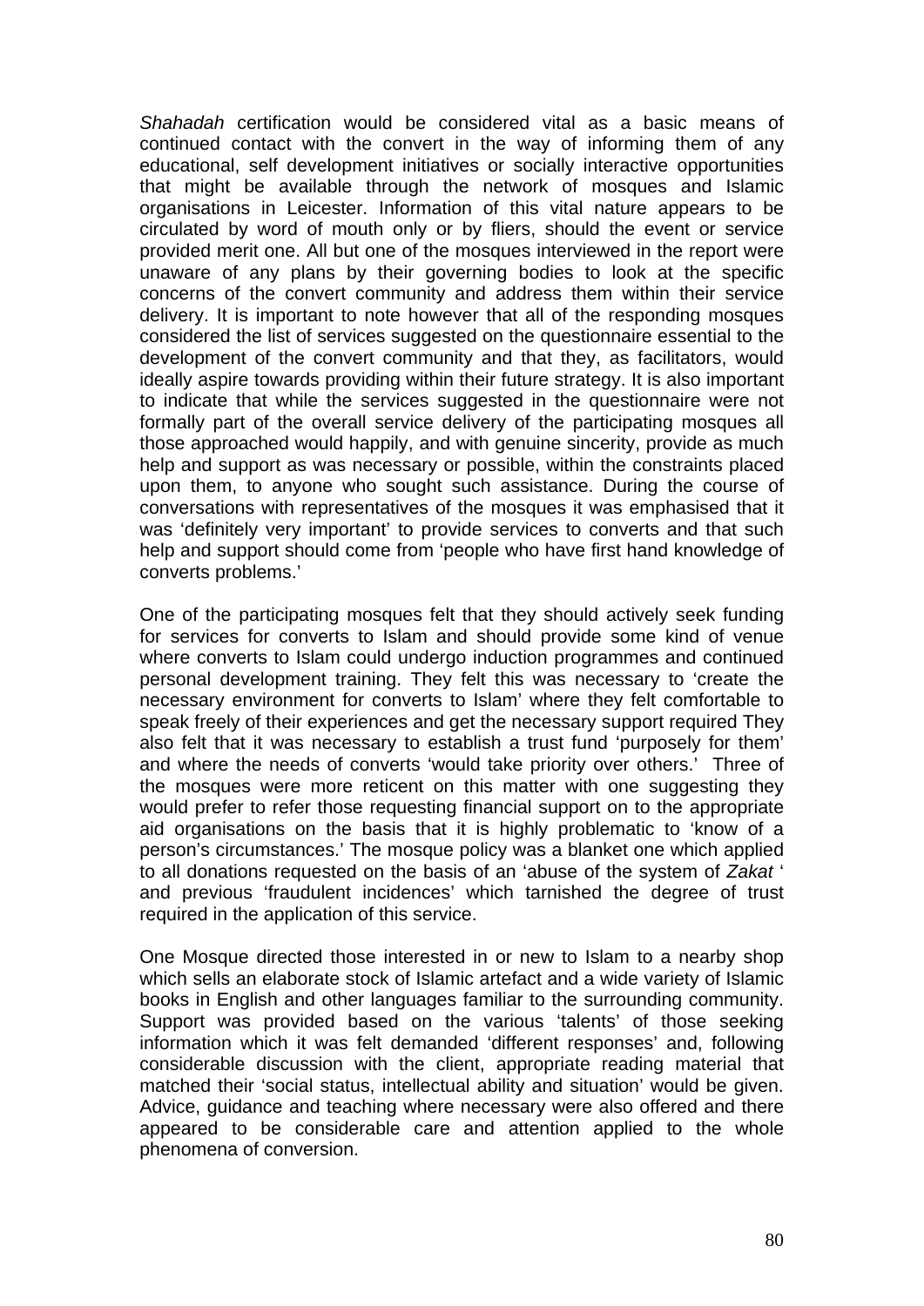*Shahadah* certification would be considered vital as a basic means of continued contact with the convert in the way of informing them of any educational, self development initiatives or socially interactive opportunities that might be available through the network of mosques and Islamic organisations in Leicester. Information of this vital nature appears to be circulated by word of mouth only or by fliers, should the event or service provided merit one. All but one of the mosques interviewed in the report were unaware of any plans by their governing bodies to look at the specific concerns of the convert community and address them within their service delivery. It is important to note however that all of the responding mosques considered the list of services suggested on the questionnaire essential to the development of the convert community and that they, as facilitators, would ideally aspire towards providing within their future strategy. It is also important to indicate that while the services suggested in the questionnaire were not formally part of the overall service delivery of the participating mosques all those approached would happily, and with genuine sincerity, provide as much help and support as was necessary or possible, within the constraints placed upon them, to anyone who sought such assistance. During the course of conversations with representatives of the mosques it was emphasised that it was 'definitely very important' to provide services to converts and that such help and support should come from 'people who have first hand knowledge of converts problems.'

One of the participating mosques felt that they should actively seek funding for services for converts to Islam and should provide some kind of venue where converts to Islam could undergo induction programmes and continued personal development training. They felt this was necessary to 'create the necessary environment for converts to Islam' where they felt comfortable to speak freely of their experiences and get the necessary support required They also felt that it was necessary to establish a trust fund 'purposely for them' and where the needs of converts 'would take priority over others.' Three of the mosques were more reticent on this matter with one suggesting they would prefer to refer those requesting financial support on to the appropriate aid organisations on the basis that it is highly problematic to 'know of a person's circumstances.' The mosque policy was a blanket one which applied to all donations requested on the basis of an 'abuse of the system of *Zakat* ' and previous 'fraudulent incidences' which tarnished the degree of trust required in the application of this service.

One Mosque directed those interested in or new to Islam to a nearby shop which sells an elaborate stock of Islamic artefact and a wide variety of Islamic books in English and other languages familiar to the surrounding community. Support was provided based on the various 'talents' of those seeking information which it was felt demanded 'different responses' and, following considerable discussion with the client, appropriate reading material that matched their 'social status, intellectual ability and situation' would be given. Advice, guidance and teaching where necessary were also offered and there appeared to be considerable care and attention applied to the whole phenomena of conversion.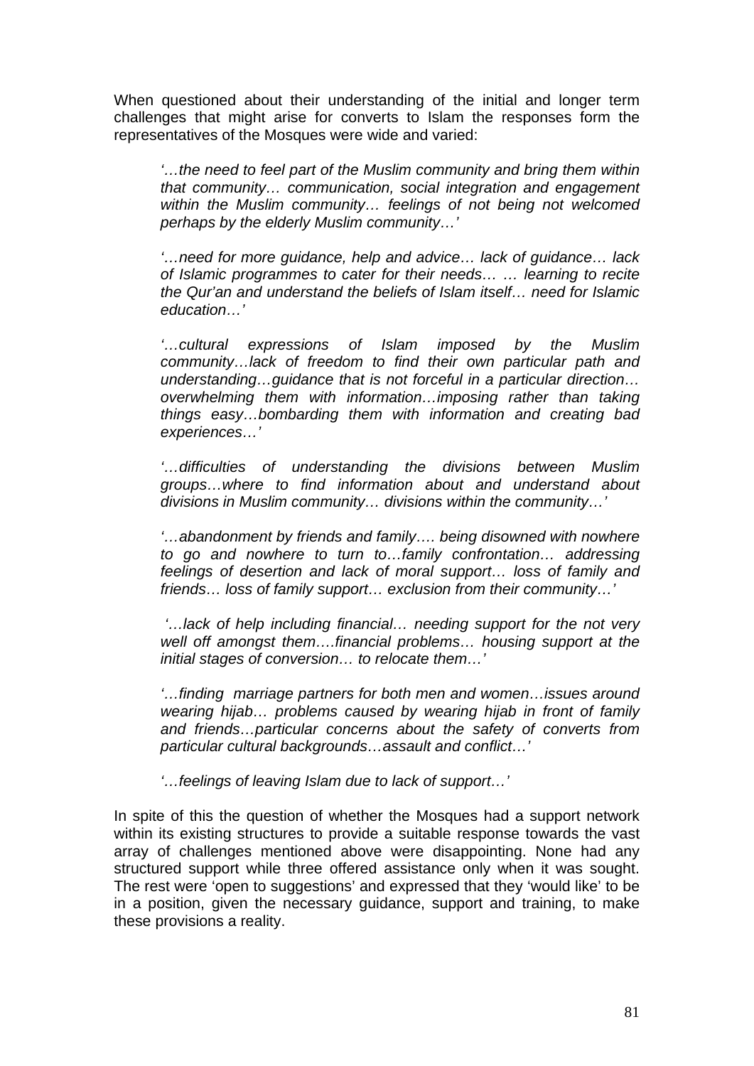When questioned about their understanding of the initial and longer term challenges that might arise for converts to Islam the responses form the representatives of the Mosques were wide and varied:

> *'…the need to feel part of the Muslim community and bring them within that community… communication, social integration and engagement within the Muslim community… feelings of not being not welcomed perhaps by the elderly Muslim community…'*
>
> *'…need for more guidance, help and advice… lack of guidance… lack of Islamic programmes to cater for their needs… … learning to recite the Qur'an and understand the beliefs of Islam itself… need for Islamic education…'*
>
> *'…cultural expressions of Islam imposed by the Muslim community…lack of freedom to find their own particular path and understanding…guidance that is not forceful in a particular direction… overwhelming them with information…imposing rather than taking things easy…bombarding them with information and creating bad experiences…'*
>
> *'…difficulties of understanding the divisions between Muslim groups…where to find information about and understand about divisions in Muslim community… divisions within the community…'*
>
> *'…abandonment by friends and family…. being disowned with nowhere to go and nowhere to turn to…family confrontation… addressing feelings of desertion and lack of moral support… loss of family and friends… loss of family support… exclusion from their community…'*
>
> *'…lack of help including financial… needing support for the not very well off amongst them….financial problems… housing support at the initial stages of conversion… to relocate them…'*
>
> *'…finding marriage partners for both men and women…issues around wearing hijab… problems caused by wearing hijab in front of family and friends…particular concerns about the safety of converts from particular cultural backgrounds…assault and conflict…'*
>
> *'…feelings of leaving Islam due to lack of support…'*

In spite of this the question of whether the Mosques had a support network within its existing structures to provide a suitable response towards the vast array of challenges mentioned above were disappointing. None had any structured support while three offered assistance only when it was sought. The rest were 'open to suggestions' and expressed that they 'would like' to be in a position, given the necessary guidance, support and training, to make these provisions a reality.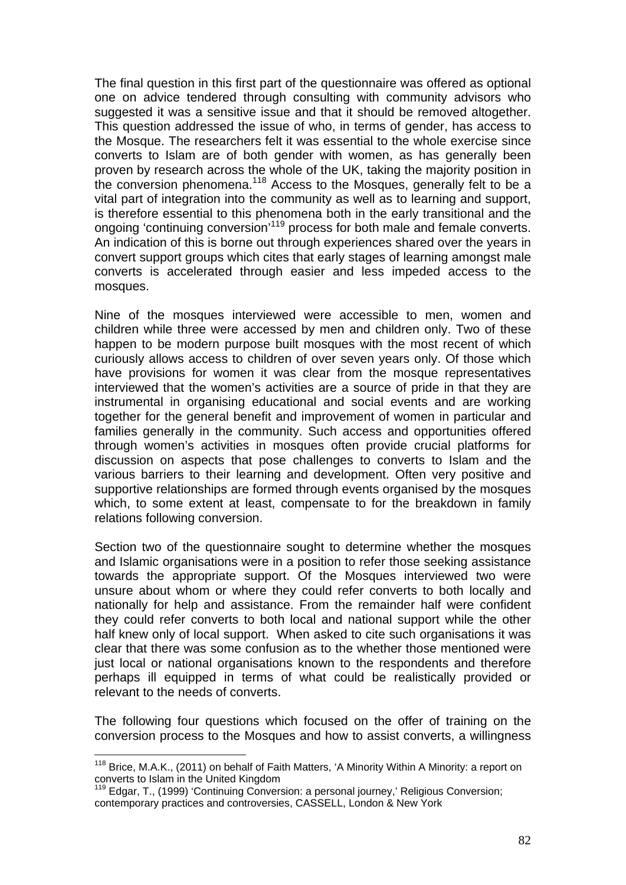The final question in this first part of the questionnaire was offered as optional one on advice tendered through consulting with community advisors who suggested it was a sensitive issue and that it should be removed altogether. This question addressed the issue of who, in terms of gender, has access to the Mosque. The researchers felt it was essential to the whole exercise since converts to Islam are of both gender with women, as has generally been proven by research across the whole of the UK, taking the majority position in the conversion phenomena.[118] Access to the Mosques, generally felt to be a vital part of integration into the community as well as to learning and support, is therefore essential to this phenomena both in the early transitional and the ongoing 'continuing conversion'[119] process for both male and female converts. An indication of this is borne out through experiences shared over the years in convert support groups which cites that early stages of learning amongst male converts is accelerated through easier and less impeded access to the mosques.

Nine of the mosques interviewed were accessible to men, women and children while three were accessed by men and children only. Two of these happen to be modern purpose built mosques with the most recent of which curiously allows access to children of over seven years only. Of those which have provisions for women it was clear from the mosque representatives interviewed that the women's activities are a source of pride in that they are instrumental in organising educational and social events and are working together for the general benefit and improvement of women in particular and families generally in the community. Such access and opportunities offered through women's activities in mosques often provide crucial platforms for discussion on aspects that pose challenges to converts to Islam and the various barriers to their learning and development. Often very positive and supportive relationships are formed through events organised by the mosques which, to some extent at least, compensate to for the breakdown in family relations following conversion.

Section two of the questionnaire sought to determine whether the mosques and Islamic organisations were in a position to refer those seeking assistance towards the appropriate support. Of the Mosques interviewed two were unsure about whom or where they could refer converts to both locally and nationally for help and assistance. From the remainder half were confident they could refer converts to both local and national support while the other half knew only of local support. When asked to cite such organisations it was clear that there was some confusion as to the whether those mentioned were just local or national organisations known to the respondents and therefore perhaps ill equipped in terms of what could be realistically provided or relevant to the needs of converts.

The following four questions which focused on the offer of training on the conversion process to the Mosques and how to assist converts, a willingness

---

[118] Brice, M.A.K., (2011) on behalf of Faith Matters, 'A Minority Within A Minority: a report on converts to Islam in the United Kingdom

[119] Edgar, T., (1999) 'Continuing Conversion: a personal journey,' Religious Conversion; contemporary practices and controversies, CASSELL, London & New York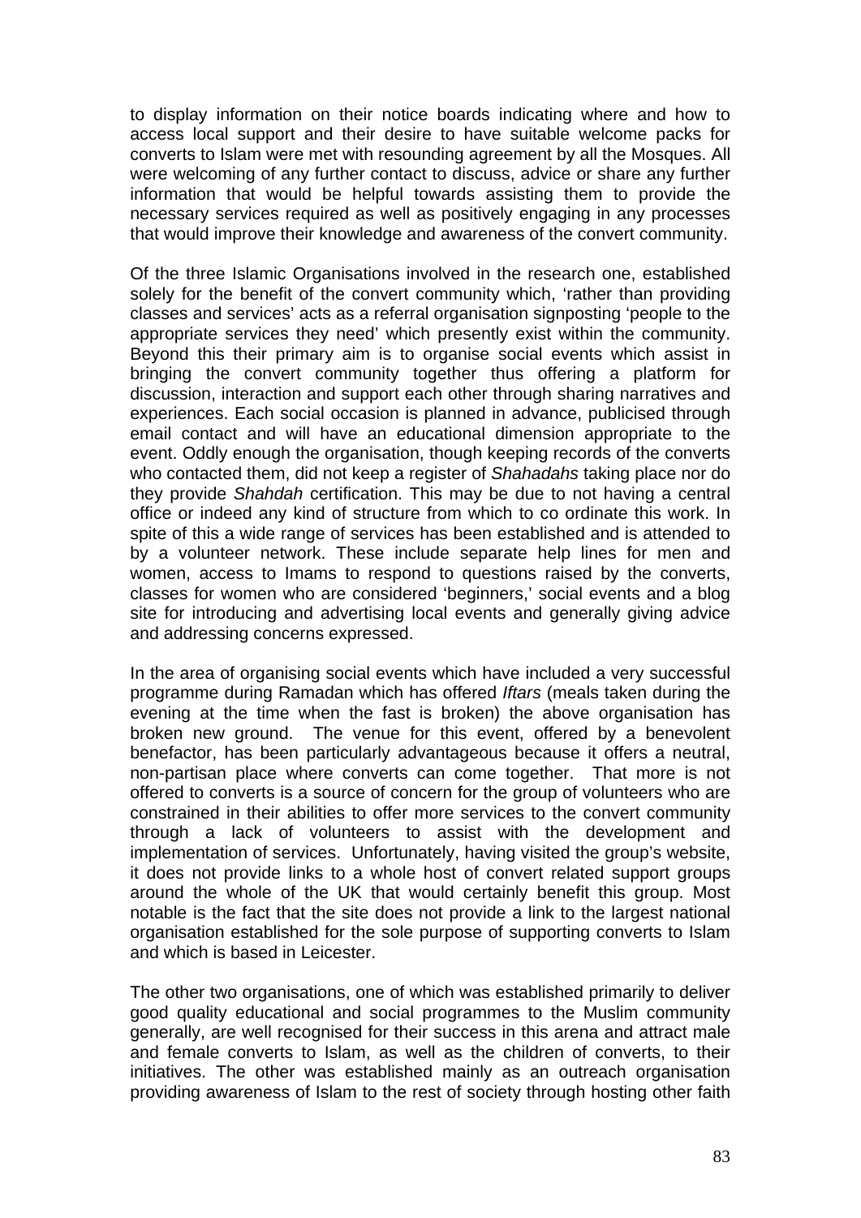to display information on their notice boards indicating where and how to access local support and their desire to have suitable welcome packs for converts to Islam were met with resounding agreement by all the Mosques. All were welcoming of any further contact to discuss, advice or share any further information that would be helpful towards assisting them to provide the necessary services required as well as positively engaging in any processes that would improve their knowledge and awareness of the convert community.

Of the three Islamic Organisations involved in the research one, established solely for the benefit of the convert community which, 'rather than providing classes and services' acts as a referral organisation signposting 'people to the appropriate services they need' which presently exist within the community. Beyond this their primary aim is to organise social events which assist in bringing the convert community together thus offering a platform for discussion, interaction and support each other through sharing narratives and experiences. Each social occasion is planned in advance, publicised through email contact and will have an educational dimension appropriate to the event. Oddly enough the organisation, though keeping records of the converts who contacted them, did not keep a register of *Shahadahs* taking place nor do they provide *Shahdah* certification. This may be due to not having a central office or indeed any kind of structure from which to co ordinate this work. In spite of this a wide range of services has been established and is attended to by a volunteer network. These include separate help lines for men and women, access to Imams to respond to questions raised by the converts, classes for women who are considered 'beginners,' social events and a blog site for introducing and advertising local events and generally giving advice and addressing concerns expressed.

In the area of organising social events which have included a very successful programme during Ramadan which has offered *Iftars* (meals taken during the evening at the time when the fast is broken) the above organisation has broken new ground. The venue for this event, offered by a benevolent benefactor, has been particularly advantageous because it offers a neutral, non-partisan place where converts can come together. That more is not offered to converts is a source of concern for the group of volunteers who are constrained in their abilities to offer more services to the convert community through a lack of volunteers to assist with the development and implementation of services. Unfortunately, having visited the group's website, it does not provide links to a whole host of convert related support groups around the whole of the UK that would certainly benefit this group. Most notable is the fact that the site does not provide a link to the largest national organisation established for the sole purpose of supporting converts to Islam and which is based in Leicester.

The other two organisations, one of which was established primarily to deliver good quality educational and social programmes to the Muslim community generally, are well recognised for their success in this arena and attract male and female converts to Islam, as well as the children of converts, to their initiatives. The other was established mainly as an outreach organisation providing awareness of Islam to the rest of society through hosting other faith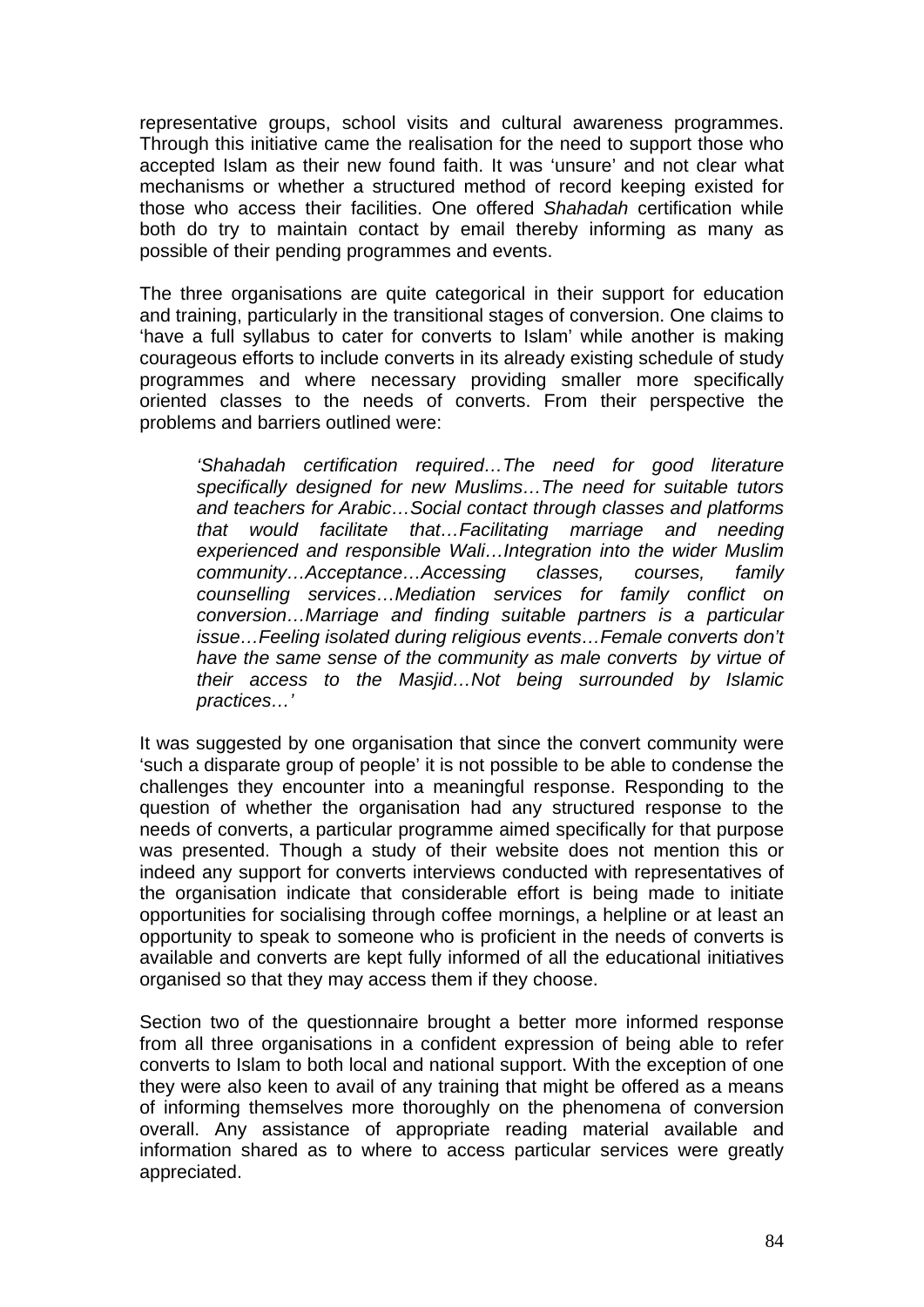representative groups, school visits and cultural awareness programmes. Through this initiative came the realisation for the need to support those who accepted Islam as their new found faith. It was 'unsure' and not clear what mechanisms or whether a structured method of record keeping existed for those who access their facilities. One offered *Shahadah* certification while both do try to maintain contact by email thereby informing as many as possible of their pending programmes and events.

The three organisations are quite categorical in their support for education and training, particularly in the transitional stages of conversion. One claims to 'have a full syllabus to cater for converts to Islam' while another is making courageous efforts to include converts in its already existing schedule of study programmes and where necessary providing smaller more specifically oriented classes to the needs of converts. From their perspective the problems and barriers outlined were:

> *'Shahadah certification required…The need for good literature specifically designed for new Muslims…The need for suitable tutors and teachers for Arabic…Social contact through classes and platforms that would facilitate that…Facilitating marriage and needing experienced and responsible Wali…Integration into the wider Muslim community…Acceptance…Accessing classes, courses, family counselling services…Mediation services for family conflict on conversion…Marriage and finding suitable partners is a particular issue…Feeling isolated during religious events…Female converts don't have the same sense of the community as male converts by virtue of their access to the Masjid…Not being surrounded by Islamic practices…'*

It was suggested by one organisation that since the convert community were 'such a disparate group of people' it is not possible to be able to condense the challenges they encounter into a meaningful response. Responding to the question of whether the organisation had any structured response to the needs of converts, a particular programme aimed specifically for that purpose was presented. Though a study of their website does not mention this or indeed any support for converts interviews conducted with representatives of the organisation indicate that considerable effort is being made to initiate opportunities for socialising through coffee mornings, a helpline or at least an opportunity to speak to someone who is proficient in the needs of converts is available and converts are kept fully informed of all the educational initiatives organised so that they may access them if they choose.

Section two of the questionnaire brought a better more informed response from all three organisations in a confident expression of being able to refer converts to Islam to both local and national support. With the exception of one they were also keen to avail of any training that might be offered as a means of informing themselves more thoroughly on the phenomena of conversion overall. Any assistance of appropriate reading material available and information shared as to where to access particular services were greatly appreciated.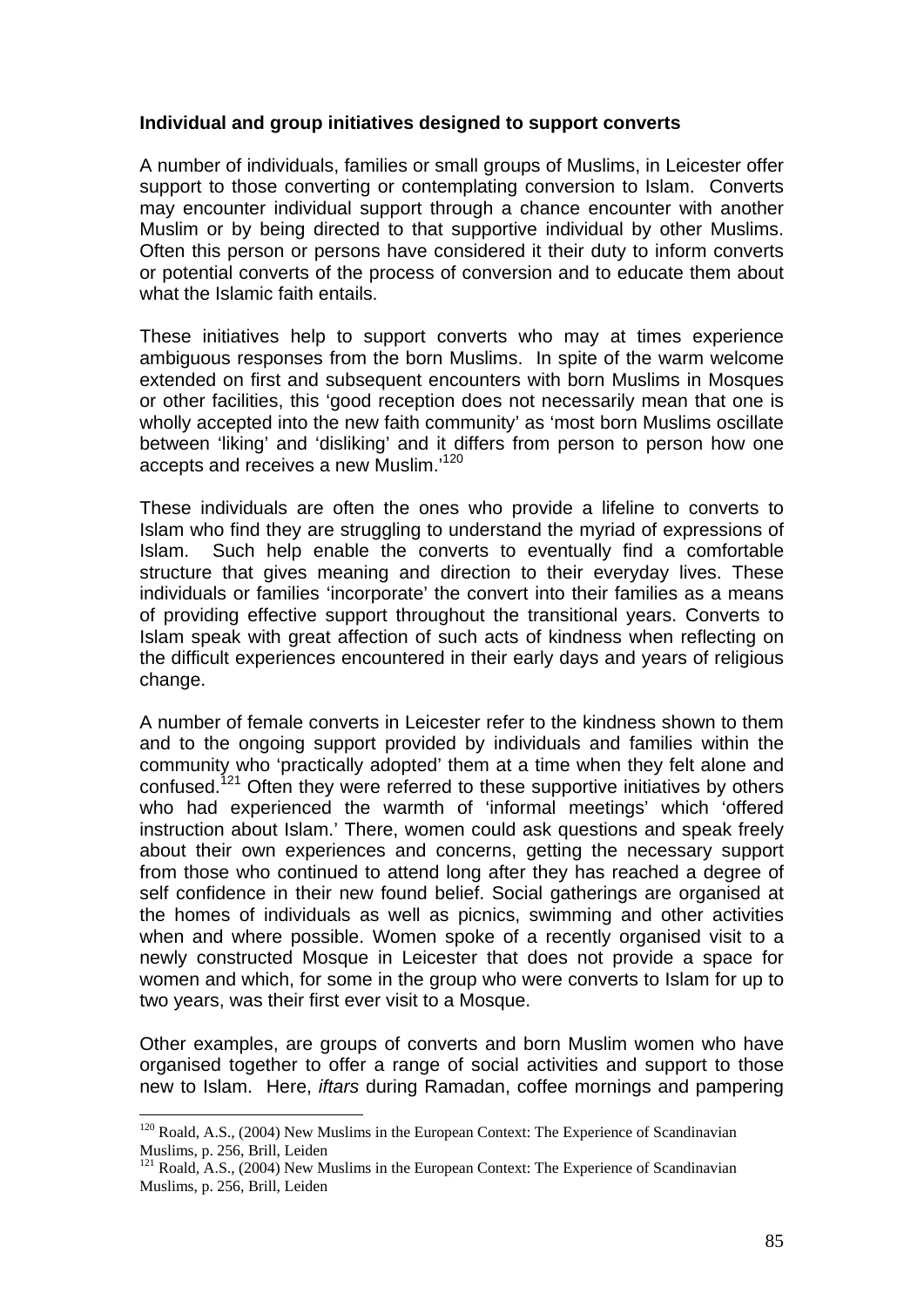**Individual and group initiatives designed to support converts**

A number of individuals, families or small groups of Muslims, in Leicester offer support to those converting or contemplating conversion to Islam. Converts may encounter individual support through a chance encounter with another Muslim or by being directed to that supportive individual by other Muslims. Often this person or persons have considered it their duty to inform converts or potential converts of the process of conversion and to educate them about what the Islamic faith entails.

These initiatives help to support converts who may at times experience ambiguous responses from the born Muslims. In spite of the warm welcome extended on first and subsequent encounters with born Muslims in Mosques or other facilities, this 'good reception does not necessarily mean that one is wholly accepted into the new faith community' as 'most born Muslims oscillate between 'liking' and 'disliking' and it differs from person to person how one accepts and receives a new Muslim.'[120]

These individuals are often the ones who provide a lifeline to converts to Islam who find they are struggling to understand the myriad of expressions of Islam. Such help enable the converts to eventually find a comfortable structure that gives meaning and direction to their everyday lives. These individuals or families 'incorporate' the convert into their families as a means of providing effective support throughout the transitional years. Converts to Islam speak with great affection of such acts of kindness when reflecting on the difficult experiences encountered in their early days and years of religious change.

A number of female converts in Leicester refer to the kindness shown to them and to the ongoing support provided by individuals and families within the community who 'practically adopted' them at a time when they felt alone and confused.[121] Often they were referred to these supportive initiatives by others who had experienced the warmth of 'informal meetings' which 'offered instruction about Islam.' There, women could ask questions and speak freely about their own experiences and concerns, getting the necessary support from those who continued to attend long after they has reached a degree of self confidence in their new found belief. Social gatherings are organised at the homes of individuals as well as picnics, swimming and other activities when and where possible. Women spoke of a recently organised visit to a newly constructed Mosque in Leicester that does not provide a space for women and which, for some in the group who were converts to Islam for up to two years, was their first ever visit to a Mosque.

Other examples, are groups of converts and born Muslim women who have organised together to offer a range of social activities and support to those new to Islam. Here, *iftars* during Ramadan, coffee mornings and pampering

---

[120] Roald, A.S., (2004) New Muslims in the European Context: The Experience of Scandinavian Muslims, p. 256, Brill, Leiden

[121] Roald, A.S., (2004) New Muslims in the European Context: The Experience of Scandinavian Muslims, p. 256, Brill, Leiden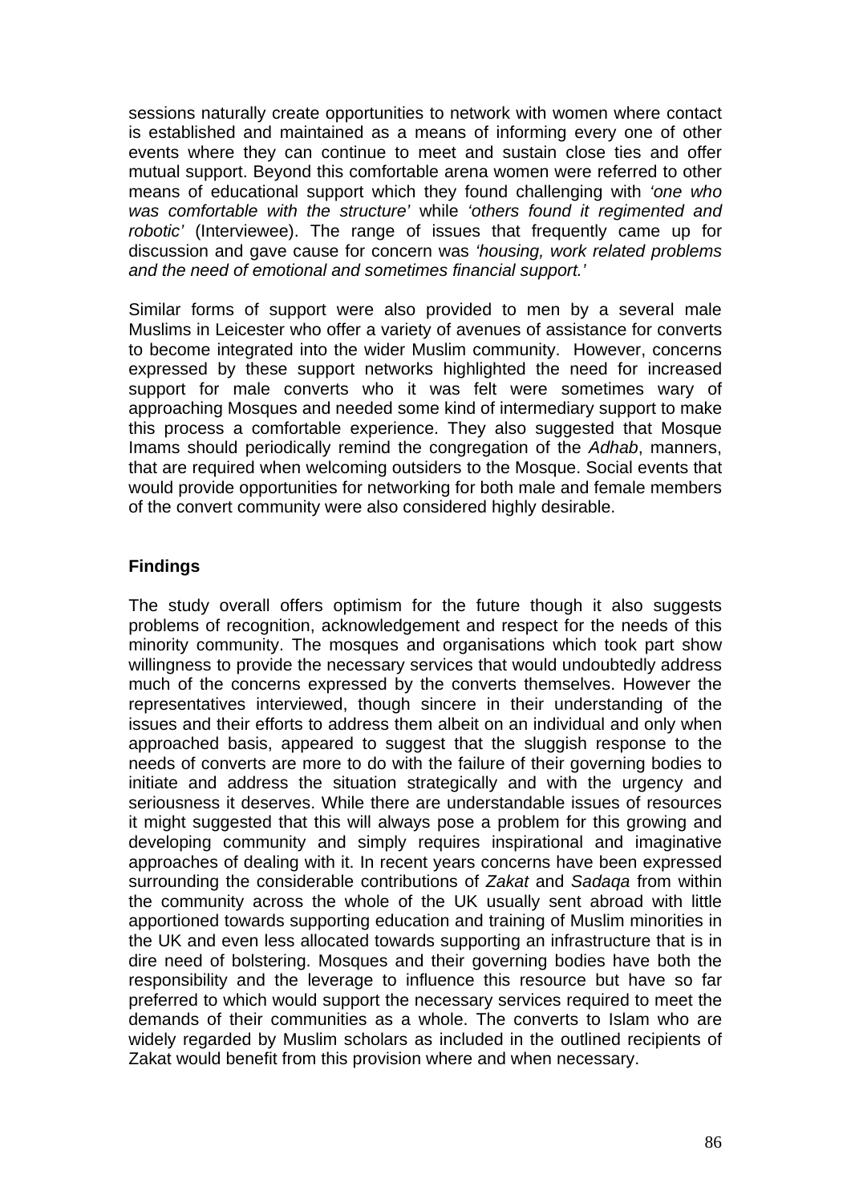sessions naturally create opportunities to network with women where contact is established and maintained as a means of informing every one of other events where they can continue to meet and sustain close ties and offer mutual support. Beyond this comfortable arena women were referred to other means of educational support which they found challenging with *'one who was comfortable with the structure'* while *'others found it regimented and robotic'* (Interviewee). The range of issues that frequently came up for discussion and gave cause for concern was *'housing, work related problems and the need of emotional and sometimes financial support.'*

Similar forms of support were also provided to men by a several male Muslims in Leicester who offer a variety of avenues of assistance for converts to become integrated into the wider Muslim community. However, concerns expressed by these support networks highlighted the need for increased support for male converts who it was felt were sometimes wary of approaching Mosques and needed some kind of intermediary support to make this process a comfortable experience. They also suggested that Mosque Imams should periodically remind the congregation of the *Adhab*, manners, that are required when welcoming outsiders to the Mosque. Social events that would provide opportunities for networking for both male and female members of the convert community were also considered highly desirable.

## Findings

The study overall offers optimism for the future though it also suggests problems of recognition, acknowledgement and respect for the needs of this minority community. The mosques and organisations which took part show willingness to provide the necessary services that would undoubtedly address much of the concerns expressed by the converts themselves. However the representatives interviewed, though sincere in their understanding of the issues and their efforts to address them albeit on an individual and only when approached basis, appeared to suggest that the sluggish response to the needs of converts are more to do with the failure of their governing bodies to initiate and address the situation strategically and with the urgency and seriousness it deserves. While there are understandable issues of resources it might suggested that this will always pose a problem for this growing and developing community and simply requires inspirational and imaginative approaches of dealing with it. In recent years concerns have been expressed surrounding the considerable contributions of *Zakat* and *Sadaqa* from within the community across the whole of the UK usually sent abroad with little apportioned towards supporting education and training of Muslim minorities in the UK and even less allocated towards supporting an infrastructure that is in dire need of bolstering. Mosques and their governing bodies have both the responsibility and the leverage to influence this resource but have so far preferred to which would support the necessary services required to meet the demands of their communities as a whole. The converts to Islam who are widely regarded by Muslim scholars as included in the outlined recipients of Zakat would benefit from this provision where and when necessary.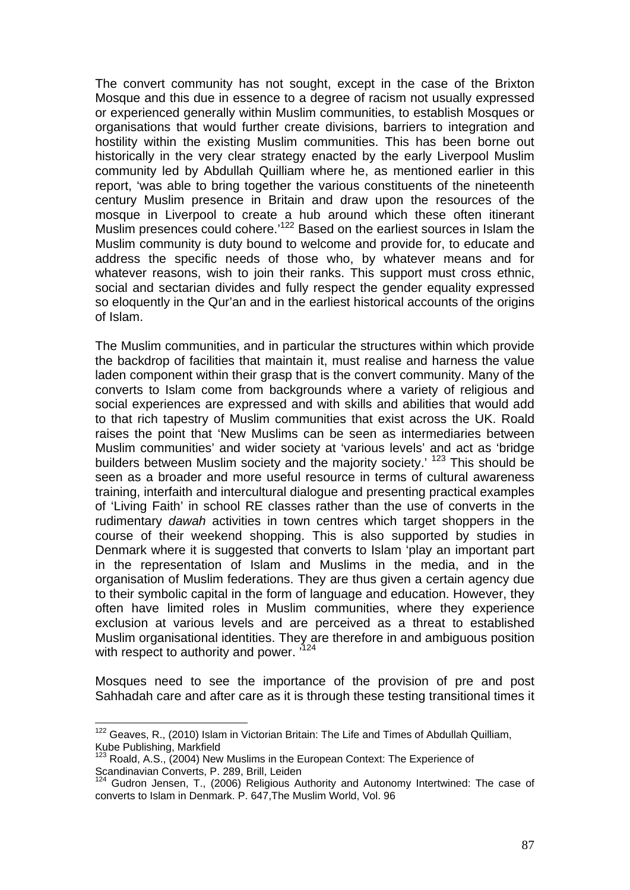The convert community has not sought, except in the case of the Brixton Mosque and this due in essence to a degree of racism not usually expressed or experienced generally within Muslim communities, to establish Mosques or organisations that would further create divisions, barriers to integration and hostility within the existing Muslim communities. This has been borne out historically in the very clear strategy enacted by the early Liverpool Muslim community led by Abdullah Quilliam where he, as mentioned earlier in this report, 'was able to bring together the various constituents of the nineteenth century Muslim presence in Britain and draw upon the resources of the mosque in Liverpool to create a hub around which these often itinerant Muslim presences could cohere.'[122] Based on the earliest sources in Islam the Muslim community is duty bound to welcome and provide for, to educate and address the specific needs of those who, by whatever means and for whatever reasons, wish to join their ranks. This support must cross ethnic, social and sectarian divides and fully respect the gender equality expressed so eloquently in the Qur'an and in the earliest historical accounts of the origins of Islam.

The Muslim communities, and in particular the structures within which provide the backdrop of facilities that maintain it, must realise and harness the value laden component within their grasp that is the convert community. Many of the converts to Islam come from backgrounds where a variety of religious and social experiences are expressed and with skills and abilities that would add to that rich tapestry of Muslim communities that exist across the UK. Roald raises the point that 'New Muslims can be seen as intermediaries between Muslim communities' and wider society at 'various levels' and act as 'bridge builders between Muslim society and the majority society.' [123] This should be seen as a broader and more useful resource in terms of cultural awareness training, interfaith and intercultural dialogue and presenting practical examples of 'Living Faith' in school RE classes rather than the use of converts in the rudimentary *dawah* activities in town centres which target shoppers in the course of their weekend shopping. This is also supported by studies in Denmark where it is suggested that converts to Islam 'play an important part in the representation of Islam and Muslims in the media, and in the organisation of Muslim federations. They are thus given a certain agency due to their symbolic capital in the form of language and education. However, they often have limited roles in Muslim communities, where they experience exclusion at various levels and are perceived as a threat to established Muslim organisational identities. They are therefore in and ambiguous position with respect to authority and power. '[124]

Mosques need to see the importance of the provision of pre and post Sahhadah care and after care as it is through these testing transitional times it

[122] Geaves, R., (2010) Islam in Victorian Britain: The Life and Times of Abdullah Quilliam, Kube Publishing, Markfield

[123] Roald, A.S., (2004) New Muslims in the European Context: The Experience of Scandinavian Converts, P. 289, Brill, Leiden

[124] Gudron Jensen, T., (2006) Religious Authority and Autonomy Intertwined: The case of converts to Islam in Denmark. P. 647,The Muslim World, Vol. 96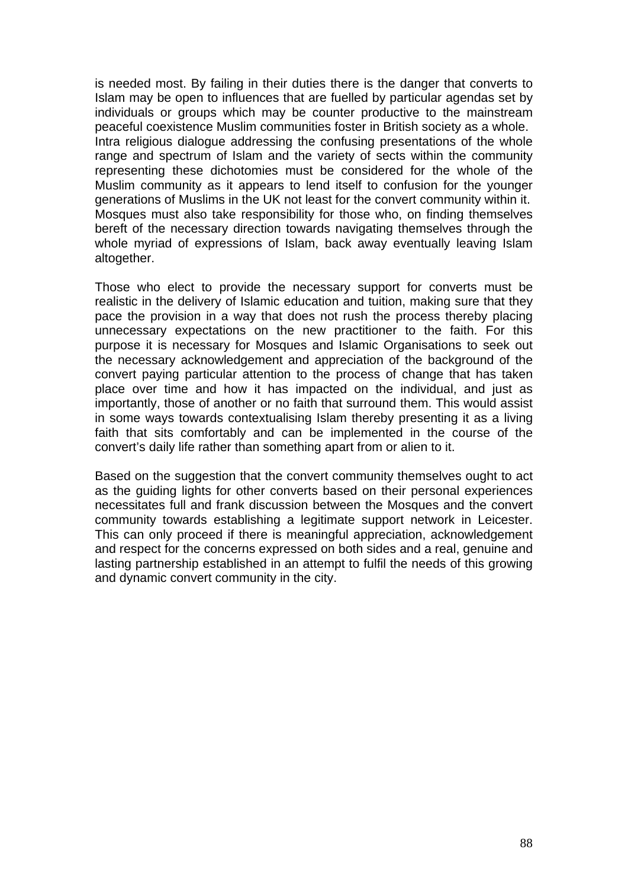is needed most. By failing in their duties there is the danger that converts to Islam may be open to influences that are fuelled by particular agendas set by individuals or groups which may be counter productive to the mainstream peaceful coexistence Muslim communities foster in British society as a whole. Intra religious dialogue addressing the confusing presentations of the whole range and spectrum of Islam and the variety of sects within the community representing these dichotomies must be considered for the whole of the Muslim community as it appears to lend itself to confusion for the younger generations of Muslims in the UK not least for the convert community within it. Mosques must also take responsibility for those who, on finding themselves bereft of the necessary direction towards navigating themselves through the whole myriad of expressions of Islam, back away eventually leaving Islam altogether.

Those who elect to provide the necessary support for converts must be realistic in the delivery of Islamic education and tuition, making sure that they pace the provision in a way that does not rush the process thereby placing unnecessary expectations on the new practitioner to the faith. For this purpose it is necessary for Mosques and Islamic Organisations to seek out the necessary acknowledgement and appreciation of the background of the convert paying particular attention to the process of change that has taken place over time and how it has impacted on the individual, and just as importantly, those of another or no faith that surround them. This would assist in some ways towards contextualising Islam thereby presenting it as a living faith that sits comfortably and can be implemented in the course of the convert's daily life rather than something apart from or alien to it.

Based on the suggestion that the convert community themselves ought to act as the guiding lights for other converts based on their personal experiences necessitates full and frank discussion between the Mosques and the convert community towards establishing a legitimate support network in Leicester. This can only proceed if there is meaningful appreciation, acknowledgement and respect for the concerns expressed on both sides and a real, genuine and lasting partnership established in an attempt to fulfil the needs of this growing and dynamic convert community in the city.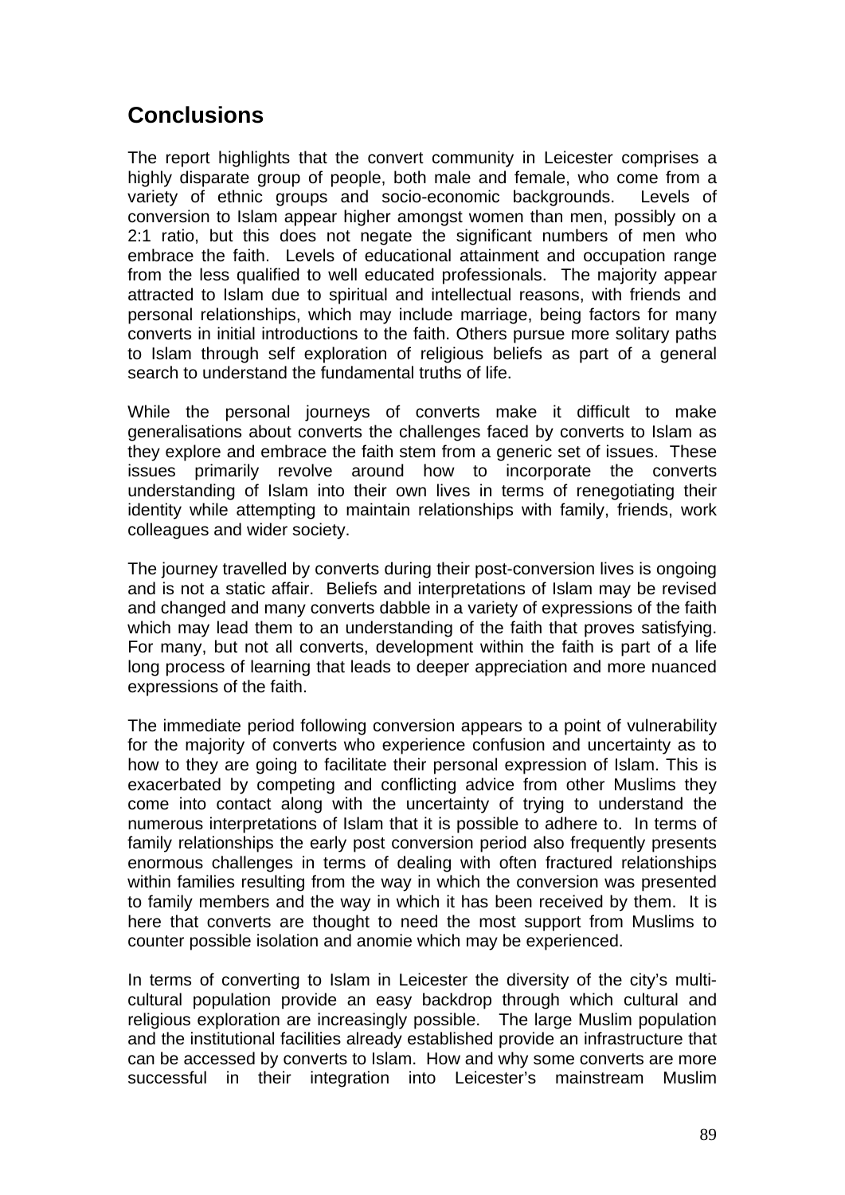## Conclusions

The report highlights that the convert community in Leicester comprises a highly disparate group of people, both male and female, who come from a variety of ethnic groups and socio-economic backgrounds. Levels of conversion to Islam appear higher amongst women than men, possibly on a 2:1 ratio, but this does not negate the significant numbers of men who embrace the faith. Levels of educational attainment and occupation range from the less qualified to well educated professionals. The majority appear attracted to Islam due to spiritual and intellectual reasons, with friends and personal relationships, which may include marriage, being factors for many converts in initial introductions to the faith. Others pursue more solitary paths to Islam through self exploration of religious beliefs as part of a general search to understand the fundamental truths of life.

While the personal journeys of converts make it difficult to make generalisations about converts the challenges faced by converts to Islam as they explore and embrace the faith stem from a generic set of issues. These issues primarily revolve around how to incorporate the converts understanding of Islam into their own lives in terms of renegotiating their identity while attempting to maintain relationships with family, friends, work colleagues and wider society.

The journey travelled by converts during their post-conversion lives is ongoing and is not a static affair. Beliefs and interpretations of Islam may be revised and changed and many converts dabble in a variety of expressions of the faith which may lead them to an understanding of the faith that proves satisfying. For many, but not all converts, development within the faith is part of a life long process of learning that leads to deeper appreciation and more nuanced expressions of the faith.

The immediate period following conversion appears to a point of vulnerability for the majority of converts who experience confusion and uncertainty as to how to they are going to facilitate their personal expression of Islam. This is exacerbated by competing and conflicting advice from other Muslims they come into contact along with the uncertainty of trying to understand the numerous interpretations of Islam that it is possible to adhere to. In terms of family relationships the early post conversion period also frequently presents enormous challenges in terms of dealing with often fractured relationships within families resulting from the way in which the conversion was presented to family members and the way in which it has been received by them. It is here that converts are thought to need the most support from Muslims to counter possible isolation and anomie which may be experienced.

In terms of converting to Islam in Leicester the diversity of the city's multi-cultural population provide an easy backdrop through which cultural and religious exploration are increasingly possible. The large Muslim population and the institutional facilities already established provide an infrastructure that can be accessed by converts to Islam. How and why some converts are more successful in their integration into Leicester's mainstream Muslim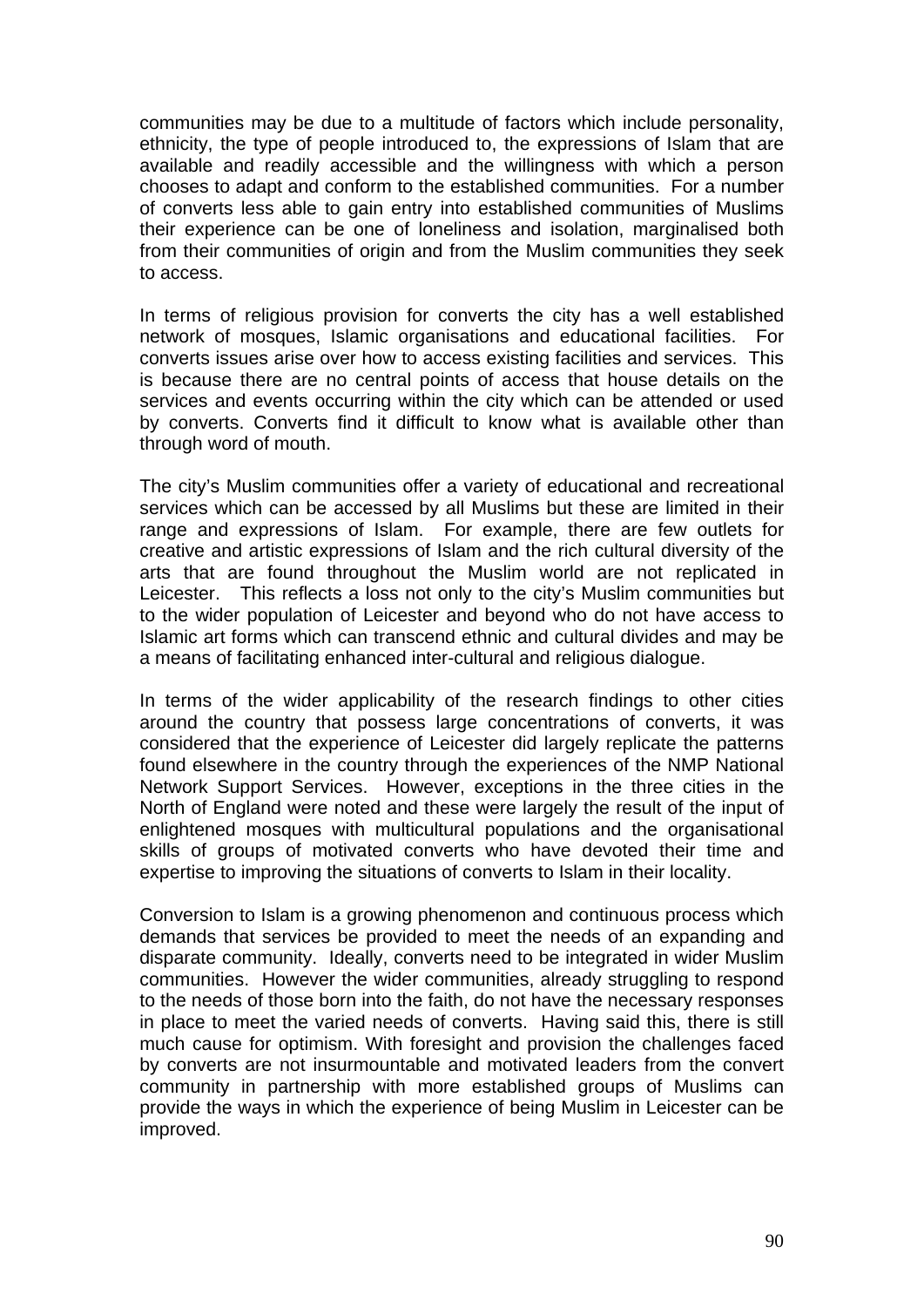communities may be due to a multitude of factors which include personality, ethnicity, the type of people introduced to, the expressions of Islam that are available and readily accessible and the willingness with which a person chooses to adapt and conform to the established communities. For a number of converts less able to gain entry into established communities of Muslims their experience can be one of loneliness and isolation, marginalised both from their communities of origin and from the Muslim communities they seek to access.

In terms of religious provision for converts the city has a well established network of mosques, Islamic organisations and educational facilities. For converts issues arise over how to access existing facilities and services. This is because there are no central points of access that house details on the services and events occurring within the city which can be attended or used by converts. Converts find it difficult to know what is available other than through word of mouth.

The city's Muslim communities offer a variety of educational and recreational services which can be accessed by all Muslims but these are limited in their range and expressions of Islam. For example, there are few outlets for creative and artistic expressions of Islam and the rich cultural diversity of the arts that are found throughout the Muslim world are not replicated in Leicester. This reflects a loss not only to the city's Muslim communities but to the wider population of Leicester and beyond who do not have access to Islamic art forms which can transcend ethnic and cultural divides and may be a means of facilitating enhanced inter-cultural and religious dialogue.

In terms of the wider applicability of the research findings to other cities around the country that possess large concentrations of converts, it was considered that the experience of Leicester did largely replicate the patterns found elsewhere in the country through the experiences of the NMP National Network Support Services. However, exceptions in the three cities in the North of England were noted and these were largely the result of the input of enlightened mosques with multicultural populations and the organisational skills of groups of motivated converts who have devoted their time and expertise to improving the situations of converts to Islam in their locality.

Conversion to Islam is a growing phenomenon and continuous process which demands that services be provided to meet the needs of an expanding and disparate community. Ideally, converts need to be integrated in wider Muslim communities. However the wider communities, already struggling to respond to the needs of those born into the faith, do not have the necessary responses in place to meet the varied needs of converts. Having said this, there is still much cause for optimism. With foresight and provision the challenges faced by converts are not insurmountable and motivated leaders from the convert community in partnership with more established groups of Muslims can provide the ways in which the experience of being Muslim in Leicester can be improved.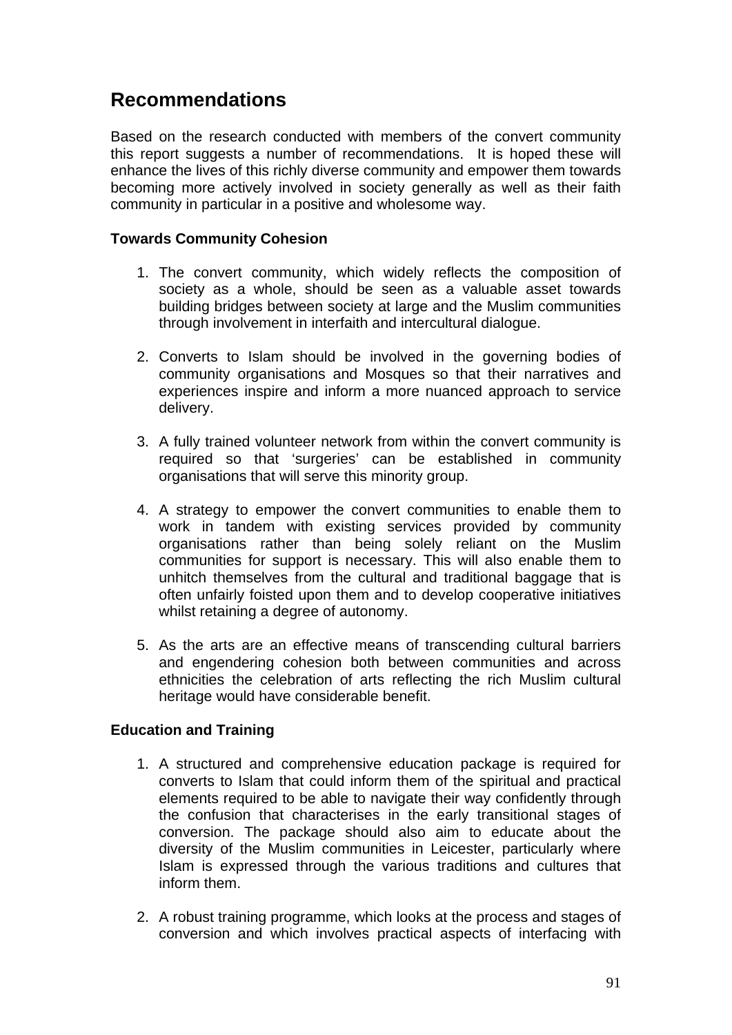## Recommendations

Based on the research conducted with members of the convert community this report suggests a number of recommendations. It is hoped these will enhance the lives of this richly diverse community and empower them towards becoming more actively involved in society generally as well as their faith community in particular in a positive and wholesome way.

**Towards Community Cohesion**

1. The convert community, which widely reflects the composition of society as a whole, should be seen as a valuable asset towards building bridges between society at large and the Muslim communities through involvement in interfaith and intercultural dialogue.

2. Converts to Islam should be involved in the governing bodies of community organisations and Mosques so that their narratives and experiences inspire and inform a more nuanced approach to service delivery.

3. A fully trained volunteer network from within the convert community is required so that 'surgeries' can be established in community organisations that will serve this minority group.

4. A strategy to empower the convert communities to enable them to work in tandem with existing services provided by community organisations rather than being solely reliant on the Muslim communities for support is necessary. This will also enable them to unhitch themselves from the cultural and traditional baggage that is often unfairly foisted upon them and to develop cooperative initiatives whilst retaining a degree of autonomy.

5. As the arts are an effective means of transcending cultural barriers and engendering cohesion both between communities and across ethnicities the celebration of arts reflecting the rich Muslim cultural heritage would have considerable benefit.

**Education and Training**

1. A structured and comprehensive education package is required for converts to Islam that could inform them of the spiritual and practical elements required to be able to navigate their way confidently through the confusion that characterises in the early transitional stages of conversion. The package should also aim to educate about the diversity of the Muslim communities in Leicester, particularly where Islam is expressed through the various traditions and cultures that inform them.

2. A robust training programme, which looks at the process and stages of conversion and which involves practical aspects of interfacing with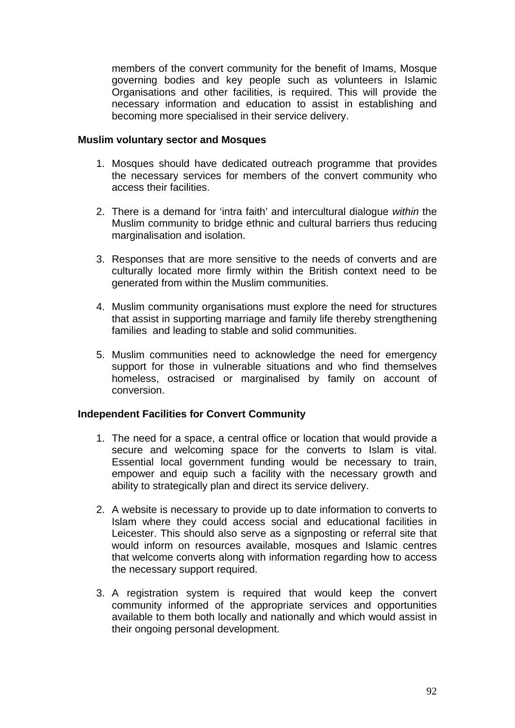members of the convert community for the benefit of Imams, Mosque governing bodies and key people such as volunteers in Islamic Organisations and other facilities, is required. This will provide the necessary information and education to assist in establishing and becoming more specialised in their service delivery.

**Muslim voluntary sector and Mosques**

1. Mosques should have dedicated outreach programme that provides the necessary services for members of the convert community who access their facilities.

2. There is a demand for 'intra faith' and intercultural dialogue *within* the Muslim community to bridge ethnic and cultural barriers thus reducing marginalisation and isolation.

3. Responses that are more sensitive to the needs of converts and are culturally located more firmly within the British context need to be generated from within the Muslim communities.

4. Muslim community organisations must explore the need for structures that assist in supporting marriage and family life thereby strengthening families and leading to stable and solid communities.

5. Muslim communities need to acknowledge the need for emergency support for those in vulnerable situations and who find themselves homeless, ostracised or marginalised by family on account of conversion.

**Independent Facilities for Convert Community**

1. The need for a space, a central office or location that would provide a secure and welcoming space for the converts to Islam is vital. Essential local government funding would be necessary to train, empower and equip such a facility with the necessary growth and ability to strategically plan and direct its service delivery.

2. A website is necessary to provide up to date information to converts to Islam where they could access social and educational facilities in Leicester. This should also serve as a signposting or referral site that would inform on resources available, mosques and Islamic centres that welcome converts along with information regarding how to access the necessary support required.

3. A registration system is required that would keep the convert community informed of the appropriate services and opportunities available to them both locally and nationally and which would assist in their ongoing personal development.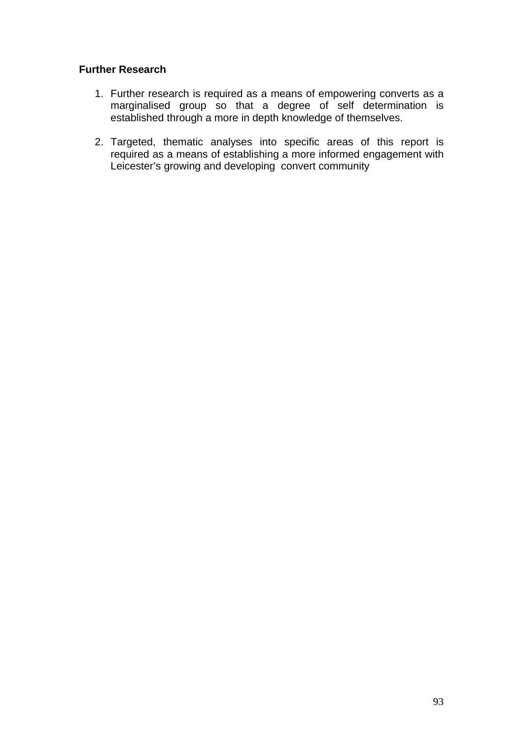**Further Research**

1. Further research is required as a means of empowering converts as a marginalised group so that a degree of self determination is established through a more in depth knowledge of themselves.

2. Targeted, thematic analyses into specific areas of this report is required as a means of establishing a more informed engagement with Leicester's growing and developing convert community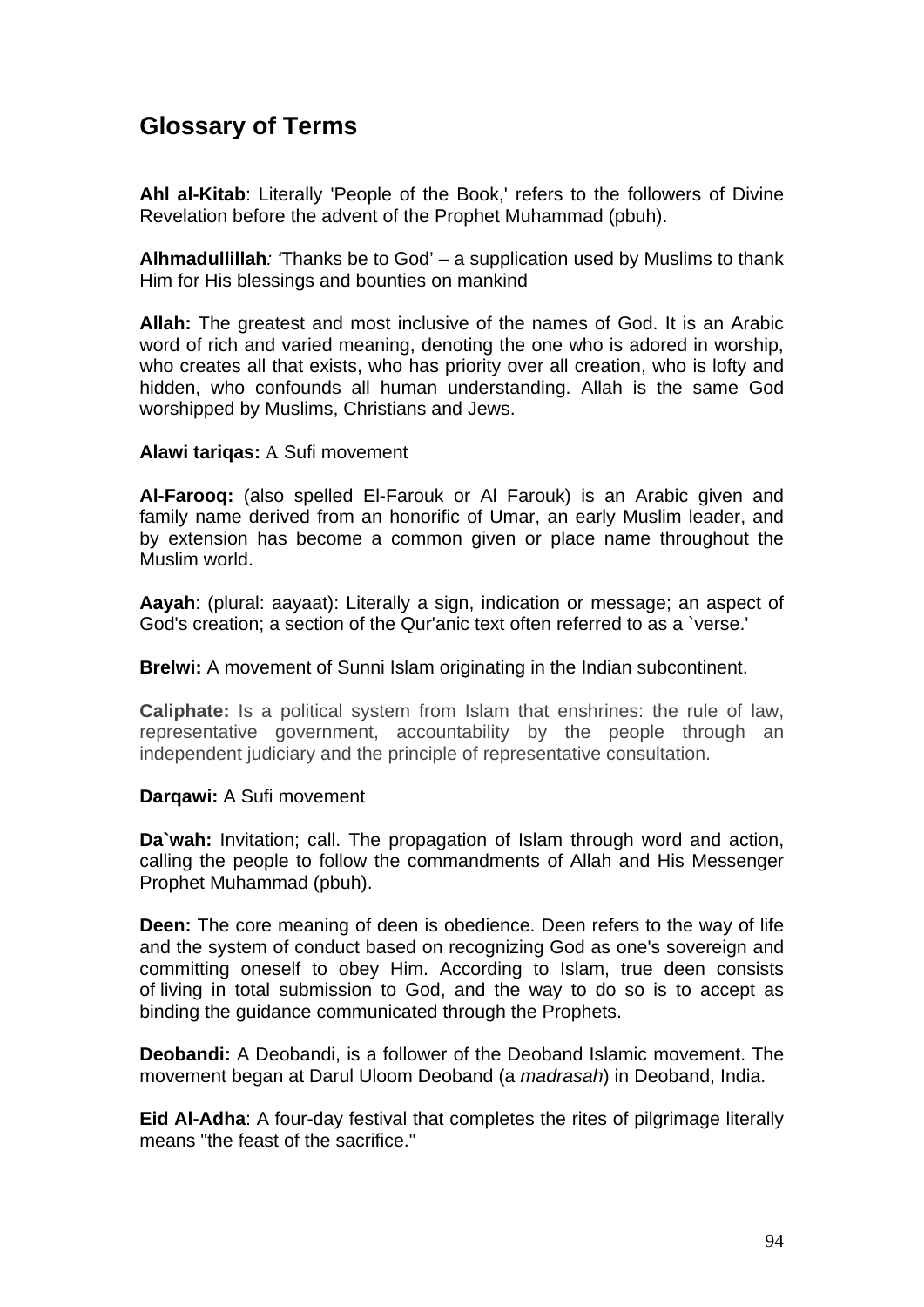## Glossary of Terms

**Ahl al-Kitab**: Literally 'People of the Book,' refers to the followers of Divine Revelation before the advent of the Prophet Muhammad (pbuh).

**Alhmadullillah***: '*Thanks be to God' – a supplication used by Muslims to thank Him for His blessings and bounties on mankind

**Allah:** The greatest and most inclusive of the names of God. It is an Arabic word of rich and varied meaning, denoting the one who is adored in worship, who creates all that exists, who has priority over all creation, who is lofty and hidden, who confounds all human understanding. Allah is the same God worshipped by Muslims, Christians and Jews.

**Alawi tariqas:** A Sufi movement

**Al-Farooq:** (also spelled El-Farouk or Al Farouk) is an Arabic given and family name derived from an honorific of Umar, an early Muslim leader, and by extension has become a common given or place name throughout the Muslim world.

**Aayah**: (plural: aayaat): Literally a sign, indication or message; an aspect of God's creation; a section of the Qur'anic text often referred to as a `verse.'

**Brelwi:** A movement of Sunni Islam originating in the Indian subcontinent.

**Caliphate:** Is a political system from Islam that enshrines: the rule of law, representative government, accountability by the people through an independent judiciary and the principle of representative consultation.

**Darqawi:** A Sufi movement

**Da`wah:** Invitation; call. The propagation of Islam through word and action, calling the people to follow the commandments of Allah and His Messenger Prophet Muhammad (pbuh).

**Deen:** The core meaning of deen is obedience. Deen refers to the way of life and the system of conduct based on recognizing God as one's sovereign and committing oneself to obey Him. According to Islam, true deen consists of living in total submission to God, and the way to do so is to accept as binding the guidance communicated through the Prophets.

**Deobandi:** A Deobandi, is a follower of the Deoband Islamic movement. The movement began at Darul Uloom Deoband (a *madrasah*) in Deoband, India.

**Eid Al-Adha**: A four-day festival that completes the rites of pilgrimage literally means "the feast of the sacrifice."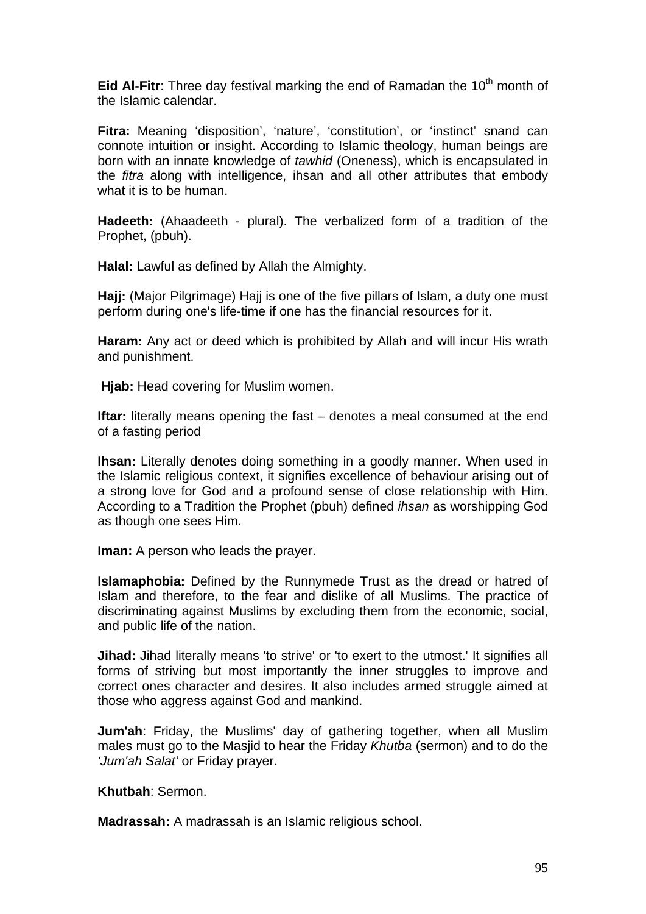**Eid Al-Fitr**: Three day festival marking the end of Ramadan the 10th month of the Islamic calendar.

**Fitra:** Meaning 'disposition', 'nature', 'constitution', or 'instinct' snand can connote intuition or insight. According to Islamic theology, human beings are born with an innate knowledge of *tawhid* (Oneness), which is encapsulated in the *fitra* along with intelligence, ihsan and all other attributes that embody what it is to be human.

**Hadeeth:** (Ahaadeeth - plural). The verbalized form of a tradition of the Prophet, (pbuh).

**Halal:** Lawful as defined by Allah the Almighty.

**Hajj:** (Major Pilgrimage) Hajj is one of the five pillars of Islam, a duty one must perform during one's life-time if one has the financial resources for it.

**Haram:** Any act or deed which is prohibited by Allah and will incur His wrath and punishment.

**Hjab:** Head covering for Muslim women.

**Iftar:** literally means opening the fast – denotes a meal consumed at the end of a fasting period

**Ihsan:** Literally denotes doing something in a goodly manner. When used in the Islamic religious context, it signifies excellence of behaviour arising out of a strong love for God and a profound sense of close relationship with Him. According to a Tradition the Prophet (pbuh) defined *ihsan* as worshipping God as though one sees Him.

**Iman:** A person who leads the prayer.

**Islamaphobia:** Defined by the Runnymede Trust as the dread or hatred of Islam and therefore, to the fear and dislike of all Muslims. The practice of discriminating against Muslims by excluding them from the economic, social, and public life of the nation.

**Jihad:** Jihad literally means 'to strive' or 'to exert to the utmost.' It signifies all forms of striving but most importantly the inner struggles to improve and correct ones character and desires. It also includes armed struggle aimed at those who aggress against God and mankind.

**Jum'ah**: Friday, the Muslims' day of gathering together, when all Muslim males must go to the Masjid to hear the Friday *Khutba* (sermon) and to do the *'Jum'ah Salat'* or Friday prayer.

**Khutbah**: Sermon.

**Madrassah:** A madrassah is an Islamic religious school.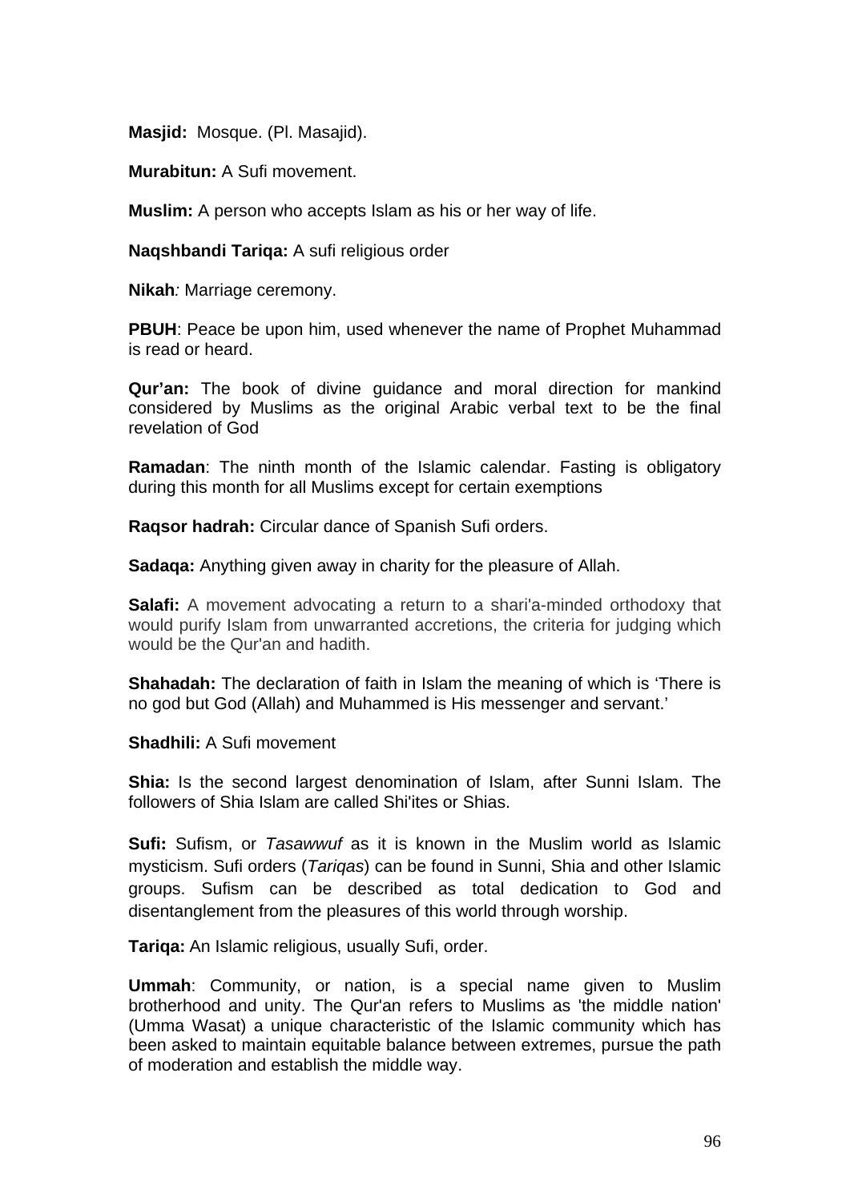**Masjid:** Mosque. (Pl. Masajid).

**Murabitun:** A Sufi movement.

**Muslim:** A person who accepts Islam as his or her way of life.

**Naqshbandi Tariqa:** A sufi religious order

**Nikah***:* Marriage ceremony.

**PBUH**: Peace be upon him, used whenever the name of Prophet Muhammad is read or heard.

**Qur'an:** The book of divine guidance and moral direction for mankind considered by Muslims as the original Arabic verbal text to be the final revelation of God

**Ramadan**: The ninth month of the Islamic calendar. Fasting is obligatory during this month for all Muslims except for certain exemptions

**Raqsor hadrah:** Circular dance of Spanish Sufi orders.

**Sadaqa:** Anything given away in charity for the pleasure of Allah.

**Salafi:** A movement advocating a return to a shari'a-minded orthodoxy that would purify Islam from unwarranted accretions, the criteria for judging which would be the Qur'an and hadith.

**Shahadah:** The declaration of faith in Islam the meaning of which is 'There is no god but God (Allah) and Muhammed is His messenger and servant.'

**Shadhili:** A Sufi movement

**Shia:** Is the second largest denomination of Islam, after Sunni Islam. The followers of Shia Islam are called Shi'ites or Shias.

**Sufi:** Sufism, or *Tasawwuf* as it is known in the Muslim world as Islamic mysticism. Sufi orders (*Tariqas*) can be found in Sunni, Shia and other Islamic groups. Sufism can be described as total dedication to God and disentanglement from the pleasures of this world through worship.

**Tariqa:** An Islamic religious, usually Sufi, order.

**Ummah**: Community, or nation, is a special name given to Muslim brotherhood and unity. The Qur'an refers to Muslims as 'the middle nation' (Umma Wasat) a unique characteristic of the Islamic community which has been asked to maintain equitable balance between extremes, pursue the path of moderation and establish the middle way.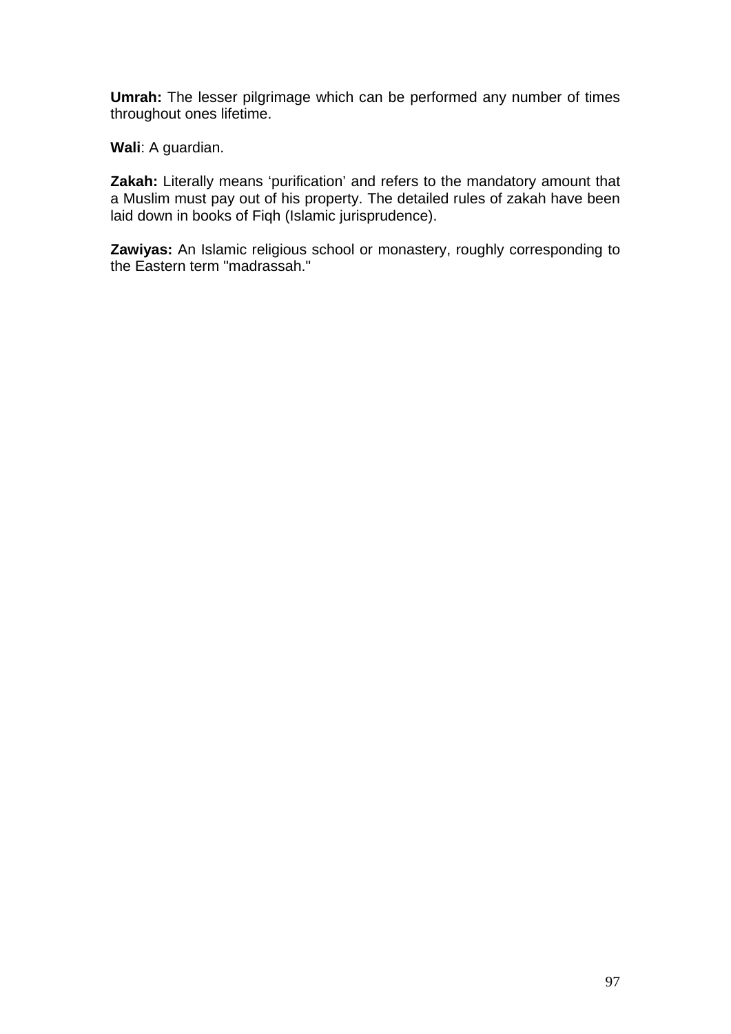**Umrah:** The lesser pilgrimage which can be performed any number of times throughout ones lifetime.

**Wali**: A guardian.

**Zakah:** Literally means ‘purification’ and refers to the mandatory amount that a Muslim must pay out of his property. The detailed rules of zakah have been laid down in books of Fiqh (Islamic jurisprudence).

**Zawiyas:** An Islamic religious school or monastery, roughly corresponding to the Eastern term "madrassah."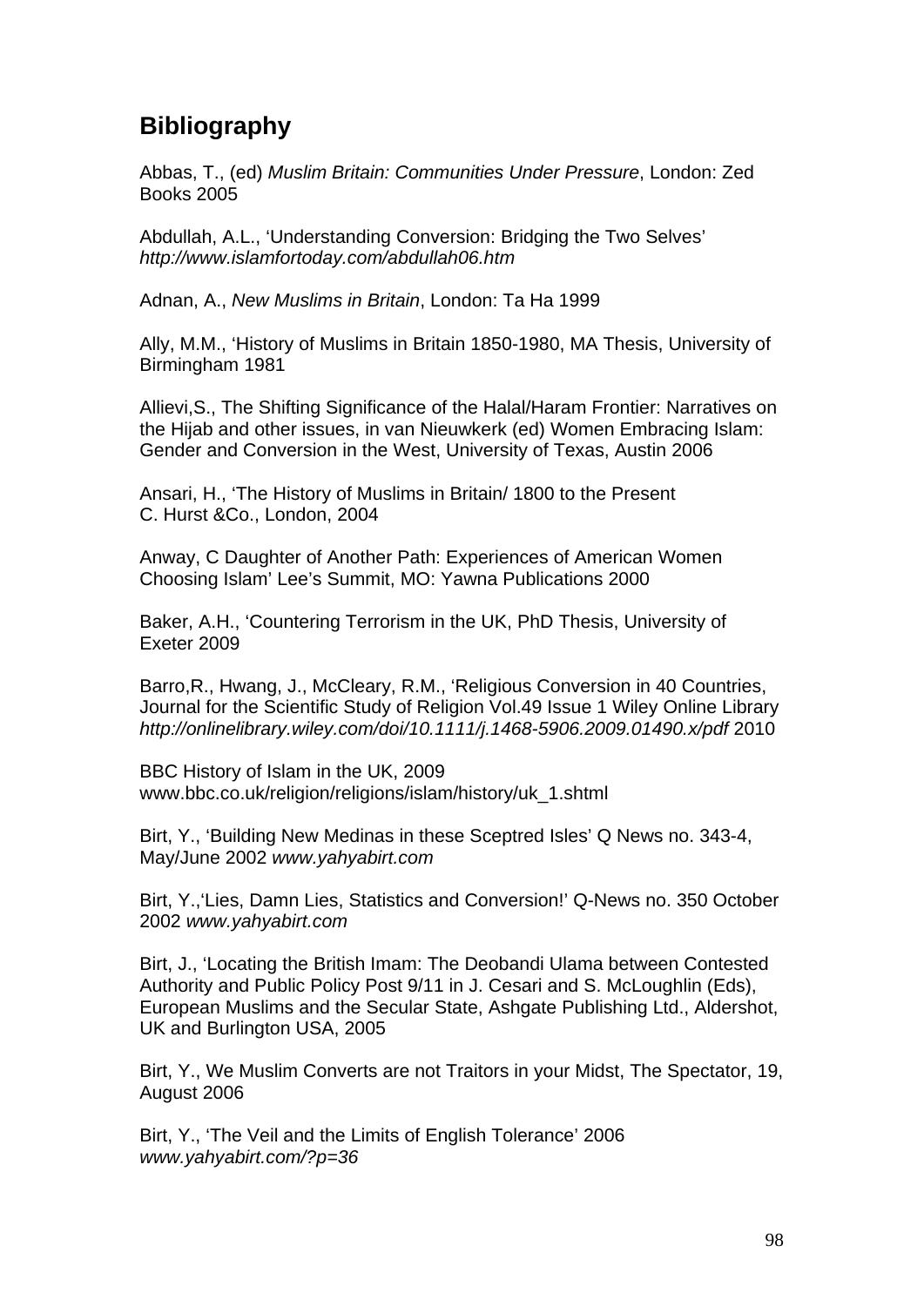## Bibliography

Abbas, T., (ed) *Muslim Britain: Communities Under Pressure*, London: Zed Books 2005

Abdullah, A.L., 'Understanding Conversion: Bridging the Two Selves' *http://www.islamfortoday.com/abdullah06.htm*

Adnan, A., *New Muslims in Britain*, London: Ta Ha 1999

Ally, M.M., 'History of Muslims in Britain 1850-1980, MA Thesis, University of Birmingham 1981

Allievi,S., The Shifting Significance of the Halal/Haram Frontier: Narratives on the Hijab and other issues, in van Nieuwkerk (ed) Women Embracing Islam: Gender and Conversion in the West, University of Texas, Austin 2006

Ansari, H., 'The History of Muslims in Britain/ 1800 to the Present C. Hurst &Co., London, 2004

Anway, C Daughter of Another Path: Experiences of American Women Choosing Islam' Lee's Summit, MO: Yawna Publications 2000

Baker, A.H., 'Countering Terrorism in the UK, PhD Thesis, University of Exeter 2009

Barro,R., Hwang, J., McCleary, R.M., 'Religious Conversion in 40 Countries, Journal for the Scientific Study of Religion Vol.49 Issue 1 Wiley Online Library *http://onlinelibrary.wiley.com/doi/10.1111/j.1468-5906.2009.01490.x/pdf* 2010

BBC History of Islam in the UK, 2009 www.bbc.co.uk/religion/religions/islam/history/uk_1.shtml

Birt, Y., 'Building New Medinas in these Sceptred Isles' Q News no. 343-4, May/June 2002 *www.yahyabirt.com*

Birt, Y.,'Lies, Damn Lies, Statistics and Conversion!' Q-News no. 350 October 2002 *www.yahyabirt.com*

Birt, J., 'Locating the British Imam: The Deobandi Ulama between Contested Authority and Public Policy Post 9/11 in J. Cesari and S. McLoughlin (Eds), European Muslims and the Secular State, Ashgate Publishing Ltd., Aldershot, UK and Burlington USA, 2005

Birt, Y., We Muslim Converts are not Traitors in your Midst, The Spectator, 19, August 2006

Birt, Y., 'The Veil and the Limits of English Tolerance' 2006 *www.yahyabirt.com/?p=36*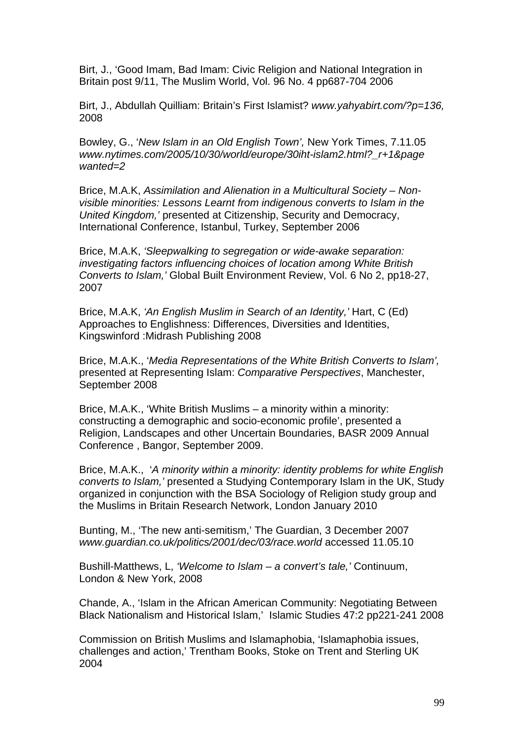Birt, J., 'Good Imam, Bad Imam: Civic Religion and National Integration in Britain post 9/11, The Muslim World, Vol. 96 No. 4 pp687-704 2006

Birt, J., Abdullah Quilliam: Britain's First Islamist? *www.yahyabirt.com/?p=136,* 2008

Bowley, G., '*New Islam in an Old English Town',* New York Times, 7.11.05 *www.nytimes.com/2005/10/30/world/europe/30iht-islam2.html?_r+1&page wanted=2*

Brice, M.A.K, *Assimilation and Alienation in a Multicultural Society – Non-visible minorities: Lessons Learnt from indigenous converts to Islam in the United Kingdom,'* presented at Citizenship, Security and Democracy, International Conference, Istanbul, Turkey, September 2006

Brice, M.A.K, *'Sleepwalking to segregation or wide-awake separation: investigating factors influencing choices of location among White British Converts to Islam,'* Global Built Environment Review, Vol. 6 No 2, pp18-27, 2007

Brice, M.A.K, *'An English Muslim in Search of an Identity,'* Hart, C (Ed) Approaches to Englishness: Differences, Diversities and Identities, Kingswinford :Midrash Publishing 2008

Brice, M.A.K., '*Media Representations of the White British Converts to Islam',* presented at Representing Islam: *Comparative Perspectives*, Manchester, September 2008

Brice, M.A.K., 'White British Muslims – a minority within a minority: constructing a demographic and socio-economic profile', presented a Religion, Landscapes and other Uncertain Boundaries, BASR 2009 Annual Conference , Bangor, September 2009.

Brice, M.A.K., *'A minority within a minority: identity problems for white English converts to Islam,'* presented a Studying Contemporary Islam in the UK, Study organized in conjunction with the BSA Sociology of Religion study group and the Muslims in Britain Research Network, London January 2010

Bunting, M., 'The new anti-semitism,' The Guardian, 3 December 2007 *www.guardian.co.uk/politics/2001/dec/03/race.world* accessed 11.05.10

Bushill-Matthews, L, *'Welcome to Islam – a convert's tale,'* Continuum, London & New York, 2008

Chande, A., 'Islam in the African American Community: Negotiating Between Black Nationalism and Historical Islam,' Islamic Studies 47:2 pp221-241 2008

Commission on British Muslims and Islamaphobia, 'Islamaphobia issues, challenges and action,' Trentham Books, Stoke on Trent and Sterling UK 2004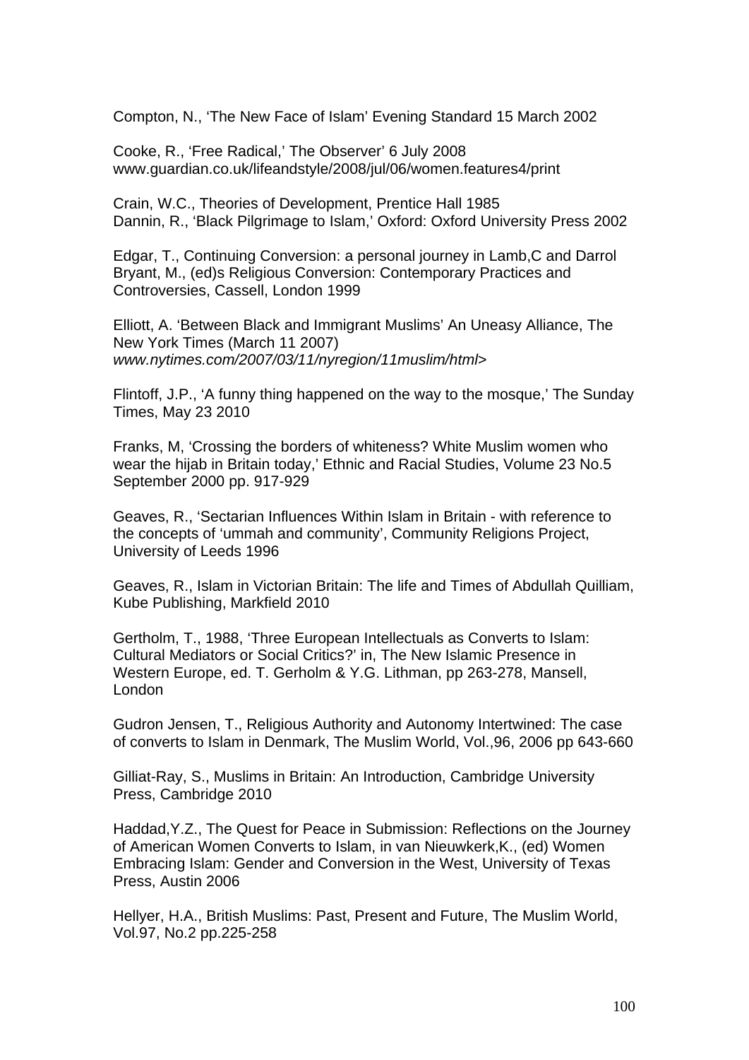Compton, N., 'The New Face of Islam' Evening Standard 15 March 2002

Cooke, R., 'Free Radical,' The Observer' 6 July 2008
www.guardian.co.uk/lifeandstyle/2008/jul/06/women.features4/print

Crain, W.C., Theories of Development, Prentice Hall 1985
Dannin, R., 'Black Pilgrimage to Islam,' Oxford: Oxford University Press 2002

Edgar, T., Continuing Conversion: a personal journey in Lamb,C and Darrol Bryant, M., (ed)s Religious Conversion: Contemporary Practices and Controversies, Cassell, London 1999

Elliott, A. 'Between Black and Immigrant Muslims' An Uneasy Alliance, The New York Times (March 11 2007)
*www.nytimes.com/2007/03/11/nyregion/11muslim/html>*

Flintoff, J.P., 'A funny thing happened on the way to the mosque,' The Sunday Times, May 23 2010

Franks, M, 'Crossing the borders of whiteness? White Muslim women who wear the hijab in Britain today,' Ethnic and Racial Studies, Volume 23 No.5 September 2000 pp. 917-929

Geaves, R., 'Sectarian Influences Within Islam in Britain - with reference to the concepts of 'ummah and community', Community Religions Project, University of Leeds 1996

Geaves, R., Islam in Victorian Britain: The life and Times of Abdullah Quilliam, Kube Publishing, Markfield 2010

Gertholm, T., 1988, 'Three European Intellectuals as Converts to Islam: Cultural Mediators or Social Critics?' in, The New Islamic Presence in Western Europe, ed. T. Gerholm & Y.G. Lithman, pp 263-278, Mansell, London

Gudron Jensen, T., Religious Authority and Autonomy Intertwined: The case of converts to Islam in Denmark, The Muslim World, Vol.,96, 2006 pp 643-660

Gilliat-Ray, S., Muslims in Britain: An Introduction, Cambridge University Press, Cambridge 2010

Haddad,Y.Z., The Quest for Peace in Submission: Reflections on the Journey of American Women Converts to Islam, in van Nieuwkerk,K., (ed) Women Embracing Islam: Gender and Conversion in the West, University of Texas Press, Austin 2006

Hellyer, H.A., British Muslims: Past, Present and Future, The Muslim World, Vol.97, No.2 pp.225-258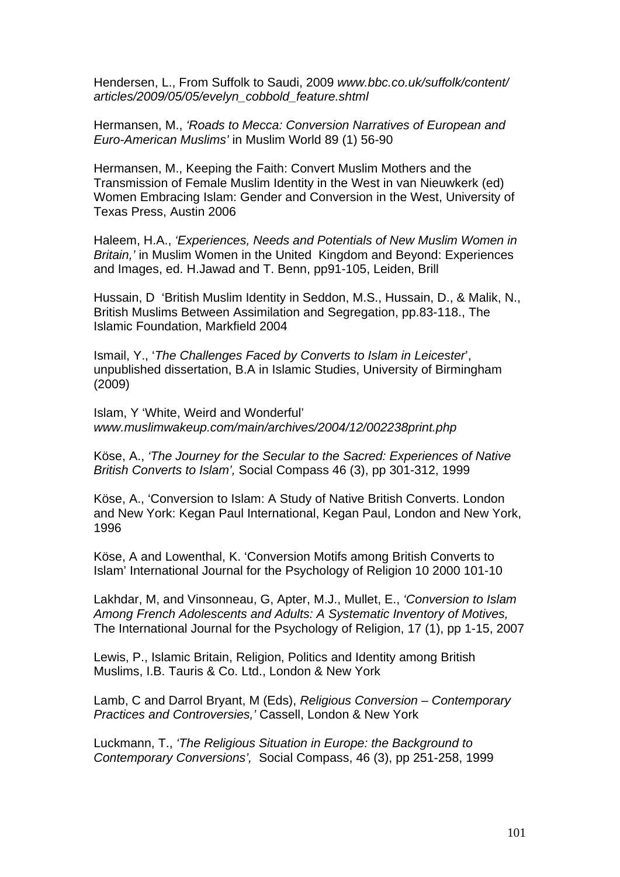Hendersen, L., From Suffolk to Saudi, 2009 *www.bbc.co.uk/suffolk/content/articles/2009/05/05/evelyn_cobbold_feature.shtml*

Hermansen, M., *'Roads to Mecca: Conversion Narratives of European and Euro-American Muslims'* in Muslim World 89 (1) 56-90

Hermansen, M., Keeping the Faith: Convert Muslim Mothers and the Transmission of Female Muslim Identity in the West in van Nieuwkerk (ed) Women Embracing Islam: Gender and Conversion in the West, University of Texas Press, Austin 2006

Haleem, H.A., *'Experiences, Needs and Potentials of New Muslim Women in Britain,'* in Muslim Women in the United Kingdom and Beyond: Experiences and Images, ed. H.Jawad and T. Benn, pp91-105, Leiden, Brill

Hussain, D 'British Muslim Identity in Seddon, M.S., Hussain, D., & Malik, N., British Muslims Between Assimilation and Segregation, pp.83-118., The Islamic Foundation, Markfield 2004

Ismail, Y., '*The Challenges Faced by Converts to Islam in Leicester*', unpublished dissertation, B.A in Islamic Studies, University of Birmingham (2009)

Islam, Y 'White, Weird and Wonderful' *www.muslimwakeup.com/main/archives/2004/12/002238print.php*

Köse, A., *'The Journey for the Secular to the Sacred: Experiences of Native British Converts to Islam',* Social Compass 46 (3), pp 301-312, 1999

Köse, A., 'Conversion to Islam: A Study of Native British Converts. London and New York: Kegan Paul International, Kegan Paul, London and New York, 1996

Köse, A and Lowenthal, K. 'Conversion Motifs among British Converts to Islam' International Journal for the Psychology of Religion 10 2000 101-10

Lakhdar, M, and Vinsonneau, G, Apter, M.J., Mullet, E., *'Conversion to Islam Among French Adolescents and Adults: A Systematic Inventory of Motives,* The International Journal for the Psychology of Religion, 17 (1), pp 1-15, 2007

Lewis, P., Islamic Britain, Religion, Politics and Identity among British Muslims, I.B. Tauris & Co. Ltd., London & New York

Lamb, C and Darrol Bryant, M (Eds), *Religious Conversion – Contemporary Practices and Controversies,'* Cassell, London & New York

Luckmann, T., *'The Religious Situation in Europe: the Background to Contemporary Conversions',* Social Compass, 46 (3), pp 251-258, 1999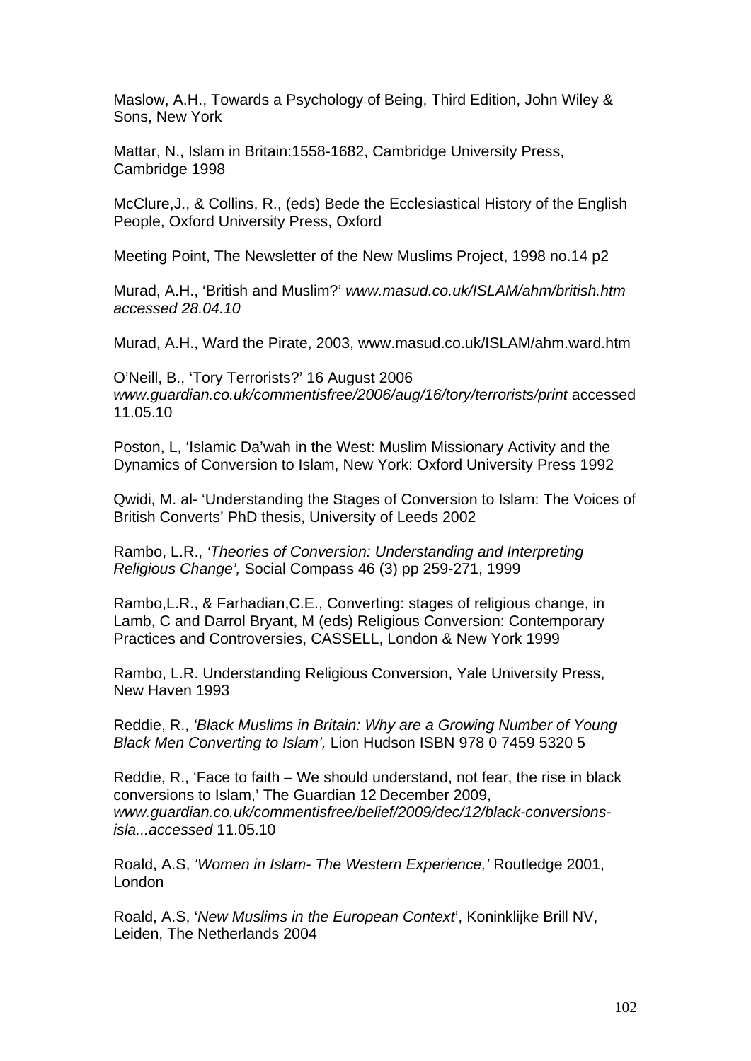Maslow, A.H., Towards a Psychology of Being, Third Edition, John Wiley & Sons, New York

Mattar, N., Islam in Britain:1558-1682, Cambridge University Press, Cambridge 1998

McClure,J., & Collins, R., (eds) Bede the Ecclesiastical History of the English People, Oxford University Press, Oxford

Meeting Point, The Newsletter of the New Muslims Project, 1998 no.14 p2

Murad, A.H., 'British and Muslim?' *www.masud.co.uk/ISLAM/ahm/british.htm accessed 28.04.10*

Murad, A.H., Ward the Pirate, 2003, www.masud.co.uk/ISLAM/ahm.ward.htm

O'Neill, B., 'Tory Terrorists?' 16 August 2006 *www.guardian.co.uk/commentisfree/2006/aug/16/tory/terrorists/print* accessed 11.05.10

Poston, L, 'Islamic Da'wah in the West: Muslim Missionary Activity and the Dynamics of Conversion to Islam, New York: Oxford University Press 1992

Qwidi, M. al- 'Understanding the Stages of Conversion to Islam: The Voices of British Converts' PhD thesis, University of Leeds 2002

Rambo, L.R., *'Theories of Conversion: Understanding and Interpreting Religious Change',* Social Compass 46 (3) pp 259-271, 1999

Rambo,L.R., & Farhadian,C.E., Converting: stages of religious change, in Lamb, C and Darrol Bryant, M (eds) Religious Conversion: Contemporary Practices and Controversies, CASSELL, London & New York 1999

Rambo, L.R. Understanding Religious Conversion, Yale University Press, New Haven 1993

Reddie, R., *'Black Muslims in Britain: Why are a Growing Number of Young Black Men Converting to Islam',* Lion Hudson ISBN 978 0 7459 5320 5

Reddie, R., 'Face to faith – We should understand, not fear, the rise in black conversions to Islam,' The Guardian 12 December 2009, *www.guardian.co.uk/commentisfree/belief/2009/dec/12/black-conversions-isla...accessed* 11.05.10

Roald, A.S, *'Women in Islam- The Western Experience,'* Routledge 2001, London

Roald, A.S, '*New Muslims in the European Context*', Koninklijke Brill NV, Leiden, The Netherlands 2004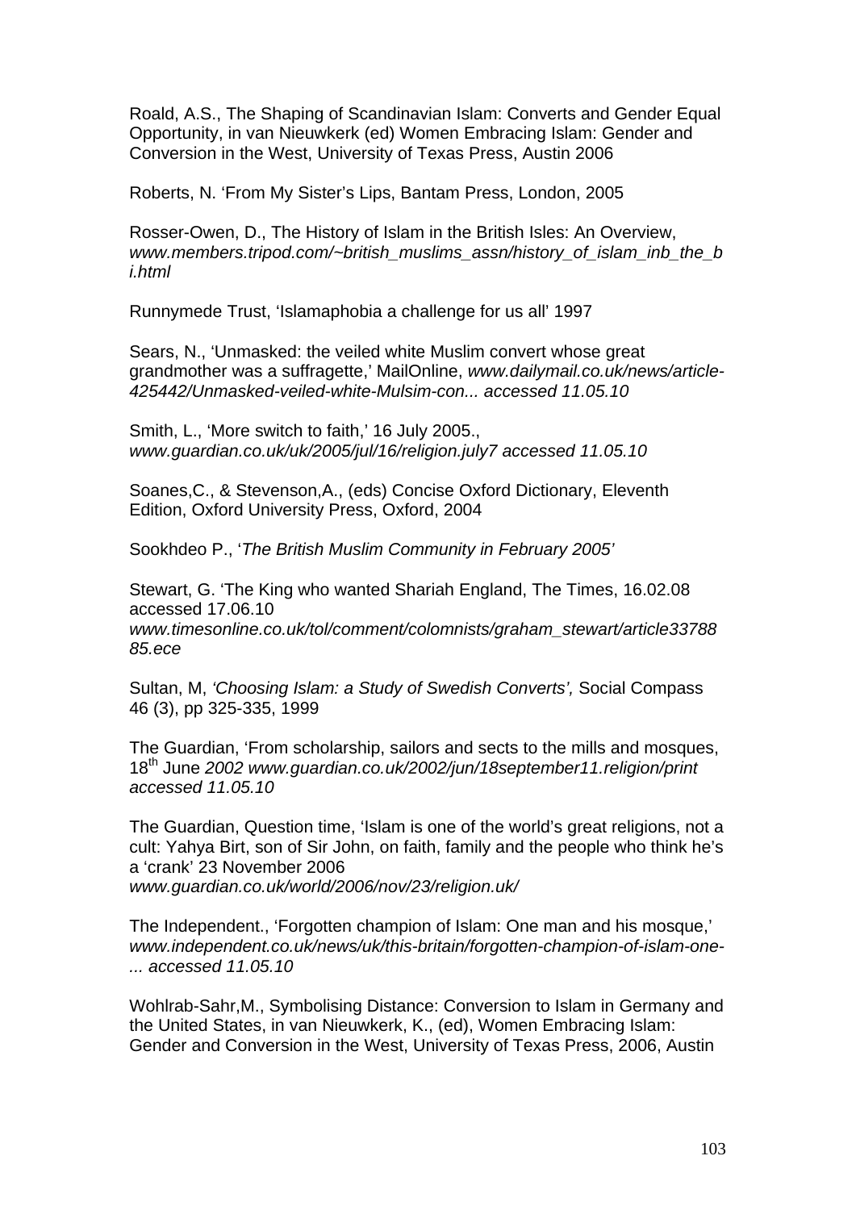Roald, A.S., The Shaping of Scandinavian Islam: Converts and Gender Equal Opportunity, in van Nieuwkerk (ed) Women Embracing Islam: Gender and Conversion in the West, University of Texas Press, Austin 2006

Roberts, N. 'From My Sister's Lips, Bantam Press, London, 2005

Rosser-Owen, D., The History of Islam in the British Isles: An Overview, *www.members.tripod.com/~british_muslims_assn/history_of_islam_inb_the_bi.html*

Runnymede Trust, 'Islamaphobia a challenge for us all' 1997

Sears, N., 'Unmasked: the veiled white Muslim convert whose great grandmother was a suffragette,' MailOnline, *www.dailymail.co.uk/news/article-425442/Unmasked-veiled-white-Mulsim-con... accessed 11.05.10*

Smith, L., 'More switch to faith,' 16 July 2005., *www.guardian.co.uk/uk/2005/jul/16/religion.july7 accessed 11.05.10*

Soanes,C., & Stevenson,A., (eds) Concise Oxford Dictionary, Eleventh Edition, Oxford University Press, Oxford, 2004

Sookhdeo P., '*The British Muslim Community in February 2005'*

Stewart, G. 'The King who wanted Shariah England, The Times, 16.02.08 accessed 17.06.10 *www.timesonline.co.uk/tol/comment/colomnists/graham_stewart/article3378885.ece*

Sultan, M, *'Choosing Islam: a Study of Swedish Converts',* Social Compass 46 (3), pp 325-335, 1999

The Guardian, 'From scholarship, sailors and sects to the mills and mosques, 18th June *2002 www.guardian.co.uk/2002/jun/18september11.religion/print accessed 11.05.10*

The Guardian, Question time, 'Islam is one of the world's great religions, not a cult: Yahya Birt, son of Sir John, on faith, family and the people who think he's a 'crank' 23 November 2006 *www.guardian.co.uk/world/2006/nov/23/religion.uk/*

The Independent., 'Forgotten champion of Islam: One man and his mosque,' *www.independent.co.uk/news/uk/this-britain/forgotten-champion-of-islam-one-... accessed 11.05.10*

Wohlrab-Sahr,M., Symbolising Distance: Conversion to Islam in Germany and the United States, in van Nieuwkerk, K., (ed), Women Embracing Islam: Gender and Conversion in the West, University of Texas Press, 2006, Austin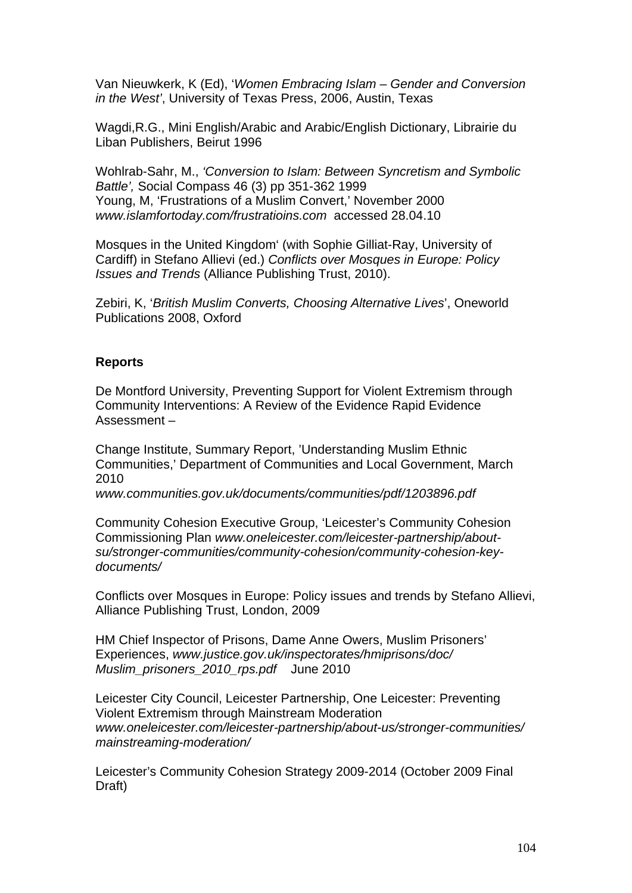Van Nieuwkerk, K (Ed), '*Women Embracing Islam – Gender and Conversion in the West'*, University of Texas Press, 2006, Austin, Texas

Wagdi,R.G., Mini English/Arabic and Arabic/English Dictionary, Librairie du Liban Publishers, Beirut 1996

Wohlrab-Sahr, M., *'Conversion to Islam: Between Syncretism and Symbolic Battle',* Social Compass 46 (3) pp 351-362 1999
Young, M, 'Frustrations of a Muslim Convert,' November 2000 *www.islamfortoday.com/frustratioins.com* accessed 28.04.10

Mosques in the United Kingdom' (with Sophie Gilliat-Ray, University of Cardiff) in Stefano Allievi (ed.) *Conflicts over Mosques in Europe: Policy Issues and Trends* (Alliance Publishing Trust, 2010).

Zebiri, K, '*British Muslim Converts, Choosing Alternative Lives*', Oneworld Publications 2008, Oxford

**Reports**

De Montford University, Preventing Support for Violent Extremism through Community Interventions: A Review of the Evidence Rapid Evidence Assessment –

Change Institute, Summary Report, 'Understanding Muslim Ethnic Communities,' Department of Communities and Local Government, March 2010
*www.communities.gov.uk/documents/communities/pdf/1203896.pdf*

Community Cohesion Executive Group, 'Leicester's Community Cohesion Commissioning Plan *www.oneleicester.com/leicester-partnership/about-su/stronger-communities/community-cohesion/community-cohesion-key-documents/*

Conflicts over Mosques in Europe: Policy issues and trends by Stefano Allievi, Alliance Publishing Trust, London, 2009

HM Chief Inspector of Prisons, Dame Anne Owers, Muslim Prisoners' Experiences, *www.justice.gov.uk/inspectorates/hmiprisons/doc/ Muslim_prisoners_2010_rps.pdf* June 2010

Leicester City Council, Leicester Partnership, One Leicester: Preventing Violent Extremism through Mainstream Moderation
*www.oneleicester.com/leicester-partnership/about-us/stronger-communities/ mainstreaming-moderation/*

Leicester's Community Cohesion Strategy 2009-2014 (October 2009 Final Draft)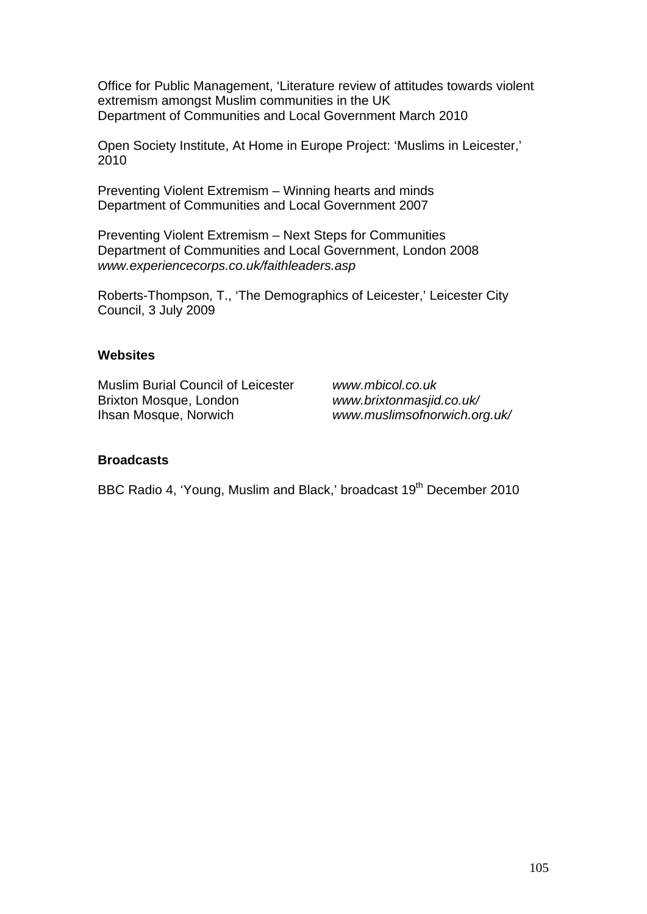Office for Public Management, 'Literature review of attitudes towards violent extremism amongst Muslim communities in the UK
Department of Communities and Local Government March 2010

Open Society Institute, At Home in Europe Project: 'Muslims in Leicester,' 2010

Preventing Violent Extremism – Winning hearts and minds
Department of Communities and Local Government 2007

Preventing Violent Extremism – Next Steps for Communities
Department of Communities and Local Government, London 2008
*www.experiencecorps.co.uk/faithleaders.asp*

Roberts-Thompson, T., 'The Demographics of Leicester,' Leicester City Council, 3 July 2009

**Websites**

Muslim Burial Council of Leicester *www.mbicol.co.uk*
Brixton Mosque, London *www.brixtonmasjid.co.uk/*
Ihsan Mosque, Norwich *www.muslimsofnorwich.org.uk/*

**Broadcasts**

BBC Radio 4, 'Young, Muslim and Black,' broadcast 19th December 2010